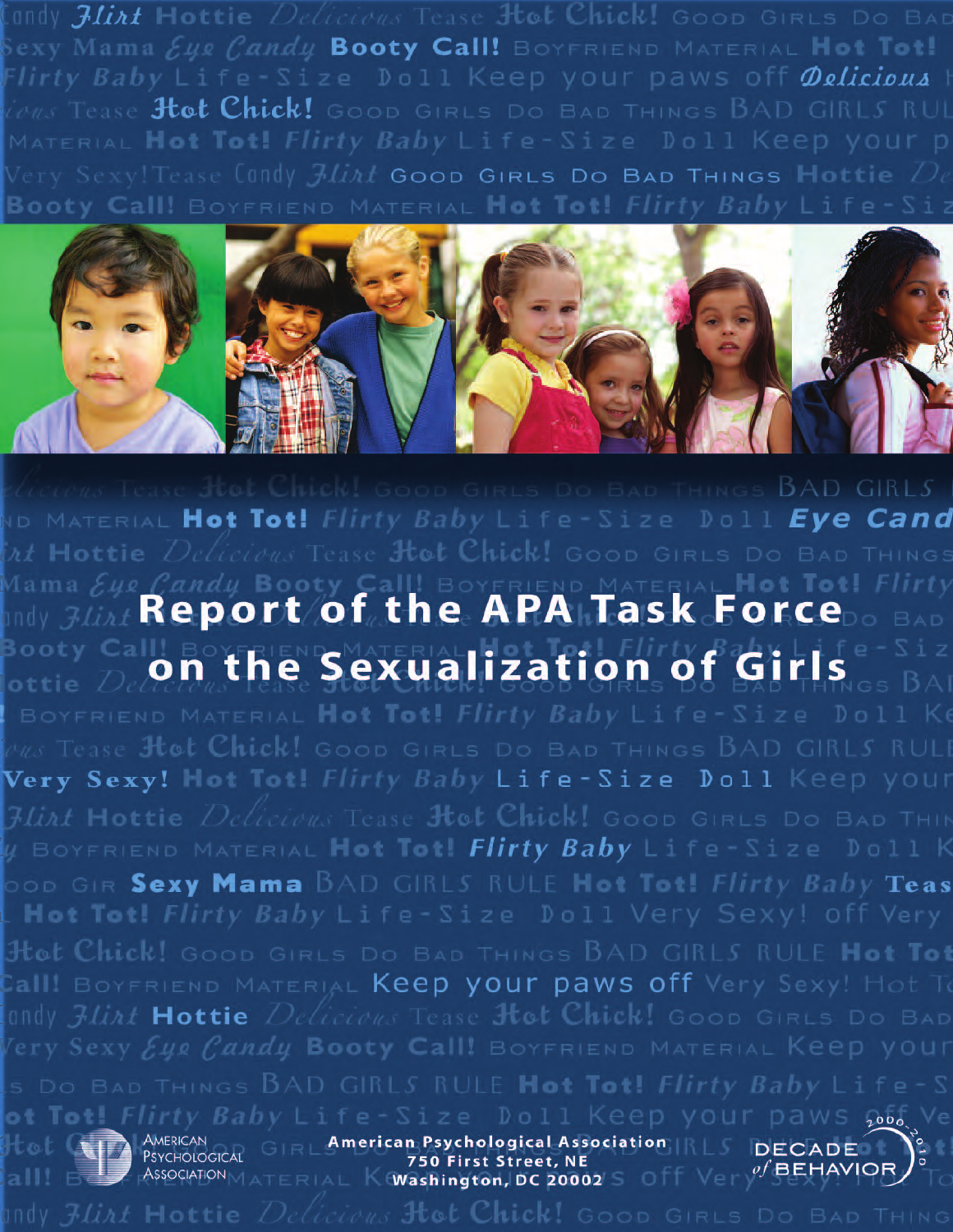# Report of the APA Task Force on the Sexualization of Girls

American Psychological Association
750 First Street, NE
Washington, DC 20002

American Psychological Association

Decade of Behavior 2000–2010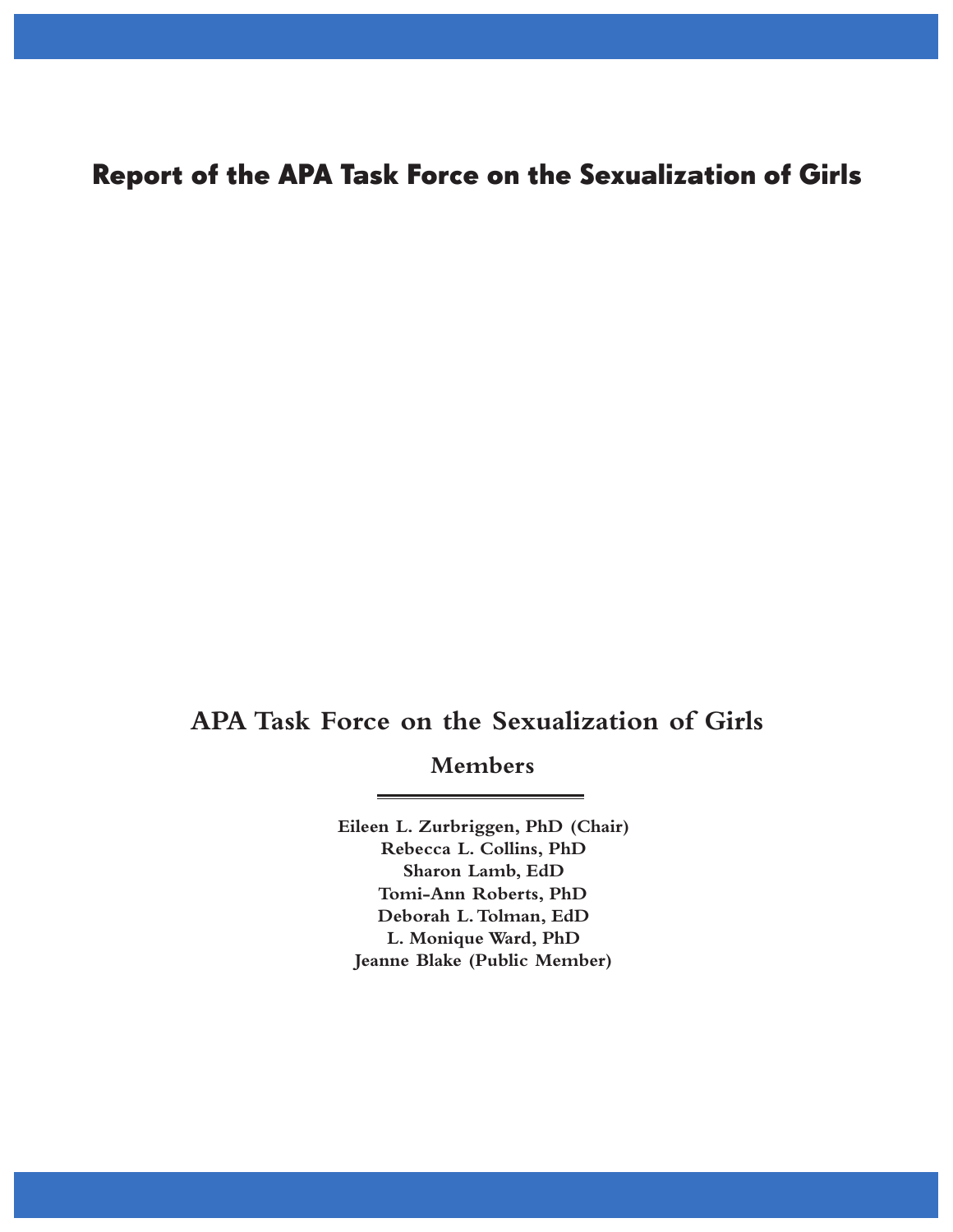# Report of the APA Task Force on the Sexualization of Girls

## APA Task Force on the Sexualization of Girls

### Members

**Eileen L. Zurbriggen, PhD (Chair)**
**Rebecca L. Collins, PhD**
**Sharon Lamb, EdD**
**Tomi-Ann Roberts, PhD**
**Deborah L. Tolman, EdD**
**L. Monique Ward, PhD**
**Jeanne Blake (Public Member)**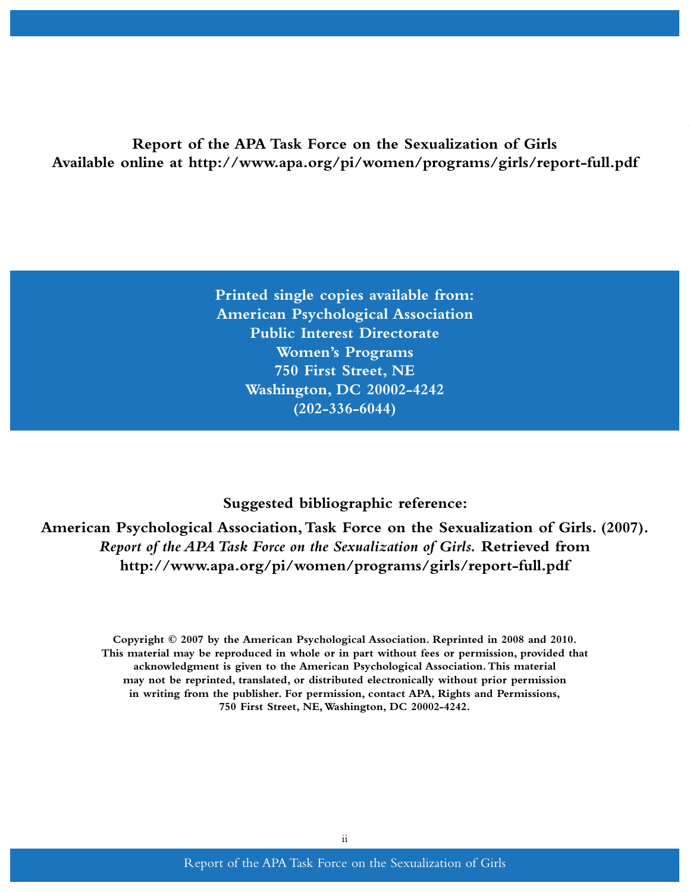**Report of the APA Task Force on the Sexualization of Girls**
**Available online at http://www.apa.org/pi/women/programs/girls/report-full.pdf**

**Printed single copies available from:**
**American Psychological Association**
**Public Interest Directorate**
**Women's Programs**
**750 First Street, NE**
**Washington, DC 20002-4242**
**(202-336-6044)**

**Suggested bibliographic reference:**

**American Psychological Association, Task Force on the Sexualization of Girls. (2007).** ***Report of the APA Task Force on the Sexualization of Girls.*** **Retrieved from http://www.apa.org/pi/women/programs/girls/report-full.pdf**

**Copyright © 2007 by the American Psychological Association. Reprinted in 2008 and 2010. This material may be reproduced in whole or in part without fees or permission, provided that acknowledgment is given to the American Psychological Association. This material may not be reprinted, translated, or distributed electronically without prior permission in writing from the publisher. For permission, contact APA, Rights and Permissions, 750 First Street, NE, Washington, DC 20002-4242.**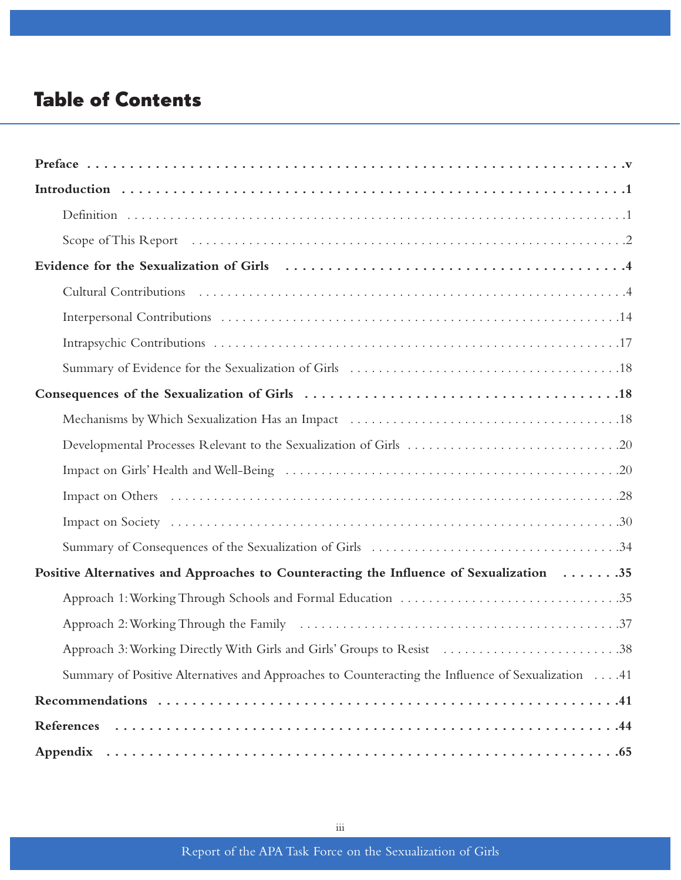# Table of Contents

**Preface** . . . . . . . . . . . . . . . . . . . . . . . . . . . . . . . . . . . . . . . . . . . . . . . . . . . . . . . . . . . . .v

**Introduction** . . . . . . . . . . . . . . . . . . . . . . . . . . . . . . . . . . . . . . . . . . . . . . . . . . . . . . . . . .1

- Definition . . . . . . . . . . . . . . . . . . . . . . . . . . . . . . . . . . . . . . . . . . . . . . . . . . . . . . . . . . . . . .1
- Scope of This Report . . . . . . . . . . . . . . . . . . . . . . . . . . . . . . . . . . . . . . . . . . . . . . . . . . . . . .2

**Evidence for the Sexualization of Girls** . . . . . . . . . . . . . . . . . . . . . . . . . . . . . . . . . . . . . . . .4

- Cultural Contributions . . . . . . . . . . . . . . . . . . . . . . . . . . . . . . . . . . . . . . . . . . . . . . . . . . . . .4
- Interpersonal Contributions . . . . . . . . . . . . . . . . . . . . . . . . . . . . . . . . . . . . . . . . . . . . . . . .14
- Intrapsychic Contributions . . . . . . . . . . . . . . . . . . . . . . . . . . . . . . . . . . . . . . . . . . . . . . . . .17
- Summary of Evidence for the Sexualization of Girls . . . . . . . . . . . . . . . . . . . . . . . . . . . . . . .18

**Consequences of the Sexualization of Girls** . . . . . . . . . . . . . . . . . . . . . . . . . . . . . . . . . . . . .18

- Mechanisms by Which Sexualization Has an Impact . . . . . . . . . . . . . . . . . . . . . . . . . . . . . .18
- Developmental Processes Relevant to the Sexualization of Girls . . . . . . . . . . . . . . . . . . . . . .20
- Impact on Girls' Health and Well-Being . . . . . . . . . . . . . . . . . . . . . . . . . . . . . . . . . . . . . . .20
- Impact on Others . . . . . . . . . . . . . . . . . . . . . . . . . . . . . . . . . . . . . . . . . . . . . . . . . . . . . . . .28
- Impact on Society . . . . . . . . . . . . . . . . . . . . . . . . . . . . . . . . . . . . . . . . . . . . . . . . . . . . . . . .30
- Summary of Consequences of the Sexualization of Girls . . . . . . . . . . . . . . . . . . . . . . . . . . . .34

**Positive Alternatives and Approaches to Counteracting the Influence of Sexualization** . . . . . . .35

- Approach 1: Working Through Schools and Formal Education . . . . . . . . . . . . . . . . . . . . . . . .35
- Approach 2: Working Through the Family . . . . . . . . . . . . . . . . . . . . . . . . . . . . . . . . . . . . . .37
- Approach 3: Working Directly With Girls and Girls' Groups to Resist . . . . . . . . . . . . . . . . . .38
- Summary of Positive Alternatives and Approaches to Counteracting the Influence of Sexualization . . . .41

**Recommendations** . . . . . . . . . . . . . . . . . . . . . . . . . . . . . . . . . . . . . . . . . . . . . . . . . . . . . . . .41

**References** . . . . . . . . . . . . . . . . . . . . . . . . . . . . . . . . . . . . . . . . . . . . . . . . . . . . . . . . . . . . .44

**Appendix** . . . . . . . . . . . . . . . . . . . . . . . . . . . . . . . . . . . . . . . . . . . . . . . . . . . . . . . . . . . . . .65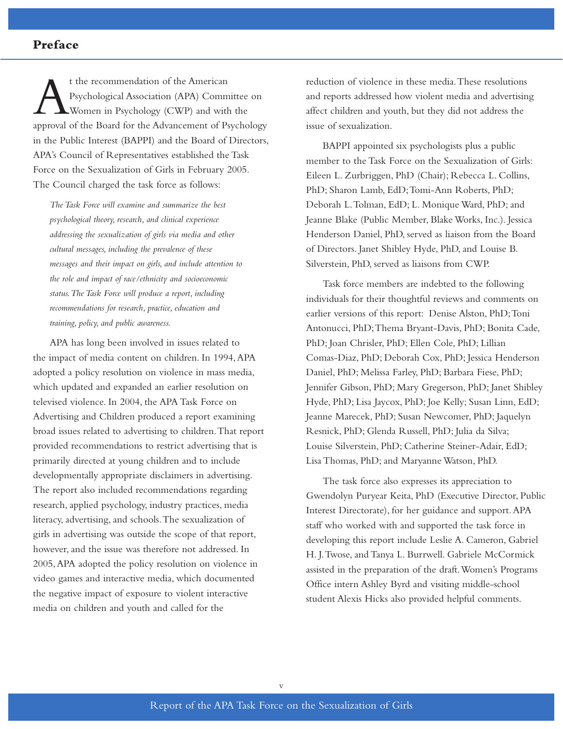## Preface

At the recommendation of the American Psychological Association (APA) Committee on Women in Psychology (CWP) and with the approval of the Board for the Advancement of Psychology in the Public Interest (BAPPI) and the Board of Directors, APA's Council of Representatives established the Task Force on the Sexualization of Girls in February 2005. The Council charged the task force as follows:

> *The Task Force will examine and summarize the best psychological theory, research, and clinical experience addressing the sexualization of girls via media and other cultural messages, including the prevalence of these messages and their impact on girls, and include attention to the role and impact of race/ethnicity and socioeconomic status. The Task Force will produce a report, including recommendations for research, practice, education and training, policy, and public awareness.*

APA has long been involved in issues related to the impact of media content on children. In 1994, APA adopted a policy resolution on violence in mass media, which updated and expanded an earlier resolution on televised violence. In 2004, the APA Task Force on Advertising and Children produced a report examining broad issues related to advertising to children. That report provided recommendations to restrict advertising that is primarily directed at young children and to include developmentally appropriate disclaimers in advertising. The report also included recommendations regarding research, applied psychology, industry practices, media literacy, advertising, and schools. The sexualization of girls in advertising was outside the scope of that report, however, and the issue was therefore not addressed. In 2005, APA adopted the policy resolution on violence in video games and interactive media, which documented the negative impact of exposure to violent interactive media on children and youth and called for the reduction of violence in these media. These resolutions and reports addressed how violent media and advertising affect children and youth, but they did not address the issue of sexualization.

BAPPI appointed six psychologists plus a public member to the Task Force on the Sexualization of Girls: Eileen L. Zurbriggen, PhD (Chair); Rebecca L. Collins, PhD; Sharon Lamb, EdD; Tomi-Ann Roberts, PhD; Deborah L. Tolman, EdD; L. Monique Ward, PhD; and Jeanne Blake (Public Member, Blake Works, Inc.). Jessica Henderson Daniel, PhD, served as liaison from the Board of Directors. Janet Shibley Hyde, PhD, and Louise B. Silverstein, PhD, served as liaisons from CWP.

Task force members are indebted to the following individuals for their thoughtful reviews and comments on earlier versions of this report: Denise Alston, PhD; Toni Antonucci, PhD; Thema Bryant-Davis, PhD; Bonita Cade, PhD; Joan Chrisler, PhD; Ellen Cole, PhD; Lillian Comas-Diaz, PhD; Deborah Cox, PhD; Jessica Henderson Daniel, PhD; Melissa Farley, PhD; Barbara Fiese, PhD; Jennifer Gibson, PhD; Mary Gregerson, PhD; Janet Shibley Hyde, PhD; Lisa Jaycox, PhD; Joe Kelly; Susan Linn, EdD; Jeanne Marecek, PhD; Susan Newcomer, PhD; Jaquelyn Resnick, PhD; Glenda Russell, PhD; Julia da Silva; Louise Silverstein, PhD; Catherine Steiner-Adair, EdD; Lisa Thomas, PhD; and Maryanne Watson, PhD.

The task force also expresses its appreciation to Gwendolyn Puryear Keita, PhD (Executive Director, Public Interest Directorate), for her guidance and support. APA staff who worked with and supported the task force in developing this report include Leslie A. Cameron, Gabriel H. J. Twose, and Tanya L. Burrwell. Gabriele McCormick assisted in the preparation of the draft. Women's Programs Office intern Ashley Byrd and visiting middle-school student Alexis Hicks also provided helpful comments.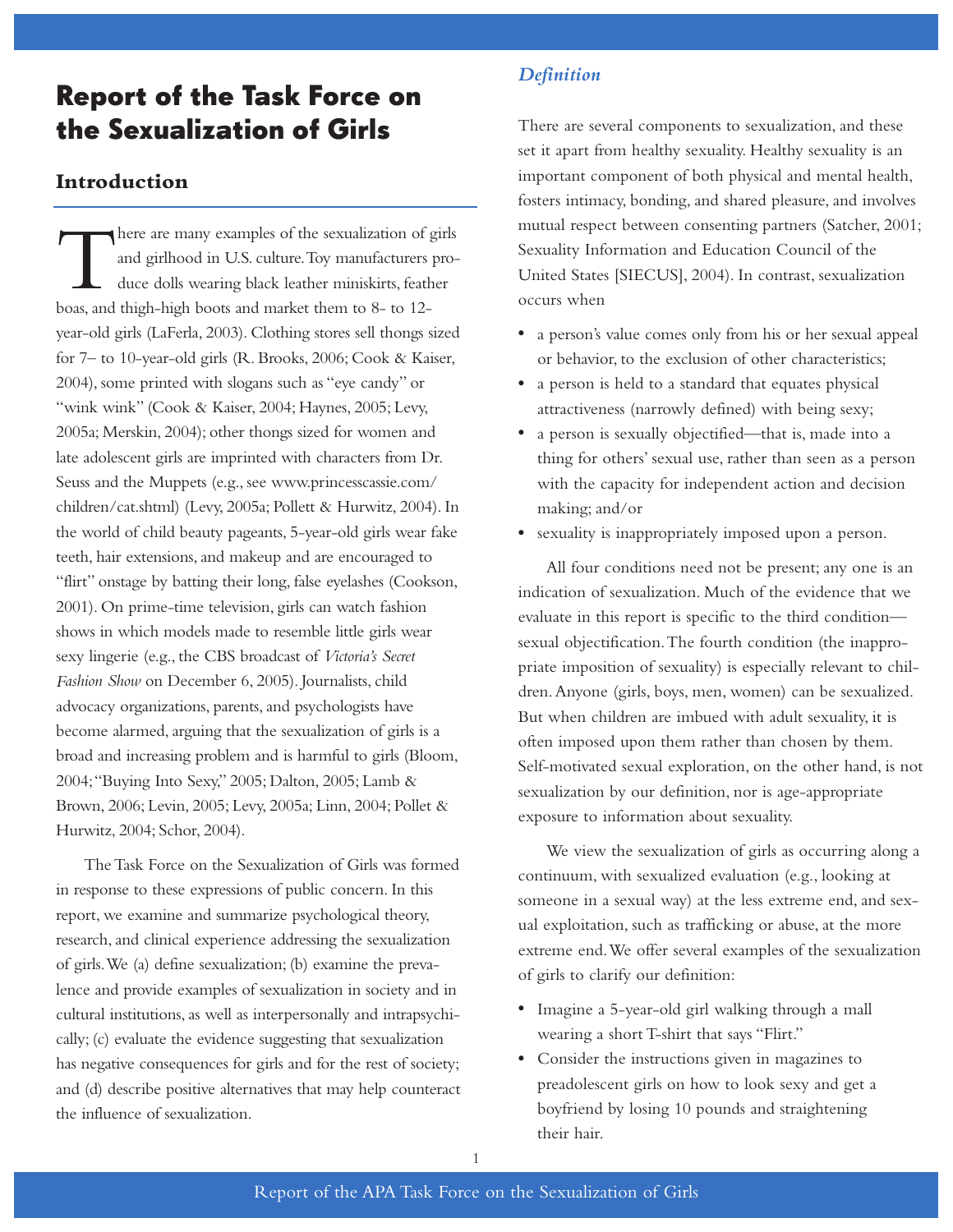# Report of the Task Force on the Sexualization of Girls

## Introduction

There are many examples of the sexualization of girls and girlhood in U.S. culture. Toy manufacturers produce dolls wearing black leather miniskirts, feather boas, and thigh-high boots and market them to 8- to 12-year-old girls (LaFerla, 2003). Clothing stores sell thongs sized for 7– to 10-year-old girls (R. Brooks, 2006; Cook & Kaiser, 2004), some printed with slogans such as "eye candy" or "wink wink" (Cook & Kaiser, 2004; Haynes, 2005; Levy, 2005a; Merskin, 2004); other thongs sized for women and late adolescent girls are imprinted with characters from Dr. Seuss and the Muppets (e.g., see www.princesscassie.com/children/cat.shtml) (Levy, 2005a; Pollett & Hurwitz, 2004). In the world of child beauty pageants, 5-year-old girls wear fake teeth, hair extensions, and makeup and are encouraged to "flirt" onstage by batting their long, false eyelashes (Cookson, 2001). On prime-time television, girls can watch fashion shows in which models made to resemble little girls wear sexy lingerie (e.g., the CBS broadcast of *Victoria's Secret Fashion Show* on December 6, 2005). Journalists, child advocacy organizations, parents, and psychologists have become alarmed, arguing that the sexualization of girls is a broad and increasing problem and is harmful to girls (Bloom, 2004; "Buying Into Sexy," 2005; Dalton, 2005; Lamb & Brown, 2006; Levin, 2005; Levy, 2005a; Linn, 2004; Pollet & Hurwitz, 2004; Schor, 2004).

The Task Force on the Sexualization of Girls was formed in response to these expressions of public concern. In this report, we examine and summarize psychological theory, research, and clinical experience addressing the sexualization of girls. We (a) define sexualization; (b) examine the prevalence and provide examples of sexualization in society and in cultural institutions, as well as interpersonally and intrapsychically; (c) evaluate the evidence suggesting that sexualization has negative consequences for girls and for the rest of society; and (d) describe positive alternatives that may help counteract the influence of sexualization.

### *Definition*

There are several components to sexualization, and these set it apart from healthy sexuality. Healthy sexuality is an important component of both physical and mental health, fosters intimacy, bonding, and shared pleasure, and involves mutual respect between consenting partners (Satcher, 2001; Sexuality Information and Education Council of the United States [SIECUS], 2004). In contrast, sexualization occurs when

- a person's value comes only from his or her sexual appeal or behavior, to the exclusion of other characteristics;
- a person is held to a standard that equates physical attractiveness (narrowly defined) with being sexy;
- a person is sexually objectified—that is, made into a thing for others' sexual use, rather than seen as a person with the capacity for independent action and decision making; and/or
- sexuality is inappropriately imposed upon a person.

All four conditions need not be present; any one is an indication of sexualization. Much of the evidence that we evaluate in this report is specific to the third condition—sexual objectification. The fourth condition (the inappropriate imposition of sexuality) is especially relevant to children. Anyone (girls, boys, men, women) can be sexualized. But when children are imbued with adult sexuality, it is often imposed upon them rather than chosen by them. Self-motivated sexual exploration, on the other hand, is not sexualization by our definition, nor is age-appropriate exposure to information about sexuality.

We view the sexualization of girls as occurring along a continuum, with sexualized evaluation (e.g., looking at someone in a sexual way) at the less extreme end, and sexual exploitation, such as trafficking or abuse, at the more extreme end. We offer several examples of the sexualization of girls to clarify our definition:

- Imagine a 5-year-old girl walking through a mall wearing a short T-shirt that says "Flirt."
- Consider the instructions given in magazines to preadolescent girls on how to look sexy and get a boyfriend by losing 10 pounds and straightening their hair.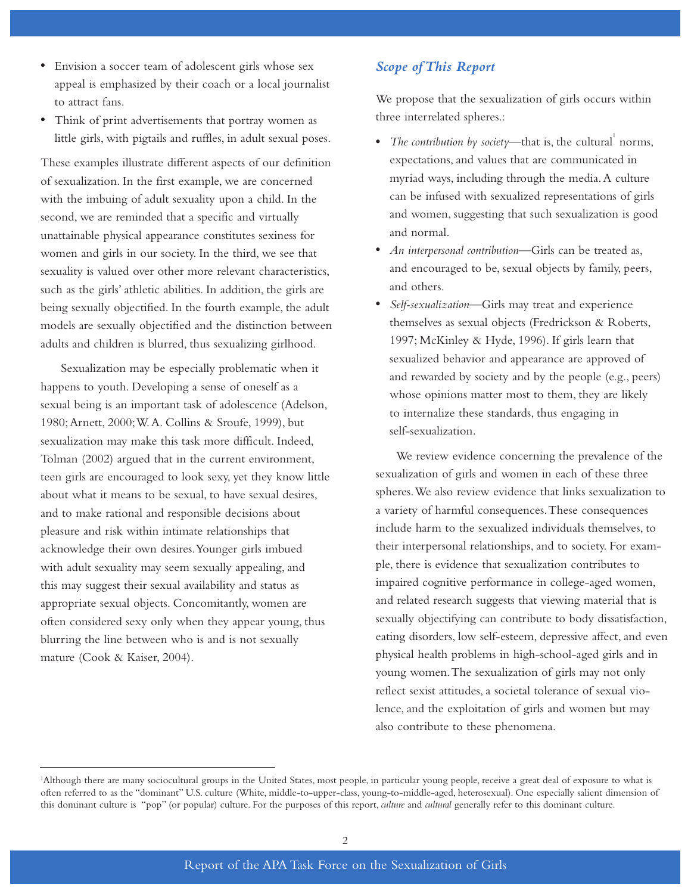- Envision a soccer team of adolescent girls whose sex appeal is emphasized by their coach or a local journalist to attract fans.
- Think of print advertisements that portray women as little girls, with pigtails and ruffles, in adult sexual poses.

These examples illustrate different aspects of our definition of sexualization. In the first example, we are concerned with the imbuing of adult sexuality upon a child. In the second, we are reminded that a specific and virtually unattainable physical appearance constitutes sexiness for women and girls in our society. In the third, we see that sexuality is valued over other more relevant characteristics, such as the girls' athletic abilities. In addition, the girls are being sexually objectified. In the fourth example, the adult models are sexually objectified and the distinction between adults and children is blurred, thus sexualizing girlhood.

Sexualization may be especially problematic when it happens to youth. Developing a sense of oneself as a sexual being is an important task of adolescence (Adelson, 1980; Arnett, 2000; W. A. Collins & Sroufe, 1999), but sexualization may make this task more difficult. Indeed, Tolman (2002) argued that in the current environment, teen girls are encouraged to look sexy, yet they know little about what it means to be sexual, to have sexual desires, and to make rational and responsible decisions about pleasure and risk within intimate relationships that acknowledge their own desires. Younger girls imbued with adult sexuality may seem sexually appealing, and this may suggest their sexual availability and status as appropriate sexual objects. Concomitantly, women are often considered sexy only when they appear young, thus blurring the line between who is and is not sexually mature (Cook & Kaiser, 2004).

## *Scope of This Report*

We propose that the sexualization of girls occurs within three interrelated spheres.:

- *The contribution by society*—that is, the cultural[1] norms, expectations, and values that are communicated in myriad ways, including through the media. A culture can be infused with sexualized representations of girls and women, suggesting that such sexualization is good and normal.
- *An interpersonal contribution*—Girls can be treated as, and encouraged to be, sexual objects by family, peers, and others.
- *Self-sexualization*—Girls may treat and experience themselves as sexual objects (Fredrickson & Roberts, 1997; McKinley & Hyde, 1996). If girls learn that sexualized behavior and appearance are approved of and rewarded by society and by the people (e.g., peers) whose opinions matter most to them, they are likely to internalize these standards, thus engaging in self-sexualization.

We review evidence concerning the prevalence of the sexualization of girls and women in each of these three spheres. We also review evidence that links sexualization to a variety of harmful consequences. These consequences include harm to the sexualized individuals themselves, to their interpersonal relationships, and to society. For example, there is evidence that sexualization contributes to impaired cognitive performance in college-aged women, and related research suggests that viewing material that is sexually objectifying can contribute to body dissatisfaction, eating disorders, low self-esteem, depressive affect, and even physical health problems in high-school-aged girls and in young women. The sexualization of girls may not only reflect sexist attitudes, a societal tolerance of sexual violence, and the exploitation of girls and women but may also contribute to these phenomena.

---

[1]Although there are many sociocultural groups in the United States, most people, in particular young people, receive a great deal of exposure to what is often referred to as the "dominant" U.S. culture (White, middle-to-upper-class, young-to-middle-aged, heterosexual). One especially salient dimension of this dominant culture is "pop" (or popular) culture. For the purposes of this report, *culture* and *cultural* generally refer to this dominant culture.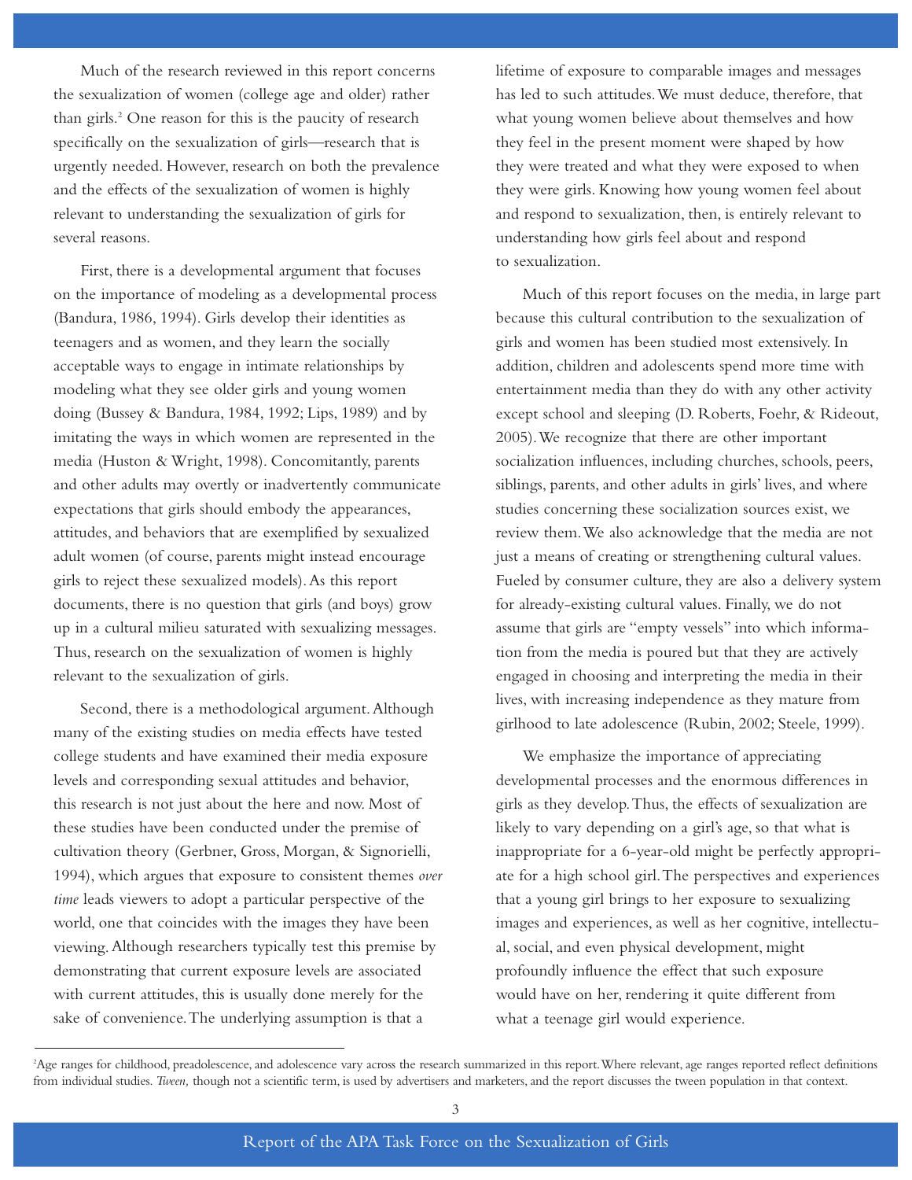Much of the research reviewed in this report concerns the sexualization of women (college age and older) rather than girls.[2] One reason for this is the paucity of research specifically on the sexualization of girls—research that is urgently needed. However, research on both the prevalence and the effects of the sexualization of women is highly relevant to understanding the sexualization of girls for several reasons.

First, there is a developmental argument that focuses on the importance of modeling as a developmental process (Bandura, 1986, 1994). Girls develop their identities as teenagers and as women, and they learn the socially acceptable ways to engage in intimate relationships by modeling what they see older girls and young women doing (Bussey & Bandura, 1984, 1992; Lips, 1989) and by imitating the ways in which women are represented in the media (Huston & Wright, 1998). Concomitantly, parents and other adults may overtly or inadvertently communicate expectations that girls should embody the appearances, attitudes, and behaviors that are exemplified by sexualized adult women (of course, parents might instead encourage girls to reject these sexualized models). As this report documents, there is no question that girls (and boys) grow up in a cultural milieu saturated with sexualizing messages. Thus, research on the sexualization of women is highly relevant to the sexualization of girls.

Second, there is a methodological argument. Although many of the existing studies on media effects have tested college students and have examined their media exposure levels and corresponding sexual attitudes and behavior, this research is not just about the here and now. Most of these studies have been conducted under the premise of cultivation theory (Gerbner, Gross, Morgan, & Signorielli, 1994), which argues that exposure to consistent themes *over time* leads viewers to adopt a particular perspective of the world, one that coincides with the images they have been viewing. Although researchers typically test this premise by demonstrating that current exposure levels are associated with current attitudes, this is usually done merely for the sake of convenience. The underlying assumption is that a lifetime of exposure to comparable images and messages has led to such attitudes. We must deduce, therefore, that what young women believe about themselves and how they feel in the present moment were shaped by how they were treated and what they were exposed to when they were girls. Knowing how young women feel about and respond to sexualization, then, is entirely relevant to understanding how girls feel about and respond to sexualization.

Much of this report focuses on the media, in large part because this cultural contribution to the sexualization of girls and women has been studied most extensively. In addition, children and adolescents spend more time with entertainment media than they do with any other activity except school and sleeping (D. Roberts, Foehr, & Rideout, 2005). We recognize that there are other important socialization influences, including churches, schools, peers, siblings, parents, and other adults in girls' lives, and where studies concerning these socialization sources exist, we review them. We also acknowledge that the media are not just a means of creating or strengthening cultural values. Fueled by consumer culture, they are also a delivery system for already-existing cultural values. Finally, we do not assume that girls are "empty vessels" into which information from the media is poured but that they are actively engaged in choosing and interpreting the media in their lives, with increasing independence as they mature from girlhood to late adolescence (Rubin, 2002; Steele, 1999).

We emphasize the importance of appreciating developmental processes and the enormous differences in girls as they develop. Thus, the effects of sexualization are likely to vary depending on a girl's age, so that what is inappropriate for a 6-year-old might be perfectly appropriate for a high school girl. The perspectives and experiences that a young girl brings to her exposure to sexualizing images and experiences, as well as her cognitive, intellectual, social, and even physical development, might profoundly influence the effect that such exposure would have on her, rendering it quite different from what a teenage girl would experience.

---

[2] Age ranges for childhood, preadolescence, and adolescence vary across the research summarized in this report. Where relevant, age ranges reported reflect definitions from individual studies. *Tween,* though not a scientific term, is used by advertisers and marketers, and the report discusses the tween population in that context.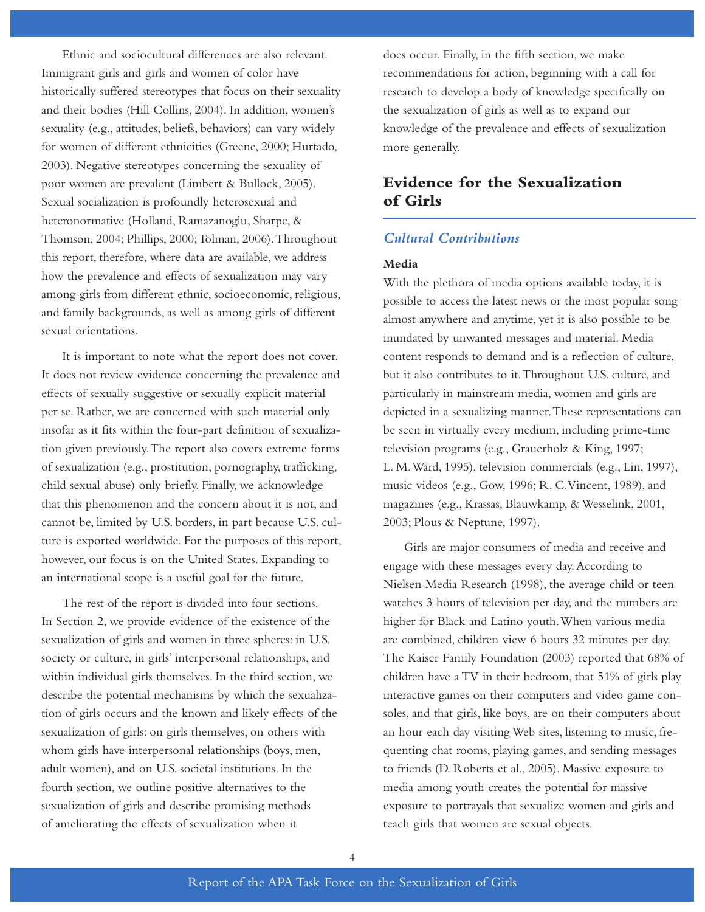Ethnic and sociocultural differences are also relevant. Immigrant girls and girls and women of color have historically suffered stereotypes that focus on their sexuality and their bodies (Hill Collins, 2004). In addition, women's sexuality (e.g., attitudes, beliefs, behaviors) can vary widely for women of different ethnicities (Greene, 2000; Hurtado, 2003). Negative stereotypes concerning the sexuality of poor women are prevalent (Limbert & Bullock, 2005). Sexual socialization is profoundly heterosexual and heteronormative (Holland, Ramazanoglu, Sharpe, & Thomson, 2004; Phillips, 2000; Tolman, 2006). Throughout this report, therefore, where data are available, we address how the prevalence and effects of sexualization may vary among girls from different ethnic, socioeconomic, religious, and family backgrounds, as well as among girls of different sexual orientations.

It is important to note what the report does not cover. It does not review evidence concerning the prevalence and effects of sexually suggestive or sexually explicit material per se. Rather, we are concerned with such material only insofar as it fits within the four-part definition of sexualization given previously. The report also covers extreme forms of sexualization (e.g., prostitution, pornography, trafficking, child sexual abuse) only briefly. Finally, we acknowledge that this phenomenon and the concern about it is not, and cannot be, limited by U.S. borders, in part because U.S. culture is exported worldwide. For the purposes of this report, however, our focus is on the United States. Expanding to an international scope is a useful goal for the future.

The rest of the report is divided into four sections. In Section 2, we provide evidence of the existence of the sexualization of girls and women in three spheres: in U.S. society or culture, in girls' interpersonal relationships, and within individual girls themselves. In the third section, we describe the potential mechanisms by which the sexualization of girls occurs and the known and likely effects of the sexualization of girls: on girls themselves, on others with whom girls have interpersonal relationships (boys, men, adult women), and on U.S. societal institutions. In the fourth section, we outline positive alternatives to the sexualization of girls and describe promising methods of ameliorating the effects of sexualization when it does occur. Finally, in the fifth section, we make recommendations for action, beginning with a call for research to develop a body of knowledge specifically on the sexualization of girls as well as to expand our knowledge of the prevalence and effects of sexualization more generally.

## Evidence for the Sexualization of Girls

### *Cultural Contributions*

#### Media

With the plethora of media options available today, it is possible to access the latest news or the most popular song almost anywhere and anytime, yet it is also possible to be inundated by unwanted messages and material. Media content responds to demand and is a reflection of culture, but it also contributes to it. Throughout U.S. culture, and particularly in mainstream media, women and girls are depicted in a sexualizing manner. These representations can be seen in virtually every medium, including prime-time television programs (e.g., Grauerholz & King, 1997; L. M. Ward, 1995), television commercials (e.g., Lin, 1997), music videos (e.g., Gow, 1996; R. C. Vincent, 1989), and magazines (e.g., Krassas, Blauwkamp, & Wesselink, 2001, 2003; Plous & Neptune, 1997).

Girls are major consumers of media and receive and engage with these messages every day. According to Nielsen Media Research (1998), the average child or teen watches 3 hours of television per day, and the numbers are higher for Black and Latino youth. When various media are combined, children view 6 hours 32 minutes per day. The Kaiser Family Foundation (2003) reported that 68% of children have a TV in their bedroom, that 51% of girls play interactive games on their computers and video game consoles, and that girls, like boys, are on their computers about an hour each day visiting Web sites, listening to music, frequenting chat rooms, playing games, and sending messages to friends (D. Roberts et al., 2005). Massive exposure to media among youth creates the potential for massive exposure to portrayals that sexualize women and girls and teach girls that women are sexual objects.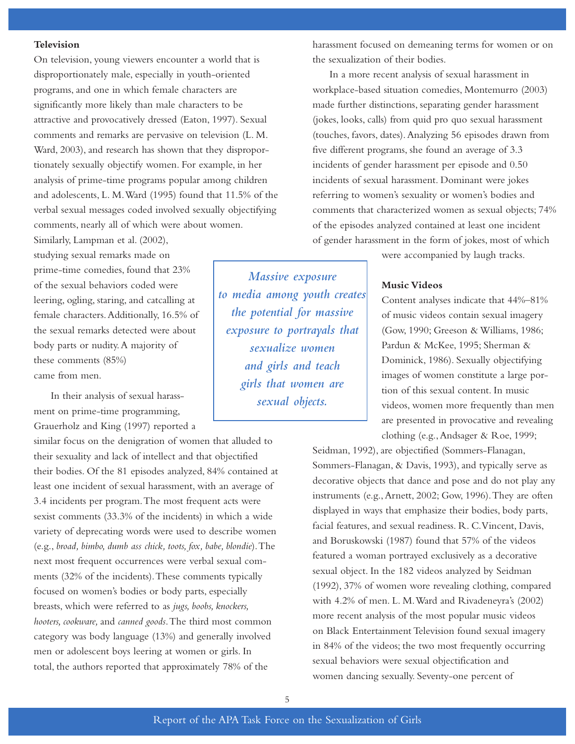### Television

On television, young viewers encounter a world that is disproportionately male, especially in youth-oriented programs, and one in which female characters are significantly more likely than male characters to be attractive and provocatively dressed (Eaton, 1997). Sexual comments and remarks are pervasive on television (L. M. Ward, 2003), and research has shown that they disproportionately sexually objectify women. For example, in her analysis of prime-time programs popular among children and adolescents, L. M. Ward (1995) found that 11.5% of the verbal sexual messages coded involved sexually objectifying comments, nearly all of which were about women. Similarly, Lampman et al. (2002), studying sexual remarks made on prime-time comedies, found that 23% of the sexual behaviors coded were leering, ogling, staring, and catcalling at female characters. Additionally, 16.5% of the sexual remarks detected were about body parts or nudity. A majority of these comments (85%) came from men.

In their analysis of sexual harassment on prime-time programming, Grauerholz and King (1997) reported a similar focus on the denigration of women that alluded to their sexuality and lack of intellect and that objectified their bodies. Of the 81 episodes analyzed, 84% contained at least one incident of sexual harassment, with an average of 3.4 incidents per program. The most frequent acts were sexist comments (33.3% of the incidents) in which a wide variety of deprecating words were used to describe women (e.g., *broad, bimbo, dumb ass chick, toots, fox, babe, blondie*). The next most frequent occurrences were verbal sexual comments (32% of the incidents). These comments typically focused on women's bodies or body parts, especially breasts, which were referred to as *jugs, boobs, knockers, hooters, cookware,* and *canned goods*. The third most common category was body language (13%) and generally involved men or adolescent boys leering at women or girls. In total, the authors reported that approximately 78% of the harassment focused on demeaning terms for women or on the sexualization of their bodies.

In a more recent analysis of sexual harassment in workplace-based situation comedies, Montemurro (2003) made further distinctions, separating gender harassment (jokes, looks, calls) from quid pro quo sexual harassment (touches, favors, dates). Analyzing 56 episodes drawn from five different programs, she found an average of 3.3 incidents of gender harassment per episode and 0.50 incidents of sexual harassment. Dominant were jokes referring to women's sexuality or women's bodies and comments that characterized women as sexual objects; 74% of the episodes analyzed contained at least one incident of gender harassment in the form of jokes, most of which were accompanied by laugh tracks.

> *Massive exposure to media among youth creates the potential for massive exposure to portrayals that sexualize women and girls and teach girls that women are sexual objects.*

### Music Videos

Content analyses indicate that 44%–81% of music videos contain sexual imagery (Gow, 1990; Greeson & Williams, 1986; Pardun & McKee, 1995; Sherman & Dominick, 1986). Sexually objectifying images of women constitute a large portion of this sexual content. In music videos, women more frequently than men are presented in provocative and revealing clothing (e.g., Andsager & Roe, 1999; Seidman, 1992), are objectified (Sommers-Flanagan, Sommers-Flanagan, & Davis, 1993), and typically serve as decorative objects that dance and pose and do not play any instruments (e.g., Arnett, 2002; Gow, 1996). They are often displayed in ways that emphasize their bodies, body parts, facial features, and sexual readiness. R. C. Vincent, Davis, and Boruskowski (1987) found that 57% of the videos featured a woman portrayed exclusively as a decorative sexual object. In the 182 videos analyzed by Seidman (1992), 37% of women wore revealing clothing, compared with 4.2% of men. L. M. Ward and Rivadeneyra's (2002) more recent analysis of the most popular music videos on Black Entertainment Television found sexual imagery in 84% of the videos; the two most frequently occurring sexual behaviors were sexual objectification and women dancing sexually. Seventy-one percent of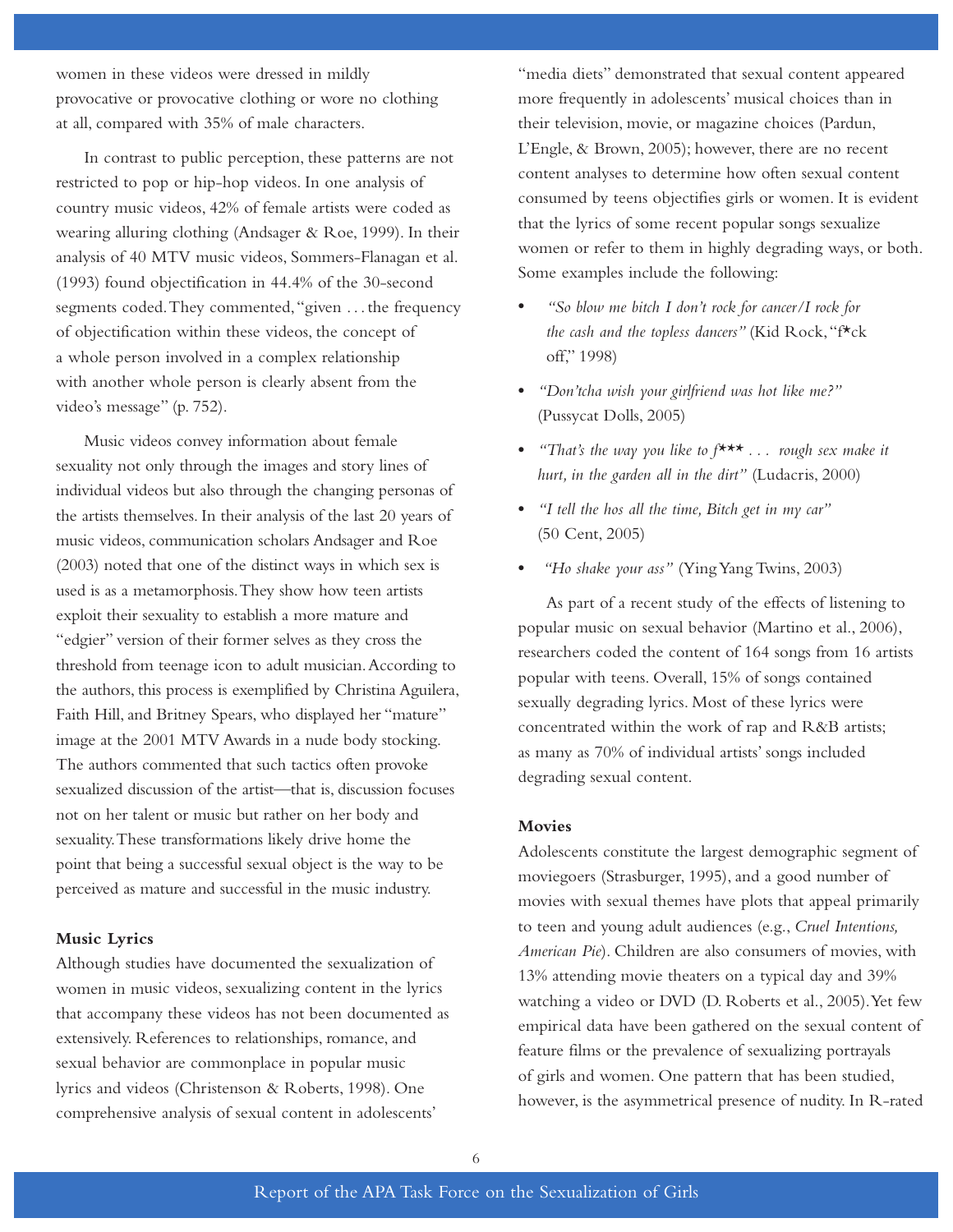women in these videos were dressed in mildly provocative or provocative clothing or wore no clothing at all, compared with 35% of male characters.

In contrast to public perception, these patterns are not restricted to pop or hip-hop videos. In one analysis of country music videos, 42% of female artists were coded as wearing alluring clothing (Andsager & Roe, 1999). In their analysis of 40 MTV music videos, Sommers-Flanagan et al. (1993) found objectification in 44.4% of the 30-second segments coded. They commented, "given . . . the frequency of objectification within these videos, the concept of a whole person involved in a complex relationship with another whole person is clearly absent from the video's message" (p. 752).

Music videos convey information about female sexuality not only through the images and story lines of individual videos but also through the changing personas of the artists themselves. In their analysis of the last 20 years of music videos, communication scholars Andsager and Roe (2003) noted that one of the distinct ways in which sex is used is as a metamorphosis. They show how teen artists exploit their sexuality to establish a more mature and "edgier" version of their former selves as they cross the threshold from teenage icon to adult musician. According to the authors, this process is exemplified by Christina Aguilera, Faith Hill, and Britney Spears, who displayed her "mature" image at the 2001 MTV Awards in a nude body stocking. The authors commented that such tactics often provoke sexualized discussion of the artist—that is, discussion focuses not on her talent or music but rather on her body and sexuality. These transformations likely drive home the point that being a successful sexual object is the way to be perceived as mature and successful in the music industry.

### Music Lyrics

Although studies have documented the sexualization of women in music videos, sexualizing content in the lyrics that accompany these videos has not been documented as extensively. References to relationships, romance, and sexual behavior are commonplace in popular music lyrics and videos (Christenson & Roberts, 1998). One comprehensive analysis of sexual content in adolescents' "media diets" demonstrated that sexual content appeared more frequently in adolescents' musical choices than in their television, movie, or magazine choices (Pardun, L'Engle, & Brown, 2005); however, there are no recent content analyses to determine how often sexual content consumed by teens objectifies girls or women. It is evident that the lyrics of some recent popular songs sexualize women or refer to them in highly degrading ways, or both. Some examples include the following:

- *"So blow me bitch I don't rock for cancer/I rock for the cash and the topless dancers"* (Kid Rock, "f*ck off," 1998)
- *"Don'tcha wish your girlfriend was hot like me?"* (Pussycat Dolls, 2005)
- *"That's the way you like to f*** . . . rough sex make it hurt, in the garden all in the dirt"* (Ludacris, 2000)
- *"I tell the hos all the time, Bitch get in my car"* (50 Cent, 2005)
- *"Ho shake your ass"* (Ying Yang Twins, 2003)

As part of a recent study of the effects of listening to popular music on sexual behavior (Martino et al., 2006), researchers coded the content of 164 songs from 16 artists popular with teens. Overall, 15% of songs contained sexually degrading lyrics. Most of these lyrics were concentrated within the work of rap and R&B artists; as many as 70% of individual artists' songs included degrading sexual content.

### Movies

Adolescents constitute the largest demographic segment of moviegoers (Strasburger, 1995), and a good number of movies with sexual themes have plots that appeal primarily to teen and young adult audiences (e.g., *Cruel Intentions, American Pie*). Children are also consumers of movies, with 13% attending movie theaters on a typical day and 39% watching a video or DVD (D. Roberts et al., 2005). Yet few empirical data have been gathered on the sexual content of feature films or the prevalence of sexualizing portrayals of girls and women. One pattern that has been studied, however, is the asymmetrical presence of nudity. In R-rated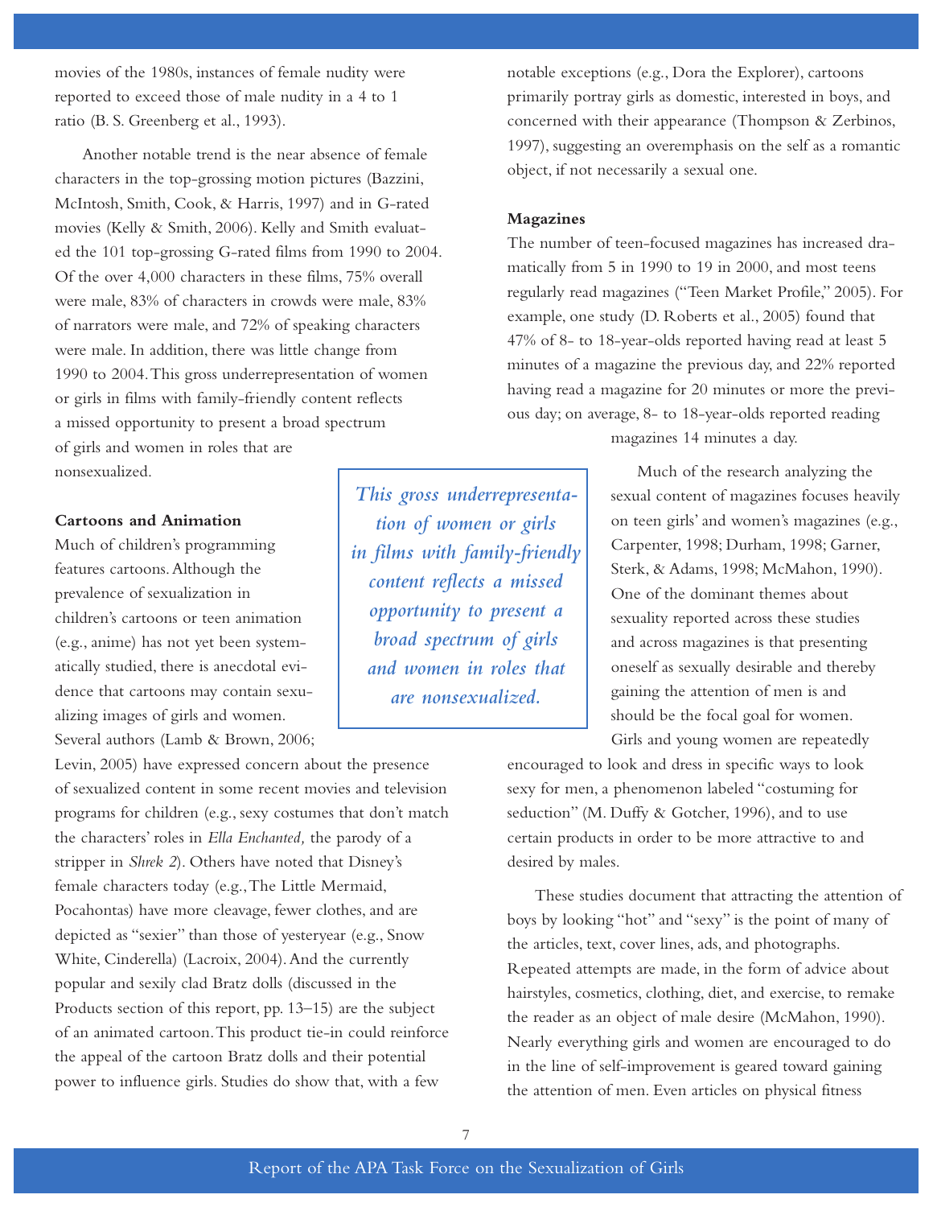movies of the 1980s, instances of female nudity were reported to exceed those of male nudity in a 4 to 1 ratio (B. S. Greenberg et al., 1993).

Another notable trend is the near absence of female characters in the top-grossing motion pictures (Bazzini, McIntosh, Smith, Cook, & Harris, 1997) and in G-rated movies (Kelly & Smith, 2006). Kelly and Smith evaluated the 101 top-grossing G-rated films from 1990 to 2004. Of the over 4,000 characters in these films, 75% overall were male, 83% of characters in crowds were male, 83% of narrators were male, and 72% of speaking characters were male. In addition, there was little change from 1990 to 2004. This gross underrepresentation of women or girls in films with family-friendly content reflects a missed opportunity to present a broad spectrum of girls and women in roles that are nonsexualized.

> *This gross underrepresentation of women or girls in films with family-friendly content reflects a missed opportunity to present a broad spectrum of girls and women in roles that are nonsexualized.*

**Cartoons and Animation**

Much of children's programming features cartoons. Although the prevalence of sexualization in children's cartoons or teen animation (e.g., anime) has not yet been systematically studied, there is anecdotal evidence that cartoons may contain sexualizing images of girls and women. Several authors (Lamb & Brown, 2006; Levin, 2005) have expressed concern about the presence of sexualized content in some recent movies and television programs for children (e.g., sexy costumes that don't match the characters' roles in *Ella Enchanted,* the parody of a stripper in *Shrek 2*). Others have noted that Disney's female characters today (e.g., The Little Mermaid, Pocahontas) have more cleavage, fewer clothes, and are depicted as "sexier" than those of yesteryear (e.g., Snow White, Cinderella) (Lacroix, 2004). And the currently popular and sexily clad Bratz dolls (discussed in the Products section of this report, pp. 13–15) are the subject of an animated cartoon. This product tie-in could reinforce the appeal of the cartoon Bratz dolls and their potential power to influence girls. Studies do show that, with a few notable exceptions (e.g., Dora the Explorer), cartoons primarily portray girls as domestic, interested in boys, and concerned with their appearance (Thompson & Zerbinos, 1997), suggesting an overemphasis on the self as a romantic object, if not necessarily a sexual one.

**Magazines**

The number of teen-focused magazines has increased dramatically from 5 in 1990 to 19 in 2000, and most teens regularly read magazines ("Teen Market Profile," 2005). For example, one study (D. Roberts et al., 2005) found that 47% of 8- to 18-year-olds reported having read at least 5 minutes of a magazine the previous day, and 22% reported having read a magazine for 20 minutes or more the previous day; on average, 8- to 18-year-olds reported reading magazines 14 minutes a day.

Much of the research analyzing the sexual content of magazines focuses heavily on teen girls' and women's magazines (e.g., Carpenter, 1998; Durham, 1998; Garner, Sterk, & Adams, 1998; McMahon, 1990). One of the dominant themes about sexuality reported across these studies and across magazines is that presenting oneself as sexually desirable and thereby gaining the attention of men is and should be the focal goal for women. Girls and young women are repeatedly encouraged to look and dress in specific ways to look sexy for men, a phenomenon labeled "costuming for seduction" (M. Duffy & Gotcher, 1996), and to use certain products in order to be more attractive to and desired by males.

These studies document that attracting the attention of boys by looking "hot" and "sexy" is the point of many of the articles, text, cover lines, ads, and photographs. Repeated attempts are made, in the form of advice about hairstyles, cosmetics, clothing, diet, and exercise, to remake the reader as an object of male desire (McMahon, 1990). Nearly everything girls and women are encouraged to do in the line of self-improvement is geared toward gaining the attention of men. Even articles on physical fitness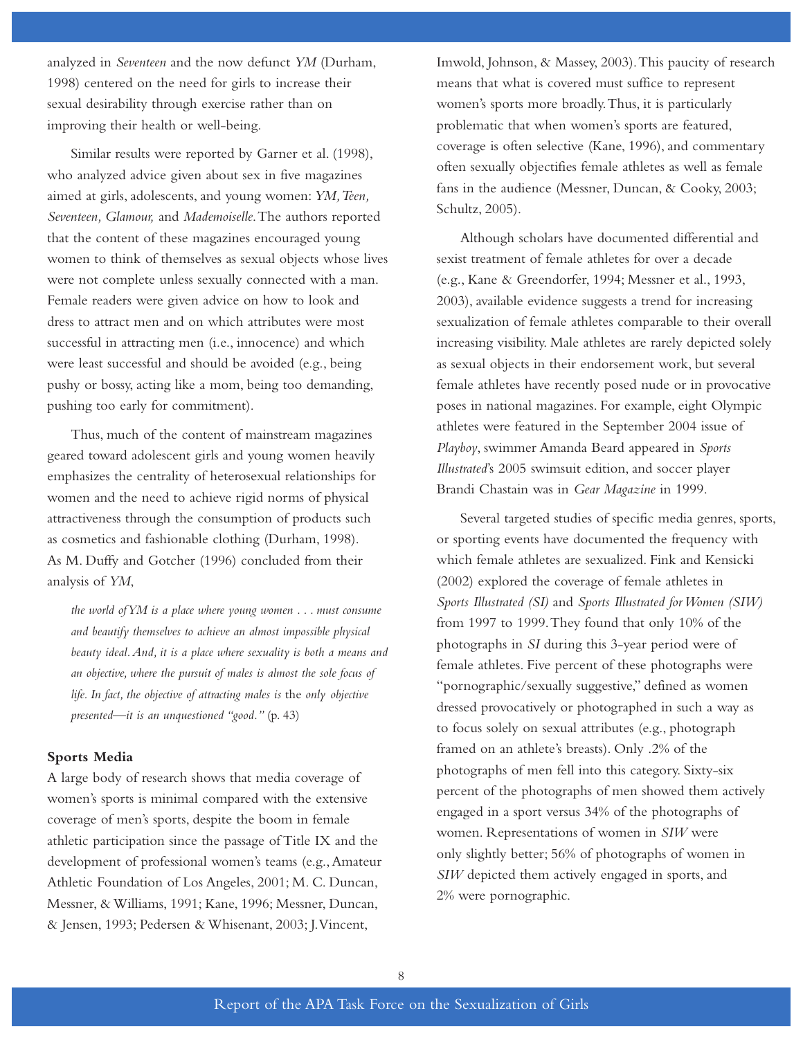analyzed in *Seventeen* and the now defunct *YM* (Durham, 1998) centered on the need for girls to increase their sexual desirability through exercise rather than on improving their health or well-being.

Similar results were reported by Garner et al. (1998), who analyzed advice given about sex in five magazines aimed at girls, adolescents, and young women: *YM, Teen, Seventeen, Glamour,* and *Mademoiselle*. The authors reported that the content of these magazines encouraged young women to think of themselves as sexual objects whose lives were not complete unless sexually connected with a man. Female readers were given advice on how to look and dress to attract men and on which attributes were most successful in attracting men (i.e., innocence) and which were least successful and should be avoided (e.g., being pushy or bossy, acting like a mom, being too demanding, pushing too early for commitment).

Thus, much of the content of mainstream magazines geared toward adolescent girls and young women heavily emphasizes the centrality of heterosexual relationships for women and the need to achieve rigid norms of physical attractiveness through the consumption of products such as cosmetics and fashionable clothing (Durham, 1998). As M. Duffy and Gotcher (1996) concluded from their analysis of *YM*,

> *the world of YM is a place where young women . . . must consume and beautify themselves to achieve an almost impossible physical beauty ideal. And, it is a place where sexuality is both a means and an objective, where the pursuit of males is almost the sole focus of life. In fact, the objective of attracting males is* the *only objective presented—it is an unquestioned "good."* (p. 43)

### Sports Media

A large body of research shows that media coverage of women's sports is minimal compared with the extensive coverage of men's sports, despite the boom in female athletic participation since the passage of Title IX and the development of professional women's teams (e.g., Amateur Athletic Foundation of Los Angeles, 2001; M. C. Duncan, Messner, & Williams, 1991; Kane, 1996; Messner, Duncan, & Jensen, 1993; Pedersen & Whisenant, 2003; J. Vincent, Imwold, Johnson, & Massey, 2003). This paucity of research means that what is covered must suffice to represent women's sports more broadly. Thus, it is particularly problematic that when women's sports are featured, coverage is often selective (Kane, 1996), and commentary often sexually objectifies female athletes as well as female fans in the audience (Messner, Duncan, & Cooky, 2003; Schultz, 2005).

Although scholars have documented differential and sexist treatment of female athletes for over a decade (e.g., Kane & Greendorfer, 1994; Messner et al., 1993, 2003), available evidence suggests a trend for increasing sexualization of female athletes comparable to their overall increasing visibility. Male athletes are rarely depicted solely as sexual objects in their endorsement work, but several female athletes have recently posed nude or in provocative poses in national magazines. For example, eight Olympic athletes were featured in the September 2004 issue of *Playboy*, swimmer Amanda Beard appeared in *Sports Illustrated*'s 2005 swimsuit edition, and soccer player Brandi Chastain was in *Gear Magazine* in 1999.

Several targeted studies of specific media genres, sports, or sporting events have documented the frequency with which female athletes are sexualized. Fink and Kensicki (2002) explored the coverage of female athletes in *Sports Illustrated (SI)* and *Sports Illustrated for Women (SIW)* from 1997 to 1999. They found that only 10% of the photographs in *SI* during this 3-year period were of female athletes. Five percent of these photographs were "pornographic/sexually suggestive," defined as women dressed provocatively or photographed in such a way as to focus solely on sexual attributes (e.g., photograph framed on an athlete's breasts). Only .2% of the photographs of men fell into this category. Sixty-six percent of the photographs of men showed them actively engaged in a sport versus 34% of the photographs of women. Representations of women in *SIW* were only slightly better; 56% of photographs of women in *SIW* depicted them actively engaged in sports, and 2% were pornographic.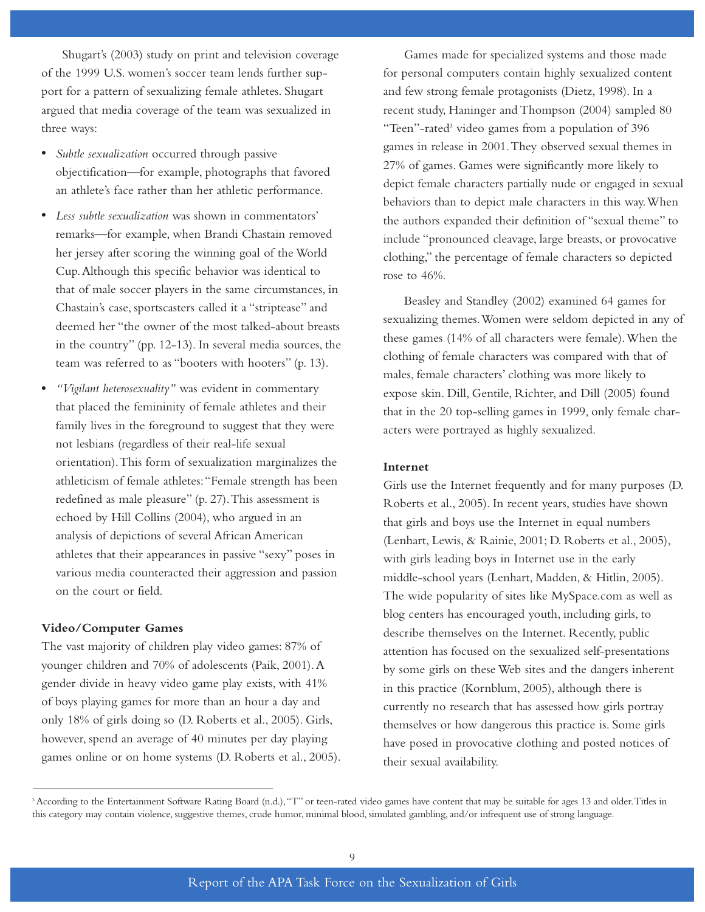Shugart's (2003) study on print and television coverage of the 1999 U.S. women's soccer team lends further support for a pattern of sexualizing female athletes. Shugart argued that media coverage of the team was sexualized in three ways:

- *Subtle sexualization* occurred through passive objectification—for example, photographs that favored an athlete's face rather than her athletic performance.
- *Less subtle sexualization* was shown in commentators' remarks—for example, when Brandi Chastain removed her jersey after scoring the winning goal of the World Cup. Although this specific behavior was identical to that of male soccer players in the same circumstances, in Chastain's case, sportscasters called it a "striptease" and deemed her "the owner of the most talked-about breasts in the country" (pp. 12-13). In several media sources, the team was referred to as "booters with hooters" (p. 13).
- *"Vigilant heterosexuality"* was evident in commentary that placed the femininity of female athletes and their family lives in the foreground to suggest that they were not lesbians (regardless of their real-life sexual orientation). This form of sexualization marginalizes the athleticism of female athletes: "Female strength has been redefined as male pleasure" (p. 27). This assessment is echoed by Hill Collins (2004), who argued in an analysis of depictions of several African American athletes that their appearances in passive "sexy" poses in various media counteracted their aggression and passion on the court or field.

### Video/Computer Games

The vast majority of children play video games: 87% of younger children and 70% of adolescents (Paik, 2001). A gender divide in heavy video game play exists, with 41% of boys playing games for more than an hour a day and only 18% of girls doing so (D. Roberts et al., 2005). Girls, however, spend an average of 40 minutes per day playing games online or on home systems (D. Roberts et al., 2005).

Games made for specialized systems and those made for personal computers contain highly sexualized content and few strong female protagonists (Dietz, 1998). In a recent study, Haninger and Thompson (2004) sampled 80 "Teen"-rated[3] video games from a population of 396 games in release in 2001. They observed sexual themes in 27% of games. Games were significantly more likely to depict female characters partially nude or engaged in sexual behaviors than to depict male characters in this way. When the authors expanded their definition of "sexual theme" to include "pronounced cleavage, large breasts, or provocative clothing," the percentage of female characters so depicted rose to 46%.

Beasley and Standley (2002) examined 64 games for sexualizing themes. Women were seldom depicted in any of these games (14% of all characters were female). When the clothing of female characters was compared with that of males, female characters' clothing was more likely to expose skin. Dill, Gentile, Richter, and Dill (2005) found that in the 20 top-selling games in 1999, only female characters were portrayed as highly sexualized.

### Internet

Girls use the Internet frequently and for many purposes (D. Roberts et al., 2005). In recent years, studies have shown that girls and boys use the Internet in equal numbers (Lenhart, Lewis, & Rainie, 2001; D. Roberts et al., 2005), with girls leading boys in Internet use in the early middle-school years (Lenhart, Madden, & Hitlin, 2005). The wide popularity of sites like MySpace.com as well as blog centers has encouraged youth, including girls, to describe themselves on the Internet. Recently, public attention has focused on the sexualized self-presentations by some girls on these Web sites and the dangers inherent in this practice (Kornblum, 2005), although there is currently no research that has assessed how girls portray themselves or how dangerous this practice is. Some girls have posed in provocative clothing and posted notices of their sexual availability.

---

[3] According to the Entertainment Software Rating Board (n.d.), "T" or teen-rated video games have content that may be suitable for ages 13 and older. Titles in this category may contain violence, suggestive themes, crude humor, minimal blood, simulated gambling, and/or infrequent use of strong language.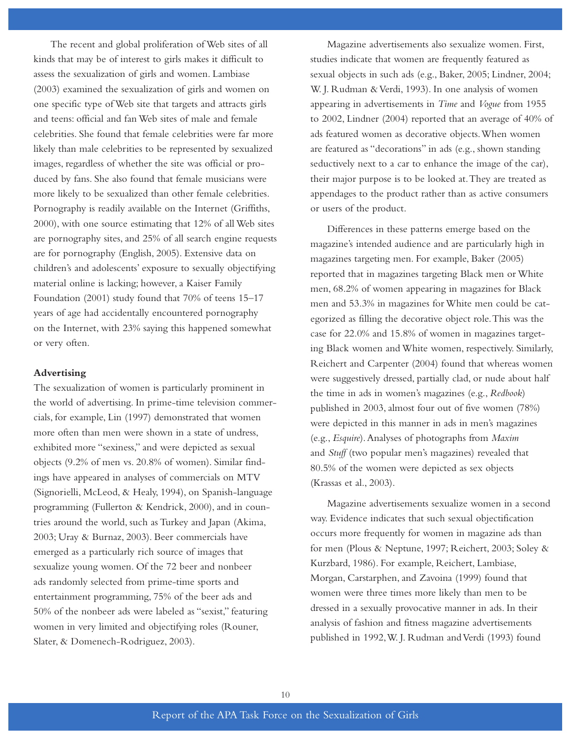The recent and global proliferation of Web sites of all kinds that may be of interest to girls makes it difficult to assess the sexualization of girls and women. Lambiase (2003) examined the sexualization of girls and women on one specific type of Web site that targets and attracts girls and teens: official and fan Web sites of male and female celebrities. She found that female celebrities were far more likely than male celebrities to be represented by sexualized images, regardless of whether the site was official or produced by fans. She also found that female musicians were more likely to be sexualized than other female celebrities. Pornography is readily available on the Internet (Griffiths, 2000), with one source estimating that 12% of all Web sites are pornography sites, and 25% of all search engine requests are for pornography (English, 2005). Extensive data on children's and adolescents' exposure to sexually objectifying material online is lacking; however, a Kaiser Family Foundation (2001) study found that 70% of teens 15–17 years of age had accidentally encountered pornography on the Internet, with 23% saying this happened somewhat or very often.

**Advertising**

The sexualization of women is particularly prominent in the world of advertising. In prime-time television commercials, for example, Lin (1997) demonstrated that women more often than men were shown in a state of undress, exhibited more "sexiness," and were depicted as sexual objects (9.2% of men vs. 20.8% of women). Similar findings have appeared in analyses of commercials on MTV (Signorielli, McLeod, & Healy, 1994), on Spanish-language programming (Fullerton & Kendrick, 2000), and in countries around the world, such as Turkey and Japan (Akima, 2003; Uray & Burnaz, 2003). Beer commercials have emerged as a particularly rich source of images that sexualize young women. Of the 72 beer and nonbeer ads randomly selected from prime-time sports and entertainment programming, 75% of the beer ads and 50% of the nonbeer ads were labeled as "sexist," featuring women in very limited and objectifying roles (Rouner, Slater, & Domenech-Rodriguez, 2003).

Magazine advertisements also sexualize women. First, studies indicate that women are frequently featured as sexual objects in such ads (e.g., Baker, 2005; Lindner, 2004; W. J. Rudman & Verdi, 1993). In one analysis of women appearing in advertisements in *Time* and *Vogue* from 1955 to 2002, Lindner (2004) reported that an average of 40% of ads featured women as decorative objects. When women are featured as "decorations" in ads (e.g., shown standing seductively next to a car to enhance the image of the car), their major purpose is to be looked at. They are treated as appendages to the product rather than as active consumers or users of the product.

Differences in these patterns emerge based on the magazine's intended audience and are particularly high in magazines targeting men. For example, Baker (2005) reported that in magazines targeting Black men or White men, 68.2% of women appearing in magazines for Black men and 53.3% in magazines for White men could be categorized as filling the decorative object role. This was the case for 22.0% and 15.8% of women in magazines targeting Black women and White women, respectively. Similarly, Reichert and Carpenter (2004) found that whereas women were suggestively dressed, partially clad, or nude about half the time in ads in women's magazines (e.g., *Redbook*) published in 2003, almost four out of five women (78%) were depicted in this manner in ads in men's magazines (e.g., *Esquire*). Analyses of photographs from *Maxim* and *Stuff* (two popular men's magazines) revealed that 80.5% of the women were depicted as sex objects (Krassas et al., 2003).

Magazine advertisements sexualize women in a second way. Evidence indicates that such sexual objectification occurs more frequently for women in magazine ads than for men (Plous & Neptune, 1997; Reichert, 2003; Soley & Kurzbard, 1986). For example, Reichert, Lambiase, Morgan, Carstarphen, and Zavoina (1999) found that women were three times more likely than men to be dressed in a sexually provocative manner in ads. In their analysis of fashion and fitness magazine advertisements published in 1992, W. J. Rudman and Verdi (1993) found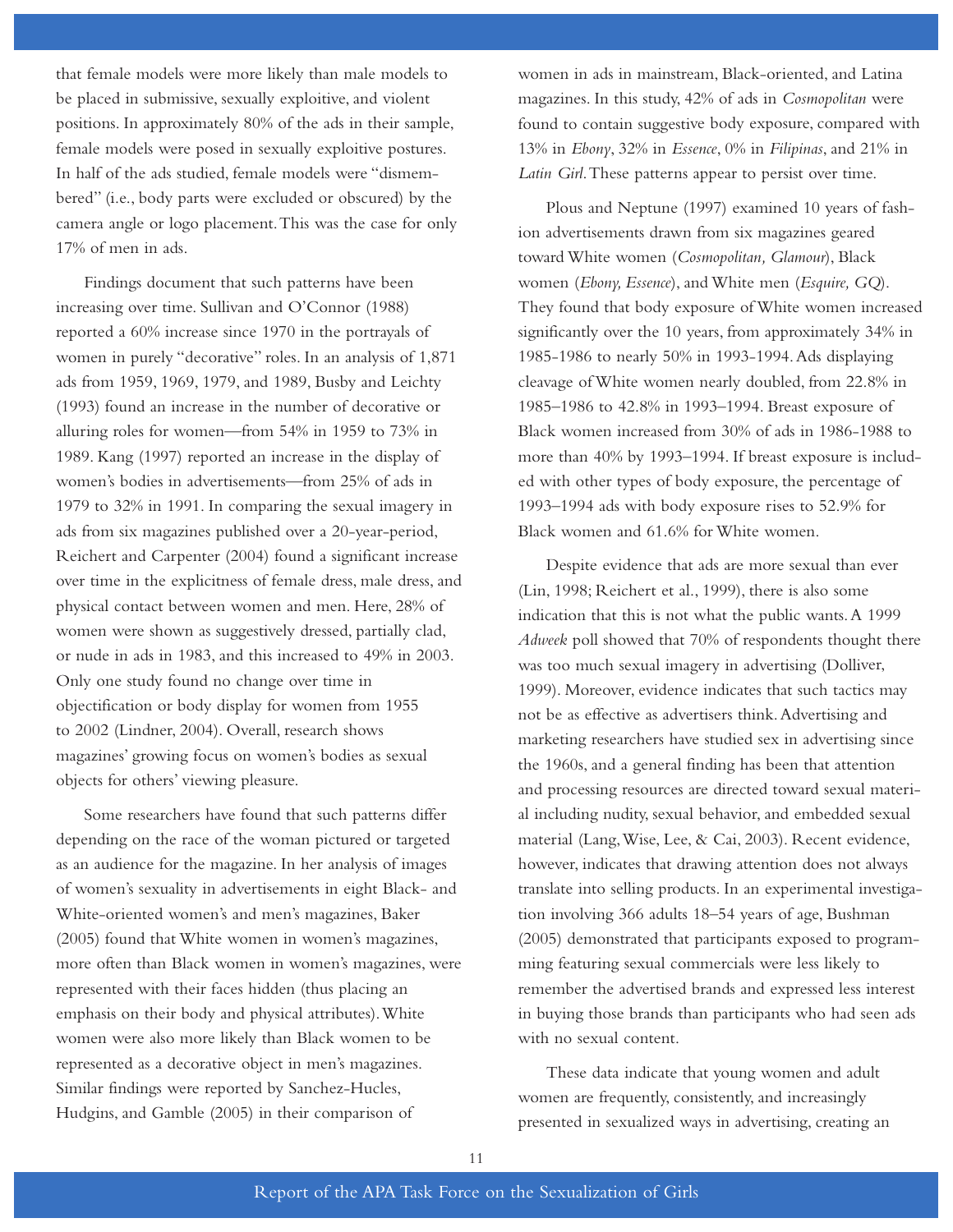that female models were more likely than male models to be placed in submissive, sexually exploitive, and violent positions. In approximately 80% of the ads in their sample, female models were posed in sexually exploitive postures. In half of the ads studied, female models were "dismembered" (i.e., body parts were excluded or obscured) by the camera angle or logo placement. This was the case for only 17% of men in ads.

Findings document that such patterns have been increasing over time. Sullivan and O'Connor (1988) reported a 60% increase since 1970 in the portrayals of women in purely "decorative" roles. In an analysis of 1,871 ads from 1959, 1969, 1979, and 1989, Busby and Leichty (1993) found an increase in the number of decorative or alluring roles for women—from 54% in 1959 to 73% in 1989. Kang (1997) reported an increase in the display of women's bodies in advertisements—from 25% of ads in 1979 to 32% in 1991. In comparing the sexual imagery in ads from six magazines published over a 20-year-period, Reichert and Carpenter (2004) found a significant increase over time in the explicitness of female dress, male dress, and physical contact between women and men. Here, 28% of women were shown as suggestively dressed, partially clad, or nude in ads in 1983, and this increased to 49% in 2003. Only one study found no change over time in objectification or body display for women from 1955 to 2002 (Lindner, 2004). Overall, research shows magazines' growing focus on women's bodies as sexual objects for others' viewing pleasure.

Some researchers have found that such patterns differ depending on the race of the woman pictured or targeted as an audience for the magazine. In her analysis of images of women's sexuality in advertisements in eight Black- and White-oriented women's and men's magazines, Baker (2005) found that White women in women's magazines, more often than Black women in women's magazines, were represented with their faces hidden (thus placing an emphasis on their body and physical attributes). White women were also more likely than Black women to be represented as a decorative object in men's magazines. Similar findings were reported by Sanchez-Hucles, Hudgins, and Gamble (2005) in their comparison of women in ads in mainstream, Black-oriented, and Latina magazines. In this study, 42% of ads in *Cosmopolitan* were found to contain suggestive body exposure, compared with 13% in *Ebony*, 32% in *Essence*, 0% in *Filipinas*, and 21% in *Latin Girl*. These patterns appear to persist over time.

Plous and Neptune (1997) examined 10 years of fashion advertisements drawn from six magazines geared toward White women (*Cosmopolitan, Glamour*), Black women (*Ebony, Essence*), and White men (*Esquire, GQ*). They found that body exposure of White women increased significantly over the 10 years, from approximately 34% in 1985-1986 to nearly 50% in 1993-1994. Ads displaying cleavage of White women nearly doubled, from 22.8% in 1985–1986 to 42.8% in 1993–1994. Breast exposure of Black women increased from 30% of ads in 1986-1988 to more than 40% by 1993–1994. If breast exposure is included with other types of body exposure, the percentage of 1993–1994 ads with body exposure rises to 52.9% for Black women and 61.6% for White women.

Despite evidence that ads are more sexual than ever (Lin, 1998; Reichert et al., 1999), there is also some indication that this is not what the public wants. A 1999 *Adweek* poll showed that 70% of respondents thought there was too much sexual imagery in advertising (Dolliver, 1999). Moreover, evidence indicates that such tactics may not be as effective as advertisers think. Advertising and marketing researchers have studied sex in advertising since the 1960s, and a general finding has been that attention and processing resources are directed toward sexual material including nudity, sexual behavior, and embedded sexual material (Lang, Wise, Lee, & Cai, 2003). Recent evidence, however, indicates that drawing attention does not always translate into selling products. In an experimental investigation involving 366 adults 18–54 years of age, Bushman (2005) demonstrated that participants exposed to programming featuring sexual commercials were less likely to remember the advertised brands and expressed less interest in buying those brands than participants who had seen ads with no sexual content.

These data indicate that young women and adult women are frequently, consistently, and increasingly presented in sexualized ways in advertising, creating an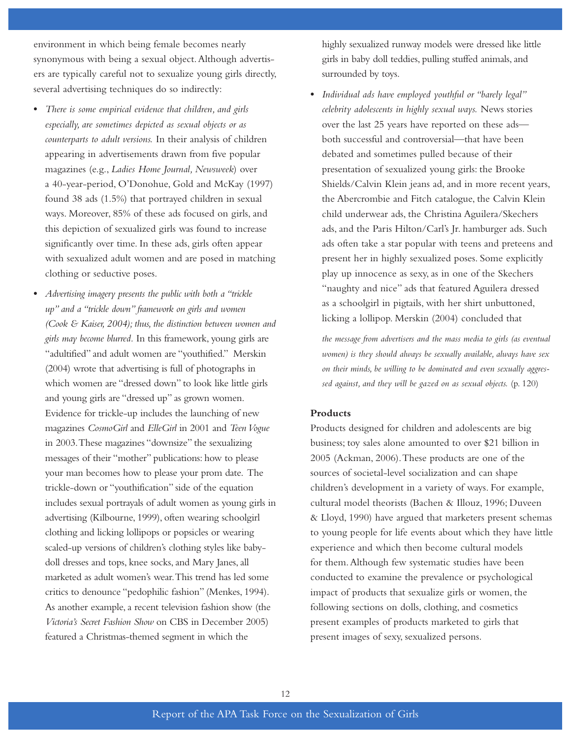environment in which being female becomes nearly synonymous with being a sexual object. Although advertisers are typically careful not to sexualize young girls directly, several advertising techniques do so indirectly:

- *There is some empirical evidence that children, and girls especially, are sometimes depicted as sexual objects or as counterparts to adult versions.* In their analysis of children appearing in advertisements drawn from five popular magazines (e.g., *Ladies Home Journal, Newsweek*) over a 40-year-period, O'Donohue, Gold and McKay (1997) found 38 ads (1.5%) that portrayed children in sexual ways. Moreover, 85% of these ads focused on girls, and this depiction of sexualized girls was found to increase significantly over time. In these ads, girls often appear with sexualized adult women and are posed in matching clothing or seductive poses.

- *Advertising imagery presents the public with both a "trickle up" and a "trickle down" framework on girls and women (Cook & Kaiser, 2004); thus, the distinction between women and girls may become blurred.* In this framework, young girls are "adultified" and adult women are "youthified." Merskin (2004) wrote that advertising is full of photographs in which women are "dressed down" to look like little girls and young girls are "dressed up" as grown women. Evidence for trickle-up includes the launching of new magazines *CosmoGirl* and *ElleGirl* in 2001 and *Teen Vogue* in 2003. These magazines "downsize" the sexualizing messages of their "mother" publications: how to please your man becomes how to please your prom date. The trickle-down or "youthification" side of the equation includes sexual portrayals of adult women as young girls in advertising (Kilbourne, 1999), often wearing schoolgirl clothing and licking lollipops or popsicles or wearing scaled-up versions of children's clothing styles like baby-doll dresses and tops, knee socks, and Mary Janes, all marketed as adult women's wear. This trend has led some critics to denounce "pedophilic fashion" (Menkes, 1994). As another example, a recent television fashion show (the *Victoria's Secret Fashion Show* on CBS in December 2005) featured a Christmas-themed segment in which the highly sexualized runway models were dressed like little girls in baby doll teddies, pulling stuffed animals, and surrounded by toys.

- *Individual ads have employed youthful or "barely legal" celebrity adolescents in highly sexual ways.* News stories over the last 25 years have reported on these ads—both successful and controversial—that have been debated and sometimes pulled because of their presentation of sexualized young girls: the Brooke Shields/Calvin Klein jeans ad, and in more recent years, the Abercrombie and Fitch catalogue, the Calvin Klein child underwear ads, the Christina Aguilera/Skechers ads, and the Paris Hilton/Carl's Jr. hamburger ads. Such ads often take a star popular with teens and preteens and present her in highly sexualized poses. Some explicitly play up innocence as sexy, as in one of the Skechers "naughty and nice" ads that featured Aguilera dressed as a schoolgirl in pigtails, with her shirt unbuttoned, licking a lollipop. Merskin (2004) concluded that

  *the message from advertisers and the mass media to girls (as eventual women) is they should always be sexually available, always have sex on their minds, be willing to be dominated and even sexually aggressed against, and they will be gazed on as sexual objects.* (p. 120)

**Products**

Products designed for children and adolescents are big business; toy sales alone amounted to over $21 billion in 2005 (Ackman, 2006). These products are one of the sources of societal-level socialization and can shape children's development in a variety of ways. For example, cultural model theorists (Bachen & Illouz, 1996; Duveen & Lloyd, 1990) have argued that marketers present schemas to young people for life events about which they have little experience and which then become cultural models for them. Although few systematic studies have been conducted to examine the prevalence or psychological impact of products that sexualize girls or women, the following sections on dolls, clothing, and cosmetics present examples of products marketed to girls that present images of sexy, sexualized persons.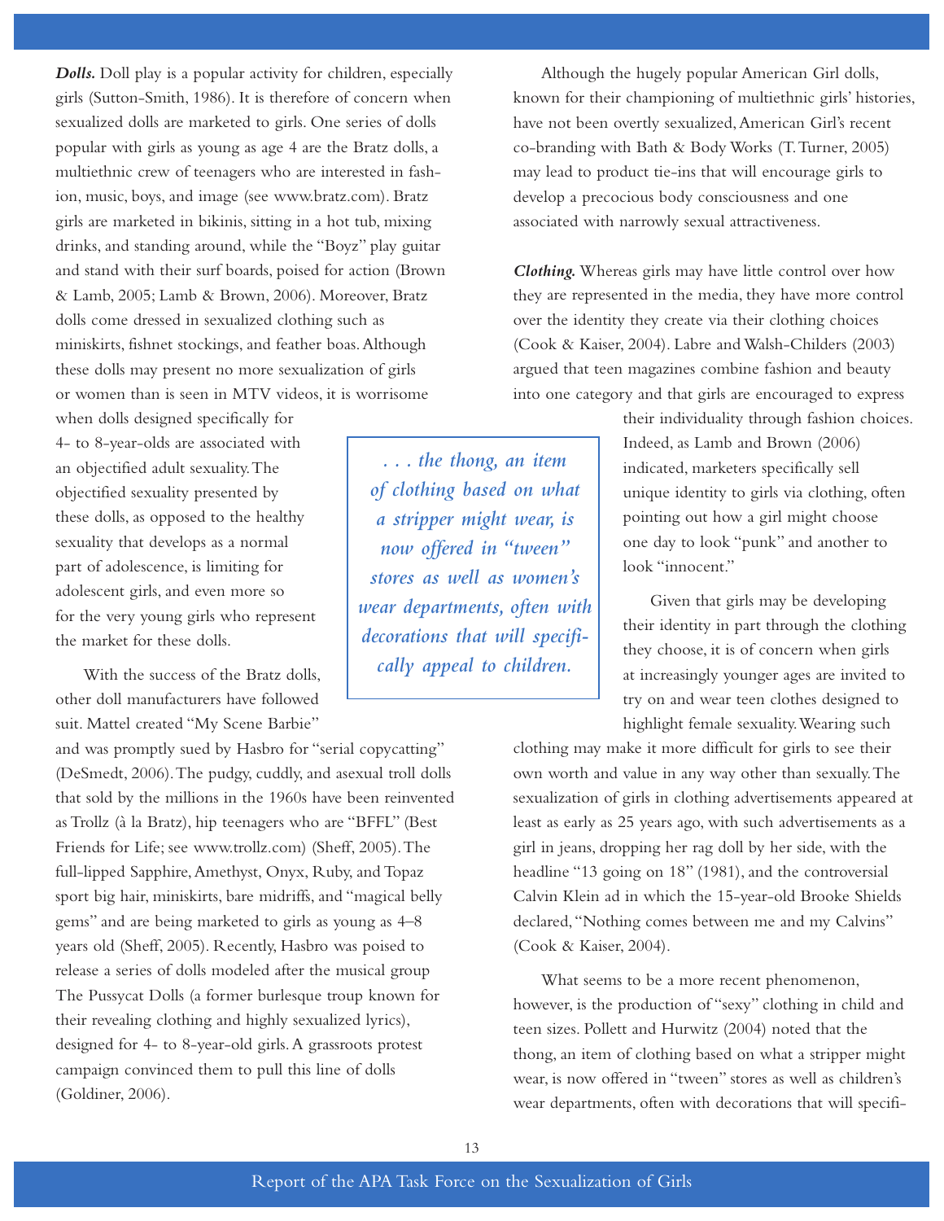***Dolls.*** Doll play is a popular activity for children, especially girls (Sutton-Smith, 1986). It is therefore of concern when sexualized dolls are marketed to girls. One series of dolls popular with girls as young as age 4 are the Bratz dolls, a multiethnic crew of teenagers who are interested in fashion, music, boys, and image (see www.bratz.com). Bratz girls are marketed in bikinis, sitting in a hot tub, mixing drinks, and standing around, while the "Boyz" play guitar and stand with their surf boards, poised for action (Brown & Lamb, 2005; Lamb & Brown, 2006). Moreover, Bratz dolls come dressed in sexualized clothing such as miniskirts, fishnet stockings, and feather boas. Although these dolls may present no more sexualization of girls or women than is seen in MTV videos, it is worrisome when dolls designed specifically for 4- to 8-year-olds are associated with an objectified adult sexuality. The objectified sexuality presented by these dolls, as opposed to the healthy sexuality that develops as a normal part of adolescence, is limiting for adolescent girls, and even more so for the very young girls who represent the market for these dolls.

With the success of the Bratz dolls, other doll manufacturers have followed suit. Mattel created "My Scene Barbie" and was promptly sued by Hasbro for "serial copycatting" (DeSmedt, 2006). The pudgy, cuddly, and asexual troll dolls that sold by the millions in the 1960s have been reinvented as Trollz (à la Bratz), hip teenagers who are "BFFL" (Best Friends for Life; see www.trollz.com) (Sheff, 2005). The full-lipped Sapphire, Amethyst, Onyx, Ruby, and Topaz sport big hair, miniskirts, bare midriffs, and "magical belly gems" and are being marketed to girls as young as 4–8 years old (Sheff, 2005). Recently, Hasbro was poised to release a series of dolls modeled after the musical group The Pussycat Dolls (a former burlesque troup known for their revealing clothing and highly sexualized lyrics), designed for 4- to 8-year-old girls. A grassroots protest campaign convinced them to pull this line of dolls (Goldiner, 2006).

Although the hugely popular American Girl dolls, known for their championing of multiethnic girls' histories, have not been overtly sexualized, American Girl's recent co-branding with Bath & Body Works (T. Turner, 2005) may lead to product tie-ins that will encourage girls to develop a precocious body consciousness and one associated with narrowly sexual attractiveness.

***Clothing.*** Whereas girls may have little control over how they are represented in the media, they have more control over the identity they create via their clothing choices (Cook & Kaiser, 2004). Labre and Walsh-Childers (2003) argued that teen magazines combine fashion and beauty into one category and that girls are encouraged to express their individuality through fashion choices. Indeed, as Lamb and Brown (2006) indicated, marketers specifically sell unique identity to girls via clothing, often pointing out how a girl might choose one day to look "punk" and another to look "innocent."

> *. . . the thong, an item of clothing based on what a stripper might wear, is now offered in "tween" stores as well as women's wear departments, often with decorations that will specifically appeal to children.*

Given that girls may be developing their identity in part through the clothing they choose, it is of concern when girls at increasingly younger ages are invited to try on and wear teen clothes designed to highlight female sexuality. Wearing such clothing may make it more difficult for girls to see their own worth and value in any way other than sexually. The sexualization of girls in clothing advertisements appeared at least as early as 25 years ago, with such advertisements as a girl in jeans, dropping her rag doll by her side, with the headline "13 going on 18" (1981), and the controversial Calvin Klein ad in which the 15-year-old Brooke Shields declared, "Nothing comes between me and my Calvins" (Cook & Kaiser, 2004).

What seems to be a more recent phenomenon, however, is the production of "sexy" clothing in child and teen sizes. Pollett and Hurwitz (2004) noted that the thong, an item of clothing based on what a stripper might wear, is now offered in "tween" stores as well as children's wear departments, often with decorations that will specifi-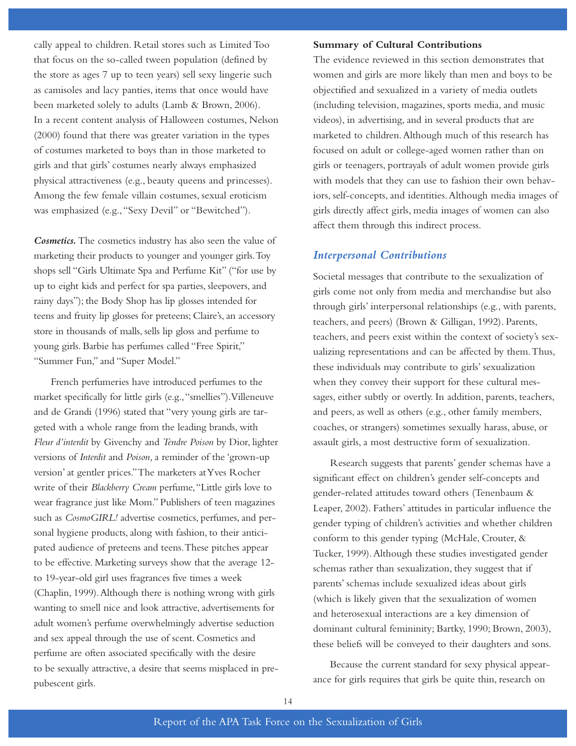cally appeal to children. Retail stores such as Limited Too that focus on the so-called tween population (defined by the store as ages 7 up to teen years) sell sexy lingerie such as camisoles and lacy panties, items that once would have been marketed solely to adults (Lamb & Brown, 2006). In a recent content analysis of Halloween costumes, Nelson (2000) found that there was greater variation in the types of costumes marketed to boys than in those marketed to girls and that girls' costumes nearly always emphasized physical attractiveness (e.g., beauty queens and princesses). Among the few female villain costumes, sexual eroticism was emphasized (e.g., "Sexy Devil" or "Bewitched").

***Cosmetics.*** The cosmetics industry has also seen the value of marketing their products to younger and younger girls. Toy shops sell "Girls Ultimate Spa and Perfume Kit" ("for use by up to eight kids and perfect for spa parties, sleepovers, and rainy days"); the Body Shop has lip glosses intended for teens and fruity lip glosses for preteens; Claire's, an accessory store in thousands of malls, sells lip gloss and perfume to young girls. Barbie has perfumes called "Free Spirit," "Summer Fun," and "Super Model."

French perfumeries have introduced perfumes to the market specifically for little girls (e.g., "smellies"). Villeneuve and de Grandi (1996) stated that "very young girls are targeted with a whole range from the leading brands, with *Fleur d'interdit* by Givenchy and *Tendre Poison* by Dior, lighter versions of *Interdit* and *Poison,* a reminder of the 'grown-up version' at gentler prices." The marketers at Yves Rocher write of their *Blackberry Cream* perfume, "Little girls love to wear fragrance just like Mom." Publishers of teen magazines such as *CosmoGIRL!* advertise cosmetics, perfumes, and personal hygiene products, along with fashion, to their anticipated audience of preteens and teens. These pitches appear to be effective. Marketing surveys show that the average 12- to 19-year-old girl uses fragrances five times a week (Chaplin, 1999). Although there is nothing wrong with girls wanting to smell nice and look attractive, advertisements for adult women's perfume overwhelmingly advertise seduction and sex appeal through the use of scent. Cosmetics and perfume are often associated specifically with the desire to be sexually attractive, a desire that seems misplaced in prepubescent girls.

**Summary of Cultural Contributions**

The evidence reviewed in this section demonstrates that women and girls are more likely than men and boys to be objectified and sexualized in a variety of media outlets (including television, magazines, sports media, and music videos), in advertising, and in several products that are marketed to children. Although much of this research has focused on adult or college-aged women rather than on girls or teenagers, portrayals of adult women provide girls with models that they can use to fashion their own behaviors, self-concepts, and identities. Although media images of girls directly affect girls, media images of women can also affect them through this indirect process.

## *Interpersonal Contributions*

Societal messages that contribute to the sexualization of girls come not only from media and merchandise but also through girls' interpersonal relationships (e.g., with parents, teachers, and peers) (Brown & Gilligan, 1992). Parents, teachers, and peers exist within the context of society's sexualizing representations and can be affected by them. Thus, these individuals may contribute to girls' sexualization when they convey their support for these cultural messages, either subtly or overtly. In addition, parents, teachers, and peers, as well as others (e.g., other family members, coaches, or strangers) sometimes sexually harass, abuse, or assault girls, a most destructive form of sexualization.

Research suggests that parents' gender schemas have a significant effect on children's gender self-concepts and gender-related attitudes toward others (Tenenbaum & Leaper, 2002). Fathers' attitudes in particular influence the gender typing of children's activities and whether children conform to this gender typing (McHale, Crouter, & Tucker, 1999). Although these studies investigated gender schemas rather than sexualization, they suggest that if parents' schemas include sexualized ideas about girls (which is likely given that the sexualization of women and heterosexual interactions are a key dimension of dominant cultural femininity; Bartky, 1990; Brown, 2003), these beliefs will be conveyed to their daughters and sons.

Because the current standard for sexy physical appearance for girls requires that girls be quite thin, research on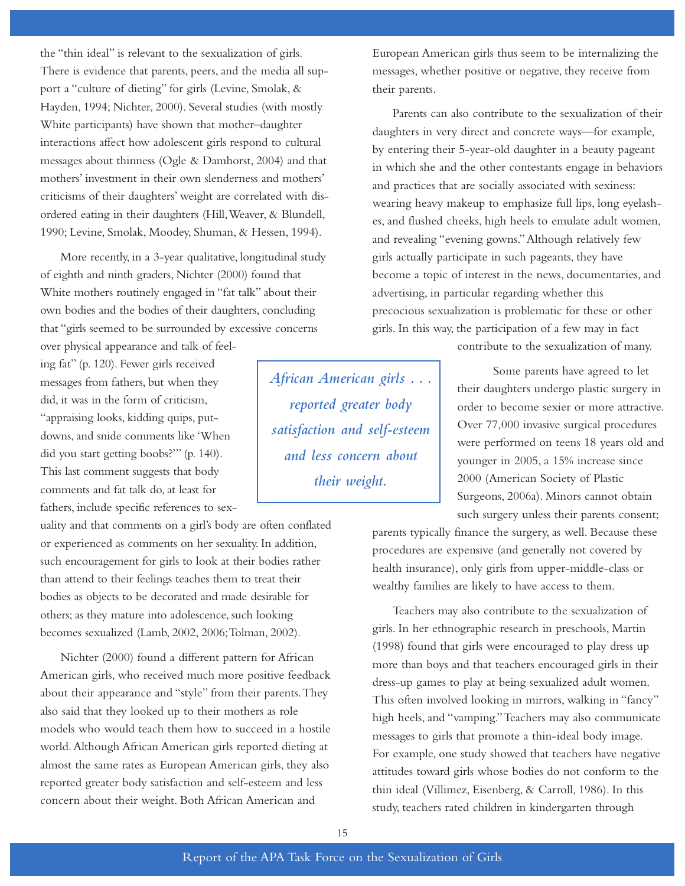the "thin ideal" is relevant to the sexualization of girls. There is evidence that parents, peers, and the media all support a "culture of dieting" for girls (Levine, Smolak, & Hayden, 1994; Nichter, 2000). Several studies (with mostly White participants) have shown that mother–daughter interactions affect how adolescent girls respond to cultural messages about thinness (Ogle & Damhorst, 2004) and that mothers' investment in their own slenderness and mothers' criticisms of their daughters' weight are correlated with disordered eating in their daughters (Hill, Weaver, & Blundell, 1990; Levine, Smolak, Moodey, Shuman, & Hessen, 1994).

More recently, in a 3-year qualitative, longitudinal study of eighth and ninth graders, Nichter (2000) found that White mothers routinely engaged in "fat talk" about their own bodies and the bodies of their daughters, concluding that "girls seemed to be surrounded by excessive concerns over physical appearance and talk of feeling fat" (p. 120). Fewer girls received messages from fathers, but when they did, it was in the form of criticism, "appraising looks, kidding quips, put-downs, and snide comments like 'When did you start getting boobs?'" (p. 140). This last comment suggests that body comments and fat talk do, at least for fathers, include specific references to sexuality and that comments on a girl's body are often conflated or experienced as comments on her sexuality. In addition, such encouragement for girls to look at their bodies rather than attend to their feelings teaches them to treat their bodies as objects to be decorated and made desirable for others; as they mature into adolescence, such looking becomes sexualized (Lamb, 2002, 2006; Tolman, 2002).

*African American girls . . . reported greater body satisfaction and self-esteem and less concern about their weight.*

Nichter (2000) found a different pattern for African American girls, who received much more positive feedback about their appearance and "style" from their parents. They also said that they looked up to their mothers as role models who would teach them how to succeed in a hostile world. Although African American girls reported dieting at almost the same rates as European American girls, they also reported greater body satisfaction and self-esteem and less concern about their weight. Both African American and European American girls thus seem to be internalizing the messages, whether positive or negative, they receive from their parents.

Parents can also contribute to the sexualization of their daughters in very direct and concrete ways—for example, by entering their 5-year-old daughter in a beauty pageant in which she and the other contestants engage in behaviors and practices that are socially associated with sexiness: wearing heavy makeup to emphasize full lips, long eyelashes, and flushed cheeks, high heels to emulate adult women, and revealing "evening gowns." Although relatively few girls actually participate in such pageants, they have become a topic of interest in the news, documentaries, and advertising, in particular regarding whether this precocious sexualization is problematic for these or other girls. In this way, the participation of a few may in fact contribute to the sexualization of many.

Some parents have agreed to let their daughters undergo plastic surgery in order to become sexier or more attractive. Over 77,000 invasive surgical procedures were performed on teens 18 years old and younger in 2005, a 15% increase since 2000 (American Society of Plastic Surgeons, 2006a). Minors cannot obtain such surgery unless their parents consent; parents typically finance the surgery, as well. Because these procedures are expensive (and generally not covered by health insurance), only girls from upper-middle-class or wealthy families are likely to have access to them.

Teachers may also contribute to the sexualization of girls. In her ethnographic research in preschools, Martin (1998) found that girls were encouraged to play dress up more than boys and that teachers encouraged girls in their dress-up games to play at being sexualized adult women. This often involved looking in mirrors, walking in "fancy" high heels, and "vamping." Teachers may also communicate messages to girls that promote a thin-ideal body image. For example, one study showed that teachers have negative attitudes toward girls whose bodies do not conform to the thin ideal (Villimez, Eisenberg, & Carroll, 1986). In this study, teachers rated children in kindergarten through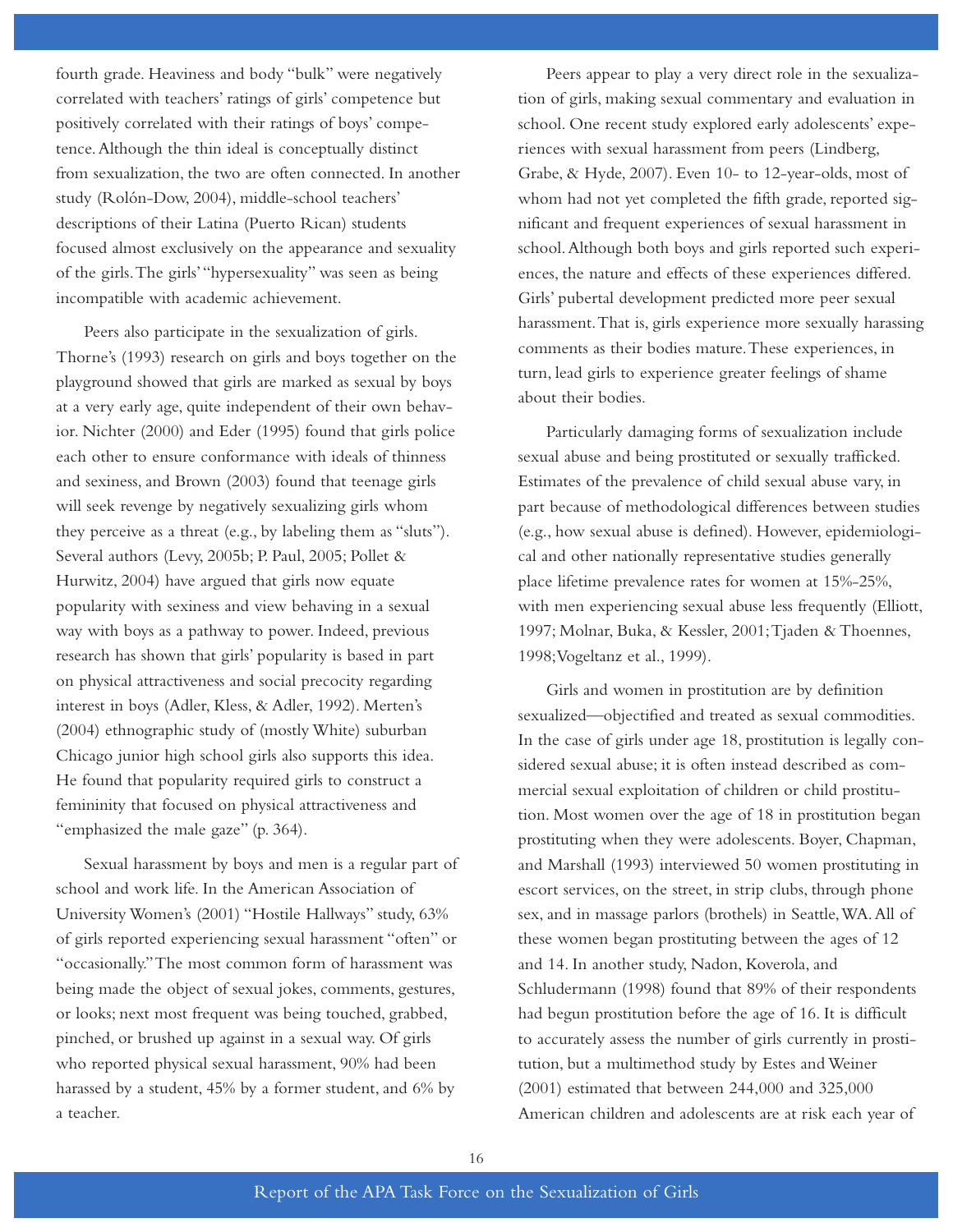fourth grade. Heaviness and body "bulk" were negatively correlated with teachers' ratings of girls' competence but positively correlated with their ratings of boys' competence. Although the thin ideal is conceptually distinct from sexualization, the two are often connected. In another study (Rolón-Dow, 2004), middle-school teachers' descriptions of their Latina (Puerto Rican) students focused almost exclusively on the appearance and sexuality of the girls. The girls' "hypersexuality" was seen as being incompatible with academic achievement.

Peers also participate in the sexualization of girls. Thorne's (1993) research on girls and boys together on the playground showed that girls are marked as sexual by boys at a very early age, quite independent of their own behavior. Nichter (2000) and Eder (1995) found that girls police each other to ensure conformance with ideals of thinness and sexiness, and Brown (2003) found that teenage girls will seek revenge by negatively sexualizing girls whom they perceive as a threat (e.g., by labeling them as "sluts"). Several authors (Levy, 2005b; P. Paul, 2005; Pollet & Hurwitz, 2004) have argued that girls now equate popularity with sexiness and view behaving in a sexual way with boys as a pathway to power. Indeed, previous research has shown that girls' popularity is based in part on physical attractiveness and social precocity regarding interest in boys (Adler, Kless, & Adler, 1992). Merten's (2004) ethnographic study of (mostly White) suburban Chicago junior high school girls also supports this idea. He found that popularity required girls to construct a femininity that focused on physical attractiveness and "emphasized the male gaze" (p. 364).

Sexual harassment by boys and men is a regular part of school and work life. In the American Association of University Women's (2001) "Hostile Hallways" study, 63% of girls reported experiencing sexual harassment "often" or "occasionally." The most common form of harassment was being made the object of sexual jokes, comments, gestures, or looks; next most frequent was being touched, grabbed, pinched, or brushed up against in a sexual way. Of girls who reported physical sexual harassment, 90% had been harassed by a student, 45% by a former student, and 6% by a teacher.

Peers appear to play a very direct role in the sexualization of girls, making sexual commentary and evaluation in school. One recent study explored early adolescents' experiences with sexual harassment from peers (Lindberg, Grabe, & Hyde, 2007). Even 10- to 12-year-olds, most of whom had not yet completed the fifth grade, reported significant and frequent experiences of sexual harassment in school. Although both boys and girls reported such experiences, the nature and effects of these experiences differed. Girls' pubertal development predicted more peer sexual harassment. That is, girls experience more sexually harassing comments as their bodies mature. These experiences, in turn, lead girls to experience greater feelings of shame about their bodies.

Particularly damaging forms of sexualization include sexual abuse and being prostituted or sexually trafficked. Estimates of the prevalence of child sexual abuse vary, in part because of methodological differences between studies (e.g., how sexual abuse is defined). However, epidemiological and other nationally representative studies generally place lifetime prevalence rates for women at 15%-25%, with men experiencing sexual abuse less frequently (Elliott, 1997; Molnar, Buka, & Kessler, 2001; Tjaden & Thoennes, 1998; Vogeltanz et al., 1999).

Girls and women in prostitution are by definition sexualized—objectified and treated as sexual commodities. In the case of girls under age 18, prostitution is legally considered sexual abuse; it is often instead described as commercial sexual exploitation of children or child prostitution. Most women over the age of 18 in prostitution began prostituting when they were adolescents. Boyer, Chapman, and Marshall (1993) interviewed 50 women prostituting in escort services, on the street, in strip clubs, through phone sex, and in massage parlors (brothels) in Seattle, WA. All of these women began prostituting between the ages of 12 and 14. In another study, Nadon, Koverola, and Schludermann (1998) found that 89% of their respondents had begun prostitution before the age of 16. It is difficult to accurately assess the number of girls currently in prostitution, but a multimethod study by Estes and Weiner (2001) estimated that between 244,000 and 325,000 American children and adolescents are at risk each year of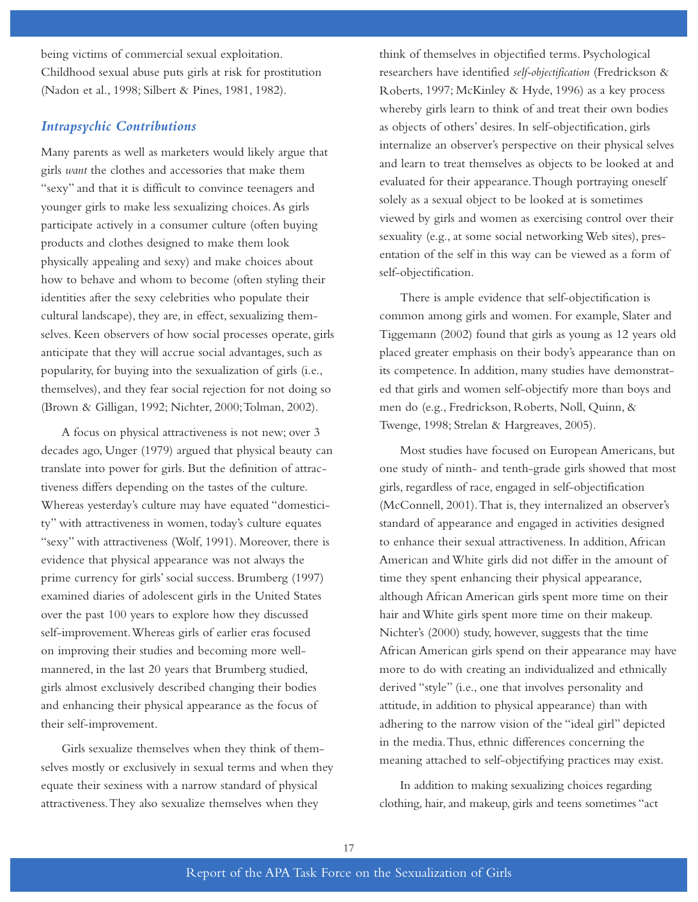being victims of commercial sexual exploitation. Childhood sexual abuse puts girls at risk for prostitution (Nadon et al., 1998; Silbert & Pines, 1981, 1982).

### *Intrapsychic Contributions*

Many parents as well as marketers would likely argue that girls *want* the clothes and accessories that make them "sexy" and that it is difficult to convince teenagers and younger girls to make less sexualizing choices. As girls participate actively in a consumer culture (often buying products and clothes designed to make them look physically appealing and sexy) and make choices about how to behave and whom to become (often styling their identities after the sexy celebrities who populate their cultural landscape), they are, in effect, sexualizing themselves. Keen observers of how social processes operate, girls anticipate that they will accrue social advantages, such as popularity, for buying into the sexualization of girls (i.e., themselves), and they fear social rejection for not doing so (Brown & Gilligan, 1992; Nichter, 2000; Tolman, 2002).

A focus on physical attractiveness is not new; over 3 decades ago, Unger (1979) argued that physical beauty can translate into power for girls. But the definition of attractiveness differs depending on the tastes of the culture. Whereas yesterday's culture may have equated "domesticity" with attractiveness in women, today's culture equates "sexy" with attractiveness (Wolf, 1991). Moreover, there is evidence that physical appearance was not always the prime currency for girls' social success. Brumberg (1997) examined diaries of adolescent girls in the United States over the past 100 years to explore how they discussed self-improvement. Whereas girls of earlier eras focused on improving their studies and becoming more well-mannered, in the last 20 years that Brumberg studied, girls almost exclusively described changing their bodies and enhancing their physical appearance as the focus of their self-improvement.

Girls sexualize themselves when they think of themselves mostly or exclusively in sexual terms and when they equate their sexiness with a narrow standard of physical attractiveness. They also sexualize themselves when they think of themselves in objectified terms. Psychological researchers have identified *self-objectification* (Fredrickson & Roberts, 1997; McKinley & Hyde, 1996) as a key process whereby girls learn to think of and treat their own bodies as objects of others' desires. In self-objectification, girls internalize an observer's perspective on their physical selves and learn to treat themselves as objects to be looked at and evaluated for their appearance. Though portraying oneself solely as a sexual object to be looked at is sometimes viewed by girls and women as exercising control over their sexuality (e.g., at some social networking Web sites), presentation of the self in this way can be viewed as a form of self-objectification.

There is ample evidence that self-objectification is common among girls and women. For example, Slater and Tiggemann (2002) found that girls as young as 12 years old placed greater emphasis on their body's appearance than on its competence. In addition, many studies have demonstrated that girls and women self-objectify more than boys and men do (e.g., Fredrickson, Roberts, Noll, Quinn, & Twenge, 1998; Strelan & Hargreaves, 2005).

Most studies have focused on European Americans, but one study of ninth- and tenth-grade girls showed that most girls, regardless of race, engaged in self-objectification (McConnell, 2001). That is, they internalized an observer's standard of appearance and engaged in activities designed to enhance their sexual attractiveness. In addition, African American and White girls did not differ in the amount of time they spent enhancing their physical appearance, although African American girls spent more time on their hair and White girls spent more time on their makeup. Nichter's (2000) study, however, suggests that the time African American girls spend on their appearance may have more to do with creating an individualized and ethnically derived "style" (i.e., one that involves personality and attitude, in addition to physical appearance) than with adhering to the narrow vision of the "ideal girl" depicted in the media. Thus, ethnic differences concerning the meaning attached to self-objectifying practices may exist.

In addition to making sexualizing choices regarding clothing, hair, and makeup, girls and teens sometimes "act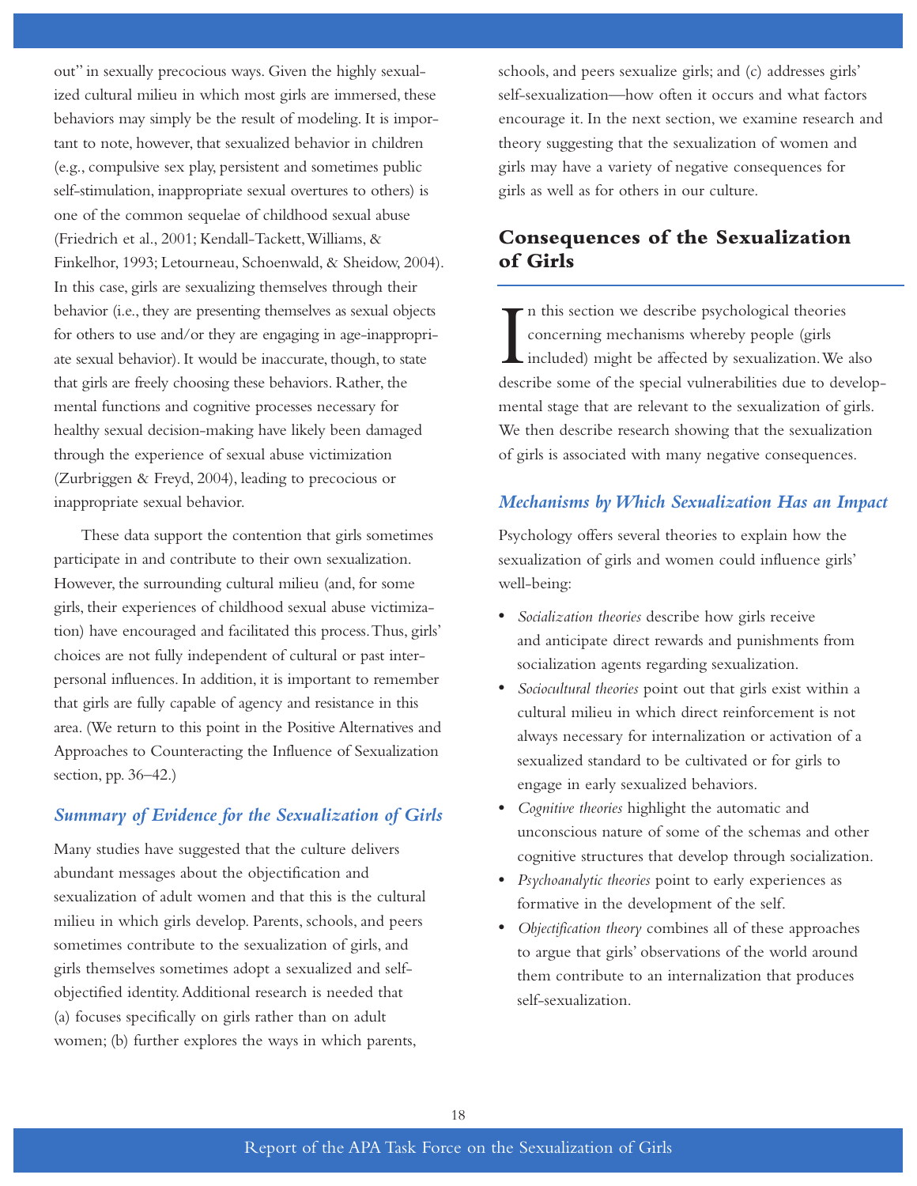out" in sexually precocious ways. Given the highly sexualized cultural milieu in which most girls are immersed, these behaviors may simply be the result of modeling. It is important to note, however, that sexualized behavior in children (e.g., compulsive sex play, persistent and sometimes public self-stimulation, inappropriate sexual overtures to others) is one of the common sequelae of childhood sexual abuse (Friedrich et al., 2001; Kendall-Tackett, Williams, & Finkelhor, 1993; Letourneau, Schoenwald, & Sheidow, 2004). In this case, girls are sexualizing themselves through their behavior (i.e., they are presenting themselves as sexual objects for others to use and/or they are engaging in age-inappropriate sexual behavior). It would be inaccurate, though, to state that girls are freely choosing these behaviors. Rather, the mental functions and cognitive processes necessary for healthy sexual decision-making have likely been damaged through the experience of sexual abuse victimization (Zurbriggen & Freyd, 2004), leading to precocious or inappropriate sexual behavior.

These data support the contention that girls sometimes participate in and contribute to their own sexualization. However, the surrounding cultural milieu (and, for some girls, their experiences of childhood sexual abuse victimization) have encouraged and facilitated this process. Thus, girls' choices are not fully independent of cultural or past interpersonal influences. In addition, it is important to remember that girls are fully capable of agency and resistance in this area. (We return to this point in the Positive Alternatives and Approaches to Counteracting the Influence of Sexualization section, pp. 36–42.)

### *Summary of Evidence for the Sexualization of Girls*

Many studies have suggested that the culture delivers abundant messages about the objectification and sexualization of adult women and that this is the cultural milieu in which girls develop. Parents, schools, and peers sometimes contribute to the sexualization of girls, and girls themselves sometimes adopt a sexualized and self-objectified identity. Additional research is needed that (a) focuses specifically on girls rather than on adult women; (b) further explores the ways in which parents, schools, and peers sexualize girls; and (c) addresses girls' self-sexualization—how often it occurs and what factors encourage it. In the next section, we examine research and theory suggesting that the sexualization of women and girls may have a variety of negative consequences for girls as well as for others in our culture.

## Consequences of the Sexualization of Girls

In this section we describe psychological theories concerning mechanisms whereby people (girls included) might be affected by sexualization. We also describe some of the special vulnerabilities due to developmental stage that are relevant to the sexualization of girls. We then describe research showing that the sexualization of girls is associated with many negative consequences.

### *Mechanisms by Which Sexualization Has an Impact*

Psychology offers several theories to explain how the sexualization of girls and women could influence girls' well-being:

- *Socialization theories* describe how girls receive and anticipate direct rewards and punishments from socialization agents regarding sexualization.
- *Sociocultural theories* point out that girls exist within a cultural milieu in which direct reinforcement is not always necessary for internalization or activation of a sexualized standard to be cultivated or for girls to engage in early sexualized behaviors.
- *Cognitive theories* highlight the automatic and unconscious nature of some of the schemas and other cognitive structures that develop through socialization.
- *Psychoanalytic theories* point to early experiences as formative in the development of the self.
- *Objectification theory* combines all of these approaches to argue that girls' observations of the world around them contribute to an internalization that produces self-sexualization.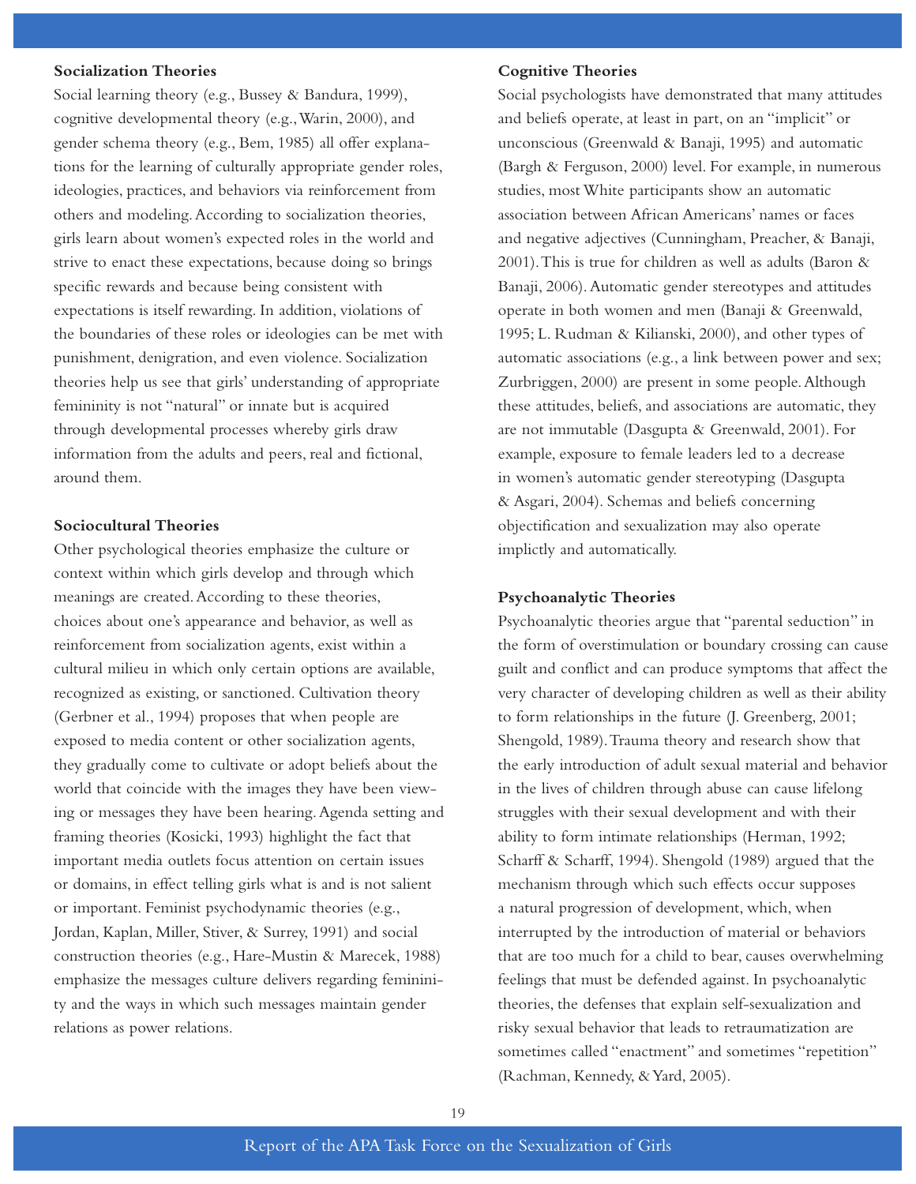### Socialization Theories

Social learning theory (e.g., Bussey & Bandura, 1999), cognitive developmental theory (e.g., Warin, 2000), and gender schema theory (e.g., Bem, 1985) all offer explanations for the learning of culturally appropriate gender roles, ideologies, practices, and behaviors via reinforcement from others and modeling. According to socialization theories, girls learn about women's expected roles in the world and strive to enact these expectations, because doing so brings specific rewards and because being consistent with expectations is itself rewarding. In addition, violations of the boundaries of these roles or ideologies can be met with punishment, denigration, and even violence. Socialization theories help us see that girls' understanding of appropriate femininity is not "natural" or innate but is acquired through developmental processes whereby girls draw information from the adults and peers, real and fictional, around them.

### Sociocultural Theories

Other psychological theories emphasize the culture or context within which girls develop and through which meanings are created. According to these theories, choices about one's appearance and behavior, as well as reinforcement from socialization agents, exist within a cultural milieu in which only certain options are available, recognized as existing, or sanctioned. Cultivation theory (Gerbner et al., 1994) proposes that when people are exposed to media content or other socialization agents, they gradually come to cultivate or adopt beliefs about the world that coincide with the images they have been viewing or messages they have been hearing. Agenda setting and framing theories (Kosicki, 1993) highlight the fact that important media outlets focus attention on certain issues or domains, in effect telling girls what is and is not salient or important. Feminist psychodynamic theories (e.g., Jordan, Kaplan, Miller, Stiver, & Surrey, 1991) and social construction theories (e.g., Hare-Mustin & Marecek, 1988) emphasize the messages culture delivers regarding femininity and the ways in which such messages maintain gender relations as power relations.

### Cognitive Theories

Social psychologists have demonstrated that many attitudes and beliefs operate, at least in part, on an "implicit" or unconscious (Greenwald & Banaji, 1995) and automatic (Bargh & Ferguson, 2000) level. For example, in numerous studies, most White participants show an automatic association between African Americans' names or faces and negative adjectives (Cunningham, Preacher, & Banaji, 2001). This is true for children as well as adults (Baron & Banaji, 2006). Automatic gender stereotypes and attitudes operate in both women and men (Banaji & Greenwald, 1995; L. Rudman & Kilianski, 2000), and other types of automatic associations (e.g., a link between power and sex; Zurbriggen, 2000) are present in some people. Although these attitudes, beliefs, and associations are automatic, they are not immutable (Dasgupta & Greenwald, 2001). For example, exposure to female leaders led to a decrease in women's automatic gender stereotyping (Dasgupta & Asgari, 2004). Schemas and beliefs concerning objectification and sexualization may also operate implictly and automatically.

### Psychoanalytic Theories

Psychoanalytic theories argue that "parental seduction" in the form of overstimulation or boundary crossing can cause guilt and conflict and can produce symptoms that affect the very character of developing children as well as their ability to form relationships in the future (J. Greenberg, 2001; Shengold, 1989). Trauma theory and research show that the early introduction of adult sexual material and behavior in the lives of children through abuse can cause lifelong struggles with their sexual development and with their ability to form intimate relationships (Herman, 1992; Scharff & Scharff, 1994). Shengold (1989) argued that the mechanism through which such effects occur supposes a natural progression of development, which, when interrupted by the introduction of material or behaviors that are too much for a child to bear, causes overwhelming feelings that must be defended against. In psychoanalytic theories, the defenses that explain self-sexualization and risky sexual behavior that leads to retraumatization are sometimes called "enactment" and sometimes "repetition" (Rachman, Kennedy, & Yard, 2005).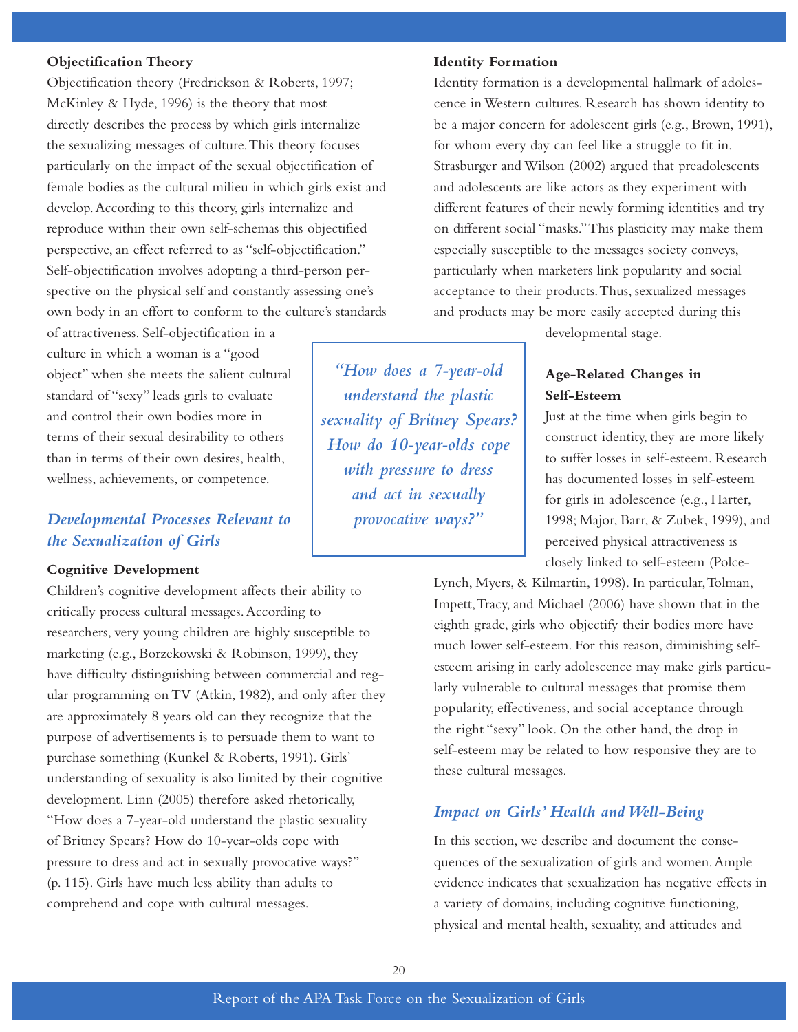### Objectification Theory

Objectification theory (Fredrickson & Roberts, 1997; McKinley & Hyde, 1996) is the theory that most directly describes the process by which girls internalize the sexualizing messages of culture. This theory focuses particularly on the impact of the sexual objectification of female bodies as the cultural milieu in which girls exist and develop. According to this theory, girls internalize and reproduce within their own self-schemas this objectified perspective, an effect referred to as "self-objectification." Self-objectification involves adopting a third-person perspective on the physical self and constantly assessing one's own body in an effort to conform to the culture's standards of attractiveness. Self-objectification in a culture in which a woman is a "good object" when she meets the salient cultural standard of "sexy" leads girls to evaluate and control their own bodies more in terms of their sexual desirability to others than in terms of their own desires, health, wellness, achievements, or competence.

## *Developmental Processes Relevant to the Sexualization of Girls*

### Cognitive Development

Children's cognitive development affects their ability to critically process cultural messages. According to researchers, very young children are highly susceptible to marketing (e.g., Borzekowski & Robinson, 1999), they have difficulty distinguishing between commercial and regular programming on TV (Atkin, 1982), and only after they are approximately 8 years old can they recognize that the purpose of advertisements is to persuade them to want to purchase something (Kunkel & Roberts, 1991). Girls' understanding of sexuality is also limited by their cognitive development. Linn (2005) therefore asked rhetorically, "How does a 7-year-old understand the plastic sexuality of Britney Spears? How do 10-year-olds cope with pressure to dress and act in sexually provocative ways?" (p. 115). Girls have much less ability than adults to comprehend and cope with cultural messages.

> *"How does a 7-year-old understand the plastic sexuality of Britney Spears? How do 10-year-olds cope with pressure to dress and act in sexually provocative ways?"*

### Identity Formation

Identity formation is a developmental hallmark of adolescence in Western cultures. Research has shown identity to be a major concern for adolescent girls (e.g., Brown, 1991), for whom every day can feel like a struggle to fit in. Strasburger and Wilson (2002) argued that preadolescents and adolescents are like actors as they experiment with different features of their newly forming identities and try on different social "masks." This plasticity may make them especially susceptible to the messages society conveys, particularly when marketers link popularity and social acceptance to their products. Thus, sexualized messages and products may be more easily accepted during this developmental stage.

### Age-Related Changes in Self-Esteem

Just at the time when girls begin to construct identity, they are more likely to suffer losses in self-esteem. Research has documented losses in self-esteem for girls in adolescence (e.g., Harter, 1998; Major, Barr, & Zubek, 1999), and perceived physical attractiveness is closely linked to self-esteem (Polce-Lynch, Myers, & Kilmartin, 1998). In particular, Tolman, Impett, Tracy, and Michael (2006) have shown that in the eighth grade, girls who objectify their bodies more have much lower self-esteem. For this reason, diminishing self-esteem arising in early adolescence may make girls particularly vulnerable to cultural messages that promise them popularity, effectiveness, and social acceptance through the right "sexy" look. On the other hand, the drop in self-esteem may be related to how responsive they are to these cultural messages.

## *Impact on Girls' Health and Well-Being*

In this section, we describe and document the consequences of the sexualization of girls and women. Ample evidence indicates that sexualization has negative effects in a variety of domains, including cognitive functioning, physical and mental health, sexuality, and attitudes and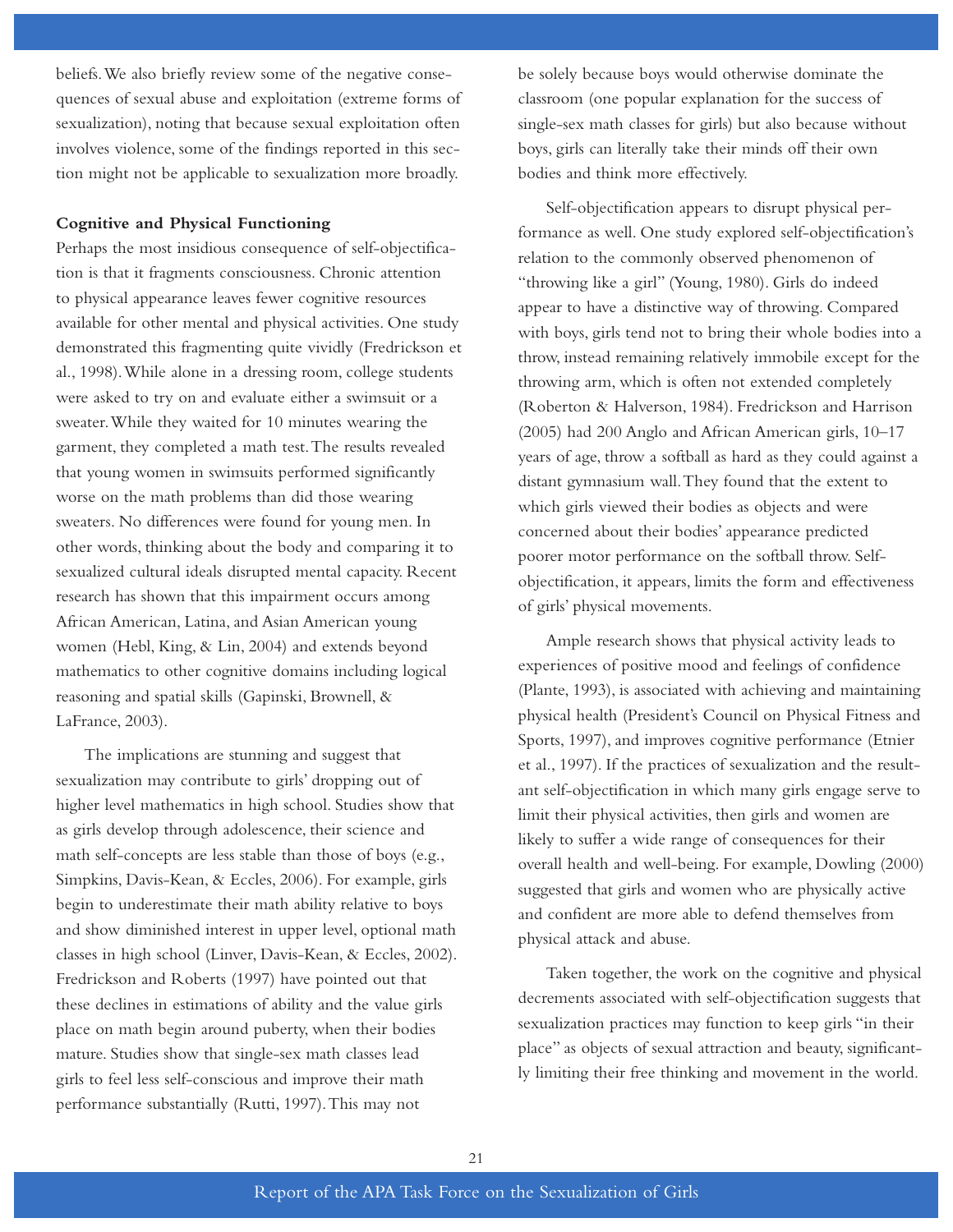beliefs. We also briefly review some of the negative consequences of sexual abuse and exploitation (extreme forms of sexualization), noting that because sexual exploitation often involves violence, some of the findings reported in this section might not be applicable to sexualization more broadly.

**Cognitive and Physical Functioning**

Perhaps the most insidious consequence of self-objectification is that it fragments consciousness. Chronic attention to physical appearance leaves fewer cognitive resources available for other mental and physical activities. One study demonstrated this fragmenting quite vividly (Fredrickson et al., 1998). While alone in a dressing room, college students were asked to try on and evaluate either a swimsuit or a sweater. While they waited for 10 minutes wearing the garment, they completed a math test. The results revealed that young women in swimsuits performed significantly worse on the math problems than did those wearing sweaters. No differences were found for young men. In other words, thinking about the body and comparing it to sexualized cultural ideals disrupted mental capacity. Recent research has shown that this impairment occurs among African American, Latina, and Asian American young women (Hebl, King, & Lin, 2004) and extends beyond mathematics to other cognitive domains including logical reasoning and spatial skills (Gapinski, Brownell, & LaFrance, 2003).

The implications are stunning and suggest that sexualization may contribute to girls' dropping out of higher level mathematics in high school. Studies show that as girls develop through adolescence, their science and math self-concepts are less stable than those of boys (e.g., Simpkins, Davis-Kean, & Eccles, 2006). For example, girls begin to underestimate their math ability relative to boys and show diminished interest in upper level, optional math classes in high school (Linver, Davis-Kean, & Eccles, 2002). Fredrickson and Roberts (1997) have pointed out that these declines in estimations of ability and the value girls place on math begin around puberty, when their bodies mature. Studies show that single-sex math classes lead girls to feel less self-conscious and improve their math performance substantially (Rutti, 1997). This may not be solely because boys would otherwise dominate the classroom (one popular explanation for the success of single-sex math classes for girls) but also because without boys, girls can literally take their minds off their own bodies and think more effectively.

Self-objectification appears to disrupt physical performance as well. One study explored self-objectification's relation to the commonly observed phenomenon of "throwing like a girl" (Young, 1980). Girls do indeed appear to have a distinctive way of throwing. Compared with boys, girls tend not to bring their whole bodies into a throw, instead remaining relatively immobile except for the throwing arm, which is often not extended completely (Roberton & Halverson, 1984). Fredrickson and Harrison (2005) had 200 Anglo and African American girls, 10–17 years of age, throw a softball as hard as they could against a distant gymnasium wall. They found that the extent to which girls viewed their bodies as objects and were concerned about their bodies' appearance predicted poorer motor performance on the softball throw. Self-objectification, it appears, limits the form and effectiveness of girls' physical movements.

Ample research shows that physical activity leads to experiences of positive mood and feelings of confidence (Plante, 1993), is associated with achieving and maintaining physical health (President's Council on Physical Fitness and Sports, 1997), and improves cognitive performance (Etnier et al., 1997). If the practices of sexualization and the resultant self-objectification in which many girls engage serve to limit their physical activities, then girls and women are likely to suffer a wide range of consequences for their overall health and well-being. For example, Dowling (2000) suggested that girls and women who are physically active and confident are more able to defend themselves from physical attack and abuse.

Taken together, the work on the cognitive and physical decrements associated with self-objectification suggests that sexualization practices may function to keep girls "in their place" as objects of sexual attraction and beauty, significantly limiting their free thinking and movement in the world.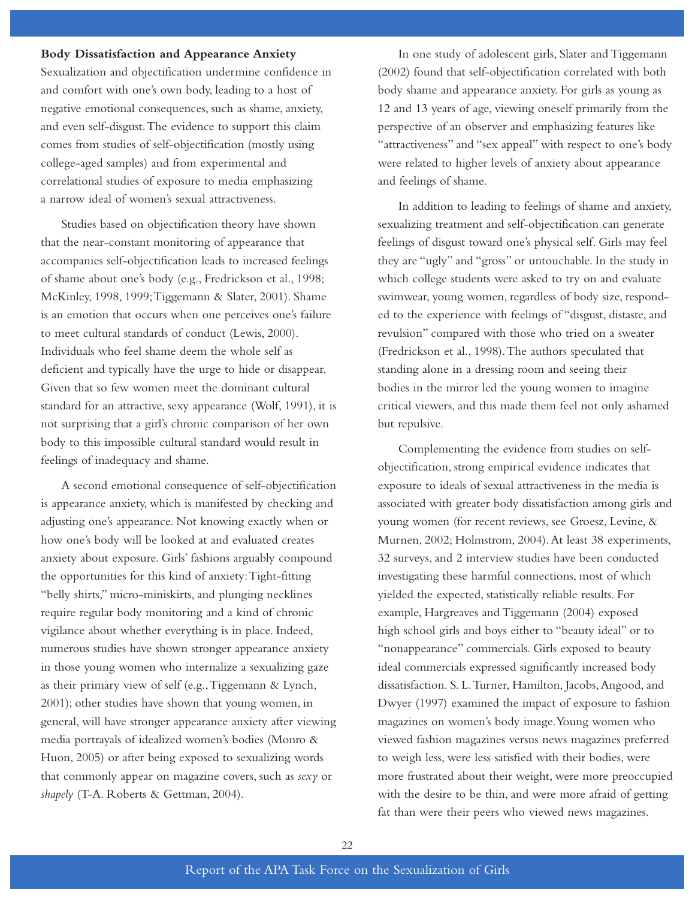**Body Dissatisfaction and Appearance Anxiety**

Sexualization and objectification undermine confidence in and comfort with one's own body, leading to a host of negative emotional consequences, such as shame, anxiety, and even self-disgust. The evidence to support this claim comes from studies of self-objectification (mostly using college-aged samples) and from experimental and correlational studies of exposure to media emphasizing a narrow ideal of women's sexual attractiveness.

Studies based on objectification theory have shown that the near-constant monitoring of appearance that accompanies self-objectification leads to increased feelings of shame about one's body (e.g., Fredrickson et al., 1998; McKinley, 1998, 1999; Tiggemann & Slater, 2001). Shame is an emotion that occurs when one perceives one's failure to meet cultural standards of conduct (Lewis, 2000). Individuals who feel shame deem the whole self as deficient and typically have the urge to hide or disappear. Given that so few women meet the dominant cultural standard for an attractive, sexy appearance (Wolf, 1991), it is not surprising that a girl's chronic comparison of her own body to this impossible cultural standard would result in feelings of inadequacy and shame.

A second emotional consequence of self-objectification is appearance anxiety, which is manifested by checking and adjusting one's appearance. Not knowing exactly when or how one's body will be looked at and evaluated creates anxiety about exposure. Girls' fashions arguably compound the opportunities for this kind of anxiety: Tight-fitting "belly shirts," micro-miniskirts, and plunging necklines require regular body monitoring and a kind of chronic vigilance about whether everything is in place. Indeed, numerous studies have shown stronger appearance anxiety in those young women who internalize a sexualizing gaze as their primary view of self (e.g., Tiggemann & Lynch, 2001); other studies have shown that young women, in general, will have stronger appearance anxiety after viewing media portrayals of idealized women's bodies (Monro & Huon, 2005) or after being exposed to sexualizing words that commonly appear on magazine covers, such as *sexy* or *shapely* (T-A. Roberts & Gettman, 2004).

In one study of adolescent girls, Slater and Tiggemann (2002) found that self-objectification correlated with both body shame and appearance anxiety. For girls as young as 12 and 13 years of age, viewing oneself primarily from the perspective of an observer and emphasizing features like "attractiveness" and "sex appeal" with respect to one's body were related to higher levels of anxiety about appearance and feelings of shame.

In addition to leading to feelings of shame and anxiety, sexualizing treatment and self-objectification can generate feelings of disgust toward one's physical self. Girls may feel they are "ugly" and "gross" or untouchable. In the study in which college students were asked to try on and evaluate swimwear, young women, regardless of body size, responded to the experience with feelings of "disgust, distaste, and revulsion" compared with those who tried on a sweater (Fredrickson et al., 1998). The authors speculated that standing alone in a dressing room and seeing their bodies in the mirror led the young women to imagine critical viewers, and this made them feel not only ashamed but repulsive.

Complementing the evidence from studies on self-objectification, strong empirical evidence indicates that exposure to ideals of sexual attractiveness in the media is associated with greater body dissatisfaction among girls and young women (for recent reviews, see Groesz, Levine, & Murnen, 2002; Holmstrom, 2004). At least 38 experiments, 32 surveys, and 2 interview studies have been conducted investigating these harmful connections, most of which yielded the expected, statistically reliable results. For example, Hargreaves and Tiggemann (2004) exposed high school girls and boys either to "beauty ideal" or to "nonappearance" commercials. Girls exposed to beauty ideal commercials expressed significantly increased body dissatisfaction. S. L. Turner, Hamilton, Jacobs, Angood, and Dwyer (1997) examined the impact of exposure to fashion magazines on women's body image. Young women who viewed fashion magazines versus news magazines preferred to weigh less, were less satisfied with their bodies, were more frustrated about their weight, were more preoccupied with the desire to be thin, and were more afraid of getting fat than were their peers who viewed news magazines.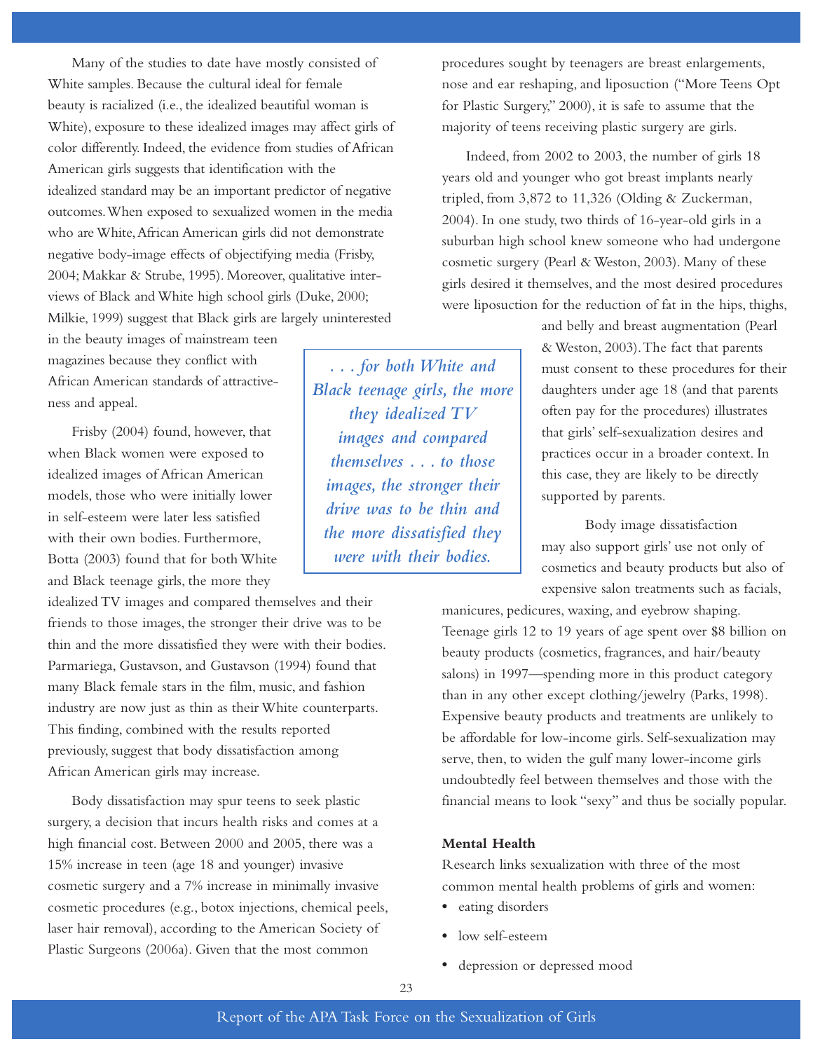Many of the studies to date have mostly consisted of White samples. Because the cultural ideal for female beauty is racialized (i.e., the idealized beautiful woman is White), exposure to these idealized images may affect girls of color differently. Indeed, the evidence from studies of African American girls suggests that identification with the idealized standard may be an important predictor of negative outcomes. When exposed to sexualized women in the media who are White, African American girls did not demonstrate negative body-image effects of objectifying media (Frisby, 2004; Makkar & Strube, 1995). Moreover, qualitative interviews of Black and White high school girls (Duke, 2000; Milkie, 1999) suggest that Black girls are largely uninterested in the beauty images of mainstream teen magazines because they conflict with African American standards of attractiveness and appeal.

Frisby (2004) found, however, that when Black women were exposed to idealized images of African American models, those who were initially lower in self-esteem were later less satisfied with their own bodies. Furthermore, Botta (2003) found that for both White and Black teenage girls, the more they idealized TV images and compared themselves and their friends to those images, the stronger their drive was to be thin and the more dissatisfied they were with their bodies. Parmariega, Gustavson, and Gustavson (1994) found that many Black female stars in the film, music, and fashion industry are now just as thin as their White counterparts. This finding, combined with the results reported previously, suggest that body dissatisfaction among African American girls may increase.

*. . . for both White and Black teenage girls, the more they idealized TV images and compared themselves . . . to those images, the stronger their drive was to be thin and the more dissatisfied they were with their bodies.*

Body dissatisfaction may spur teens to seek plastic surgery, a decision that incurs health risks and comes at a high financial cost. Between 2000 and 2005, there was a 15% increase in teen (age 18 and younger) invasive cosmetic surgery and a 7% increase in minimally invasive cosmetic procedures (e.g., botox injections, chemical peels, laser hair removal), according to the American Society of Plastic Surgeons (2006a). Given that the most common procedures sought by teenagers are breast enlargements, nose and ear reshaping, and liposuction ("More Teens Opt for Plastic Surgery," 2000), it is safe to assume that the majority of teens receiving plastic surgery are girls.

Indeed, from 2002 to 2003, the number of girls 18 years old and younger who got breast implants nearly tripled, from 3,872 to 11,326 (Olding & Zuckerman, 2004). In one study, two thirds of 16-year-old girls in a suburban high school knew someone who had undergone cosmetic surgery (Pearl & Weston, 2003). Many of these girls desired it themselves, and the most desired procedures were liposuction for the reduction of fat in the hips, thighs, and belly and breast augmentation (Pearl & Weston, 2003). The fact that parents must consent to these procedures for their daughters under age 18 (and that parents often pay for the procedures) illustrates that girls' self-sexualization desires and practices occur in a broader context. In this case, they are likely to be directly supported by parents.

Body image dissatisfaction may also support girls' use not only of cosmetics and beauty products but also of expensive salon treatments such as facials, manicures, pedicures, waxing, and eyebrow shaping. Teenage girls 12 to 19 years of age spent over $8 billion on beauty products (cosmetics, fragrances, and hair/beauty salons) in 1997—spending more in this product category than in any other except clothing/jewelry (Parks, 1998). Expensive beauty products and treatments are unlikely to be affordable for low-income girls. Self-sexualization may serve, then, to widen the gulf many lower-income girls undoubtedly feel between themselves and those with the financial means to look "sexy" and thus be socially popular.

**Mental Health**

Research links sexualization with three of the most common mental health problems of girls and women:

- eating disorders
- low self-esteem
- depression or depressed mood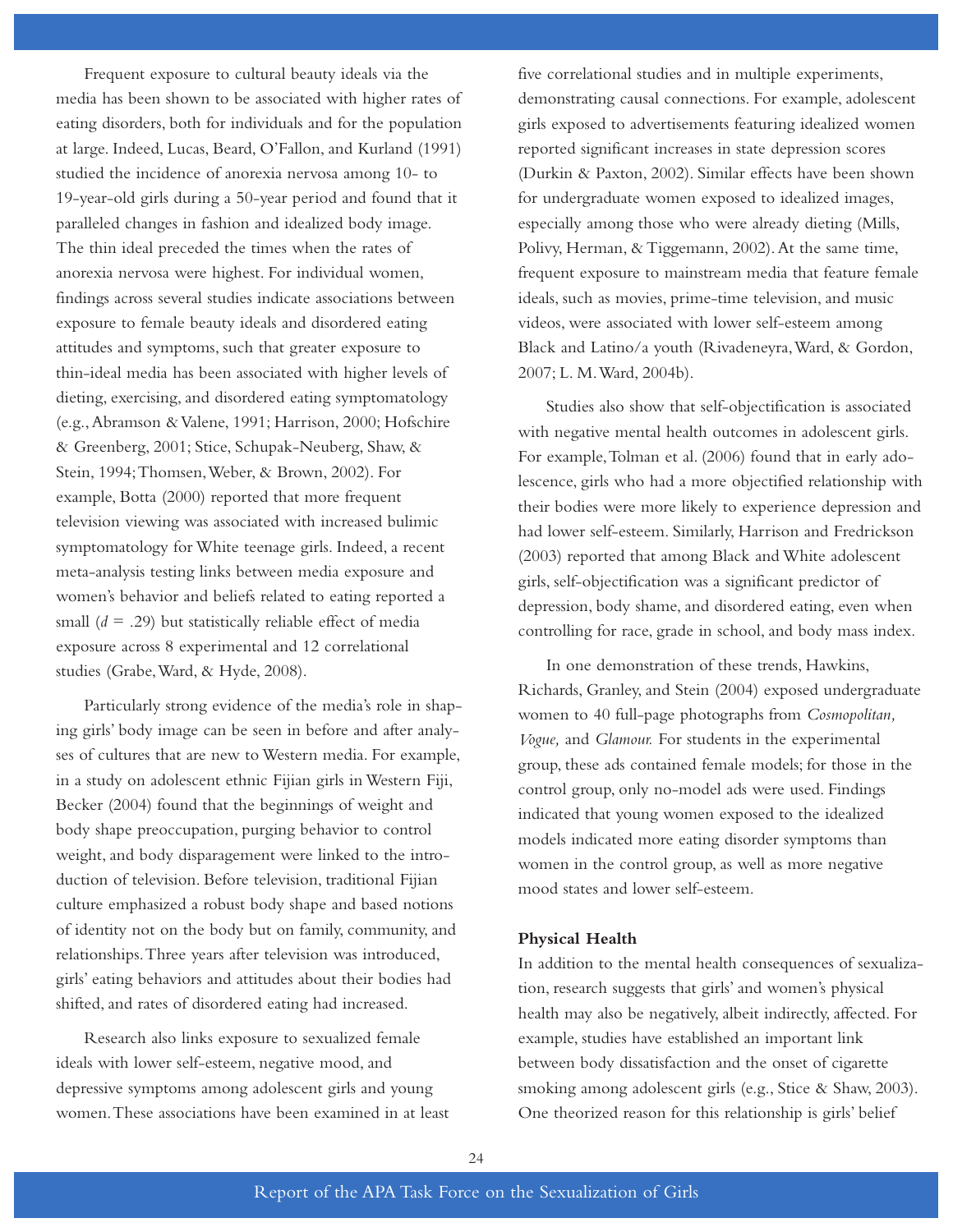Frequent exposure to cultural beauty ideals via the media has been shown to be associated with higher rates of eating disorders, both for individuals and for the population at large. Indeed, Lucas, Beard, O'Fallon, and Kurland (1991) studied the incidence of anorexia nervosa among 10- to 19-year-old girls during a 50-year period and found that it paralleled changes in fashion and idealized body image. The thin ideal preceded the times when the rates of anorexia nervosa were highest. For individual women, findings across several studies indicate associations between exposure to female beauty ideals and disordered eating attitudes and symptoms, such that greater exposure to thin-ideal media has been associated with higher levels of dieting, exercising, and disordered eating symptomatology (e.g., Abramson & Valene, 1991; Harrison, 2000; Hofschire & Greenberg, 2001; Stice, Schupak-Neuberg, Shaw, & Stein, 1994; Thomsen, Weber, & Brown, 2002). For example, Botta (2000) reported that more frequent television viewing was associated with increased bulimic symptomatology for White teenage girls. Indeed, a recent meta-analysis testing links between media exposure and women's behavior and beliefs related to eating reported a small ($d$ = .29) but statistically reliable effect of media exposure across 8 experimental and 12 correlational studies (Grabe, Ward, & Hyde, 2008).

Particularly strong evidence of the media's role in shaping girls' body image can be seen in before and after analyses of cultures that are new to Western media. For example, in a study on adolescent ethnic Fijian girls in Western Fiji, Becker (2004) found that the beginnings of weight and body shape preoccupation, purging behavior to control weight, and body disparagement were linked to the introduction of television. Before television, traditional Fijian culture emphasized a robust body shape and based notions of identity not on the body but on family, community, and relationships. Three years after television was introduced, girls' eating behaviors and attitudes about their bodies had shifted, and rates of disordered eating had increased.

Research also links exposure to sexualized female ideals with lower self-esteem, negative mood, and depressive symptoms among adolescent girls and young women. These associations have been examined in at least five correlational studies and in multiple experiments, demonstrating causal connections. For example, adolescent girls exposed to advertisements featuring idealized women reported significant increases in state depression scores (Durkin & Paxton, 2002). Similar effects have been shown for undergraduate women exposed to idealized images, especially among those who were already dieting (Mills, Polivy, Herman, & Tiggemann, 2002). At the same time, frequent exposure to mainstream media that feature female ideals, such as movies, prime-time television, and music videos, were associated with lower self-esteem among Black and Latino/a youth (Rivadeneyra, Ward, & Gordon, 2007; L. M. Ward, 2004b).

Studies also show that self-objectification is associated with negative mental health outcomes in adolescent girls. For example, Tolman et al. (2006) found that in early adolescence, girls who had a more objectified relationship with their bodies were more likely to experience depression and had lower self-esteem. Similarly, Harrison and Fredrickson (2003) reported that among Black and White adolescent girls, self-objectification was a significant predictor of depression, body shame, and disordered eating, even when controlling for race, grade in school, and body mass index.

In one demonstration of these trends, Hawkins, Richards, Granley, and Stein (2004) exposed undergraduate women to 40 full-page photographs from *Cosmopolitan, Vogue,* and *Glamour.* For students in the experimental group, these ads contained female models; for those in the control group, only no-model ads were used. Findings indicated that young women exposed to the idealized models indicated more eating disorder symptoms than women in the control group, as well as more negative mood states and lower self-esteem.

### Physical Health

In addition to the mental health consequences of sexualization, research suggests that girls' and women's physical health may also be negatively, albeit indirectly, affected. For example, studies have established an important link between body dissatisfaction and the onset of cigarette smoking among adolescent girls (e.g., Stice & Shaw, 2003). One theorized reason for this relationship is girls' belief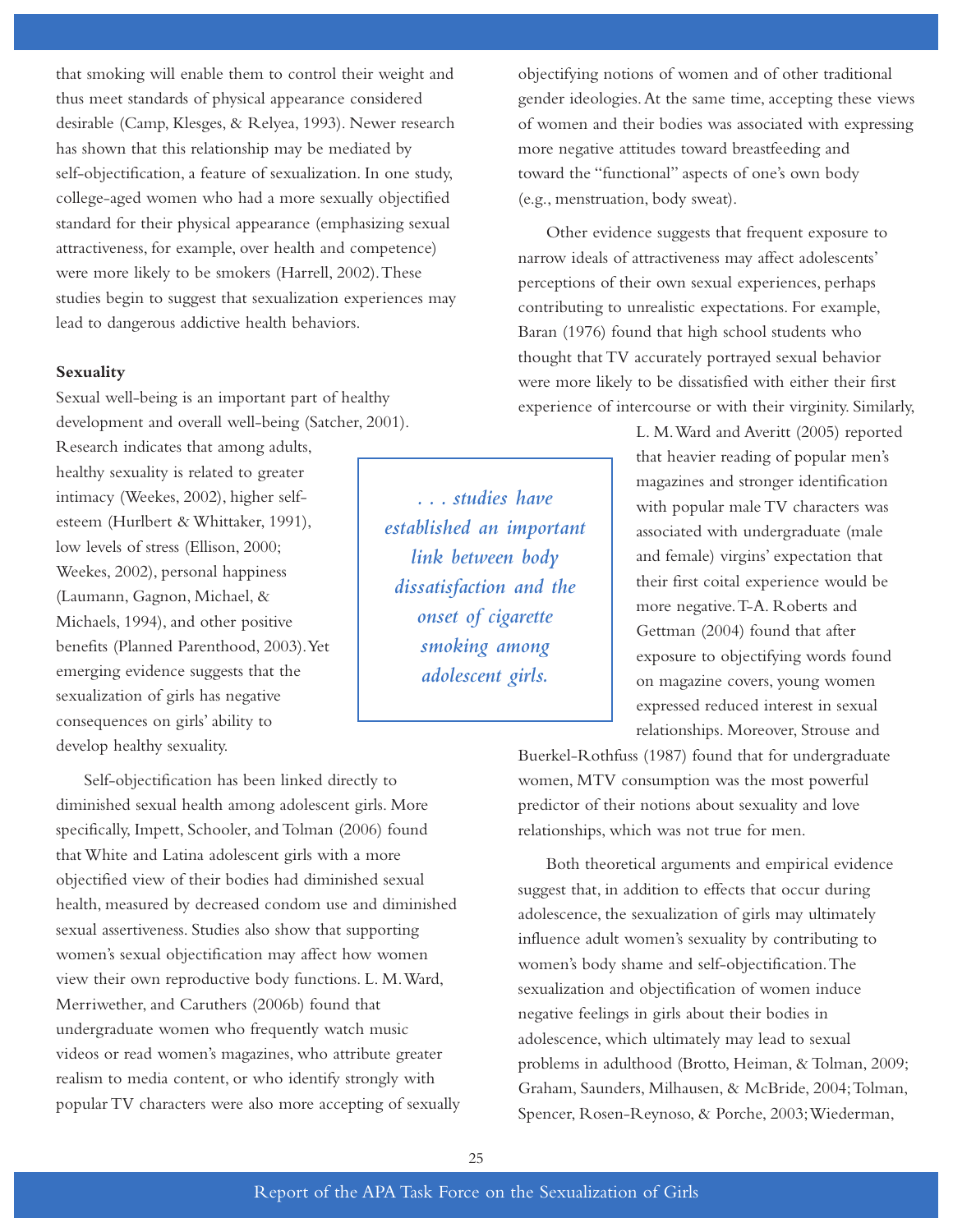that smoking will enable them to control their weight and thus meet standards of physical appearance considered desirable (Camp, Klesges, & Relyea, 1993). Newer research has shown that this relationship may be mediated by self-objectification, a feature of sexualization. In one study, college-aged women who had a more sexually objectified standard for their physical appearance (emphasizing sexual attractiveness, for example, over health and competence) were more likely to be smokers (Harrell, 2002). These studies begin to suggest that sexualization experiences may lead to dangerous addictive health behaviors.

**Sexuality**

Sexual well-being is an important part of healthy development and overall well-being (Satcher, 2001). Research indicates that among adults, healthy sexuality is related to greater intimacy (Weekes, 2002), higher self-esteem (Hurlbert & Whittaker, 1991), low levels of stress (Ellison, 2000; Weekes, 2002), personal happiness (Laumann, Gagnon, Michael, & Michaels, 1994), and other positive benefits (Planned Parenthood, 2003). Yet emerging evidence suggests that the sexualization of girls has negative consequences on girls' ability to develop healthy sexuality.

> ***. . . studies have established an important link between body dissatisfaction and the onset of cigarette smoking among adolescent girls.***

Self-objectification has been linked directly to diminished sexual health among adolescent girls. More specifically, Impett, Schooler, and Tolman (2006) found that White and Latina adolescent girls with a more objectified view of their bodies had diminished sexual health, measured by decreased condom use and diminished sexual assertiveness. Studies also show that supporting women's sexual objectification may affect how women view their own reproductive body functions. L. M. Ward, Merriwether, and Caruthers (2006b) found that undergraduate women who frequently watch music videos or read women's magazines, who attribute greater realism to media content, or who identify strongly with popular TV characters were also more accepting of sexually objectifying notions of women and of other traditional gender ideologies. At the same time, accepting these views of women and their bodies was associated with expressing more negative attitudes toward breastfeeding and toward the "functional" aspects of one's own body (e.g., menstruation, body sweat).

Other evidence suggests that frequent exposure to narrow ideals of attractiveness may affect adolescents' perceptions of their own sexual experiences, perhaps contributing to unrealistic expectations. For example, Baran (1976) found that high school students who thought that TV accurately portrayed sexual behavior were more likely to be dissatisfied with either their first experience of intercourse or with their virginity. Similarly, L. M. Ward and Averitt (2005) reported that heavier reading of popular men's magazines and stronger identification with popular male TV characters was associated with undergraduate (male and female) virgins' expectation that their first coital experience would be more negative. T-A. Roberts and Gettman (2004) found that after exposure to objectifying words found on magazine covers, young women expressed reduced interest in sexual relationships. Moreover, Strouse and Buerkel-Rothfuss (1987) found that for undergraduate women, MTV consumption was the most powerful predictor of their notions about sexuality and love relationships, which was not true for men.

Both theoretical arguments and empirical evidence suggest that, in addition to effects that occur during adolescence, the sexualization of girls may ultimately influence adult women's sexuality by contributing to women's body shame and self-objectification. The sexualization and objectification of women induce negative feelings in girls about their bodies in adolescence, which ultimately may lead to sexual problems in adulthood (Brotto, Heiman, & Tolman, 2009; Graham, Saunders, Milhausen, & McBride, 2004; Tolman, Spencer, Rosen-Reynoso, & Porche, 2003; Wiederman,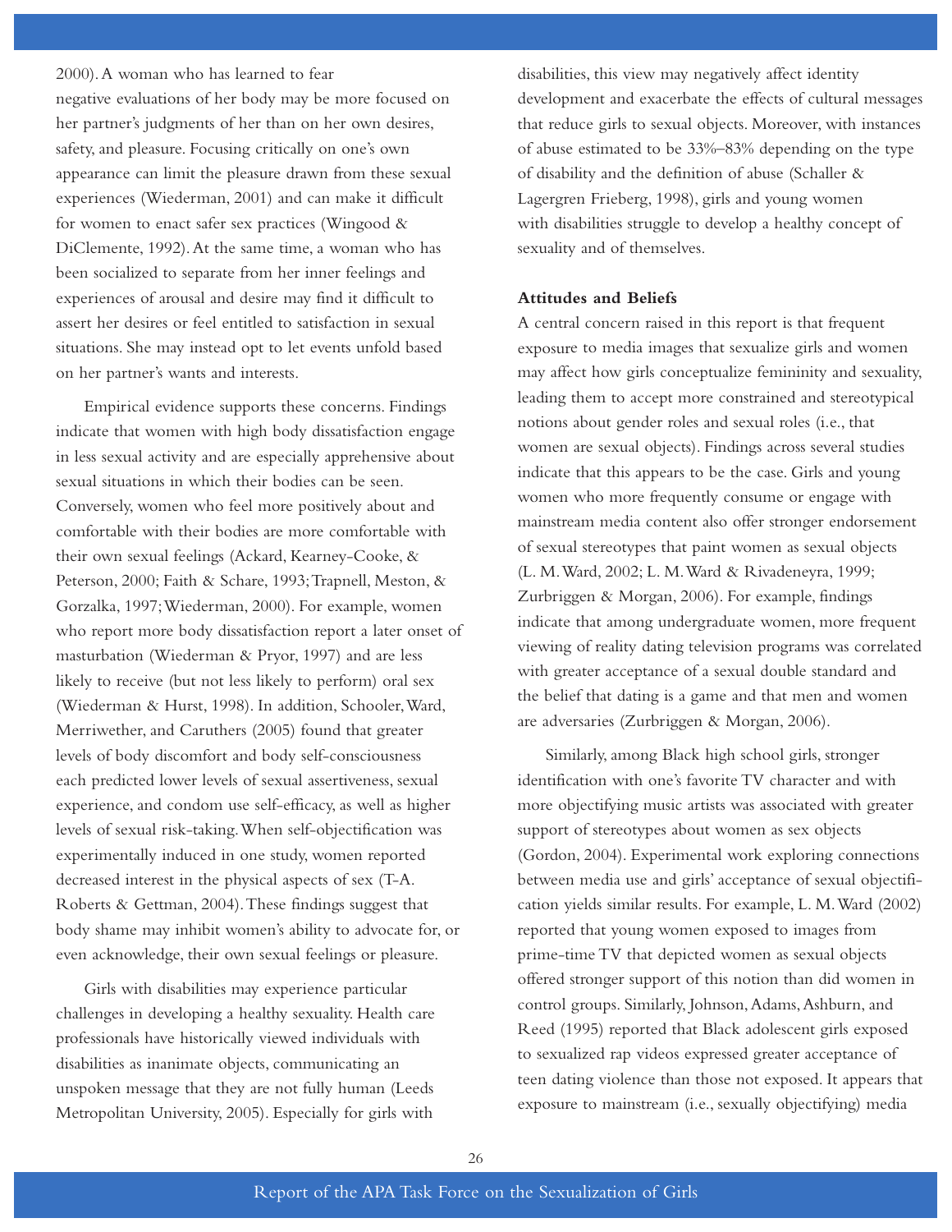2000). A woman who has learned to fear negative evaluations of her body may be more focused on her partner's judgments of her than on her own desires, safety, and pleasure. Focusing critically on one's own appearance can limit the pleasure drawn from these sexual experiences (Wiederman, 2001) and can make it difficult for women to enact safer sex practices (Wingood & DiClemente, 1992). At the same time, a woman who has been socialized to separate from her inner feelings and experiences of arousal and desire may find it difficult to assert her desires or feel entitled to satisfaction in sexual situations. She may instead opt to let events unfold based on her partner's wants and interests.

Empirical evidence supports these concerns. Findings indicate that women with high body dissatisfaction engage in less sexual activity and are especially apprehensive about sexual situations in which their bodies can be seen. Conversely, women who feel more positively about and comfortable with their bodies are more comfortable with their own sexual feelings (Ackard, Kearney-Cooke, & Peterson, 2000; Faith & Schare, 1993; Trapnell, Meston, & Gorzalka, 1997; Wiederman, 2000). For example, women who report more body dissatisfaction report a later onset of masturbation (Wiederman & Pryor, 1997) and are less likely to receive (but not less likely to perform) oral sex (Wiederman & Hurst, 1998). In addition, Schooler, Ward, Merriwether, and Caruthers (2005) found that greater levels of body discomfort and body self-consciousness each predicted lower levels of sexual assertiveness, sexual experience, and condom use self-efficacy, as well as higher levels of sexual risk-taking. When self-objectification was experimentally induced in one study, women reported decreased interest in the physical aspects of sex (T-A. Roberts & Gettman, 2004). These findings suggest that body shame may inhibit women's ability to advocate for, or even acknowledge, their own sexual feelings or pleasure.

Girls with disabilities may experience particular challenges in developing a healthy sexuality. Health care professionals have historically viewed individuals with disabilities as inanimate objects, communicating an unspoken message that they are not fully human (Leeds Metropolitan University, 2005). Especially for girls with disabilities, this view may negatively affect identity development and exacerbate the effects of cultural messages that reduce girls to sexual objects. Moreover, with instances of abuse estimated to be 33%–83% depending on the type of disability and the definition of abuse (Schaller & Lagergren Frieberg, 1998), girls and young women with disabilities struggle to develop a healthy concept of sexuality and of themselves.

**Attitudes and Beliefs**

A central concern raised in this report is that frequent exposure to media images that sexualize girls and women may affect how girls conceptualize femininity and sexuality, leading them to accept more constrained and stereotypical notions about gender roles and sexual roles (i.e., that women are sexual objects). Findings across several studies indicate that this appears to be the case. Girls and young women who more frequently consume or engage with mainstream media content also offer stronger endorsement of sexual stereotypes that paint women as sexual objects (L. M. Ward, 2002; L. M. Ward & Rivadeneyra, 1999; Zurbriggen & Morgan, 2006). For example, findings indicate that among undergraduate women, more frequent viewing of reality dating television programs was correlated with greater acceptance of a sexual double standard and the belief that dating is a game and that men and women are adversaries (Zurbriggen & Morgan, 2006).

Similarly, among Black high school girls, stronger identification with one's favorite TV character and with more objectifying music artists was associated with greater support of stereotypes about women as sex objects (Gordon, 2004). Experimental work exploring connections between media use and girls' acceptance of sexual objectification yields similar results. For example, L. M. Ward (2002) reported that young women exposed to images from prime-time TV that depicted women as sexual objects offered stronger support of this notion than did women in control groups. Similarly, Johnson, Adams, Ashburn, and Reed (1995) reported that Black adolescent girls exposed to sexualized rap videos expressed greater acceptance of teen dating violence than those not exposed. It appears that exposure to mainstream (i.e., sexually objectifying) media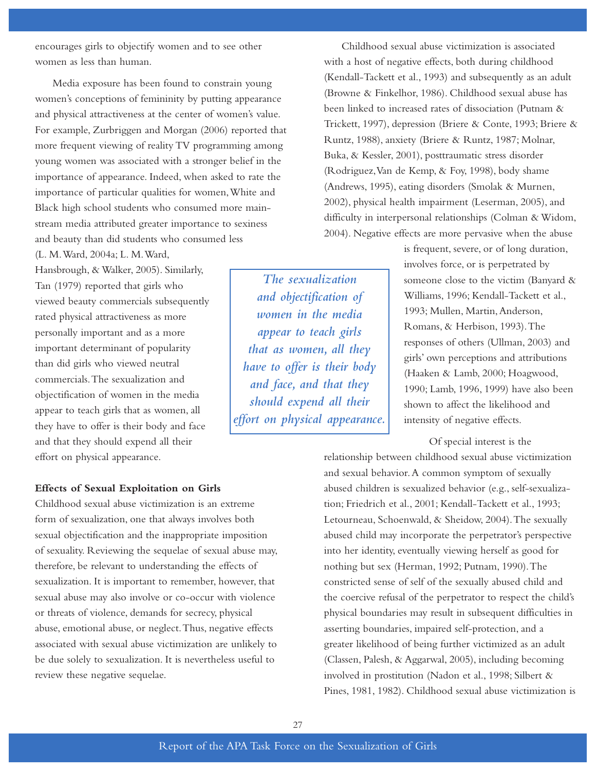encourages girls to objectify women and to see other women as less than human.

Media exposure has been found to constrain young women's conceptions of femininity by putting appearance and physical attractiveness at the center of women's value. For example, Zurbriggen and Morgan (2006) reported that more frequent viewing of reality TV programming among young women was associated with a stronger belief in the importance of appearance. Indeed, when asked to rate the importance of particular qualities for women, White and Black high school students who consumed more mainstream media attributed greater importance to sexiness and beauty than did students who consumed less (L. M. Ward, 2004a; L. M. Ward, Hansbrough, & Walker, 2005). Similarly, Tan (1979) reported that girls who viewed beauty commercials subsequently rated physical attractiveness as more personally important and as a more important determinant of popularity than did girls who viewed neutral commercials. The sexualization and objectification of women in the media appear to teach girls that as women, all they have to offer is their body and face and that they should expend all their effort on physical appearance.

*The sexualization and objectification of women in the media appear to teach girls that as women, all they have to offer is their body and face, and that they should expend all their effort on physical appearance.*

**Effects of Sexual Exploitation on Girls**

Childhood sexual abuse victimization is an extreme form of sexualization, one that always involves both sexual objectification and the inappropriate imposition of sexuality. Reviewing the sequelae of sexual abuse may, therefore, be relevant to understanding the effects of sexualization. It is important to remember, however, that sexual abuse may also involve or co-occur with violence or threats of violence, demands for secrecy, physical abuse, emotional abuse, or neglect. Thus, negative effects associated with sexual abuse victimization are unlikely to be due solely to sexualization. It is nevertheless useful to review these negative sequelae.

Childhood sexual abuse victimization is associated with a host of negative effects, both during childhood (Kendall-Tackett et al., 1993) and subsequently as an adult (Browne & Finkelhor, 1986). Childhood sexual abuse has been linked to increased rates of dissociation (Putnam & Trickett, 1997), depression (Briere & Conte, 1993; Briere & Runtz, 1988), anxiety (Briere & Runtz, 1987; Molnar, Buka, & Kessler, 2001), posttraumatic stress disorder (Rodriguez, Van de Kemp, & Foy, 1998), body shame (Andrews, 1995), eating disorders (Smolak & Murnen, 2002), physical health impairment (Leserman, 2005), and difficulty in interpersonal relationships (Colman & Widom, 2004). Negative effects are more pervasive when the abuse is frequent, severe, or of long duration, involves force, or is perpetrated by someone close to the victim (Banyard & Williams, 1996; Kendall-Tackett et al., 1993; Mullen, Martin, Anderson, Romans, & Herbison, 1993). The responses of others (Ullman, 2003) and girls' own perceptions and attributions (Haaken & Lamb, 2000; Hoagwood, 1990; Lamb, 1996, 1999) have also been shown to affect the likelihood and intensity of negative effects.

Of special interest is the relationship between childhood sexual abuse victimization and sexual behavior. A common symptom of sexually abused children is sexualized behavior (e.g., self-sexualization; Friedrich et al., 2001; Kendall-Tackett et al., 1993; Letourneau, Schoenwald, & Sheidow, 2004). The sexually abused child may incorporate the perpetrator's perspective into her identity, eventually viewing herself as good for nothing but sex (Herman, 1992; Putnam, 1990). The constricted sense of self of the sexually abused child and the coercive refusal of the perpetrator to respect the child's physical boundaries may result in subsequent difficulties in asserting boundaries, impaired self-protection, and a greater likelihood of being further victimized as an adult (Classen, Palesh, & Aggarwal, 2005), including becoming involved in prostitution (Nadon et al., 1998; Silbert & Pines, 1981, 1982). Childhood sexual abuse victimization is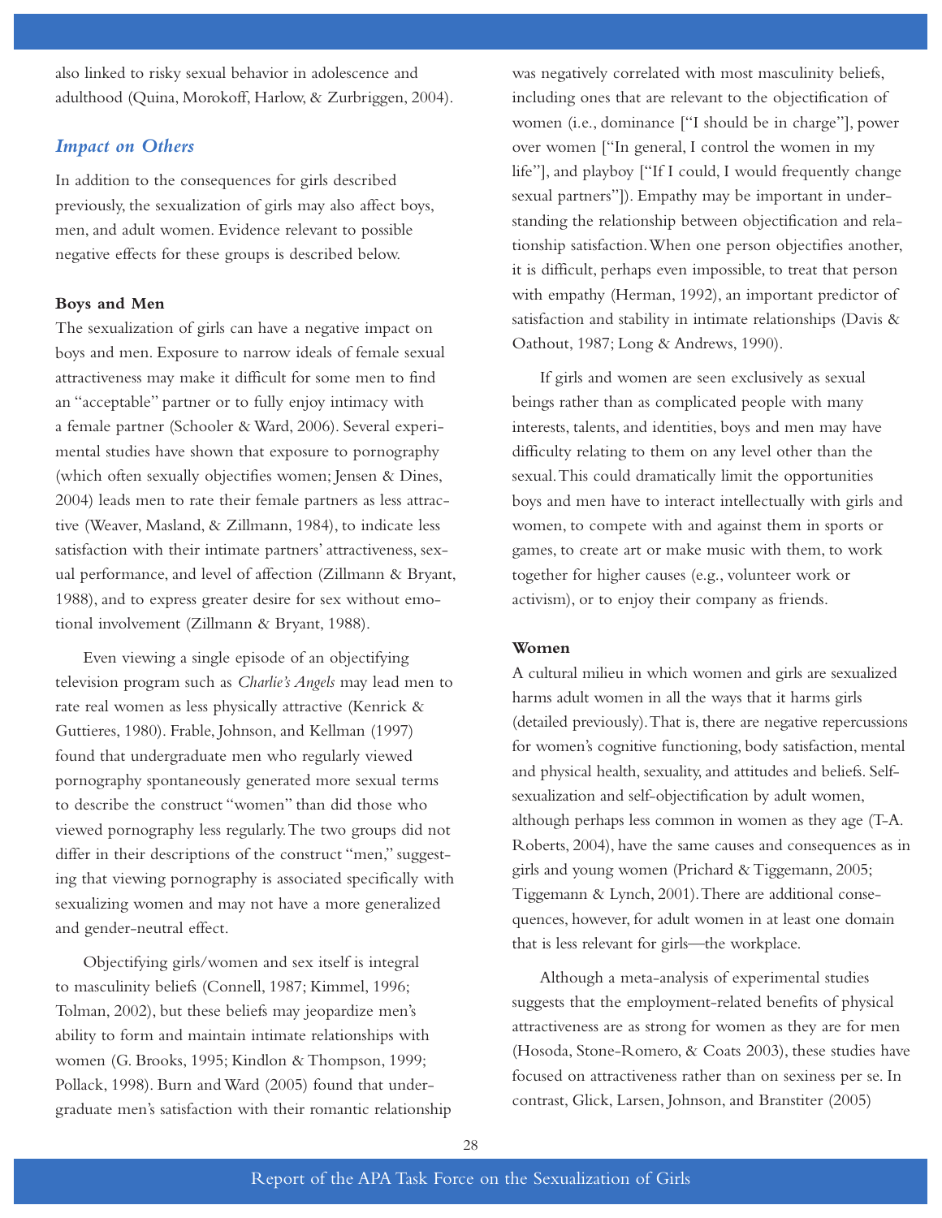also linked to risky sexual behavior in adolescence and adulthood (Quina, Morokoff, Harlow, & Zurbriggen, 2004).

### *Impact on Others*

In addition to the consequences for girls described previously, the sexualization of girls may also affect boys, men, and adult women. Evidence relevant to possible negative effects for these groups is described below.

#### Boys and Men

The sexualization of girls can have a negative impact on boys and men. Exposure to narrow ideals of female sexual attractiveness may make it difficult for some men to find an "acceptable" partner or to fully enjoy intimacy with a female partner (Schooler & Ward, 2006). Several experimental studies have shown that exposure to pornography (which often sexually objectifies women; Jensen & Dines, 2004) leads men to rate their female partners as less attractive (Weaver, Masland, & Zillmann, 1984), to indicate less satisfaction with their intimate partners' attractiveness, sexual performance, and level of affection (Zillmann & Bryant, 1988), and to express greater desire for sex without emotional involvement (Zillmann & Bryant, 1988).

Even viewing a single episode of an objectifying television program such as *Charlie's Angels* may lead men to rate real women as less physically attractive (Kenrick & Guttieres, 1980). Frable, Johnson, and Kellman (1997) found that undergraduate men who regularly viewed pornography spontaneously generated more sexual terms to describe the construct "women" than did those who viewed pornography less regularly. The two groups did not differ in their descriptions of the construct "men," suggesting that viewing pornography is associated specifically with sexualizing women and may not have a more generalized and gender-neutral effect.

Objectifying girls/women and sex itself is integral to masculinity beliefs (Connell, 1987; Kimmel, 1996; Tolman, 2002), but these beliefs may jeopardize men's ability to form and maintain intimate relationships with women (G. Brooks, 1995; Kindlon & Thompson, 1999; Pollack, 1998). Burn and Ward (2005) found that undergraduate men's satisfaction with their romantic relationship was negatively correlated with most masculinity beliefs, including ones that are relevant to the objectification of women (i.e., dominance ["I should be in charge"], power over women ["In general, I control the women in my life"], and playboy ["If I could, I would frequently change sexual partners"]). Empathy may be important in understanding the relationship between objectification and relationship satisfaction. When one person objectifies another, it is difficult, perhaps even impossible, to treat that person with empathy (Herman, 1992), an important predictor of satisfaction and stability in intimate relationships (Davis & Oathout, 1987; Long & Andrews, 1990).

If girls and women are seen exclusively as sexual beings rather than as complicated people with many interests, talents, and identities, boys and men may have difficulty relating to them on any level other than the sexual. This could dramatically limit the opportunities boys and men have to interact intellectually with girls and women, to compete with and against them in sports or games, to create art or make music with them, to work together for higher causes (e.g., volunteer work or activism), or to enjoy their company as friends.

#### Women

A cultural milieu in which women and girls are sexualized harms adult women in all the ways that it harms girls (detailed previously). That is, there are negative repercussions for women's cognitive functioning, body satisfaction, mental and physical health, sexuality, and attitudes and beliefs. Self-sexualization and self-objectification by adult women, although perhaps less common in women as they age (T-A. Roberts, 2004), have the same causes and consequences as in girls and young women (Prichard & Tiggemann, 2005; Tiggemann & Lynch, 2001). There are additional consequences, however, for adult women in at least one domain that is less relevant for girls—the workplace.

Although a meta-analysis of experimental studies suggests that the employment-related benefits of physical attractiveness are as strong for women as they are for men (Hosoda, Stone-Romero, & Coats 2003), these studies have focused on attractiveness rather than on sexiness per se. In contrast, Glick, Larsen, Johnson, and Branstiter (2005)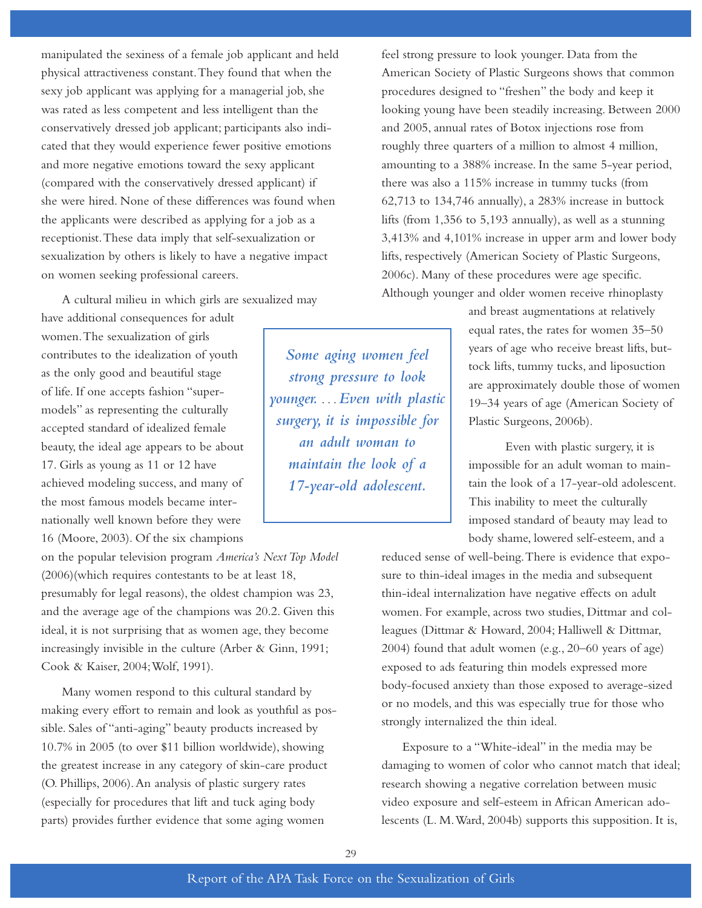manipulated the sexiness of a female job applicant and held physical attractiveness constant. They found that when the sexy job applicant was applying for a managerial job, she was rated as less competent and less intelligent than the conservatively dressed job applicant; participants also indicated that they would experience fewer positive emotions and more negative emotions toward the sexy applicant (compared with the conservatively dressed applicant) if she were hired. None of these differences was found when the applicants were described as applying for a job as a receptionist. These data imply that self-sexualization or sexualization by others is likely to have a negative impact on women seeking professional careers.

A cultural milieu in which girls are sexualized may have additional consequences for adult women. The sexualization of girls contributes to the idealization of youth as the only good and beautiful stage of life. If one accepts fashion "supermodels" as representing the culturally accepted standard of idealized female beauty, the ideal age appears to be about 17. Girls as young as 11 or 12 have achieved modeling success, and many of the most famous models became internationally well known before they were 16 (Moore, 2003). Of the six champions on the popular television program *America's Next Top Model* (2006)(which requires contestants to be at least 18, presumably for legal reasons), the oldest champion was 23, and the average age of the champions was 20.2. Given this ideal, it is not surprising that as women age, they become increasingly invisible in the culture (Arber & Ginn, 1991; Cook & Kaiser, 2004; Wolf, 1991).

Many women respond to this cultural standard by making every effort to remain and look as youthful as possible. Sales of "anti-aging" beauty products increased by 10.7% in 2005 (to over $11 billion worldwide), showing the greatest increase in any category of skin-care product (O. Phillips, 2006). An analysis of plastic surgery rates (especially for procedures that lift and tuck aging body parts) provides further evidence that some aging women feel strong pressure to look younger. Data from the American Society of Plastic Surgeons shows that common procedures designed to "freshen" the body and keep it looking young have been steadily increasing. Between 2000 and 2005, annual rates of Botox injections rose from roughly three quarters of a million to almost 4 million, amounting to a 388% increase. In the same 5-year period, there was also a 115% increase in tummy tucks (from 62,713 to 134,746 annually), a 283% increase in buttock lifts (from 1,356 to 5,193 annually), as well as a stunning 3,413% and 4,101% increase in upper arm and lower body lifts, respectively (American Society of Plastic Surgeons, 2006c). Many of these procedures were age specific. Although younger and older women receive rhinoplasty and breast augmentations at relatively equal rates, the rates for women 35–50 years of age who receive breast lifts, buttock lifts, tummy tucks, and liposuction are approximately double those of women 19–34 years of age (American Society of Plastic Surgeons, 2006b).

> *Some aging women feel strong pressure to look younger. . . . Even with plastic surgery, it is impossible for an adult woman to maintain the look of a 17-year-old adolescent.*

Even with plastic surgery, it is impossible for an adult woman to maintain the look of a 17-year-old adolescent. This inability to meet the culturally imposed standard of beauty may lead to body shame, lowered self-esteem, and a reduced sense of well-being. There is evidence that exposure to thin-ideal images in the media and subsequent thin-ideal internalization have negative effects on adult women. For example, across two studies, Dittmar and colleagues (Dittmar & Howard, 2004; Halliwell & Dittmar, 2004) found that adult women (e.g., 20–60 years of age) exposed to ads featuring thin models expressed more body-focused anxiety than those exposed to average-sized or no models, and this was especially true for those who strongly internalized the thin ideal.

Exposure to a "White-ideal" in the media may be damaging to women of color who cannot match that ideal; research showing a negative correlation between music video exposure and self-esteem in African American adolescents (L. M. Ward, 2004b) supports this supposition. It is,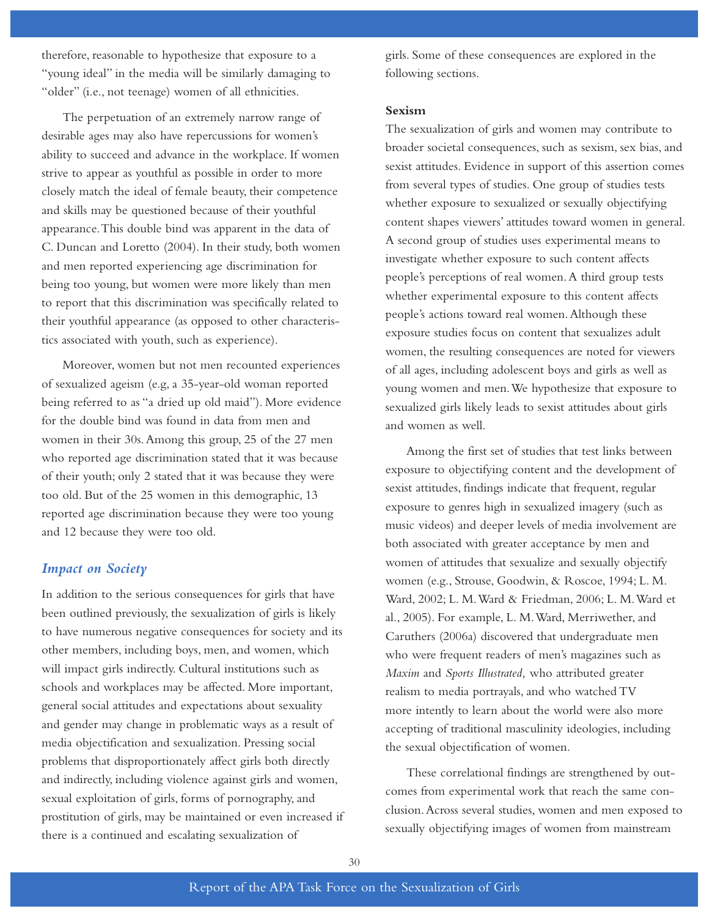therefore, reasonable to hypothesize that exposure to a "young ideal" in the media will be similarly damaging to "older" (i.e., not teenage) women of all ethnicities.

The perpetuation of an extremely narrow range of desirable ages may also have repercussions for women's ability to succeed and advance in the workplace. If women strive to appear as youthful as possible in order to more closely match the ideal of female beauty, their competence and skills may be questioned because of their youthful appearance. This double bind was apparent in the data of C. Duncan and Loretto (2004). In their study, both women and men reported experiencing age discrimination for being too young, but women were more likely than men to report that this discrimination was specifically related to their youthful appearance (as opposed to other characteristics associated with youth, such as experience).

Moreover, women but not men recounted experiences of sexualized ageism (e.g, a 35-year-old woman reported being referred to as "a dried up old maid"). More evidence for the double bind was found in data from men and women in their 30s. Among this group, 25 of the 27 men who reported age discrimination stated that it was because of their youth; only 2 stated that it was because they were too old. But of the 25 women in this demographic, 13 reported age discrimination because they were too young and 12 because they were too old.

## *Impact on Society*

In addition to the serious consequences for girls that have been outlined previously, the sexualization of girls is likely to have numerous negative consequences for society and its other members, including boys, men, and women, which will impact girls indirectly. Cultural institutions such as schools and workplaces may be affected. More important, general social attitudes and expectations about sexuality and gender may change in problematic ways as a result of media objectification and sexualization. Pressing social problems that disproportionately affect girls both directly and indirectly, including violence against girls and women, sexual exploitation of girls, forms of pornography, and prostitution of girls, may be maintained or even increased if there is a continued and escalating sexualization of girls. Some of these consequences are explored in the following sections.

### Sexism

The sexualization of girls and women may contribute to broader societal consequences, such as sexism, sex bias, and sexist attitudes. Evidence in support of this assertion comes from several types of studies. One group of studies tests whether exposure to sexualized or sexually objectifying content shapes viewers' attitudes toward women in general. A second group of studies uses experimental means to investigate whether exposure to such content affects people's perceptions of real women. A third group tests whether experimental exposure to this content affects people's actions toward real women. Although these exposure studies focus on content that sexualizes adult women, the resulting consequences are noted for viewers of all ages, including adolescent boys and girls as well as young women and men. We hypothesize that exposure to sexualized girls likely leads to sexist attitudes about girls and women as well.

Among the first set of studies that test links between exposure to objectifying content and the development of sexist attitudes, findings indicate that frequent, regular exposure to genres high in sexualized imagery (such as music videos) and deeper levels of media involvement are both associated with greater acceptance by men and women of attitudes that sexualize and sexually objectify women (e.g., Strouse, Goodwin, & Roscoe, 1994; L. M. Ward, 2002; L. M. Ward & Friedman, 2006; L. M. Ward et al., 2005). For example, L. M. Ward, Merriwether, and Caruthers (2006a) discovered that undergraduate men who were frequent readers of men's magazines such as *Maxim* and *Sports Illustrated,* who attributed greater realism to media portrayals, and who watched TV more intently to learn about the world were also more accepting of traditional masculinity ideologies, including the sexual objectification of women.

These correlational findings are strengthened by outcomes from experimental work that reach the same conclusion. Across several studies, women and men exposed to sexually objectifying images of women from mainstream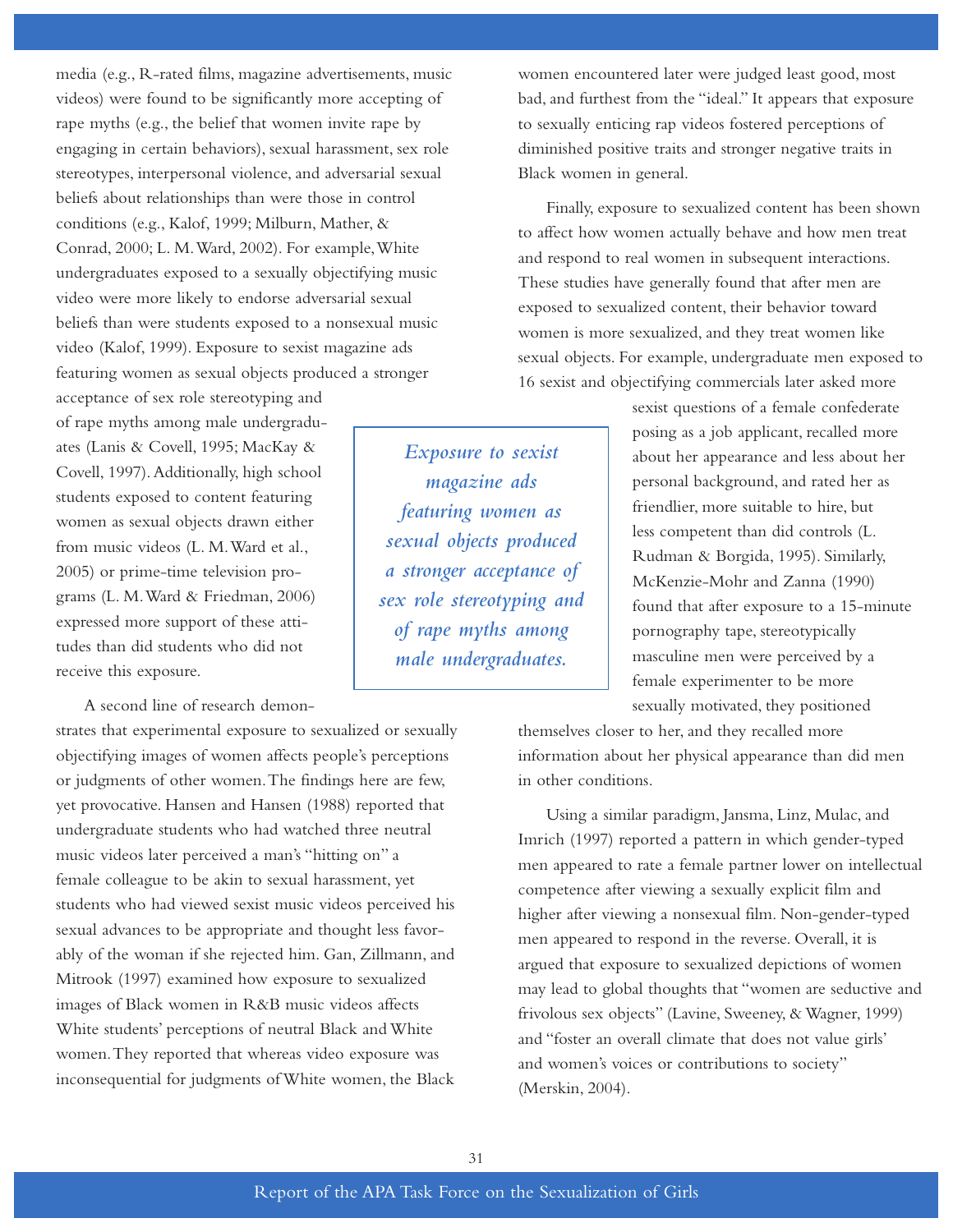media (e.g., R-rated films, magazine advertisements, music videos) were found to be significantly more accepting of rape myths (e.g., the belief that women invite rape by engaging in certain behaviors), sexual harassment, sex role stereotypes, interpersonal violence, and adversarial sexual beliefs about relationships than were those in control conditions (e.g., Kalof, 1999; Milburn, Mather, & Conrad, 2000; L. M. Ward, 2002). For example, White undergraduates exposed to a sexually objectifying music video were more likely to endorse adversarial sexual beliefs than were students exposed to a nonsexual music video (Kalof, 1999). Exposure to sexist magazine ads featuring women as sexual objects produced a stronger acceptance of sex role stereotyping and of rape myths among male undergraduates (Lanis & Covell, 1995; MacKay & Covell, 1997). Additionally, high school students exposed to content featuring women as sexual objects drawn either from music videos (L. M. Ward et al., 2005) or prime-time television programs (L. M. Ward & Friedman, 2006) expressed more support of these attitudes than did students who did not receive this exposure.

*Exposure to sexist magazine ads featuring women as sexual objects produced a stronger acceptance of sex role stereotyping and of rape myths among male undergraduates.*

A second line of research demonstrates that experimental exposure to sexualized or sexually objectifying images of women affects people's perceptions or judgments of other women. The findings here are few, yet provocative. Hansen and Hansen (1988) reported that undergraduate students who had watched three neutral music videos later perceived a man's "hitting on" a female colleague to be akin to sexual harassment, yet students who had viewed sexist music videos perceived his sexual advances to be appropriate and thought less favorably of the woman if she rejected him. Gan, Zillmann, and Mitrook (1997) examined how exposure to sexualized images of Black women in R&B music videos affects White students' perceptions of neutral Black and White women. They reported that whereas video exposure was inconsequential for judgments of White women, the Black women encountered later were judged least good, most bad, and furthest from the "ideal." It appears that exposure to sexually enticing rap videos fostered perceptions of diminished positive traits and stronger negative traits in Black women in general.

Finally, exposure to sexualized content has been shown to affect how women actually behave and how men treat and respond to real women in subsequent interactions. These studies have generally found that after men are exposed to sexualized content, their behavior toward women is more sexualized, and they treat women like sexual objects. For example, undergraduate men exposed to 16 sexist and objectifying commercials later asked more sexist questions of a female confederate posing as a job applicant, recalled more about her appearance and less about her personal background, and rated her as friendlier, more suitable to hire, but less competent than did controls (L. Rudman & Borgida, 1995). Similarly, McKenzie-Mohr and Zanna (1990) found that after exposure to a 15-minute pornography tape, stereotypically masculine men were perceived by a female experimenter to be more sexually motivated, they positioned themselves closer to her, and they recalled more information about her physical appearance than did men in other conditions.

Using a similar paradigm, Jansma, Linz, Mulac, and Imrich (1997) reported a pattern in which gender-typed men appeared to rate a female partner lower on intellectual competence after viewing a sexually explicit film and higher after viewing a nonsexual film. Non-gender-typed men appeared to respond in the reverse. Overall, it is argued that exposure to sexualized depictions of women may lead to global thoughts that "women are seductive and frivolous sex objects" (Lavine, Sweeney, & Wagner, 1999) and "foster an overall climate that does not value girls' and women's voices or contributions to society" (Merskin, 2004).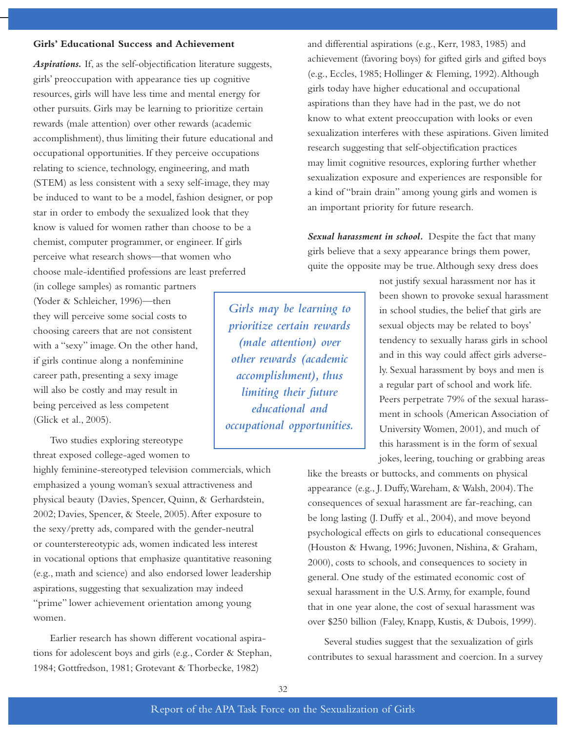### Girls' Educational Success and Achievement

***Aspirations.*** If, as the self-objectification literature suggests, girls' preoccupation with appearance ties up cognitive resources, girls will have less time and mental energy for other pursuits. Girls may be learning to prioritize certain rewards (male attention) over other rewards (academic accomplishment), thus limiting their future educational and occupational opportunities. If they perceive occupations relating to science, technology, engineering, and math (STEM) as less consistent with a sexy self-image, they may be induced to want to be a model, fashion designer, or pop star in order to embody the sexualized look that they know is valued for women rather than choose to be a chemist, computer programmer, or engineer. If girls perceive what research shows—that women who choose male-identified professions are least preferred (in college samples) as romantic partners (Yoder & Schleicher, 1996)—then they will perceive some social costs to choosing careers that are not consistent with a "sexy" image. On the other hand, if girls continue along a nonfeminine career path, presenting a sexy image will also be costly and may result in being perceived as less competent (Glick et al., 2005).

> *Girls may be learning to prioritize certain rewards (male attention) over other rewards (academic accomplishment), thus limiting their future educational and occupational opportunities.*

Two studies exploring stereotype threat exposed college-aged women to highly feminine-stereotyped television commercials, which emphasized a young woman's sexual attractiveness and physical beauty (Davies, Spencer, Quinn, & Gerhardstein, 2002; Davies, Spencer, & Steele, 2005). After exposure to the sexy/pretty ads, compared with the gender-neutral or counterstereotypic ads, women indicated less interest in vocational options that emphasize quantitative reasoning (e.g., math and science) and also endorsed lower leadership aspirations, suggesting that sexualization may indeed "prime" lower achievement orientation among young women.

Earlier research has shown different vocational aspirations for adolescent boys and girls (e.g., Corder & Stephan, 1984; Gottfredson, 1981; Grotevant & Thorbecke, 1982) and differential aspirations (e.g., Kerr, 1983, 1985) and achievement (favoring boys) for gifted girls and gifted boys (e.g., Eccles, 1985; Hollinger & Fleming, 1992). Although girls today have higher educational and occupational aspirations than they have had in the past, we do not know to what extent preoccupation with looks or even sexualization interferes with these aspirations. Given limited research suggesting that self-objectification practices may limit cognitive resources, exploring further whether sexualization exposure and experiences are responsible for a kind of "brain drain" among young girls and women is an important priority for future research.

***Sexual harassment in school.*** Despite the fact that many girls believe that a sexy appearance brings them power, quite the opposite may be true. Although sexy dress does not justify sexual harassment nor has it been shown to provoke sexual harassment in school studies, the belief that girls are sexual objects may be related to boys' tendency to sexually harass girls in school and in this way could affect girls adversely. Sexual harassment by boys and men is a regular part of school and work life. Peers perpetrate 79% of the sexual harassment in schools (American Association of University Women, 2001), and much of this harassment is in the form of sexual jokes, leering, touching or grabbing areas like the breasts or buttocks, and comments on physical appearance (e.g., J. Duffy, Wareham, & Walsh, 2004). The consequences of sexual harassment are far-reaching, can be long lasting (J. Duffy et al., 2004), and move beyond psychological effects on girls to educational consequences (Houston & Hwang, 1996; Juvonen, Nishina, & Graham, 2000), costs to schools, and consequences to society in general. One study of the estimated economic cost of sexual harassment in the U.S. Army, for example, found that in one year alone, the cost of sexual harassment was over $250 billion (Faley, Knapp, Kustis, & Dubois, 1999).

Several studies suggest that the sexualization of girls contributes to sexual harassment and coercion. In a survey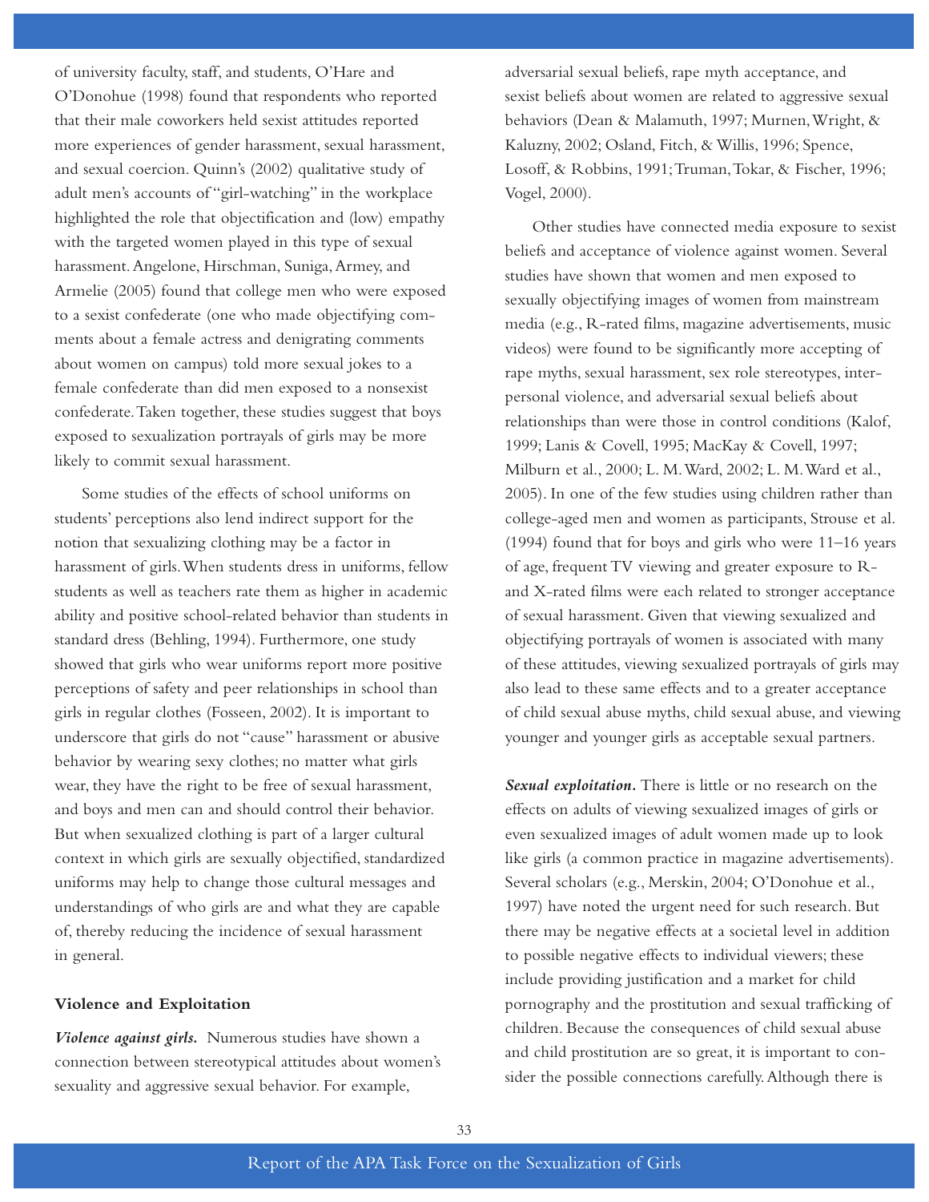of university faculty, staff, and students, O'Hare and O'Donohue (1998) found that respondents who reported that their male coworkers held sexist attitudes reported more experiences of gender harassment, sexual harassment, and sexual coercion. Quinn's (2002) qualitative study of adult men's accounts of "girl-watching" in the workplace highlighted the role that objectification and (low) empathy with the targeted women played in this type of sexual harassment. Angelone, Hirschman, Suniga, Armey, and Armelie (2005) found that college men who were exposed to a sexist confederate (one who made objectifying comments about a female actress and denigrating comments about women on campus) told more sexual jokes to a female confederate than did men exposed to a nonsexist confederate. Taken together, these studies suggest that boys exposed to sexualization portrayals of girls may be more likely to commit sexual harassment.

Some studies of the effects of school uniforms on students' perceptions also lend indirect support for the notion that sexualizing clothing may be a factor in harassment of girls. When students dress in uniforms, fellow students as well as teachers rate them as higher in academic ability and positive school-related behavior than students in standard dress (Behling, 1994). Furthermore, one study showed that girls who wear uniforms report more positive perceptions of safety and peer relationships in school than girls in regular clothes (Fosseen, 2002). It is important to underscore that girls do not "cause" harassment or abusive behavior by wearing sexy clothes; no matter what girls wear, they have the right to be free of sexual harassment, and boys and men can and should control their behavior. But when sexualized clothing is part of a larger cultural context in which girls are sexually objectified, standardized uniforms may help to change those cultural messages and understandings of who girls are and what they are capable of, thereby reducing the incidence of sexual harassment in general.

### Violence and Exploitation

***Violence against girls.*** Numerous studies have shown a connection between stereotypical attitudes about women's sexuality and aggressive sexual behavior. For example, adversarial sexual beliefs, rape myth acceptance, and sexist beliefs about women are related to aggressive sexual behaviors (Dean & Malamuth, 1997; Murnen, Wright, & Kaluzny, 2002; Osland, Fitch, & Willis, 1996; Spence, Losoff, & Robbins, 1991; Truman, Tokar, & Fischer, 1996; Vogel, 2000).

Other studies have connected media exposure to sexist beliefs and acceptance of violence against women. Several studies have shown that women and men exposed to sexually objectifying images of women from mainstream media (e.g., R-rated films, magazine advertisements, music videos) were found to be significantly more accepting of rape myths, sexual harassment, sex role stereotypes, interpersonal violence, and adversarial sexual beliefs about relationships than were those in control conditions (Kalof, 1999; Lanis & Covell, 1995; MacKay & Covell, 1997; Milburn et al., 2000; L. M. Ward, 2002; L. M. Ward et al., 2005). In one of the few studies using children rather than college-aged men and women as participants, Strouse et al. (1994) found that for boys and girls who were 11–16 years of age, frequent TV viewing and greater exposure to R- and X-rated films were each related to stronger acceptance of sexual harassment. Given that viewing sexualized and objectifying portrayals of women is associated with many of these attitudes, viewing sexualized portrayals of girls may also lead to these same effects and to a greater acceptance of child sexual abuse myths, child sexual abuse, and viewing younger and younger girls as acceptable sexual partners.

***Sexual exploitation.*** There is little or no research on the effects on adults of viewing sexualized images of girls or even sexualized images of adult women made up to look like girls (a common practice in magazine advertisements). Several scholars (e.g., Merskin, 2004; O'Donohue et al., 1997) have noted the urgent need for such research. But there may be negative effects at a societal level in addition to possible negative effects to individual viewers; these include providing justification and a market for child pornography and the prostitution and sexual trafficking of children. Because the consequences of child sexual abuse and child prostitution are so great, it is important to consider the possible connections carefully. Although there is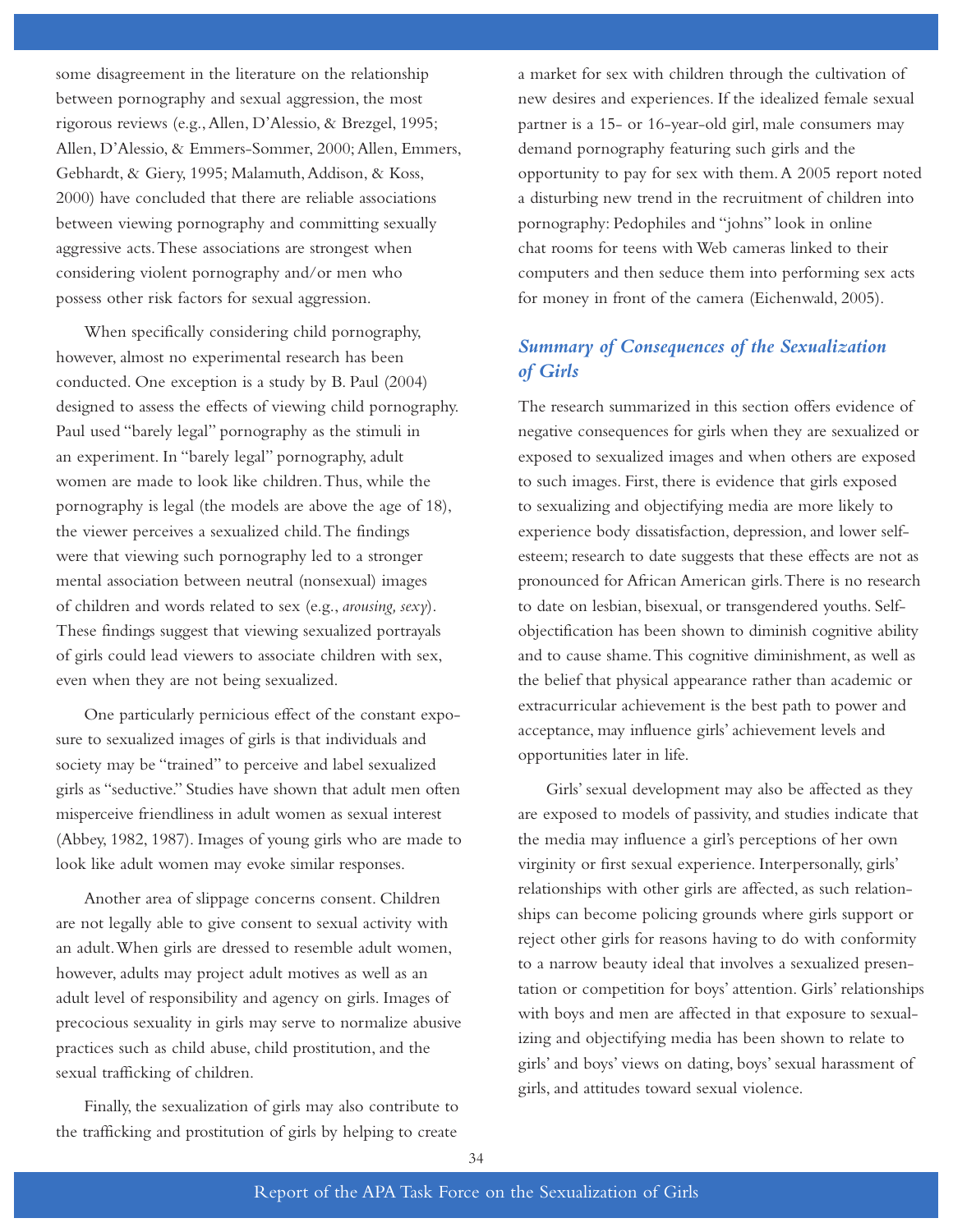some disagreement in the literature on the relationship between pornography and sexual aggression, the most rigorous reviews (e.g., Allen, D'Alessio, & Brezgel, 1995; Allen, D'Alessio, & Emmers-Sommer, 2000; Allen, Emmers, Gebhardt, & Giery, 1995; Malamuth, Addison, & Koss, 2000) have concluded that there are reliable associations between viewing pornography and committing sexually aggressive acts. These associations are strongest when considering violent pornography and/or men who possess other risk factors for sexual aggression.

When specifically considering child pornography, however, almost no experimental research has been conducted. One exception is a study by B. Paul (2004) designed to assess the effects of viewing child pornography. Paul used "barely legal" pornography as the stimuli in an experiment. In "barely legal" pornography, adult women are made to look like children. Thus, while the pornography is legal (the models are above the age of 18), the viewer perceives a sexualized child. The findings were that viewing such pornography led to a stronger mental association between neutral (nonsexual) images of children and words related to sex (e.g., *arousing, sexy*). These findings suggest that viewing sexualized portrayals of girls could lead viewers to associate children with sex, even when they are not being sexualized.

One particularly pernicious effect of the constant exposure to sexualized images of girls is that individuals and society may be "trained" to perceive and label sexualized girls as "seductive." Studies have shown that adult men often misperceive friendliness in adult women as sexual interest (Abbey, 1982, 1987). Images of young girls who are made to look like adult women may evoke similar responses.

Another area of slippage concerns consent. Children are not legally able to give consent to sexual activity with an adult. When girls are dressed to resemble adult women, however, adults may project adult motives as well as an adult level of responsibility and agency on girls. Images of precocious sexuality in girls may serve to normalize abusive practices such as child abuse, child prostitution, and the sexual trafficking of children.

Finally, the sexualization of girls may also contribute to the trafficking and prostitution of girls by helping to create a market for sex with children through the cultivation of new desires and experiences. If the idealized female sexual partner is a 15- or 16-year-old girl, male consumers may demand pornography featuring such girls and the opportunity to pay for sex with them. A 2005 report noted a disturbing new trend in the recruitment of children into pornography: Pedophiles and "johns" look in online chat rooms for teens with Web cameras linked to their computers and then seduce them into performing sex acts for money in front of the camera (Eichenwald, 2005).

## *Summary of Consequences of the Sexualization of Girls*

The research summarized in this section offers evidence of negative consequences for girls when they are sexualized or exposed to sexualized images and when others are exposed to such images. First, there is evidence that girls exposed to sexualizing and objectifying media are more likely to experience body dissatisfaction, depression, and lower self-esteem; research to date suggests that these effects are not as pronounced for African American girls. There is no research to date on lesbian, bisexual, or transgendered youths. Self-objectification has been shown to diminish cognitive ability and to cause shame. This cognitive diminishment, as well as the belief that physical appearance rather than academic or extracurricular achievement is the best path to power and acceptance, may influence girls' achievement levels and opportunities later in life.

Girls' sexual development may also be affected as they are exposed to models of passivity, and studies indicate that the media may influence a girl's perceptions of her own virginity or first sexual experience. Interpersonally, girls' relationships with other girls are affected, as such relationships can become policing grounds where girls support or reject other girls for reasons having to do with conformity to a narrow beauty ideal that involves a sexualized presentation or competition for boys' attention. Girls' relationships with boys and men are affected in that exposure to sexualizing and objectifying media has been shown to relate to girls' and boys' views on dating, boys' sexual harassment of girls, and attitudes toward sexual violence.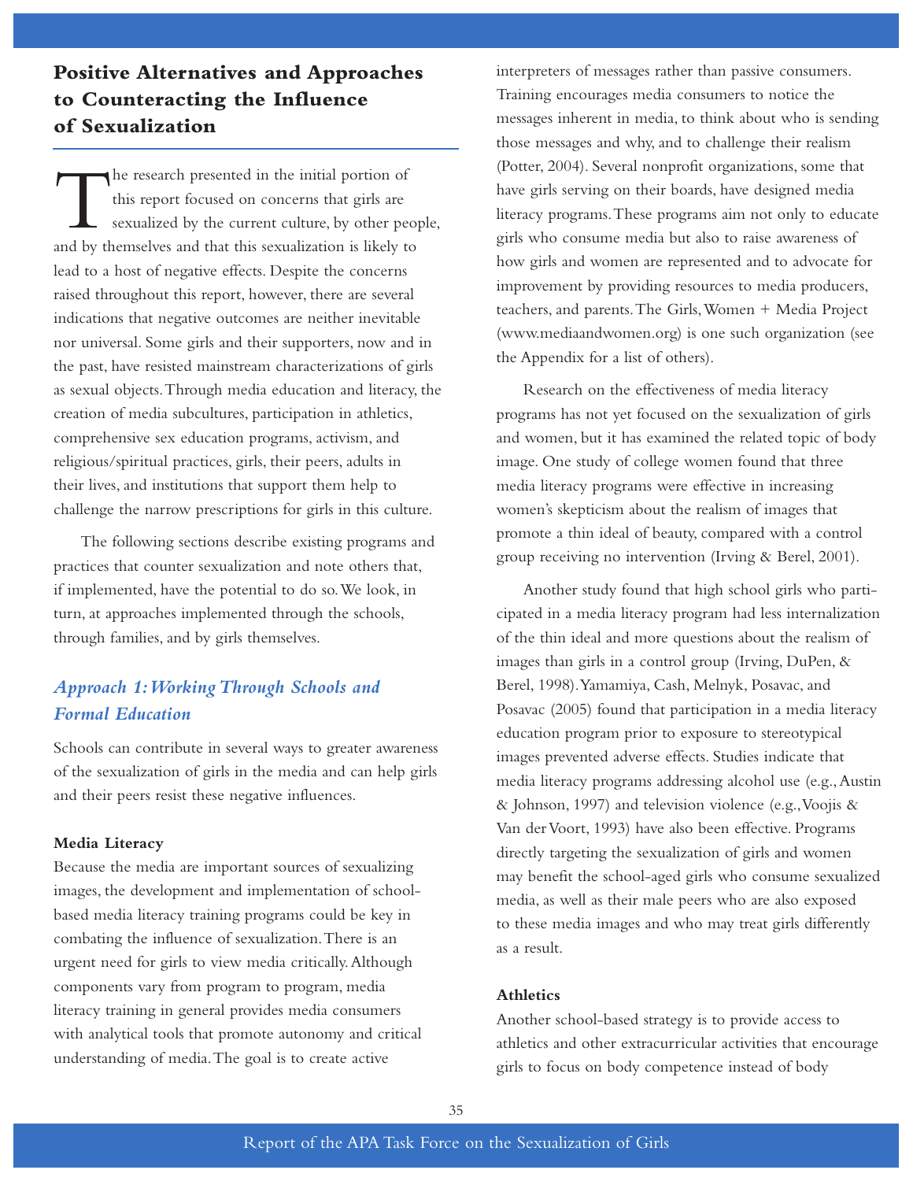## Positive Alternatives and Approaches to Counteracting the Influence of Sexualization

The research presented in the initial portion of this report focused on concerns that girls are sexualized by the current culture, by other people, and by themselves and that this sexualization is likely to lead to a host of negative effects. Despite the concerns raised throughout this report, however, there are several indications that negative outcomes are neither inevitable nor universal. Some girls and their supporters, now and in the past, have resisted mainstream characterizations of girls as sexual objects. Through media education and literacy, the creation of media subcultures, participation in athletics, comprehensive sex education programs, activism, and religious/spiritual practices, girls, their peers, adults in their lives, and institutions that support them help to challenge the narrow prescriptions for girls in this culture.

The following sections describe existing programs and practices that counter sexualization and note others that, if implemented, have the potential to do so. We look, in turn, at approaches implemented through the schools, through families, and by girls themselves.

### *Approach 1: Working Through Schools and Formal Education*

Schools can contribute in several ways to greater awareness of the sexualization of girls in the media and can help girls and their peers resist these negative influences.

#### Media Literacy

Because the media are important sources of sexualizing images, the development and implementation of school-based media literacy training programs could be key in combating the influence of sexualization. There is an urgent need for girls to view media critically. Although components vary from program to program, media literacy training in general provides media consumers with analytical tools that promote autonomy and critical understanding of media. The goal is to create active interpreters of messages rather than passive consumers. Training encourages media consumers to notice the messages inherent in media, to think about who is sending those messages and why, and to challenge their realism (Potter, 2004). Several nonprofit organizations, some that have girls serving on their boards, have designed media literacy programs. These programs aim not only to educate girls who consume media but also to raise awareness of how girls and women are represented and to advocate for improvement by providing resources to media producers, teachers, and parents. The Girls, Women + Media Project (www.mediaandwomen.org) is one such organization (see the Appendix for a list of others).

Research on the effectiveness of media literacy programs has not yet focused on the sexualization of girls and women, but it has examined the related topic of body image. One study of college women found that three media literacy programs were effective in increasing women's skepticism about the realism of images that promote a thin ideal of beauty, compared with a control group receiving no intervention (Irving & Berel, 2001).

Another study found that high school girls who participated in a media literacy program had less internalization of the thin ideal and more questions about the realism of images than girls in a control group (Irving, DuPen, & Berel, 1998). Yamamiya, Cash, Melnyk, Posavac, and Posavac (2005) found that participation in a media literacy education program prior to exposure to stereotypical images prevented adverse effects. Studies indicate that media literacy programs addressing alcohol use (e.g., Austin & Johnson, 1997) and television violence (e.g., Voojis & Van der Voort, 1993) have also been effective. Programs directly targeting the sexualization of girls and women may benefit the school-aged girls who consume sexualized media, as well as their male peers who are also exposed to these media images and who may treat girls differently as a result.

#### Athletics

Another school-based strategy is to provide access to athletics and other extracurricular activities that encourage girls to focus on body competence instead of body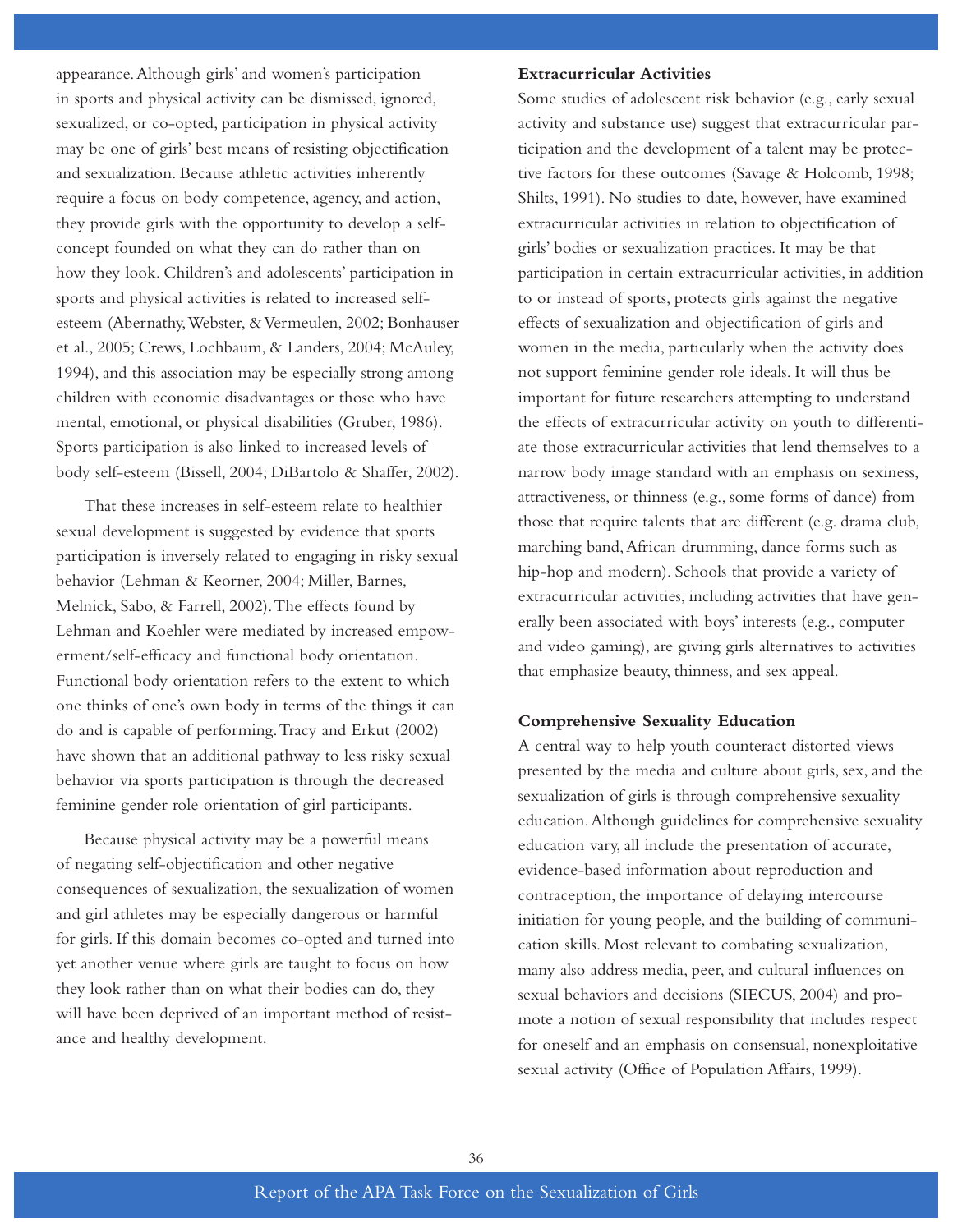appearance. Although girls' and women's participation in sports and physical activity can be dismissed, ignored, sexualized, or co-opted, participation in physical activity may be one of girls' best means of resisting objectification and sexualization. Because athletic activities inherently require a focus on body competence, agency, and action, they provide girls with the opportunity to develop a self-concept founded on what they can do rather than on how they look. Children's and adolescents' participation in sports and physical activities is related to increased self-esteem (Abernathy, Webster, & Vermeulen, 2002; Bonhauser et al., 2005; Crews, Lochbaum, & Landers, 2004; McAuley, 1994), and this association may be especially strong among children with economic disadvantages or those who have mental, emotional, or physical disabilities (Gruber, 1986). Sports participation is also linked to increased levels of body self-esteem (Bissell, 2004; DiBartolo & Shaffer, 2002).

That these increases in self-esteem relate to healthier sexual development is suggested by evidence that sports participation is inversely related to engaging in risky sexual behavior (Lehman & Keorner, 2004; Miller, Barnes, Melnick, Sabo, & Farrell, 2002). The effects found by Lehman and Koehler were mediated by increased empowerment/self-efficacy and functional body orientation. Functional body orientation refers to the extent to which one thinks of one's own body in terms of the things it can do and is capable of performing. Tracy and Erkut (2002) have shown that an additional pathway to less risky sexual behavior via sports participation is through the decreased feminine gender role orientation of girl participants.

Because physical activity may be a powerful means of negating self-objectification and other negative consequences of sexualization, the sexualization of women and girl athletes may be especially dangerous or harmful for girls. If this domain becomes co-opted and turned into yet another venue where girls are taught to focus on how they look rather than on what their bodies can do, they will have been deprived of an important method of resistance and healthy development.

**Extracurricular Activities**

Some studies of adolescent risk behavior (e.g., early sexual activity and substance use) suggest that extracurricular participation and the development of a talent may be protective factors for these outcomes (Savage & Holcomb, 1998; Shilts, 1991). No studies to date, however, have examined extracurricular activities in relation to objectification of girls' bodies or sexualization practices. It may be that participation in certain extracurricular activities, in addition to or instead of sports, protects girls against the negative effects of sexualization and objectification of girls and women in the media, particularly when the activity does not support feminine gender role ideals. It will thus be important for future researchers attempting to understand the effects of extracurricular activity on youth to differentiate those extracurricular activities that lend themselves to a narrow body image standard with an emphasis on sexiness, attractiveness, or thinness (e.g., some forms of dance) from those that require talents that are different (e.g. drama club, marching band, African drumming, dance forms such as hip-hop and modern). Schools that provide a variety of extracurricular activities, including activities that have generally been associated with boys' interests (e.g., computer and video gaming), are giving girls alternatives to activities that emphasize beauty, thinness, and sex appeal.

**Comprehensive Sexuality Education**

A central way to help youth counteract distorted views presented by the media and culture about girls, sex, and the sexualization of girls is through comprehensive sexuality education. Although guidelines for comprehensive sexuality education vary, all include the presentation of accurate, evidence-based information about reproduction and contraception, the importance of delaying intercourse initiation for young people, and the building of communication skills. Most relevant to combating sexualization, many also address media, peer, and cultural influences on sexual behaviors and decisions (SIECUS, 2004) and promote a notion of sexual responsibility that includes respect for oneself and an emphasis on consensual, nonexploitative sexual activity (Office of Population Affairs, 1999).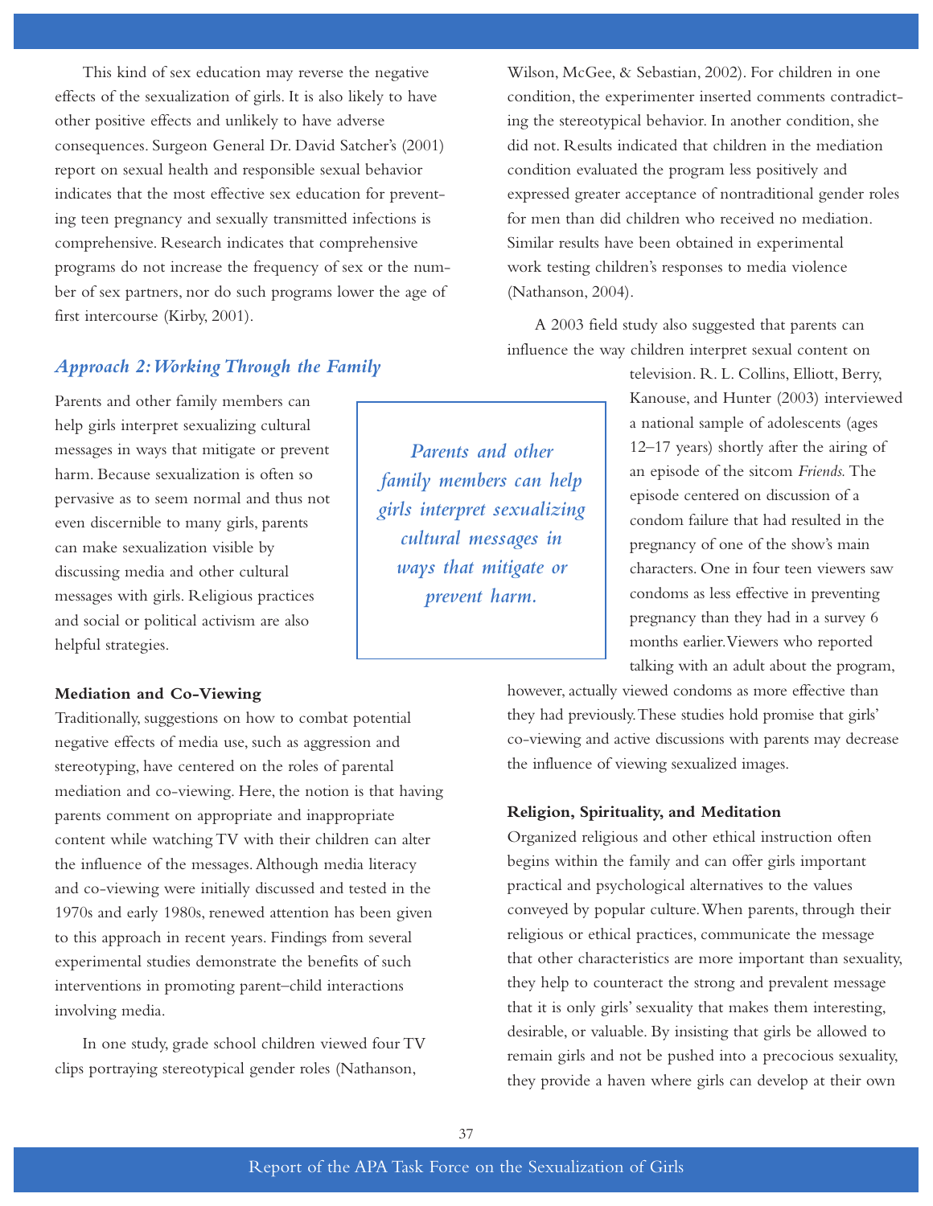This kind of sex education may reverse the negative effects of the sexualization of girls. It is also likely to have other positive effects and unlikely to have adverse consequences. Surgeon General Dr. David Satcher's (2001) report on sexual health and responsible sexual behavior indicates that the most effective sex education for preventing teen pregnancy and sexually transmitted infections is comprehensive. Research indicates that comprehensive programs do not increase the frequency of sex or the number of sex partners, nor do such programs lower the age of first intercourse (Kirby, 2001).

### *Approach 2: Working Through the Family*

Parents and other family members can help girls interpret sexualizing cultural messages in ways that mitigate or prevent harm. Because sexualization is often so pervasive as to seem normal and thus not even discernible to many girls, parents can make sexualization visible by discussing media and other cultural messages with girls. Religious practices and social or political activism are also helpful strategies.

> *Parents and other family members can help girls interpret sexualizing cultural messages in ways that mitigate or prevent harm.*

**Mediation and Co-Viewing**

Traditionally, suggestions on how to combat potential negative effects of media use, such as aggression and stereotyping, have centered on the roles of parental mediation and co-viewing. Here, the notion is that having parents comment on appropriate and inappropriate content while watching TV with their children can alter the influence of the messages. Although media literacy and co-viewing were initially discussed and tested in the 1970s and early 1980s, renewed attention has been given to this approach in recent years. Findings from several experimental studies demonstrate the benefits of such interventions in promoting parent–child interactions involving media.

In one study, grade school children viewed four TV clips portraying stereotypical gender roles (Nathanson, Wilson, McGee, & Sebastian, 2002). For children in one condition, the experimenter inserted comments contradicting the stereotypical behavior. In another condition, she did not. Results indicated that children in the mediation condition evaluated the program less positively and expressed greater acceptance of nontraditional gender roles for men than did children who received no mediation. Similar results have been obtained in experimental work testing children's responses to media violence (Nathanson, 2004).

A 2003 field study also suggested that parents can influence the way children interpret sexual content on television. R. L. Collins, Elliott, Berry, Kanouse, and Hunter (2003) interviewed a national sample of adolescents (ages 12–17 years) shortly after the airing of an episode of the sitcom *Friends*. The episode centered on discussion of a condom failure that had resulted in the pregnancy of one of the show's main characters. One in four teen viewers saw condoms as less effective in preventing pregnancy than they had in a survey 6 months earlier. Viewers who reported talking with an adult about the program, however, actually viewed condoms as more effective than they had previously. These studies hold promise that girls' co-viewing and active discussions with parents may decrease the influence of viewing sexualized images.

**Religion, Spirituality, and Meditation**

Organized religious and other ethical instruction often begins within the family and can offer girls important practical and psychological alternatives to the values conveyed by popular culture. When parents, through their religious or ethical practices, communicate the message that other characteristics are more important than sexuality, they help to counteract the strong and prevalent message that it is only girls' sexuality that makes them interesting, desirable, or valuable. By insisting that girls be allowed to remain girls and not be pushed into a precocious sexuality, they provide a haven where girls can develop at their own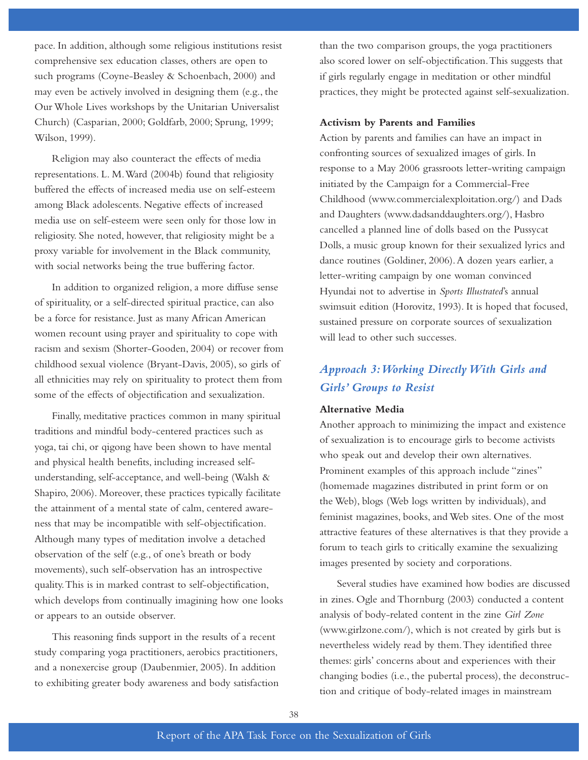pace. In addition, although some religious institutions resist comprehensive sex education classes, others are open to such programs (Coyne-Beasley & Schoenbach, 2000) and may even be actively involved in designing them (e.g., the Our Whole Lives workshops by the Unitarian Universalist Church) (Casparian, 2000; Goldfarb, 2000; Sprung, 1999; Wilson, 1999).

Religion may also counteract the effects of media representations. L. M. Ward (2004b) found that religiosity buffered the effects of increased media use on self-esteem among Black adolescents. Negative effects of increased media use on self-esteem were seen only for those low in religiosity. She noted, however, that religiosity might be a proxy variable for involvement in the Black community, with social networks being the true buffering factor.

In addition to organized religion, a more diffuse sense of spirituality, or a self-directed spiritual practice, can also be a force for resistance. Just as many African American women recount using prayer and spirituality to cope with racism and sexism (Shorter-Gooden, 2004) or recover from childhood sexual violence (Bryant-Davis, 2005), so girls of all ethnicities may rely on spirituality to protect them from some of the effects of objectification and sexualization.

Finally, meditative practices common in many spiritual traditions and mindful body-centered practices such as yoga, tai chi, or qigong have been shown to have mental and physical health benefits, including increased self-understanding, self-acceptance, and well-being (Walsh & Shapiro, 2006). Moreover, these practices typically facilitate the attainment of a mental state of calm, centered awareness that may be incompatible with self-objectification. Although many types of meditation involve a detached observation of the self (e.g., of one's breath or body movements), such self-observation has an introspective quality. This is in marked contrast to self-objectification, which develops from continually imagining how one looks or appears to an outside observer.

This reasoning finds support in the results of a recent study comparing yoga practitioners, aerobics practitioners, and a nonexercise group (Daubenmier, 2005). In addition to exhibiting greater body awareness and body satisfaction than the two comparison groups, the yoga practitioners also scored lower on self-objectification. This suggests that if girls regularly engage in meditation or other mindful practices, they might be protected against self-sexualization.

**Activism by Parents and Families**

Action by parents and families can have an impact in confronting sources of sexualized images of girls. In response to a May 2006 grassroots letter-writing campaign initiated by the Campaign for a Commercial-Free Childhood (www.commercialexploitation.org/) and Dads and Daughters (www.dadsanddaughters.org/), Hasbro cancelled a planned line of dolls based on the Pussycat Dolls, a music group known for their sexualized lyrics and dance routines (Goldiner, 2006). A dozen years earlier, a letter-writing campaign by one woman convinced Hyundai not to advertise in *Sports Illustrated*'s annual swimsuit edition (Horovitz, 1993). It is hoped that focused, sustained pressure on corporate sources of sexualization will lead to other such successes.

## *Approach 3: Working Directly With Girls and Girls' Groups to Resist*

**Alternative Media**

Another approach to minimizing the impact and existence of sexualization is to encourage girls to become activists who speak out and develop their own alternatives. Prominent examples of this approach include "zines" (homemade magazines distributed in print form or on the Web), blogs (Web logs written by individuals), and feminist magazines, books, and Web sites. One of the most attractive features of these alternatives is that they provide a forum to teach girls to critically examine the sexualizing images presented by society and corporations.

Several studies have examined how bodies are discussed in zines. Ogle and Thornburg (2003) conducted a content analysis of body-related content in the zine *Girl Zone* (www.girlzone.com/), which is not created by girls but is nevertheless widely read by them. They identified three themes: girls' concerns about and experiences with their changing bodies (i.e., the pubertal process), the deconstruction and critique of body-related images in mainstream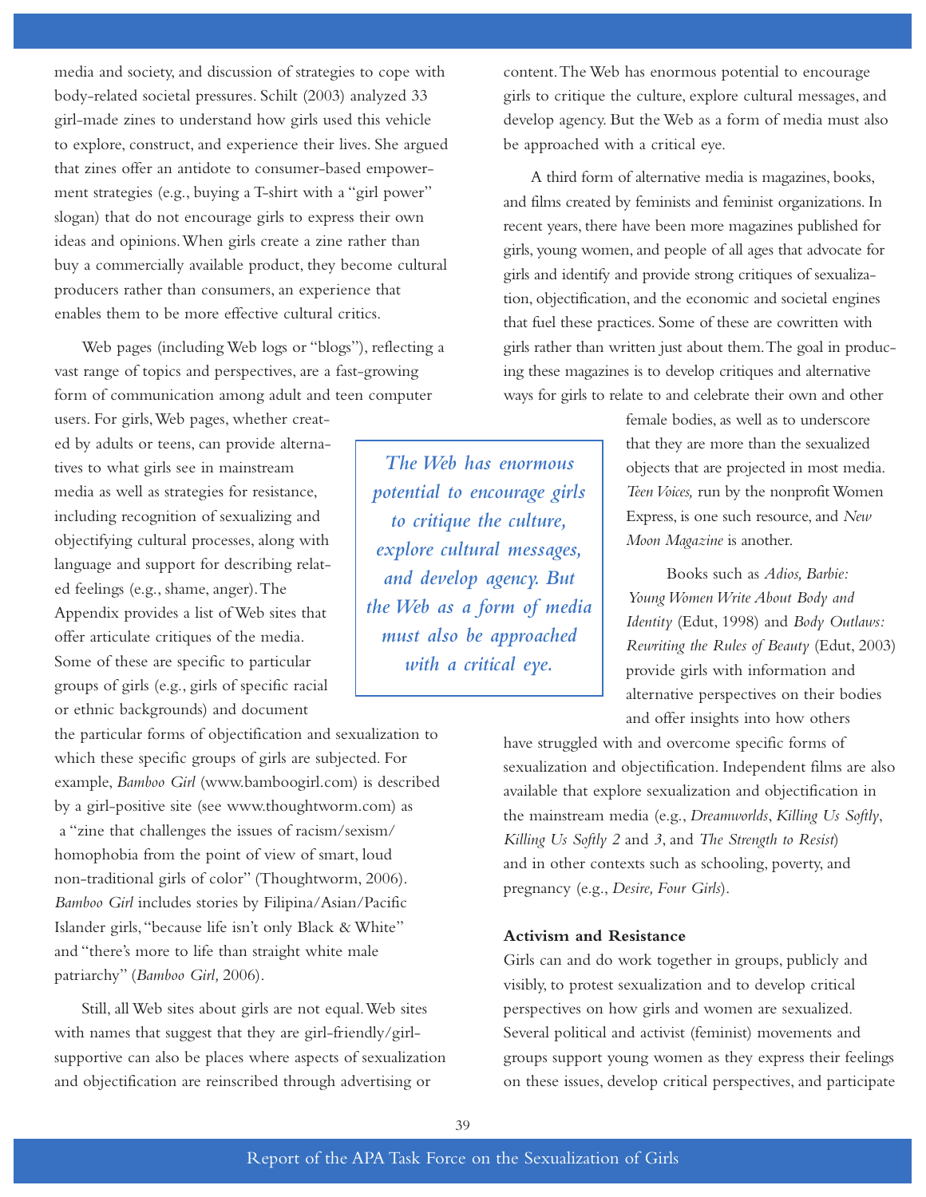media and society, and discussion of strategies to cope with body-related societal pressures. Schilt (2003) analyzed 33 girl-made zines to understand how girls used this vehicle to explore, construct, and experience their lives. She argued that zines offer an antidote to consumer-based empowerment strategies (e.g., buying a T-shirt with a "girl power" slogan) that do not encourage girls to express their own ideas and opinions. When girls create a zine rather than buy a commercially available product, they become cultural producers rather than consumers, an experience that enables them to be more effective cultural critics.

Web pages (including Web logs or "blogs"), reflecting a vast range of topics and perspectives, are a fast-growing form of communication among adult and teen computer users. For girls, Web pages, whether created by adults or teens, can provide alternatives to what girls see in mainstream media as well as strategies for resistance, including recognition of sexualizing and objectifying cultural processes, along with language and support for describing related feelings (e.g., shame, anger). The Appendix provides a list of Web sites that offer articulate critiques of the media. Some of these are specific to particular groups of girls (e.g., girls of specific racial or ethnic backgrounds) and document the particular forms of objectification and sexualization to which these specific groups of girls are subjected. For example, *Bamboo Girl* (www.bamboogirl.com) is described by a girl-positive site (see www.thoughtworm.com) as a "zine that challenges the issues of racism/sexism/homophobia from the point of view of smart, loud non-traditional girls of color" (Thoughtworm, 2006). *Bamboo Girl* includes stories by Filipina/Asian/Pacific Islander girls, "because life isn't only Black & White" and "there's more to life than straight white male patriarchy" (*Bamboo Girl,* 2006).

Still, all Web sites about girls are not equal. Web sites with names that suggest that they are girl-friendly/girl-supportive can also be places where aspects of sexualization and objectification are reinscribed through advertising or content. The Web has enormous potential to encourage girls to critique the culture, explore cultural messages, and develop agency. But the Web as a form of media must also be approached with a critical eye.

> *The Web has enormous potential to encourage girls to critique the culture, explore cultural messages, and develop agency. But the Web as a form of media must also be approached with a critical eye.*

A third form of alternative media is magazines, books, and films created by feminists and feminist organizations. In recent years, there have been more magazines published for girls, young women, and people of all ages that advocate for girls and identify and provide strong critiques of sexualization, objectification, and the economic and societal engines that fuel these practices. Some of these are cowritten with girls rather than written just about them. The goal in producing these magazines is to develop critiques and alternative ways for girls to relate to and celebrate their own and other female bodies, as well as to underscore that they are more than the sexualized objects that are projected in most media. *Teen Voices,* run by the nonprofit Women Express, is one such resource, and *New Moon Magazine* is another.

Books such as *Adios, Barbie: Young Women Write About Body and Identity* (Edut, 1998) and *Body Outlaws: Rewriting the Rules of Beauty* (Edut, 2003) provide girls with information and alternative perspectives on their bodies and offer insights into how others have struggled with and overcome specific forms of sexualization and objectification. Independent films are also available that explore sexualization and objectification in the mainstream media (e.g., *Dreamworlds*, *Killing Us Softly*, *Killing Us Softly 2* and *3*, and *The Strength to Resist*) and in other contexts such as schooling, poverty, and pregnancy (e.g., *Desire, Four Girls*).

**Activism and Resistance**

Girls can and do work together in groups, publicly and visibly, to protest sexualization and to develop critical perspectives on how girls and women are sexualized. Several political and activist (feminist) movements and groups support young women as they express their feelings on these issues, develop critical perspectives, and participate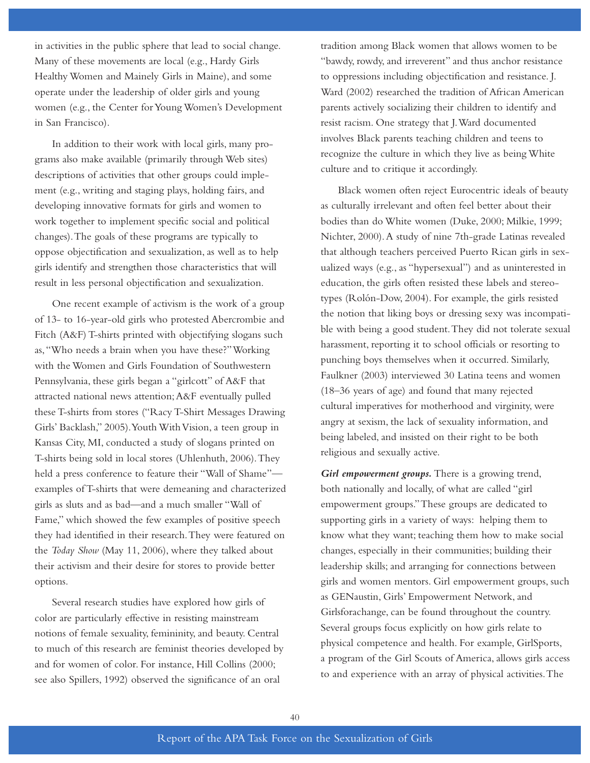in activities in the public sphere that lead to social change. Many of these movements are local (e.g., Hardy Girls Healthy Women and Mainely Girls in Maine), and some operate under the leadership of older girls and young women (e.g., the Center for Young Women's Development in San Francisco).

In addition to their work with local girls, many programs also make available (primarily through Web sites) descriptions of activities that other groups could implement (e.g., writing and staging plays, holding fairs, and developing innovative formats for girls and women to work together to implement specific social and political changes). The goals of these programs are typically to oppose objectification and sexualization, as well as to help girls identify and strengthen those characteristics that will result in less personal objectification and sexualization.

One recent example of activism is the work of a group of 13- to 16-year-old girls who protested Abercrombie and Fitch (A&F) T-shirts printed with objectifying slogans such as, "Who needs a brain when you have these?" Working with the Women and Girls Foundation of Southwestern Pennsylvania, these girls began a "girlcott" of A&F that attracted national news attention; A&F eventually pulled these T-shirts from stores ("Racy T-Shirt Messages Drawing Girls' Backlash," 2005). Youth With Vision, a teen group in Kansas City, MI, conducted a study of slogans printed on T-shirts being sold in local stores (Uhlenhuth, 2006). They held a press conference to feature their "Wall of Shame"—examples of T-shirts that were demeaning and characterized girls as sluts and as bad—and a much smaller "Wall of Fame," which showed the few examples of positive speech they had identified in their research. They were featured on the *Today Show* (May 11, 2006), where they talked about their activism and their desire for stores to provide better options.

Several research studies have explored how girls of color are particularly effective in resisting mainstream notions of female sexuality, femininity, and beauty. Central to much of this research are feminist theories developed by and for women of color. For instance, Hill Collins (2000; see also Spillers, 1992) observed the significance of an oral tradition among Black women that allows women to be "bawdy, rowdy, and irreverent" and thus anchor resistance to oppressions including objectification and resistance. J. Ward (2002) researched the tradition of African American parents actively socializing their children to identify and resist racism. One strategy that J. Ward documented involves Black parents teaching children and teens to recognize the culture in which they live as being White culture and to critique it accordingly.

Black women often reject Eurocentric ideals of beauty as culturally irrelevant and often feel better about their bodies than do White women (Duke, 2000; Milkie, 1999; Nichter, 2000). A study of nine 7th-grade Latinas revealed that although teachers perceived Puerto Rican girls in sexualized ways (e.g., as "hypersexual") and as uninterested in education, the girls often resisted these labels and stereotypes (Rolón-Dow, 2004). For example, the girls resisted the notion that liking boys or dressing sexy was incompatible with being a good student. They did not tolerate sexual harassment, reporting it to school officials or resorting to punching boys themselves when it occurred. Similarly, Faulkner (2003) interviewed 30 Latina teens and women (18–36 years of age) and found that many rejected cultural imperatives for motherhood and virginity, were angry at sexism, the lack of sexuality information, and being labeled, and insisted on their right to be both religious and sexually active.

***Girl empowerment groups.*** There is a growing trend, both nationally and locally, of what are called "girl empowerment groups." These groups are dedicated to supporting girls in a variety of ways: helping them to know what they want; teaching them how to make social changes, especially in their communities; building their leadership skills; and arranging for connections between girls and women mentors. Girl empowerment groups, such as GENaustin, Girls' Empowerment Network, and Girlsforachange, can be found throughout the country. Several groups focus explicitly on how girls relate to physical competence and health. For example, GirlSports, a program of the Girl Scouts of America, allows girls access to and experience with an array of physical activities. The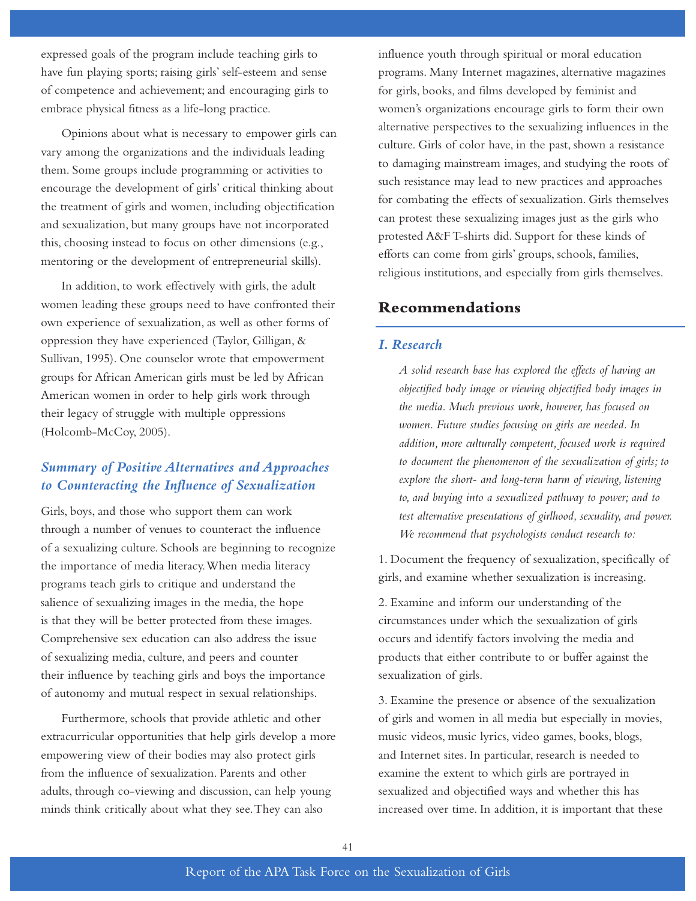expressed goals of the program include teaching girls to have fun playing sports; raising girls' self-esteem and sense of competence and achievement; and encouraging girls to embrace physical fitness as a life-long practice.

Opinions about what is necessary to empower girls can vary among the organizations and the individuals leading them. Some groups include programming or activities to encourage the development of girls' critical thinking about the treatment of girls and women, including objectification and sexualization, but many groups have not incorporated this, choosing instead to focus on other dimensions (e.g., mentoring or the development of entrepreneurial skills).

In addition, to work effectively with girls, the adult women leading these groups need to have confronted their own experience of sexualization, as well as other forms of oppression they have experienced (Taylor, Gilligan, & Sullivan, 1995). One counselor wrote that empowerment groups for African American girls must be led by African American women in order to help girls work through their legacy of struggle with multiple oppressions (Holcomb-McCoy, 2005).

### *Summary of Positive Alternatives and Approaches to Counteracting the Influence of Sexualization*

Girls, boys, and those who support them can work through a number of venues to counteract the influence of a sexualizing culture. Schools are beginning to recognize the importance of media literacy. When media literacy programs teach girls to critique and understand the salience of sexualizing images in the media, the hope is that they will be better protected from these images. Comprehensive sex education can also address the issue of sexualizing media, culture, and peers and counter their influence by teaching girls and boys the importance of autonomy and mutual respect in sexual relationships.

Furthermore, schools that provide athletic and other extracurricular opportunities that help girls develop a more empowering view of their bodies may also protect girls from the influence of sexualization. Parents and other adults, through co-viewing and discussion, can help young minds think critically about what they see. They can also influence youth through spiritual or moral education programs. Many Internet magazines, alternative magazines for girls, books, and films developed by feminist and women's organizations encourage girls to form their own alternative perspectives to the sexualizing influences in the culture. Girls of color have, in the past, shown a resistance to damaging mainstream images, and studying the roots of such resistance may lead to new practices and approaches for combating the effects of sexualization. Girls themselves can protest these sexualizing images just as the girls who protested A&F T-shirts did. Support for these kinds of efforts can come from girls' groups, schools, families, religious institutions, and especially from girls themselves.

## Recommendations

### *I. Research*

*A solid research base has explored the effects of having an objectified body image or viewing objectified body images in the media. Much previous work, however, has focused on women. Future studies focusing on girls are needed. In addition, more culturally competent, focused work is required to document the phenomenon of the sexualization of girls; to explore the short- and long-term harm of viewing, listening to, and buying into a sexualized pathway to power; and to test alternative presentations of girlhood, sexuality, and power. We recommend that psychologists conduct research to:*

1. Document the frequency of sexualization, specifically of girls, and examine whether sexualization is increasing.

2. Examine and inform our understanding of the circumstances under which the sexualization of girls occurs and identify factors involving the media and products that either contribute to or buffer against the sexualization of girls.

3. Examine the presence or absence of the sexualization of girls and women in all media but especially in movies, music videos, music lyrics, video games, books, blogs, and Internet sites. In particular, research is needed to examine the extent to which girls are portrayed in sexualized and objectified ways and whether this has increased over time. In addition, it is important that these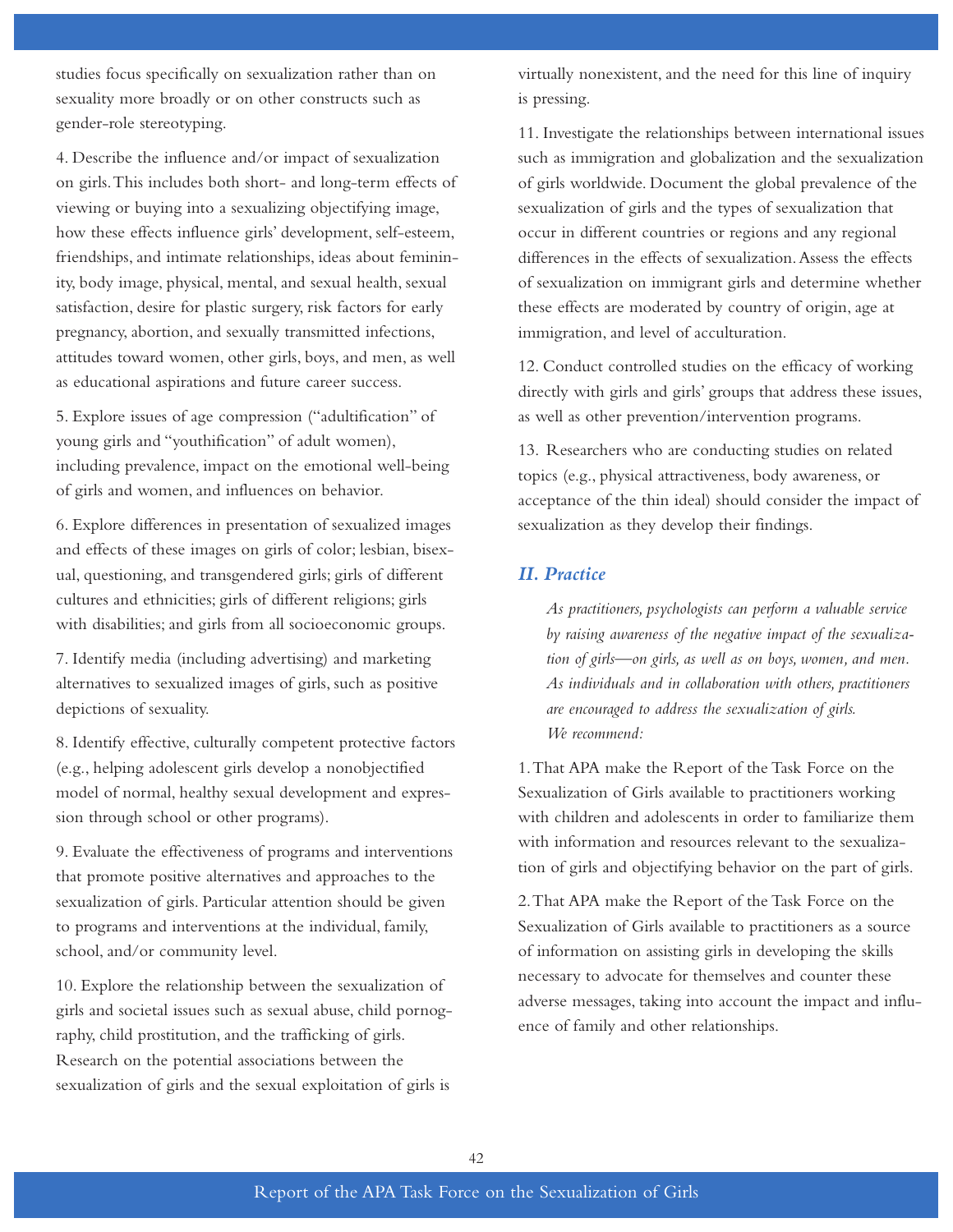studies focus specifically on sexualization rather than on sexuality more broadly or on other constructs such as gender-role stereotyping.

4. Describe the influence and/or impact of sexualization on girls. This includes both short- and long-term effects of viewing or buying into a sexualizing objectifying image, how these effects influence girls' development, self-esteem, friendships, and intimate relationships, ideas about femininity, body image, physical, mental, and sexual health, sexual satisfaction, desire for plastic surgery, risk factors for early pregnancy, abortion, and sexually transmitted infections, attitudes toward women, other girls, boys, and men, as well as educational aspirations and future career success.

5. Explore issues of age compression ("adultification" of young girls and "youthification" of adult women), including prevalence, impact on the emotional well-being of girls and women, and influences on behavior.

6. Explore differences in presentation of sexualized images and effects of these images on girls of color; lesbian, bisexual, questioning, and transgendered girls; girls of different cultures and ethnicities; girls of different religions; girls with disabilities; and girls from all socioeconomic groups.

7. Identify media (including advertising) and marketing alternatives to sexualized images of girls, such as positive depictions of sexuality.

8. Identify effective, culturally competent protective factors (e.g., helping adolescent girls develop a nonobjectified model of normal, healthy sexual development and expression through school or other programs).

9. Evaluate the effectiveness of programs and interventions that promote positive alternatives and approaches to the sexualization of girls. Particular attention should be given to programs and interventions at the individual, family, school, and/or community level.

10. Explore the relationship between the sexualization of girls and societal issues such as sexual abuse, child pornography, child prostitution, and the trafficking of girls. Research on the potential associations between the sexualization of girls and the sexual exploitation of girls is virtually nonexistent, and the need for this line of inquiry is pressing.

11. Investigate the relationships between international issues such as immigration and globalization and the sexualization of girls worldwide. Document the global prevalence of the sexualization of girls and the types of sexualization that occur in different countries or regions and any regional differences in the effects of sexualization. Assess the effects of sexualization on immigrant girls and determine whether these effects are moderated by country of origin, age at immigration, and level of acculturation.

12. Conduct controlled studies on the efficacy of working directly with girls and girls' groups that address these issues, as well as other prevention/intervention programs.

13. Researchers who are conducting studies on related topics (e.g., physical attractiveness, body awareness, or acceptance of the thin ideal) should consider the impact of sexualization as they develop their findings.

## *II. Practice*

*As practitioners, psychologists can perform a valuable service by raising awareness of the negative impact of the sexualization of girls—on girls, as well as on boys, women, and men. As individuals and in collaboration with others, practitioners are encouraged to address the sexualization of girls.*
*We recommend:*

1. That APA make the Report of the Task Force on the Sexualization of Girls available to practitioners working with children and adolescents in order to familiarize them with information and resources relevant to the sexualization of girls and objectifying behavior on the part of girls.

2. That APA make the Report of the Task Force on the Sexualization of Girls available to practitioners as a source of information on assisting girls in developing the skills necessary to advocate for themselves and counter these adverse messages, taking into account the impact and influence of family and other relationships.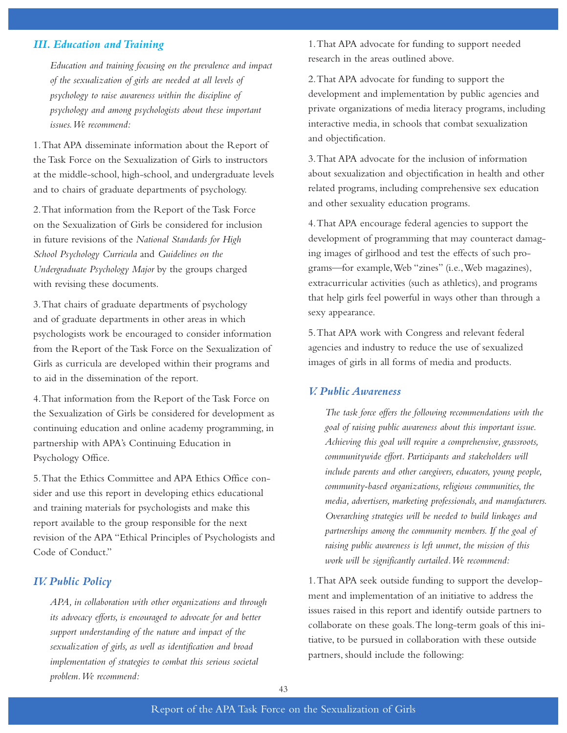### *III. Education and Training*

*Education and training focusing on the prevalence and impact of the sexualization of girls are needed at all levels of psychology to raise awareness within the discipline of psychology and among psychologists about these important issues. We recommend:*

1. That APA disseminate information about the Report of the Task Force on the Sexualization of Girls to instructors at the middle-school, high-school, and undergraduate levels and to chairs of graduate departments of psychology.

2. That information from the Report of the Task Force on the Sexualization of Girls be considered for inclusion in future revisions of the *National Standards for High School Psychology Curricula* and *Guidelines on the Undergraduate Psychology Major* by the groups charged with revising these documents.

3. That chairs of graduate departments of psychology and of graduate departments in other areas in which psychologists work be encouraged to consider information from the Report of the Task Force on the Sexualization of Girls as curricula are developed within their programs and to aid in the dissemination of the report.

4. That information from the Report of the Task Force on the Sexualization of Girls be considered for development as continuing education and online academy programming, in partnership with APA's Continuing Education in Psychology Office.

5. That the Ethics Committee and APA Ethics Office consider and use this report in developing ethics educational and training materials for psychologists and make this report available to the group responsible for the next revision of the APA "Ethical Principles of Psychologists and Code of Conduct."

### *IV. Public Policy*

*APA, in collaboration with other organizations and through its advocacy efforts, is encouraged to advocate for and better support understanding of the nature and impact of the sexualization of girls, as well as identification and broad implementation of strategies to combat this serious societal problem. We recommend:*

1. That APA advocate for funding to support needed research in the areas outlined above.

2. That APA advocate for funding to support the development and implementation by public agencies and private organizations of media literacy programs, including interactive media, in schools that combat sexualization and objectification.

3. That APA advocate for the inclusion of information about sexualization and objectification in health and other related programs, including comprehensive sex education and other sexuality education programs.

4. That APA encourage federal agencies to support the development of programming that may counteract damaging images of girlhood and test the effects of such programs—for example, Web "zines" (i.e., Web magazines), extracurricular activities (such as athletics), and programs that help girls feel powerful in ways other than through a sexy appearance.

5. That APA work with Congress and relevant federal agencies and industry to reduce the use of sexualized images of girls in all forms of media and products.

### *V. Public Awareness*

*The task force offers the following recommendations with the goal of raising public awareness about this important issue. Achieving this goal will require a comprehensive, grassroots, communitywide effort. Participants and stakeholders will include parents and other caregivers, educators, young people, community-based organizations, religious communities, the media, advertisers, marketing professionals, and manufacturers. Overarching strategies will be needed to build linkages and partnerships among the community members. If the goal of raising public awareness is left unmet, the mission of this work will be significantly curtailed. We recommend:*

1. That APA seek outside funding to support the development and implementation of an initiative to address the issues raised in this report and identify outside partners to collaborate on these goals. The long-term goals of this initiative, to be pursued in collaboration with these outside partners, should include the following: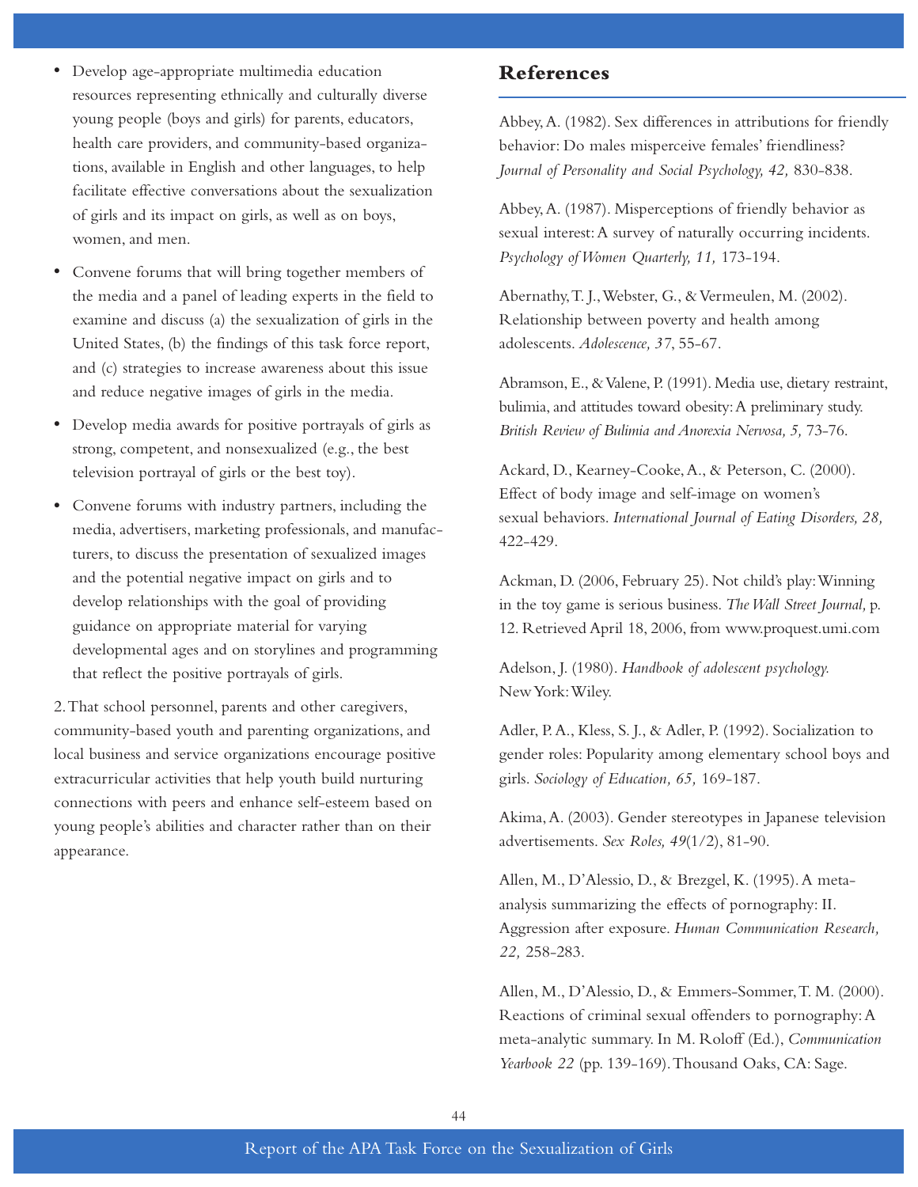- Develop age-appropriate multimedia education resources representing ethnically and culturally diverse young people (boys and girls) for parents, educators, health care providers, and community-based organizations, available in English and other languages, to help facilitate effective conversations about the sexualization of girls and its impact on girls, as well as on boys, women, and men.
- Convene forums that will bring together members of the media and a panel of leading experts in the field to examine and discuss (a) the sexualization of girls in the United States, (b) the findings of this task force report, and (c) strategies to increase awareness about this issue and reduce negative images of girls in the media.
- Develop media awards for positive portrayals of girls as strong, competent, and nonsexualized (e.g., the best television portrayal of girls or the best toy).
- Convene forums with industry partners, including the media, advertisers, marketing professionals, and manufacturers, to discuss the presentation of sexualized images and the potential negative impact on girls and to develop relationships with the goal of providing guidance on appropriate material for varying developmental ages and on storylines and programming that reflect the positive portrayals of girls.

2. That school personnel, parents and other caregivers, community-based youth and parenting organizations, and local business and service organizations encourage positive extracurricular activities that help youth build nurturing connections with peers and enhance self-esteem based on young people's abilities and character rather than on their appearance.

## References

Abbey, A. (1982). Sex differences in attributions for friendly behavior: Do males misperceive females' friendliness? *Journal of Personality and Social Psychology, 42,* 830-838.

Abbey, A. (1987). Misperceptions of friendly behavior as sexual interest: A survey of naturally occurring incidents. *Psychology of Women Quarterly, 11,* 173-194.

Abernathy, T. J., Webster, G., & Vermeulen, M. (2002). Relationship between poverty and health among adolescents. *Adolescence, 37*, 55-67.

Abramson, E., & Valene, P. (1991). Media use, dietary restraint, bulimia, and attitudes toward obesity: A preliminary study. *British Review of Bulimia and Anorexia Nervosa, 5,* 73-76.

Ackard, D., Kearney-Cooke, A., & Peterson, C. (2000). Effect of body image and self-image on women's sexual behaviors. *International Journal of Eating Disorders, 28,* 422-429.

Ackman, D. (2006, February 25). Not child's play: Winning in the toy game is serious business. *The Wall Street Journal,* p. 12. Retrieved April 18, 2006, from www.proquest.umi.com

Adelson, J. (1980). *Handbook of adolescent psychology.* New York: Wiley.

Adler, P. A., Kless, S. J., & Adler, P. (1992). Socialization to gender roles: Popularity among elementary school boys and girls. *Sociology of Education, 65,* 169-187.

Akima, A. (2003). Gender stereotypes in Japanese television advertisements. *Sex Roles, 49*(1/2), 81-90.

Allen, M., D'Alessio, D., & Brezgel, K. (1995). A meta-analysis summarizing the effects of pornography: II. Aggression after exposure. *Human Communication Research, 22,* 258-283.

Allen, M., D'Alessio, D., & Emmers-Sommer, T. M. (2000). Reactions of criminal sexual offenders to pornography: A meta-analytic summary. In M. Roloff (Ed.), *Communication Yearbook 22* (pp. 139-169). Thousand Oaks, CA: Sage.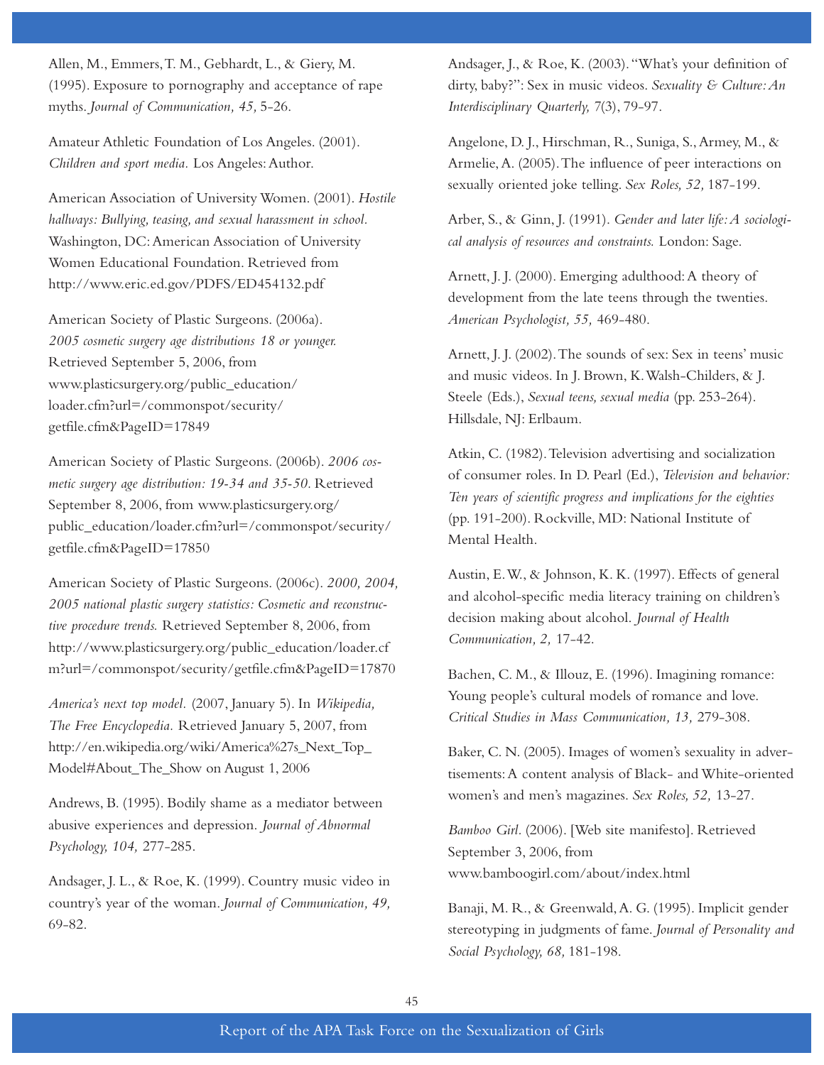Allen, M., Emmers, T. M., Gebhardt, L., & Giery, M. (1995). Exposure to pornography and acceptance of rape myths. *Journal of Communication, 45,* 5-26.

Amateur Athletic Foundation of Los Angeles. (2001). *Children and sport media.* Los Angeles: Author.

American Association of University Women. (2001). *Hostile hallways: Bullying, teasing, and sexual harassment in school.* Washington, DC: American Association of University Women Educational Foundation. Retrieved from http://www.eric.ed.gov/PDFS/ED454132.pdf

American Society of Plastic Surgeons. (2006a). *2005 cosmetic surgery age distributions 18 or younger.* Retrieved September 5, 2006, from www.plasticsurgery.org/public_education/loader.cfm?url=/commonspot/security/getfile.cfm&PageID=17849

American Society of Plastic Surgeons. (2006b). *2006 cosmetic surgery age distribution: 19-34 and 35-50.* Retrieved September 8, 2006, from www.plasticsurgery.org/public_education/loader.cfm?url=/commonspot/security/getfile.cfm&PageID=17850

American Society of Plastic Surgeons. (2006c). *2000, 2004, 2005 national plastic surgery statistics: Cosmetic and reconstructive procedure trends.* Retrieved September 8, 2006, from http://www.plasticsurgery.org/public_education/loader.cfm?url=/commonspot/security/getfile.cfm&PageID=17870

*America's next top model.* (2007, January 5). In *Wikipedia, The Free Encyclopedia.* Retrieved January 5, 2007, from http://en.wikipedia.org/wiki/America%27s_Next_Top_Model#About_The_Show on August 1, 2006

Andrews, B. (1995). Bodily shame as a mediator between abusive experiences and depression. *Journal of Abnormal Psychology, 104,* 277-285.

Andsager, J. L., & Roe, K. (1999). Country music video in country's year of the woman. *Journal of Communication, 49,* 69-82.

Andsager, J., & Roe, K. (2003). "What's your definition of dirty, baby?": Sex in music videos. *Sexuality & Culture: An Interdisciplinary Quarterly,* 7(3), 79-97.

Angelone, D. J., Hirschman, R., Suniga, S., Armey, M., & Armelie, A. (2005). The influence of peer interactions on sexually oriented joke telling. *Sex Roles, 52,* 187-199.

Arber, S., & Ginn, J. (1991). *Gender and later life: A sociological analysis of resources and constraints.* London: Sage.

Arnett, J. J. (2000). Emerging adulthood: A theory of development from the late teens through the twenties. *American Psychologist, 55,* 469-480.

Arnett, J. J. (2002). The sounds of sex: Sex in teens' music and music videos. In J. Brown, K. Walsh-Childers, & J. Steele (Eds.), *Sexual teens, sexual media* (pp. 253-264). Hillsdale, NJ: Erlbaum.

Atkin, C. (1982). Television advertising and socialization of consumer roles. In D. Pearl (Ed.), *Television and behavior: Ten years of scientific progress and implications for the eighties* (pp. 191-200). Rockville, MD: National Institute of Mental Health.

Austin, E. W., & Johnson, K. K. (1997). Effects of general and alcohol-specific media literacy training on children's decision making about alcohol. *Journal of Health Communication, 2,* 17-42.

Bachen, C. M., & Illouz, E. (1996). Imagining romance: Young people's cultural models of romance and love. *Critical Studies in Mass Communication, 13,* 279-308.

Baker, C. N. (2005). Images of women's sexuality in advertisements: A content analysis of Black- and White-oriented women's and men's magazines. *Sex Roles, 52,* 13-27.

*Bamboo Girl.* (2006). [Web site manifesto]. Retrieved September 3, 2006, from www.bamboogirl.com/about/index.html

Banaji, M. R., & Greenwald, A. G. (1995). Implicit gender stereotyping in judgments of fame. *Journal of Personality and Social Psychology, 68,* 181-198.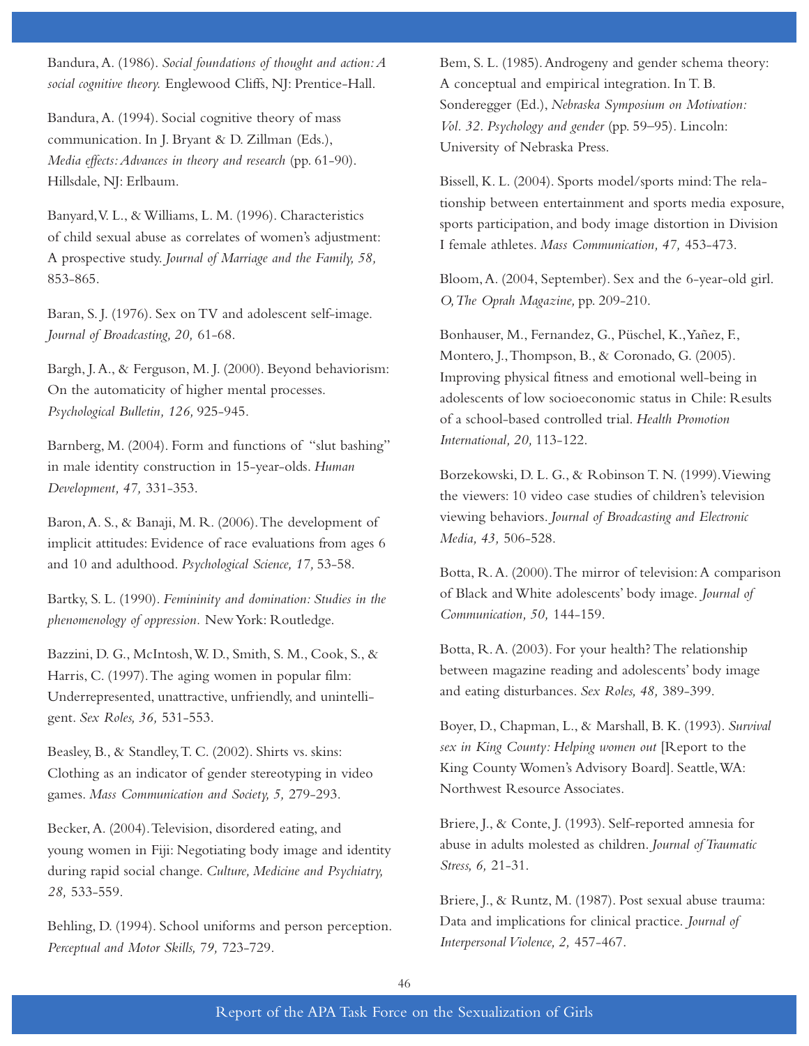Bandura, A. (1986). *Social foundations of thought and action: A social cognitive theory.* Englewood Cliffs, NJ: Prentice-Hall.

Bandura, A. (1994). Social cognitive theory of mass communication. In J. Bryant & D. Zillman (Eds.), *Media effects: Advances in theory and research* (pp. 61-90). Hillsdale, NJ: Erlbaum.

Banyard, V. L., & Williams, L. M. (1996). Characteristics of child sexual abuse as correlates of women's adjustment: A prospective study. *Journal of Marriage and the Family, 58,* 853-865.

Baran, S. J. (1976). Sex on TV and adolescent self-image. *Journal of Broadcasting, 20,* 61-68.

Bargh, J. A., & Ferguson, M. J. (2000). Beyond behaviorism: On the automaticity of higher mental processes. *Psychological Bulletin, 126,* 925-945.

Barnberg, M. (2004). Form and functions of "slut bashing" in male identity construction in 15-year-olds. *Human Development, 47,* 331-353.

Baron, A. S., & Banaji, M. R. (2006). The development of implicit attitudes: Evidence of race evaluations from ages 6 and 10 and adulthood. *Psychological Science, 17,* 53-58.

Bartky, S. L. (1990). *Femininity and domination: Studies in the phenomenology of oppression.* New York: Routledge.

Bazzini, D. G., McIntosh, W. D., Smith, S. M., Cook, S., & Harris, C. (1997). The aging women in popular film: Underrepresented, unattractive, unfriendly, and unintelligent. *Sex Roles, 36,* 531-553.

Beasley, B., & Standley, T. C. (2002). Shirts vs. skins: Clothing as an indicator of gender stereotyping in video games. *Mass Communication and Society, 5,* 279-293.

Becker, A. (2004). Television, disordered eating, and young women in Fiji: Negotiating body image and identity during rapid social change. *Culture, Medicine and Psychiatry, 28,* 533-559.

Behling, D. (1994). School uniforms and person perception. *Perceptual and Motor Skills, 79,* 723-729.

Bem, S. L. (1985). Androgeny and gender schema theory: A conceptual and empirical integration. In T. B. Sonderegger (Ed.), *Nebraska Symposium on Motivation: Vol. 32. Psychology and gender* (pp. 59–95). Lincoln: University of Nebraska Press.

Bissell, K. L. (2004). Sports model/sports mind: The relationship between entertainment and sports media exposure, sports participation, and body image distortion in Division I female athletes. *Mass Communication, 47,* 453-473.

Bloom, A. (2004, September). Sex and the 6-year-old girl. *O, The Oprah Magazine,* pp. 209-210.

Bonhauser, M., Fernandez, G., Püschel, K., Yañez, F., Montero, J., Thompson, B., & Coronado, G. (2005). Improving physical fitness and emotional well-being in adolescents of low socioeconomic status in Chile: Results of a school-based controlled trial. *Health Promotion International, 20,* 113-122.

Borzekowski, D. L. G., & Robinson T. N. (1999). Viewing the viewers: 10 video case studies of children's television viewing behaviors. *Journal of Broadcasting and Electronic Media, 43,* 506-528.

Botta, R. A. (2000). The mirror of television: A comparison of Black and White adolescents' body image. *Journal of Communication, 50,* 144-159.

Botta, R. A. (2003). For your health? The relationship between magazine reading and adolescents' body image and eating disturbances. *Sex Roles, 48,* 389-399.

Boyer, D., Chapman, L., & Marshall, B. K. (1993). *Survival sex in King County: Helping women out* [Report to the King County Women's Advisory Board]. Seattle, WA: Northwest Resource Associates.

Briere, J., & Conte, J. (1993). Self-reported amnesia for abuse in adults molested as children. *Journal of Traumatic Stress, 6,* 21-31.

Briere, J., & Runtz, M. (1987). Post sexual abuse trauma: Data and implications for clinical practice. *Journal of Interpersonal Violence, 2,* 457-467.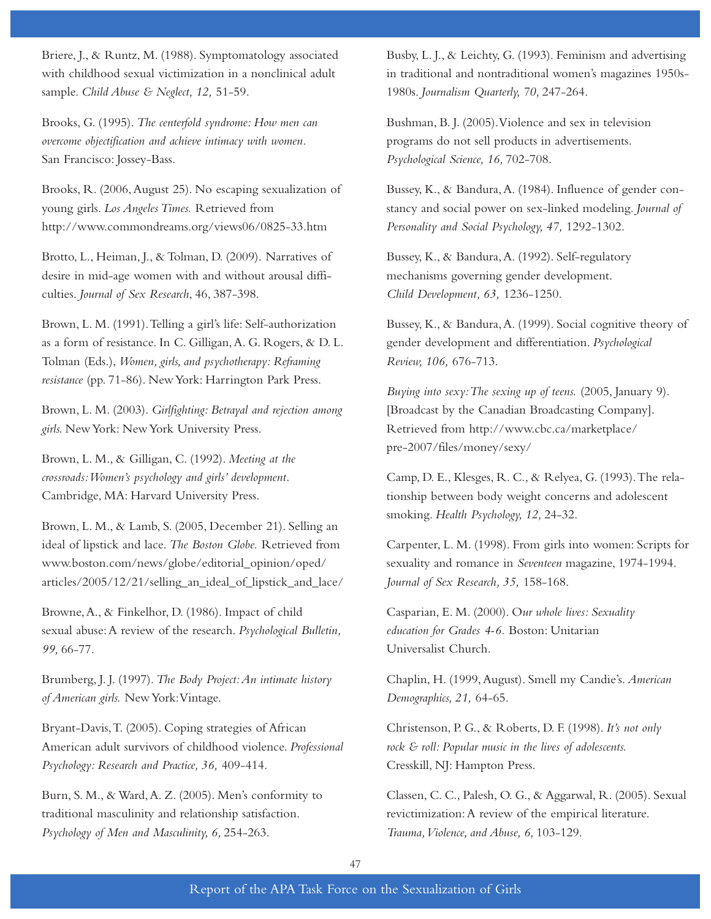Briere, J., & Runtz, M. (1988). Symptomatology associated with childhood sexual victimization in a nonclinical adult sample. *Child Abuse & Neglect, 12,* 51-59.

Brooks, G. (1995). *The centerfold syndrome: How men can overcome objectification and achieve intimacy with women.* San Francisco: Jossey-Bass.

Brooks, R. (2006, August 25). No escaping sexualization of young girls. *Los Angeles Times.* Retrieved from http://www.commondreams.org/views06/0825-33.htm

Brotto, L., Heiman, J., & Tolman, D. (2009). Narratives of desire in mid-age women with and without arousal difficulties. *Journal of Sex Research*, 46, 387-398.

Brown, L. M. (1991). Telling a girl's life: Self-authorization as a form of resistance. In C. Gilligan, A. G. Rogers, & D. L. Tolman (Eds.), *Women, girls, and psychotherapy: Reframing resistance* (pp. 71-86). New York: Harrington Park Press.

Brown, L. M. (2003). *Girlfighting: Betrayal and rejection among girls.* New York: New York University Press.

Brown, L. M., & Gilligan, C. (1992). *Meeting at the crossroads: Women's psychology and girls' development.* Cambridge, MA: Harvard University Press.

Brown, L. M., & Lamb, S. (2005, December 21). Selling an ideal of lipstick and lace. *The Boston Globe.* Retrieved from www.boston.com/news/globe/editorial_opinion/oped/articles/2005/12/21/selling_an_ideal_of_lipstick_and_lace/

Browne, A., & Finkelhor, D. (1986). Impact of child sexual abuse: A review of the research. *Psychological Bulletin, 99,* 66-77.

Brumberg, J. J. (1997). *The Body Project: An intimate history of American girls.* New York: Vintage.

Bryant-Davis, T. (2005). Coping strategies of African American adult survivors of childhood violence. *Professional Psychology: Research and Practice, 36,* 409-414.

Burn, S. M., & Ward, A. Z. (2005). Men's conformity to traditional masculinity and relationship satisfaction. *Psychology of Men and Masculinity, 6,* 254-263.

Busby, L. J., & Leichty, G. (1993). Feminism and advertising in traditional and nontraditional women's magazines 1950s-1980s. *Journalism Quarterly, 70,* 247-264.

Bushman, B. J. (2005). Violence and sex in television programs do not sell products in advertisements. *Psychological Science, 16,* 702-708.

Bussey, K., & Bandura, A. (1984). Influence of gender constancy and social power on sex-linked modeling. *Journal of Personality and Social Psychology, 47,* 1292-1302.

Bussey, K., & Bandura, A. (1992). Self-regulatory mechanisms governing gender development. *Child Development, 63,* 1236-1250.

Bussey, K., & Bandura, A. (1999). Social cognitive theory of gender development and differentiation. *Psychological Review, 106,* 676-713.

*Buying into sexy: The sexing up of teens.* (2005, January 9). [Broadcast by the Canadian Broadcasting Company]. Retrieved from http://www.cbc.ca/marketplace/pre-2007/files/money/sexy/

Camp, D. E., Klesges, R. C., & Relyea, G. (1993). The relationship between body weight concerns and adolescent smoking. *Health Psychology, 12,* 24-32.

Carpenter, L. M. (1998). From girls into women: Scripts for sexuality and romance in *Seventeen* magazine, 1974-1994. *Journal of Sex Research, 35,* 158-168.

Casparian, E. M. (2000). O*ur whole lives: Sexuality education for Grades 4-6.* Boston: Unitarian Universalist Church.

Chaplin, H. (1999, August). Smell my Candie's. *American Demographics, 21,* 64-65.

Christenson, P. G., & Roberts, D. F. (1998). *It's not only rock & roll: Popular music in the lives of adolescents.* Cresskill, NJ: Hampton Press.

Classen, C. C., Palesh, O. G., & Aggarwal, R. (2005). Sexual revictimization: A review of the empirical literature. *Trauma, Violence, and Abuse, 6,* 103-129.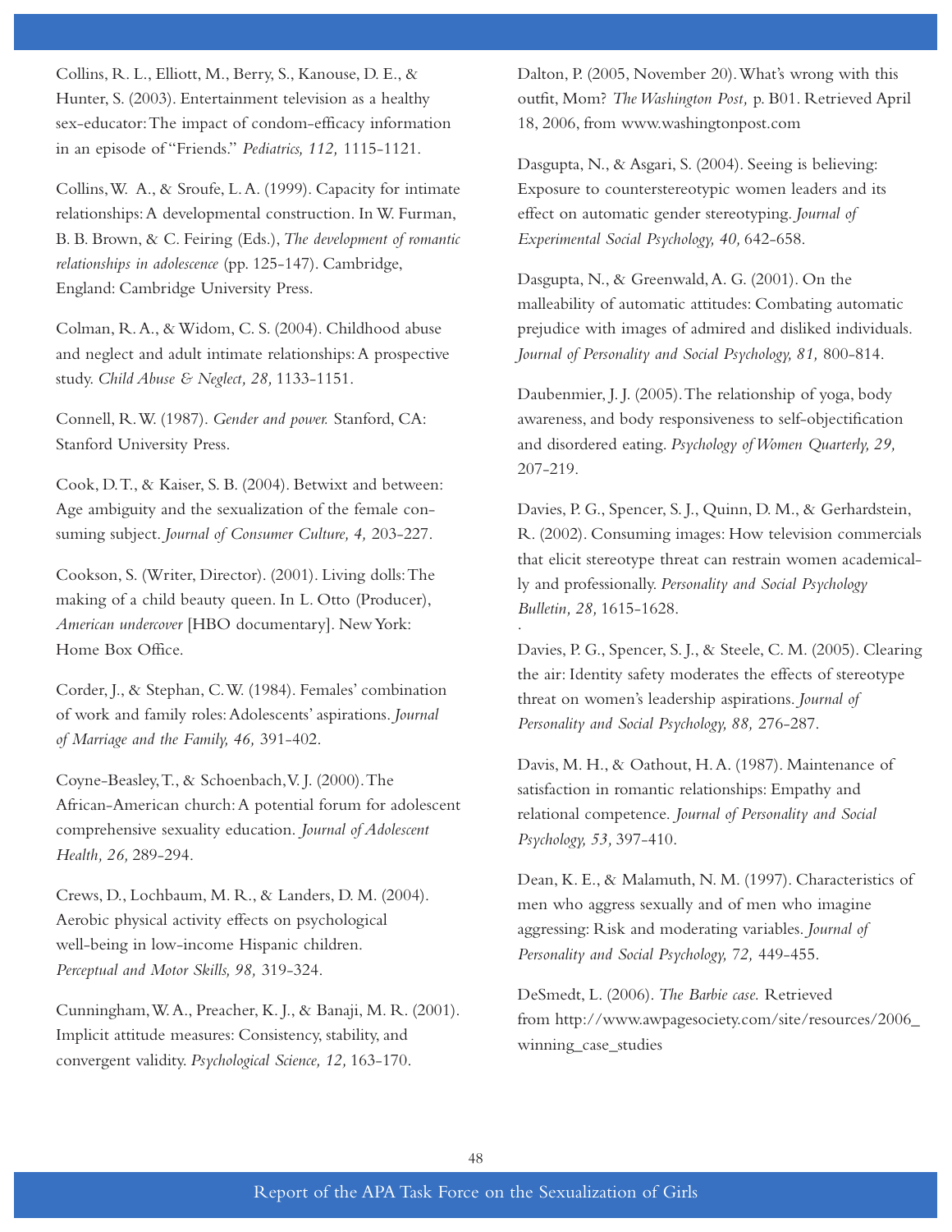Collins, R. L., Elliott, M., Berry, S., Kanouse, D. E., & Hunter, S. (2003). Entertainment television as a healthy sex-educator: The impact of condom-efficacy information in an episode of "Friends." *Pediatrics, 112,* 1115-1121.

Collins, W. A., & Sroufe, L. A. (1999). Capacity for intimate relationships: A developmental construction. In W. Furman, B. B. Brown, & C. Feiring (Eds.), *The development of romantic relationships in adolescence* (pp. 125-147). Cambridge, England: Cambridge University Press.

Colman, R. A., & Widom, C. S. (2004). Childhood abuse and neglect and adult intimate relationships: A prospective study. *Child Abuse & Neglect, 28,* 1133-1151.

Connell, R. W. (1987). *Gender and power.* Stanford, CA: Stanford University Press.

Cook, D. T., & Kaiser, S. B. (2004). Betwixt and between: Age ambiguity and the sexualization of the female consuming subject. *Journal of Consumer Culture, 4,* 203-227.

Cookson, S. (Writer, Director). (2001). Living dolls: The making of a child beauty queen. In L. Otto (Producer), *American undercover* [HBO documentary]. New York: Home Box Office.

Corder, J., & Stephan, C. W. (1984). Females' combination of work and family roles: Adolescents' aspirations. *Journal of Marriage and the Family, 46,* 391-402.

Coyne-Beasley, T., & Schoenbach, V. J. (2000). The African-American church: A potential forum for adolescent comprehensive sexuality education. *Journal of Adolescent Health, 26,* 289-294.

Crews, D., Lochbaum, M. R., & Landers, D. M. (2004). Aerobic physical activity effects on psychological well-being in low-income Hispanic children. *Perceptual and Motor Skills, 98,* 319-324.

Cunningham, W. A., Preacher, K. J., & Banaji, M. R. (2001). Implicit attitude measures: Consistency, stability, and convergent validity. *Psychological Science, 12,* 163-170.

Dalton, P. (2005, November 20). What's wrong with this outfit, Mom? *The Washington Post,* p. B01. Retrieved April 18, 2006, from www.washingtonpost.com

Dasgupta, N., & Asgari, S. (2004). Seeing is believing: Exposure to counterstereotypic women leaders and its effect on automatic gender stereotyping. *Journal of Experimental Social Psychology, 40,* 642-658.

Dasgupta, N., & Greenwald, A. G. (2001). On the malleability of automatic attitudes: Combating automatic prejudice with images of admired and disliked individuals. *Journal of Personality and Social Psychology, 81,* 800-814.

Daubenmier, J. J. (2005). The relationship of yoga, body awareness, and body responsiveness to self-objectification and disordered eating. *Psychology of Women Quarterly, 29,* 207-219.

Davies, P. G., Spencer, S. J., Quinn, D. M., & Gerhardstein, R. (2002). Consuming images: How television commercials that elicit stereotype threat can restrain women academically and professionally. *Personality and Social Psychology Bulletin, 28,* 1615-1628.

Davies, P. G., Spencer, S. J., & Steele, C. M. (2005). Clearing the air: Identity safety moderates the effects of stereotype threat on women's leadership aspirations. *Journal of Personality and Social Psychology, 88,* 276-287.

Davis, M. H., & Oathout, H. A. (1987). Maintenance of satisfaction in romantic relationships: Empathy and relational competence. *Journal of Personality and Social Psychology, 53,* 397-410.

Dean, K. E., & Malamuth, N. M. (1997). Characteristics of men who aggress sexually and of men who imagine aggressing: Risk and moderating variables. *Journal of Personality and Social Psychology, 72,* 449-455.

DeSmedt, L. (2006). *The Barbie case.* Retrieved from http://www.awpagesociety.com/site/resources/2006_winning_case_studies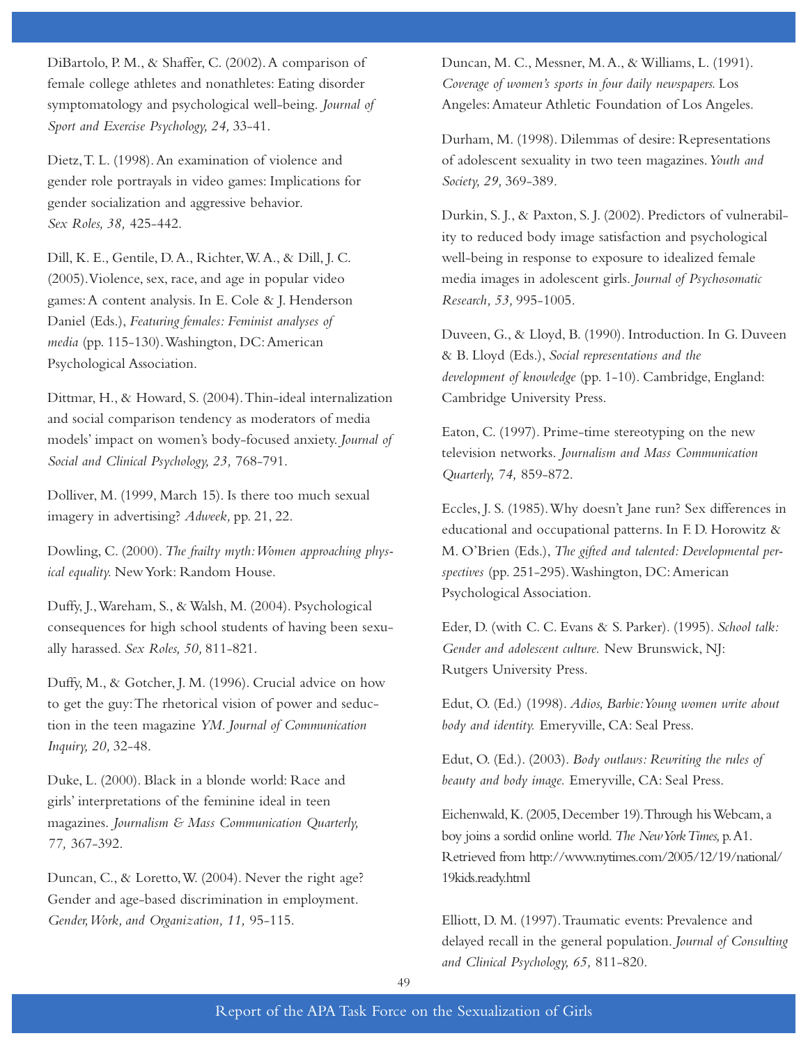DiBartolo, P. M., & Shaffer, C. (2002). A comparison of female college athletes and nonathletes: Eating disorder symptomatology and psychological well-being. *Journal of Sport and Exercise Psychology, 24,* 33-41.

Dietz, T. L. (1998). An examination of violence and gender role portrayals in video games: Implications for gender socialization and aggressive behavior. *Sex Roles, 38,* 425-442.

Dill, K. E., Gentile, D. A., Richter, W. A., & Dill, J. C. (2005). Violence, sex, race, and age in popular video games: A content analysis. In E. Cole & J. Henderson Daniel (Eds.), *Featuring females: Feminist analyses of media* (pp. 115-130). Washington, DC: American Psychological Association.

Dittmar, H., & Howard, S. (2004). Thin-ideal internalization and social comparison tendency as moderators of media models' impact on women's body-focused anxiety. *Journal of Social and Clinical Psychology, 23,* 768-791.

Dolliver, M. (1999, March 15). Is there too much sexual imagery in advertising? *Adweek,* pp. 21, 22.

Dowling, C. (2000). *The frailty myth: Women approaching physical equality.* New York: Random House.

Duffy, J., Wareham, S., & Walsh, M. (2004). Psychological consequences for high school students of having been sexually harassed. *Sex Roles, 50,* 811-821.

Duffy, M., & Gotcher, J. M. (1996). Crucial advice on how to get the guy: The rhetorical vision of power and seduction in the teen magazine *YM. Journal of Communication Inquiry, 20,* 32-48.

Duke, L. (2000). Black in a blonde world: Race and girls' interpretations of the feminine ideal in teen magazines. *Journalism & Mass Communication Quarterly, 77,* 367-392.

Duncan, C., & Loretto, W. (2004). Never the right age? Gender and age-based discrimination in employment. *Gender, Work, and Organization, 11,* 95-115.

Duncan, M. C., Messner, M. A., & Williams, L. (1991). *Coverage of women's sports in four daily newspapers.* Los Angeles: Amateur Athletic Foundation of Los Angeles.

Durham, M. (1998). Dilemmas of desire: Representations of adolescent sexuality in two teen magazines. *Youth and Society, 29,* 369-389.

Durkin, S. J., & Paxton, S. J. (2002). Predictors of vulnerability to reduced body image satisfaction and psychological well-being in response to exposure to idealized female media images in adolescent girls. *Journal of Psychosomatic Research, 53,* 995-1005.

Duveen, G., & Lloyd, B. (1990). Introduction. In G. Duveen & B. Lloyd (Eds.), *Social representations and the development of knowledge* (pp. 1-10). Cambridge, England: Cambridge University Press.

Eaton, C. (1997). Prime-time stereotyping on the new television networks. *Journalism and Mass Communication Quarterly, 74,* 859-872.

Eccles, J. S. (1985). Why doesn't Jane run? Sex differences in educational and occupational patterns. In F. D. Horowitz & M. O'Brien (Eds.), *The gifted and talented: Developmental perspectives* (pp. 251-295). Washington, DC: American Psychological Association.

Eder, D. (with C. C. Evans & S. Parker). (1995). *School talk: Gender and adolescent culture.* New Brunswick, NJ: Rutgers University Press.

Edut, O. (Ed.) (1998). *Adios, Barbie: Young women write about body and identity.* Emeryville, CA: Seal Press.

Edut, O. (Ed.). (2003). *Body outlaws: Rewriting the rules of beauty and body image.* Emeryville, CA: Seal Press.

Eichenwald, K. (2005, December 19). Through his Webcam, a boy joins a sordid online world. *The New York Times,* p. A1. Retrieved from http://www.nytimes.com/2005/12/19/national/19kids.ready.html

Elliott, D. M. (1997). Traumatic events: Prevalence and delayed recall in the general population. *Journal of Consulting and Clinical Psychology, 65,* 811-820.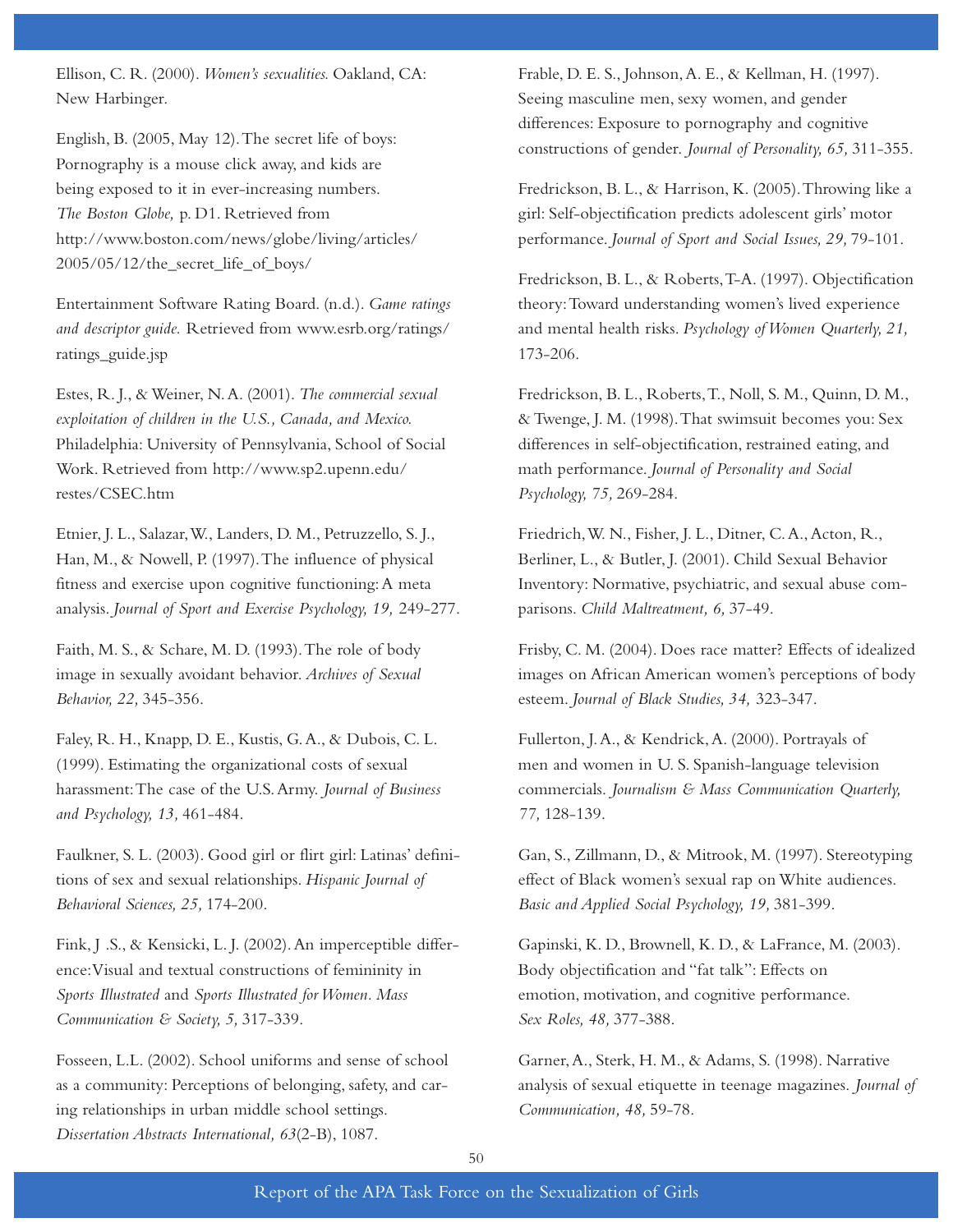Ellison, C. R. (2000). *Women's sexualities.* Oakland, CA: New Harbinger.

English, B. (2005, May 12). The secret life of boys: Pornography is a mouse click away, and kids are being exposed to it in ever-increasing numbers. *The Boston Globe,* p. D1. Retrieved from http://www.boston.com/news/globe/living/articles/2005/05/12/the_secret_life_of_boys/

Entertainment Software Rating Board. (n.d.). *Game ratings and descriptor guide.* Retrieved from www.esrb.org/ratings/ratings_guide.jsp

Estes, R. J., & Weiner, N. A. (2001). *The commercial sexual exploitation of children in the U.S., Canada, and Mexico.* Philadelphia: University of Pennsylvania, School of Social Work. Retrieved from http://www.sp2.upenn.edu/restes/CSEC.htm

Etnier, J. L., Salazar, W., Landers, D. M., Petruzzello, S. J., Han, M., & Nowell, P. (1997). The influence of physical fitness and exercise upon cognitive functioning: A meta analysis. *Journal of Sport and Exercise Psychology, 19,* 249-277.

Faith, M. S., & Schare, M. D. (1993). The role of body image in sexually avoidant behavior. *Archives of Sexual Behavior, 22,* 345-356.

Faley, R. H., Knapp, D. E., Kustis, G. A., & Dubois, C. L. (1999). Estimating the organizational costs of sexual harassment: The case of the U.S. Army. *Journal of Business and Psychology, 13,* 461-484.

Faulkner, S. L. (2003). Good girl or flirt girl: Latinas' definitions of sex and sexual relationships. *Hispanic Journal of Behavioral Sciences, 25,* 174-200.

Fink, J .S., & Kensicki, L. J. (2002). An imperceptible difference: Visual and textual constructions of femininity in *Sports Illustrated* and *Sports Illustrated for Women*. *Mass Communication & Society, 5,* 317-339.

Fosseen, L.L. (2002). School uniforms and sense of school as a community: Perceptions of belonging, safety, and caring relationships in urban middle school settings. *Dissertation Abstracts International, 63*(2-B), 1087.

Frable, D. E. S., Johnson, A. E., & Kellman, H. (1997). Seeing masculine men, sexy women, and gender differences: Exposure to pornography and cognitive constructions of gender. *Journal of Personality, 65,* 311-355.

Fredrickson, B. L., & Harrison, K. (2005). Throwing like a girl: Self-objectification predicts adolescent girls' motor performance. *Journal of Sport and Social Issues, 29,* 79-101.

Fredrickson, B. L., & Roberts, T-A. (1997). Objectification theory: Toward understanding women's lived experience and mental health risks. *Psychology of Women Quarterly, 21,* 173-206.

Fredrickson, B. L., Roberts, T., Noll, S. M., Quinn, D. M., & Twenge, J. M. (1998). That swimsuit becomes you: Sex differences in self-objectification, restrained eating, and math performance. *Journal of Personality and Social Psychology, 75,* 269-284.

Friedrich, W. N., Fisher, J. L., Ditner, C. A., Acton, R., Berliner, L., & Butler, J. (2001). Child Sexual Behavior Inventory: Normative, psychiatric, and sexual abuse comparisons. *Child Maltreatment, 6,* 37-49.

Frisby, C. M. (2004). Does race matter? Effects of idealized images on African American women's perceptions of body esteem. *Journal of Black Studies, 34,* 323-347.

Fullerton, J. A., & Kendrick, A. (2000). Portrayals of men and women in U. S. Spanish-language television commercials. *Journalism & Mass Communication Quarterly, 77,* 128-139.

Gan, S., Zillmann, D., & Mitrook, M. (1997). Stereotyping effect of Black women's sexual rap on White audiences. *Basic and Applied Social Psychology, 19,* 381-399.

Gapinski, K. D., Brownell, K. D., & LaFrance, M. (2003). Body objectification and "fat talk": Effects on emotion, motivation, and cognitive performance. *Sex Roles, 48,* 377-388.

Garner, A., Sterk, H. M., & Adams, S. (1998). Narrative analysis of sexual etiquette in teenage magazines. *Journal of Communication, 48,* 59-78.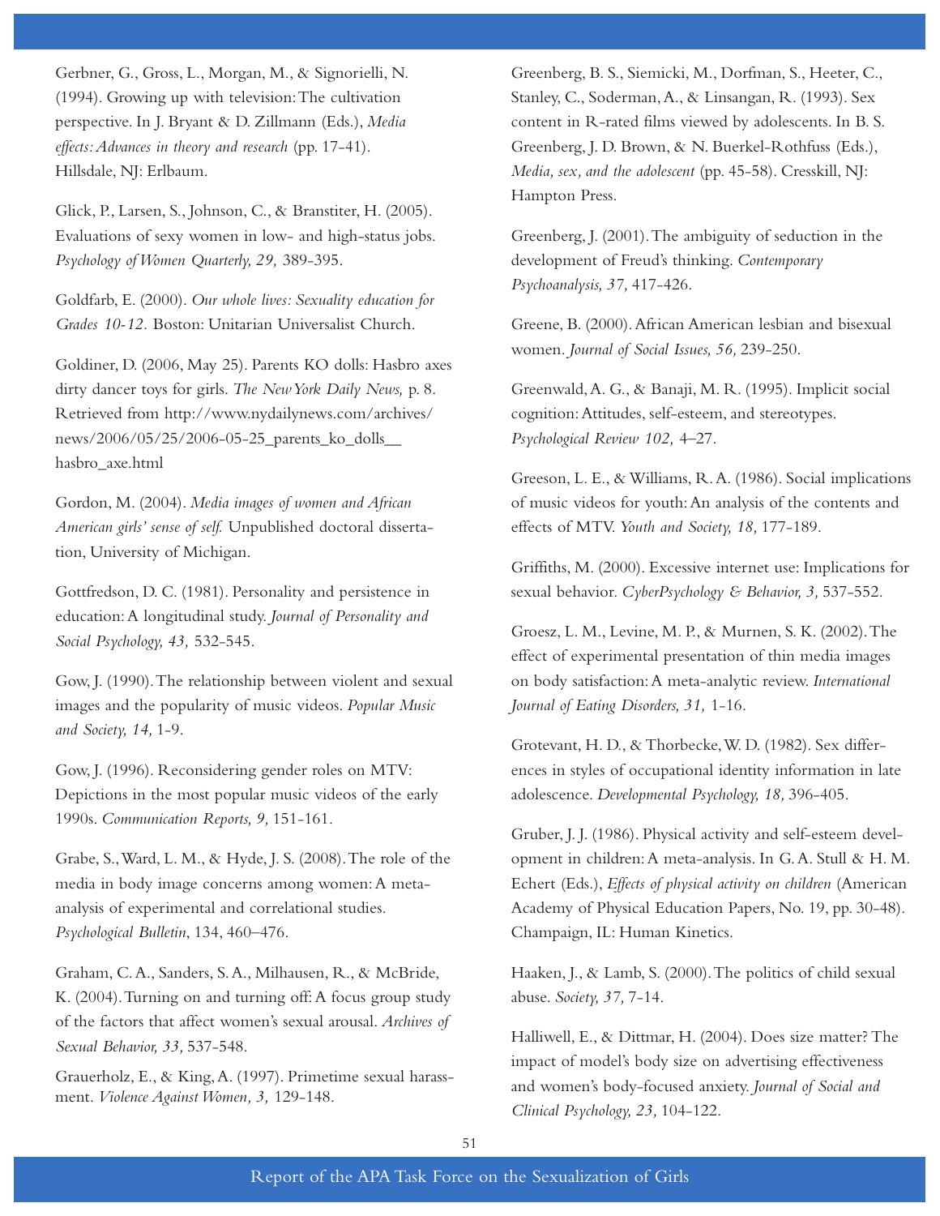Gerbner, G., Gross, L., Morgan, M., & Signorielli, N. (1994). Growing up with television: The cultivation perspective. In J. Bryant & D. Zillmann (Eds.), *Media effects: Advances in theory and research* (pp. 17-41). Hillsdale, NJ: Erlbaum.

Glick, P., Larsen, S., Johnson, C., & Branstiter, H. (2005). Evaluations of sexy women in low- and high-status jobs. *Psychology of Women Quarterly, 29,* 389-395.

Goldfarb, E. (2000). *Our whole lives: Sexuality education for Grades 10-12.* Boston: Unitarian Universalist Church.

Goldiner, D. (2006, May 25). Parents KO dolls: Hasbro axes dirty dancer toys for girls. *The New York Daily News,* p. 8. Retrieved from http://www.nydailynews.com/archives/news/2006/05/25/2006-05-25_parents_ko_dolls__hasbro_axe.html

Gordon, M. (2004). *Media images of women and African American girls' sense of self.* Unpublished doctoral dissertation, University of Michigan.

Gottfredson, D. C. (1981). Personality and persistence in education: A longitudinal study. *Journal of Personality and Social Psychology, 43,* 532-545.

Gow, J. (1990). The relationship between violent and sexual images and the popularity of music videos. *Popular Music and Society, 14,* 1-9.

Gow, J. (1996). Reconsidering gender roles on MTV: Depictions in the most popular music videos of the early 1990s. *Communication Reports, 9,* 151-161.

Grabe, S., Ward, L. M., & Hyde, J. S. (2008). The role of the media in body image concerns among women: A meta-analysis of experimental and correlational studies. *Psychological Bulletin*, 134, 460–476.

Graham, C. A., Sanders, S. A., Milhausen, R., & McBride, K. (2004). Turning on and turning off: A focus group study of the factors that affect women's sexual arousal. *Archives of Sexual Behavior, 33,* 537-548.

Grauerholz, E., & King, A. (1997). Primetime sexual harassment. *Violence Against Women, 3,* 129-148.

Greenberg, B. S., Siemicki, M., Dorfman, S., Heeter, C., Stanley, C., Soderman, A., & Linsangan, R. (1993). Sex content in R-rated films viewed by adolescents. In B. S. Greenberg, J. D. Brown, & N. Buerkel-Rothfuss (Eds.), *Media, sex, and the adolescent* (pp. 45-58). Cresskill, NJ: Hampton Press.

Greenberg, J. (2001). The ambiguity of seduction in the development of Freud's thinking. *Contemporary Psychoanalysis, 37,* 417-426.

Greene, B. (2000). African American lesbian and bisexual women. *Journal of Social Issues, 56,* 239-250.

Greenwald, A. G., & Banaji, M. R. (1995). Implicit social cognition: Attitudes, self-esteem, and stereotypes. *Psychological Review 102,* 4–27.

Greeson, L. E., & Williams, R. A. (1986). Social implications of music videos for youth: An analysis of the contents and effects of MTV. *Youth and Society, 18,* 177-189.

Griffiths, M. (2000). Excessive internet use: Implications for sexual behavior. *CyberPsychology & Behavior, 3,* 537-552.

Groesz, L. M., Levine, M. P., & Murnen, S. K. (2002). The effect of experimental presentation of thin media images on body satisfaction: A meta-analytic review. *International Journal of Eating Disorders, 31,* 1-16.

Grotevant, H. D., & Thorbecke, W. D. (1982). Sex differences in styles of occupational identity information in late adolescence. *Developmental Psychology, 18,* 396-405.

Gruber, J. J. (1986). Physical activity and self-esteem development in children: A meta-analysis. In G. A. Stull & H. M. Echert (Eds.), *Effects of physical activity on children* (American Academy of Physical Education Papers, No. 19, pp. 30-48). Champaign, IL: Human Kinetics.

Haaken, J., & Lamb, S. (2000). The politics of child sexual abuse. *Society, 37,* 7-14.

Halliwell, E., & Dittmar, H. (2004). Does size matter? The impact of model's body size on advertising effectiveness and women's body-focused anxiety. *Journal of Social and Clinical Psychology, 23,* 104-122.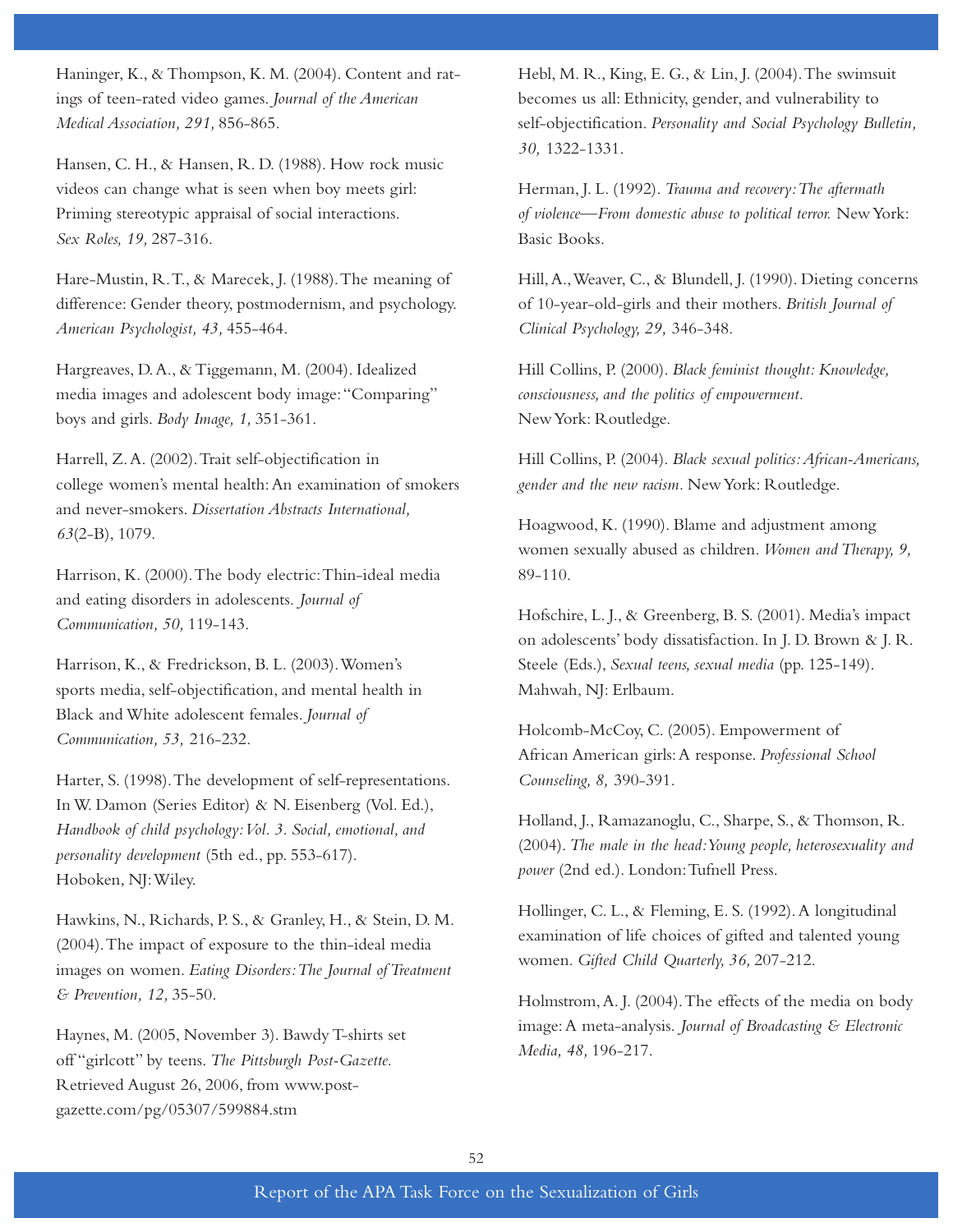Haninger, K., & Thompson, K. M. (2004). Content and ratings of teen-rated video games. *Journal of the American Medical Association, 291,* 856-865.

Hansen, C. H., & Hansen, R. D. (1988). How rock music videos can change what is seen when boy meets girl: Priming stereotypic appraisal of social interactions. *Sex Roles, 19,* 287-316.

Hare-Mustin, R. T., & Marecek, J. (1988). The meaning of difference: Gender theory, postmodernism, and psychology. *American Psychologist, 43,* 455-464.

Hargreaves, D. A., & Tiggemann, M. (2004). Idealized media images and adolescent body image: "Comparing" boys and girls. *Body Image, 1,* 351-361.

Harrell, Z. A. (2002). Trait self-objectification in college women's mental health: An examination of smokers and never-smokers. *Dissertation Abstracts International, 63*(2-B), 1079.

Harrison, K. (2000). The body electric: Thin-ideal media and eating disorders in adolescents. *Journal of Communication, 50,* 119-143.

Harrison, K., & Fredrickson, B. L. (2003). Women's sports media, self-objectification, and mental health in Black and White adolescent females. *Journal of Communication, 53,* 216-232.

Harter, S. (1998). The development of self-representations. In W. Damon (Series Editor) & N. Eisenberg (Vol. Ed.), *Handbook of child psychology: Vol. 3. Social, emotional, and personality development* (5th ed., pp. 553-617). Hoboken, NJ: Wiley.

Hawkins, N., Richards, P. S., & Granley, H., & Stein, D. M. (2004). The impact of exposure to the thin-ideal media images on women. *Eating Disorders: The Journal of Treatment & Prevention, 12,* 35-50.

Haynes, M. (2005, November 3). Bawdy T-shirts set off "girlcott" by teens. *The Pittsburgh Post-Gazette.* Retrieved August 26, 2006, from www.post-gazette.com/pg/05307/599884.stm

Hebl, M. R., King, E. G., & Lin, J. (2004). The swimsuit becomes us all: Ethnicity, gender, and vulnerability to self-objectification. *Personality and Social Psychology Bulletin, 30,* 1322-1331.

Herman, J. L. (1992). *Trauma and recovery: The aftermath of violence—From domestic abuse to political terror.* New York: Basic Books.

Hill, A., Weaver, C., & Blundell, J. (1990). Dieting concerns of 10-year-old-girls and their mothers. *British Journal of Clinical Psychology, 29,* 346-348.

Hill Collins, P. (2000). *Black feminist thought: Knowledge, consciousness, and the politics of empowerment.* New York: Routledge.

Hill Collins, P. (2004). *Black sexual politics: African-Americans, gender and the new racism.* New York: Routledge.

Hoagwood, K. (1990). Blame and adjustment among women sexually abused as children. *Women and Therapy, 9,* 89-110.

Hofschire, L. J., & Greenberg, B. S. (2001). Media's impact on adolescents' body dissatisfaction. In J. D. Brown & J. R. Steele (Eds.), *Sexual teens, sexual media* (pp. 125-149). Mahwah, NJ: Erlbaum.

Holcomb-McCoy, C. (2005). Empowerment of African American girls: A response. *Professional School Counseling, 8,* 390-391.

Holland, J., Ramazanoglu, C., Sharpe, S., & Thomson, R. (2004). *The male in the head: Young people, heterosexuality and power* (2nd ed.). London: Tufnell Press.

Hollinger, C. L., & Fleming, E. S. (1992). A longitudinal examination of life choices of gifted and talented young women. *Gifted Child Quarterly, 36,* 207-212.

Holmstrom, A. J. (2004). The effects of the media on body image: A meta-analysis. *Journal of Broadcasting & Electronic Media, 48,* 196-217.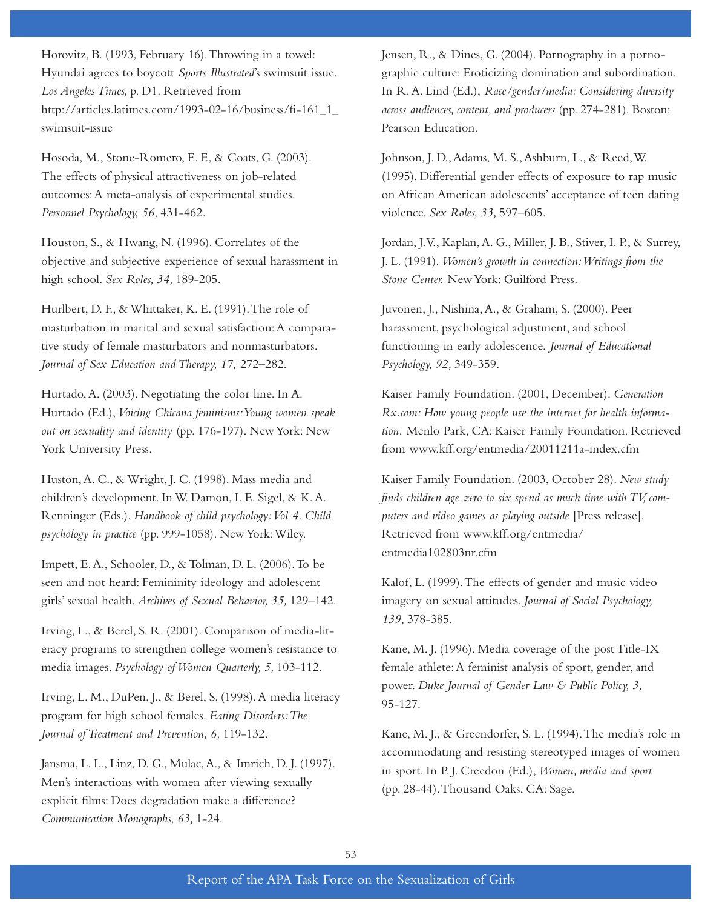Horovitz, B. (1993, February 16). Throwing in a towel: Hyundai agrees to boycott *Sports Illustrated*'s swimsuit issue. *Los Angeles Times,* p. D1. Retrieved from http://articles.latimes.com/1993-02-16/business/fi-161_1_swimsuit-issue

Hosoda, M., Stone-Romero, E. F., & Coats, G. (2003). The effects of physical attractiveness on job-related outcomes: A meta-analysis of experimental studies. *Personnel Psychology, 56,* 431-462.

Houston, S., & Hwang, N. (1996). Correlates of the objective and subjective experience of sexual harassment in high school. *Sex Roles, 34,* 189-205.

Hurlbert, D. F., & Whittaker, K. E. (1991). The role of masturbation in marital and sexual satisfaction: A comparative study of female masturbators and nonmasturbators. *Journal of Sex Education and Therapy, 17,* 272–282.

Hurtado, A. (2003). Negotiating the color line. In A. Hurtado (Ed.), *Voicing Chicana feminisms: Young women speak out on sexuality and identity* (pp. 176-197). New York: New York University Press.

Huston, A. C., & Wright, J. C. (1998). Mass media and children's development. In W. Damon, I. E. Sigel, & K. A. Renninger (Eds.), *Handbook of child psychology: Vol 4. Child psychology in practice* (pp. 999-1058). New York: Wiley.

Impett, E. A., Schooler, D., & Tolman, D. L. (2006). To be seen and not heard: Femininity ideology and adolescent girls' sexual health. *Archives of Sexual Behavior, 35,* 129–142.

Irving, L., & Berel, S. R. (2001). Comparison of media-literacy programs to strengthen college women's resistance to media images. *Psychology of Women Quarterly, 5,* 103-112.

Irving, L. M., DuPen, J., & Berel, S. (1998). A media literacy program for high school females. *Eating Disorders: The Journal of Treatment and Prevention, 6,* 119-132.

Jansma, L. L., Linz, D. G., Mulac, A., & Imrich, D. J. (1997). Men's interactions with women after viewing sexually explicit films: Does degradation make a difference? *Communication Monographs, 63,* 1-24.

Jensen, R., & Dines, G. (2004). Pornography in a pornographic culture: Eroticizing domination and subordination. In R. A. Lind (Ed.), *Race/gender/media: Considering diversity across audiences, content, and producers* (pp. 274-281). Boston: Pearson Education.

Johnson, J. D., Adams, M. S., Ashburn, L., & Reed, W. (1995). Differential gender effects of exposure to rap music on African American adolescents' acceptance of teen dating violence. *Sex Roles, 33,* 597–605.

Jordan, J. V., Kaplan, A. G., Miller, J. B., Stiver, I. P., & Surrey, J. L. (1991). *Women's growth in connection: Writings from the Stone Center.* New York: Guilford Press.

Juvonen, J., Nishina, A., & Graham, S. (2000). Peer harassment, psychological adjustment, and school functioning in early adolescence. *Journal of Educational Psychology, 92,* 349-359.

Kaiser Family Foundation. (2001, December). *Generation Rx.com: How young people use the internet for health information.* Menlo Park, CA: Kaiser Family Foundation. Retrieved from www.kff.org/entmedia/20011211a-index.cfm

Kaiser Family Foundation. (2003, October 28). *New study finds children age zero to six spend as much time with TV, computers and video games as playing outside* [Press release]. Retrieved from www.kff.org/entmedia/entmedia102803nr.cfm

Kalof, L. (1999). The effects of gender and music video imagery on sexual attitudes. *Journal of Social Psychology, 139,* 378-385.

Kane, M. J. (1996). Media coverage of the post Title-IX female athlete: A feminist analysis of sport, gender, and power. *Duke Journal of Gender Law & Public Policy, 3,* 95-127.

Kane, M. J., & Greendorfer, S. L. (1994). The media's role in accommodating and resisting stereotyped images of women in sport. In P. J. Creedon (Ed.), *Women, media and sport* (pp. 28-44). Thousand Oaks, CA: Sage.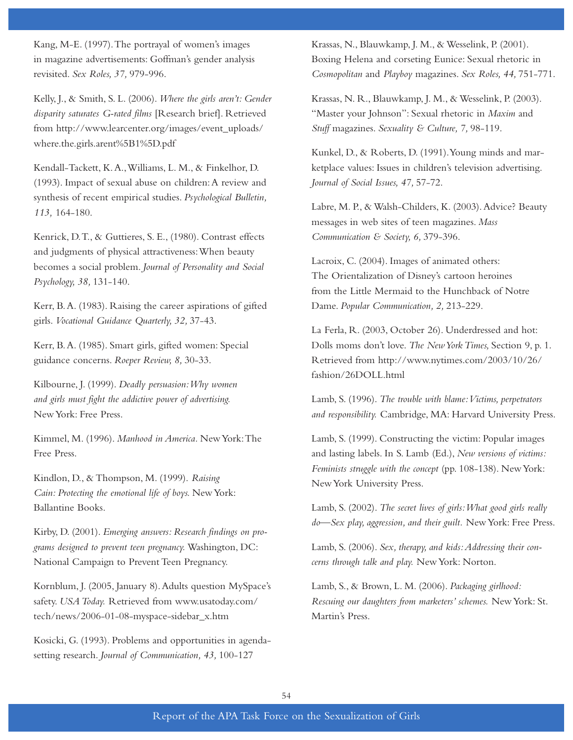Kang, M-E. (1997). The portrayal of women's images in magazine advertisements: Goffman's gender analysis revisited. *Sex Roles, 37,* 979-996.

Kelly, J., & Smith, S. L. (2006). *Where the girls aren't: Gender disparity saturates G-rated films* [Research brief]. Retrieved from http://www.learcenter.org/images/event_uploads/where.the.girls.arent%5B1%5D.pdf

Kendall-Tackett, K. A., Williams, L. M., & Finkelhor, D. (1993). Impact of sexual abuse on children: A review and synthesis of recent empirical studies. *Psychological Bulletin, 113,* 164-180.

Kenrick, D. T., & Guttieres, S. E., (1980). Contrast effects and judgments of physical attractiveness: When beauty becomes a social problem. *Journal of Personality and Social Psychology, 38,* 131-140.

Kerr, B. A. (1983). Raising the career aspirations of gifted girls. *Vocational Guidance Quarterly, 32,* 37-43.

Kerr, B. A. (1985). Smart girls, gifted women: Special guidance concerns. *Roeper Review, 8,* 30-33.

Kilbourne, J. (1999). *Deadly persuasion: Why women and girls must fight the addictive power of advertising.* New York: Free Press.

Kimmel, M. (1996). *Manhood in America.* New York: The Free Press.

Kindlon, D., & Thompson, M. (1999). *Raising Cain: Protecting the emotional life of boys.* New York: Ballantine Books.

Kirby, D. (2001). *Emerging answers: Research findings on programs designed to prevent teen pregnancy.* Washington, DC: National Campaign to Prevent Teen Pregnancy.

Kornblum, J. (2005, January 8). Adults question MySpace's safety. *USA Today.* Retrieved from www.usatoday.com/tech/news/2006-01-08-myspace-sidebar_x.htm

Kosicki, G. (1993). Problems and opportunities in agenda-setting research. *Journal of Communication, 43,* 100-127

Krassas, N., Blauwkamp, J. M., & Wesselink, P. (2001). Boxing Helena and corseting Eunice: Sexual rhetoric in *Cosmopolitan* and *Playboy* magazines. *Sex Roles, 44,* 751-771.

Krassas, N. R., Blauwkamp, J. M., & Wesselink, P. (2003). "Master your Johnson": Sexual rhetoric in *Maxim* and *Stuff* magazines. *Sexuality & Culture, 7,* 98-119.

Kunkel, D., & Roberts, D. (1991). Young minds and marketplace values: Issues in children's television advertising. *Journal of Social Issues, 47,* 57-72.

Labre, M. P., & Walsh-Childers, K. (2003). Advice? Beauty messages in web sites of teen magazines. *Mass Communication & Society, 6,* 379-396.

Lacroix, C. (2004). Images of animated others: The Orientalization of Disney's cartoon heroines from the Little Mermaid to the Hunchback of Notre Dame. *Popular Communication, 2,* 213-229.

La Ferla, R. (2003, October 26). Underdressed and hot: Dolls moms don't love. *The New York Times,* Section 9, p. 1. Retrieved from http://www.nytimes.com/2003/10/26/fashion/26DOLL.html

Lamb, S. (1996). *The trouble with blame: Victims, perpetrators and responsibility.* Cambridge, MA: Harvard University Press.

Lamb, S. (1999). Constructing the victim: Popular images and lasting labels. In S. Lamb (Ed.), *New versions of victims: Feminists struggle with the concept* (pp. 108-138). New York: New York University Press.

Lamb, S. (2002). *The secret lives of girls: What good girls really do—Sex play, aggression, and their guilt.* New York: Free Press.

Lamb, S. (2006). *Sex, therapy, and kids: Addressing their concerns through talk and play.* New York: Norton.

Lamb, S., & Brown, L. M. (2006). *Packaging girlhood: Rescuing our daughters from marketers' schemes.* New York: St. Martin's Press.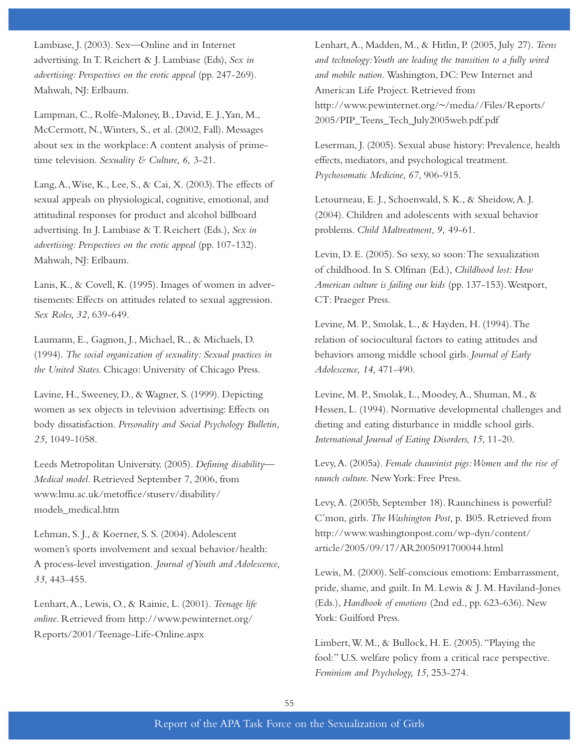Lambiase, J. (2003). Sex—Online and in Internet advertising. In T. Reichert & J. Lambiase (Eds), *Sex in advertising: Perspectives on the erotic appeal* (pp. 247-269). Mahwah, NJ: Erlbaum.

Lampman, C., Rolfe-Maloney, B., David, E. J., Yan, M., McCermott, N., Winters, S., et al. (2002, Fall). Messages about sex in the workplace: A content analysis of prime-time television. *Sexuality & Culture, 6,* 3-21.

Lang, A., Wise, K., Lee, S., & Cai, X. (2003). The effects of sexual appeals on physiological, cognitive, emotional, and attitudinal responses for product and alcohol billboard advertising. In J. Lambiase & T. Reichert (Eds.), *Sex in advertising: Perspectives on the erotic appeal* (pp. 107-132). Mahwah, NJ: Erlbaum.

Lanis, K., & Covell, K. (1995). Images of women in advertisements: Effects on attitudes related to sexual aggression. *Sex Roles, 32,* 639-649.

Laumann, E., Gagnon, J., Michael, R., & Michaels, D. (1994). *The social organization of sexuality: Sexual practices in the United States.* Chicago: University of Chicago Press.

Lavine, H., Sweeney, D., & Wagner, S. (1999). Depicting women as sex objects in television advertising: Effects on body dissatisfaction. *Personality and Social Psychology Bulletin, 25,* 1049-1058.

Leeds Metropolitan University. (2005). *Defining disability—Medical model.* Retrieved September 7, 2006, from www.lmu.ac.uk/metoffice/stuserv/disability/models_medical.htm

Lehman, S. J., & Koerner, S. S. (2004). Adolescent women's sports involvement and sexual behavior/health: A process-level investigation. *Journal of Youth and Adolescence, 33,* 443-455.

Lenhart, A., Lewis, O., & Rainie, L. (2001). *Teenage life online.* Retrieved from http://www.pewinternet.org/Reports/2001/Teenage-Life-Online.aspx

Lenhart, A., Madden, M., & Hitlin, P. (2005, July 27). *Teens and technology: Youth are leading the transition to a fully wired and mobile nation.* Washington, DC: Pew Internet and American Life Project. Retrieved from http://www.pewinternet.org/~/media//Files/Reports/2005/PIP_Teens_Tech_July2005web.pdf.pdf

Leserman, J. (2005). Sexual abuse history: Prevalence, health effects, mediators, and psychological treatment. *Psychosomatic Medicine, 67,* 906-915.

Letourneau, E. J., Schoenwald, S. K., & Sheidow, A. J. (2004). Children and adolescents with sexual behavior problems. *Child Maltreatment, 9,* 49-61.

Levin, D. E. (2005). So sexy, so soon: The sexualization of childhood. In S. Olfman (Ed.), *Childhood lost: How American culture is failing our kids* (pp. 137-153). Westport, CT: Praeger Press.

Levine, M. P., Smolak, L., & Hayden, H. (1994). The relation of sociocultural factors to eating attitudes and behaviors among middle school girls. *Journal of Early Adolescence, 14,* 471-490.

Levine, M. P., Smolak, L., Moodey, A., Shuman, M., & Hessen, L. (1994). Normative developmental challenges and dieting and eating disturbance in middle school girls. *International Journal of Eating Disorders, 15,* 11-20.

Levy, A. (2005a). *Female chauvinist pigs: Women and the rise of raunch culture.* New York: Free Press.

Levy, A. (2005b, September 18). Raunchiness is powerful? C'mon, girls. *The Washington Post,* p. B05. Retrieved from http://www.washingtonpost.com/wp-dyn/content/article/2005/09/17/AR2005091700044.html

Lewis, M. (2000). Self-conscious emotions: Embarrassment, pride, shame, and guilt. In M. Lewis & J. M. Haviland-Jones (Eds.), *Handbook of emotions* (2nd ed., pp. 623-636). New York: Guilford Press.

Limbert, W. M., & Bullock, H. E. (2005). "Playing the fool:" U.S. welfare policy from a critical race perspective. *Feminism and Psychology, 15,* 253-274.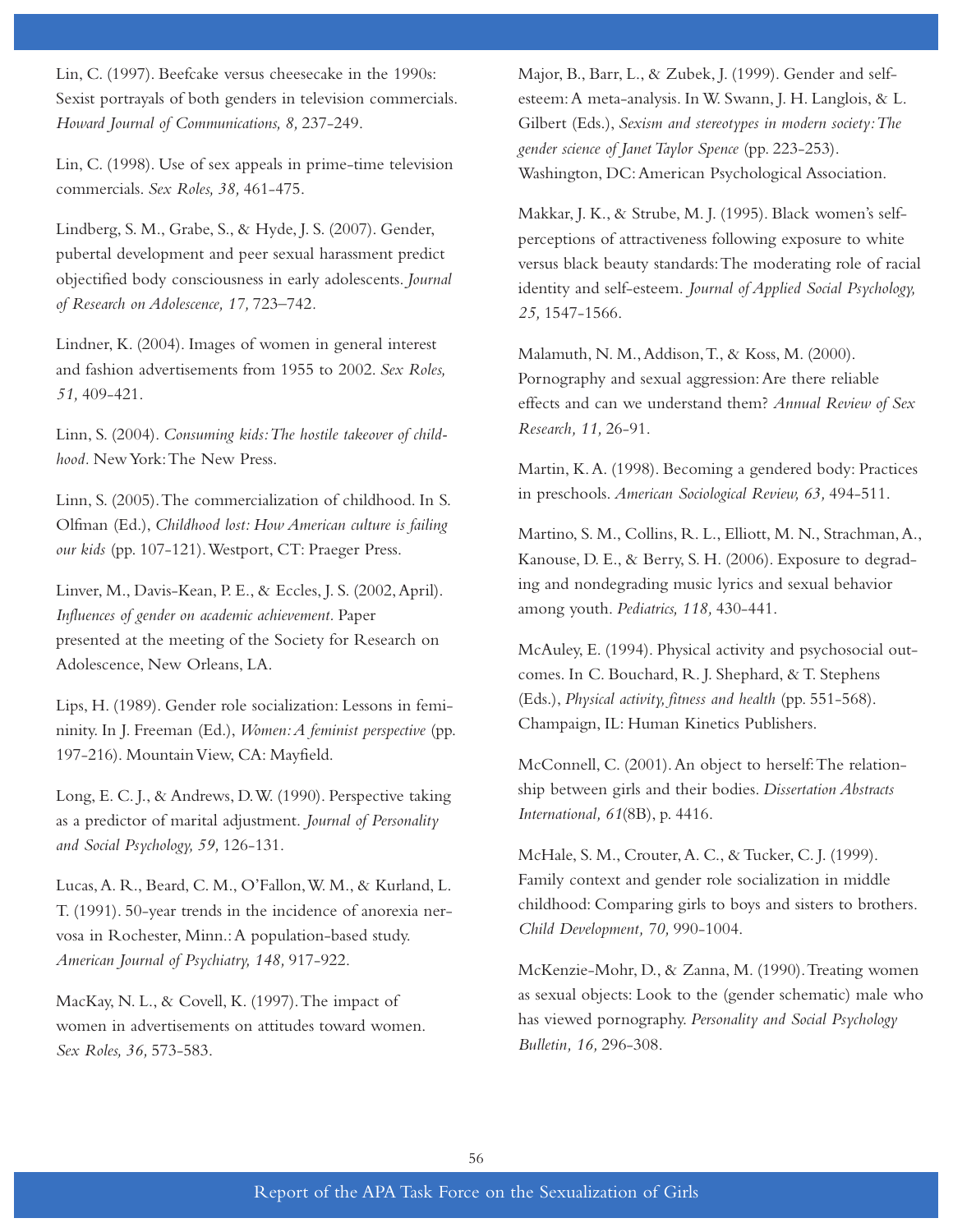Lin, C. (1997). Beefcake versus cheesecake in the 1990s: Sexist portrayals of both genders in television commercials. *Howard Journal of Communications, 8,* 237-249.

Lin, C. (1998). Use of sex appeals in prime-time television commercials. *Sex Roles, 38,* 461-475.

Lindberg, S. M., Grabe, S., & Hyde, J. S. (2007). Gender, pubertal development and peer sexual harassment predict objectified body consciousness in early adolescents. *Journal of Research on Adolescence, 17,* 723–742.

Lindner, K. (2004). Images of women in general interest and fashion advertisements from 1955 to 2002. *Sex Roles, 51,* 409-421.

Linn, S. (2004). *Consuming kids: The hostile takeover of childhood.* New York: The New Press.

Linn, S. (2005). The commercialization of childhood. In S. Olfman (Ed.), *Childhood lost: How American culture is failing our kids* (pp. 107-121). Westport, CT: Praeger Press.

Linver, M., Davis-Kean, P. E., & Eccles, J. S. (2002, April). *Influences of gender on academic achievement.* Paper presented at the meeting of the Society for Research on Adolescence, New Orleans, LA.

Lips, H. (1989). Gender role socialization: Lessons in femininity. In J. Freeman (Ed.), *Women: A feminist perspective* (pp. 197-216). Mountain View, CA: Mayfield.

Long, E. C. J., & Andrews, D. W. (1990). Perspective taking as a predictor of marital adjustment. *Journal of Personality and Social Psychology, 59,* 126-131.

Lucas, A. R., Beard, C. M., O'Fallon, W. M., & Kurland, L. T. (1991). 50-year trends in the incidence of anorexia nervosa in Rochester, Minn.: A population-based study. *American Journal of Psychiatry, 148,* 917-922.

MacKay, N. L., & Covell, K. (1997). The impact of women in advertisements on attitudes toward women. *Sex Roles, 36,* 573-583.

Major, B., Barr, L., & Zubek, J. (1999). Gender and self-esteem: A meta-analysis. In W. Swann, J. H. Langlois, & L. Gilbert (Eds.), *Sexism and stereotypes in modern society: The gender science of Janet Taylor Spence* (pp. 223-253). Washington, DC: American Psychological Association.

Makkar, J. K., & Strube, M. J. (1995). Black women's self-perceptions of attractiveness following exposure to white versus black beauty standards: The moderating role of racial identity and self-esteem. *Journal of Applied Social Psychology, 25,* 1547-1566.

Malamuth, N. M., Addison, T., & Koss, M. (2000). Pornography and sexual aggression: Are there reliable effects and can we understand them? *Annual Review of Sex Research, 11,* 26-91.

Martin, K. A. (1998). Becoming a gendered body: Practices in preschools. *American Sociological Review, 63,* 494-511.

Martino, S. M., Collins, R. L., Elliott, M. N., Strachman, A., Kanouse, D. E., & Berry, S. H. (2006). Exposure to degrading and nondegrading music lyrics and sexual behavior among youth. *Pediatrics, 118,* 430-441.

McAuley, E. (1994). Physical activity and psychosocial outcomes. In C. Bouchard, R. J. Shephard, & T. Stephens (Eds.), *Physical activity, fitness and health* (pp. 551-568). Champaign, IL: Human Kinetics Publishers.

McConnell, C. (2001). An object to herself: The relationship between girls and their bodies. *Dissertation Abstracts International, 61*(8B), p. 4416.

McHale, S. M., Crouter, A. C., & Tucker, C. J. (1999). Family context and gender role socialization in middle childhood: Comparing girls to boys and sisters to brothers. *Child Development, 70,* 990-1004.

McKenzie-Mohr, D., & Zanna, M. (1990). Treating women as sexual objects: Look to the (gender schematic) male who has viewed pornography. *Personality and Social Psychology Bulletin, 16,* 296-308.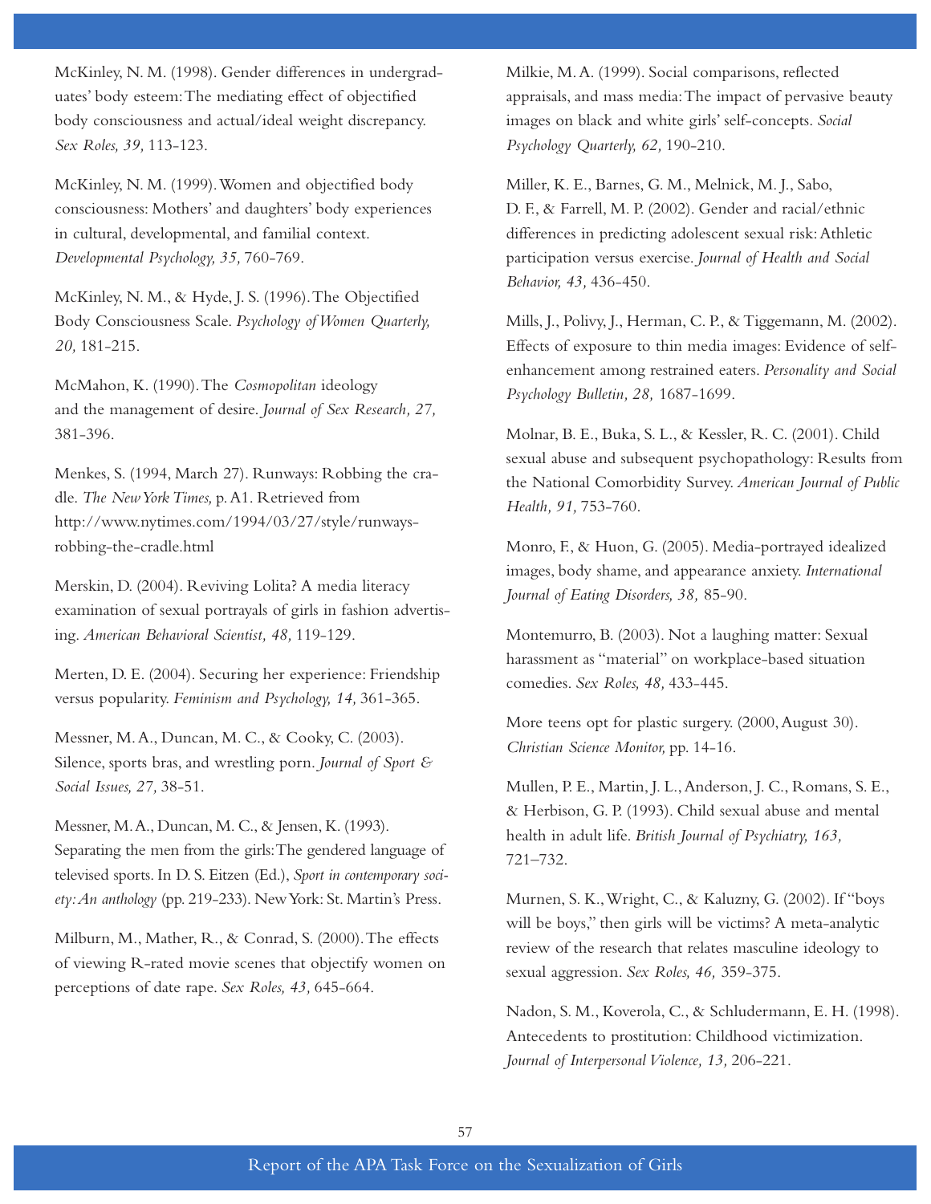McKinley, N. M. (1998). Gender differences in undergraduates' body esteem: The mediating effect of objectified body consciousness and actual/ideal weight discrepancy. *Sex Roles, 39,* 113-123.

McKinley, N. M. (1999). Women and objectified body consciousness: Mothers' and daughters' body experiences in cultural, developmental, and familial context. *Developmental Psychology, 35,* 760-769.

McKinley, N. M., & Hyde, J. S. (1996). The Objectified Body Consciousness Scale. *Psychology of Women Quarterly, 20,* 181-215.

McMahon, K. (1990). The *Cosmopolitan* ideology and the management of desire. *Journal of Sex Research, 27,* 381-396.

Menkes, S. (1994, March 27). Runways: Robbing the cradle. *The New York Times,* p. A1. Retrieved from http://www.nytimes.com/1994/03/27/style/runways-robbing-the-cradle.html

Merskin, D. (2004). Reviving Lolita? A media literacy examination of sexual portrayals of girls in fashion advertising. *American Behavioral Scientist, 48,* 119-129.

Merten, D. E. (2004). Securing her experience: Friendship versus popularity. *Feminism and Psychology, 14,* 361-365.

Messner, M. A., Duncan, M. C., & Cooky, C. (2003). Silence, sports bras, and wrestling porn. *Journal of Sport & Social Issues, 27,* 38-51.

Messner, M. A., Duncan, M. C., & Jensen, K. (1993). Separating the men from the girls: The gendered language of televised sports. In D. S. Eitzen (Ed.), *Sport in contemporary society: An anthology* (pp. 219-233). New York: St. Martin's Press.

Milburn, M., Mather, R., & Conrad, S. (2000). The effects of viewing R-rated movie scenes that objectify women on perceptions of date rape. *Sex Roles, 43,* 645-664.

Milkie, M. A. (1999). Social comparisons, reflected appraisals, and mass media: The impact of pervasive beauty images on black and white girls' self-concepts. *Social Psychology Quarterly, 62,* 190-210.

Miller, K. E., Barnes, G. M., Melnick, M. J., Sabo, D. F., & Farrell, M. P. (2002). Gender and racial/ethnic differences in predicting adolescent sexual risk: Athletic participation versus exercise. *Journal of Health and Social Behavior, 43,* 436-450.

Mills, J., Polivy, J., Herman, C. P., & Tiggemann, M. (2002). Effects of exposure to thin media images: Evidence of self-enhancement among restrained eaters. *Personality and Social Psychology Bulletin, 28,* 1687-1699.

Molnar, B. E., Buka, S. L., & Kessler, R. C. (2001). Child sexual abuse and subsequent psychopathology: Results from the National Comorbidity Survey. *American Journal of Public Health, 91,* 753-760.

Monro, F., & Huon, G. (2005). Media-portrayed idealized images, body shame, and appearance anxiety. *International Journal of Eating Disorders, 38,* 85-90.

Montemurro, B. (2003). Not a laughing matter: Sexual harassment as "material" on workplace-based situation comedies. *Sex Roles, 48,* 433-445.

More teens opt for plastic surgery. (2000, August 30). *Christian Science Monitor,* pp. 14-16.

Mullen, P. E., Martin, J. L., Anderson, J. C., Romans, S. E., & Herbison, G. P. (1993). Child sexual abuse and mental health in adult life. *British Journal of Psychiatry, 163,* 721–732.

Murnen, S. K., Wright, C., & Kaluzny, G. (2002). If "boys will be boys," then girls will be victims? A meta-analytic review of the research that relates masculine ideology to sexual aggression. *Sex Roles, 46,* 359-375.

Nadon, S. M., Koverola, C., & Schludermann, E. H. (1998). Antecedents to prostitution: Childhood victimization. *Journal of Interpersonal Violence, 13,* 206-221.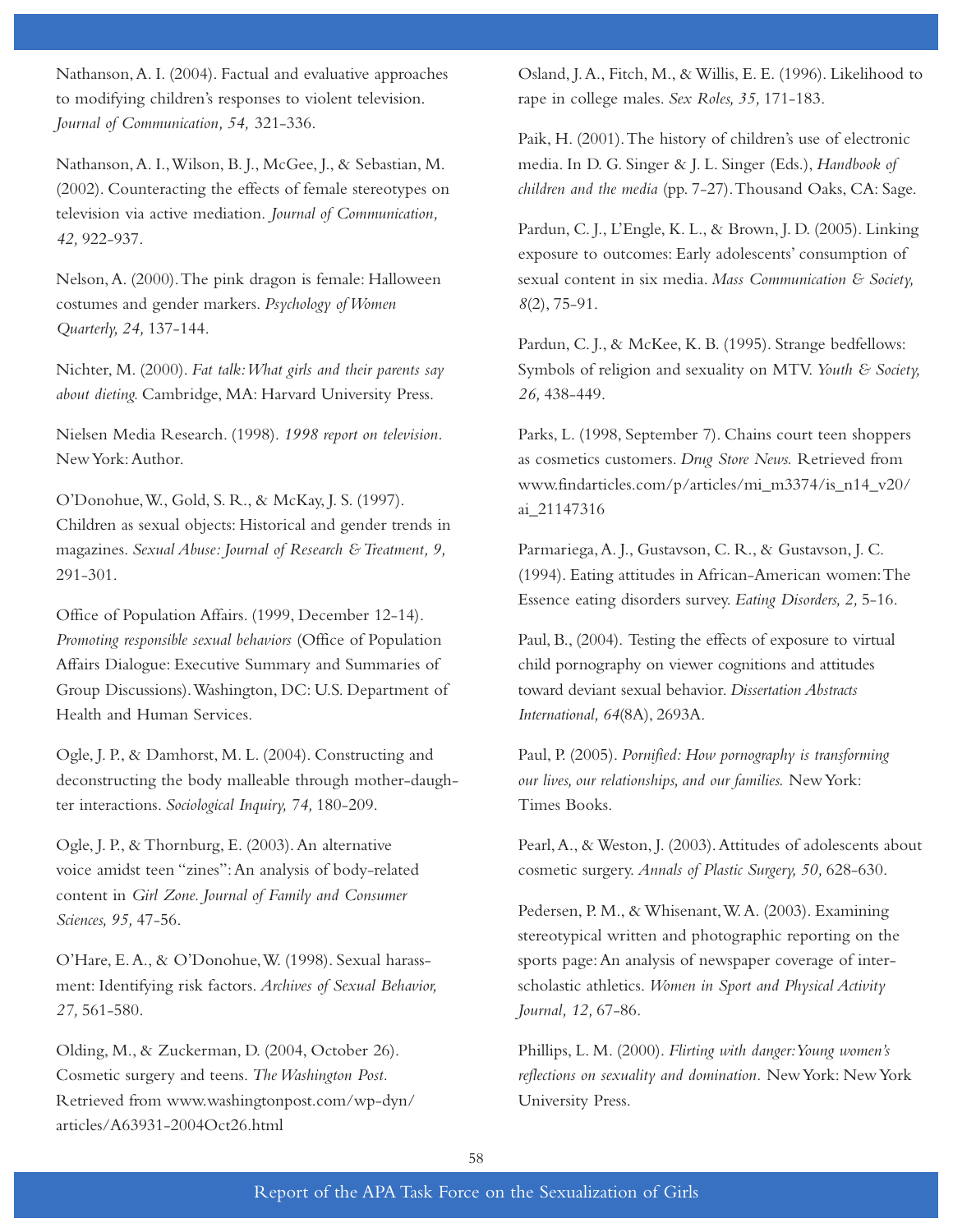Nathanson, A. I. (2004). Factual and evaluative approaches to modifying children's responses to violent television. *Journal of Communication, 54,* 321-336.

Nathanson, A. I., Wilson, B. J., McGee, J., & Sebastian, M. (2002). Counteracting the effects of female stereotypes on television via active mediation. *Journal of Communication, 42,* 922-937.

Nelson, A. (2000). The pink dragon is female: Halloween costumes and gender markers. *Psychology of Women Quarterly, 24,* 137-144.

Nichter, M. (2000). *Fat talk: What girls and their parents say about dieting.* Cambridge, MA: Harvard University Press.

Nielsen Media Research. (1998). *1998 report on television.* New York: Author.

O'Donohue, W., Gold, S. R., & McKay, J. S. (1997). Children as sexual objects: Historical and gender trends in magazines. *Sexual Abuse: Journal of Research & Treatment, 9,* 291-301.

Office of Population Affairs. (1999, December 12-14). *Promoting responsible sexual behaviors* (Office of Population Affairs Dialogue: Executive Summary and Summaries of Group Discussions). Washington, DC: U.S. Department of Health and Human Services.

Ogle, J. P., & Damhorst, M. L. (2004). Constructing and deconstructing the body malleable through mother-daughter interactions. *Sociological Inquiry, 74,* 180-209.

Ogle, J. P., & Thornburg, E. (2003). An alternative voice amidst teen "zines": An analysis of body-related content in *Girl Zone. Journal of Family and Consumer Sciences, 95,* 47-56.

O'Hare, E. A., & O'Donohue, W. (1998). Sexual harassment: Identifying risk factors. *Archives of Sexual Behavior, 27,* 561-580.

Olding, M., & Zuckerman, D. (2004, October 26). Cosmetic surgery and teens. *The Washington Post.* Retrieved from www.washingtonpost.com/wp-dyn/articles/A63931-2004Oct26.html

Osland, J. A., Fitch, M., & Willis, E. E. (1996). Likelihood to rape in college males. *Sex Roles, 35,* 171-183.

Paik, H. (2001). The history of children's use of electronic media. In D. G. Singer & J. L. Singer (Eds.), *Handbook of children and the media* (pp. 7-27). Thousand Oaks, CA: Sage.

Pardun, C. J., L'Engle, K. L., & Brown, J. D. (2005). Linking exposure to outcomes: Early adolescents' consumption of sexual content in six media. *Mass Communication & Society, 8*(2), 75-91.

Pardun, C. J., & McKee, K. B. (1995). Strange bedfellows: Symbols of religion and sexuality on MTV. *Youth & Society, 26,* 438-449.

Parks, L. (1998, September 7). Chains court teen shoppers as cosmetics customers. *Drug Store News.* Retrieved from www.findarticles.com/p/articles/mi_m3374/is_n14_v20/ai_21147316

Parmariega, A. J., Gustavson, C. R., & Gustavson, J. C. (1994). Eating attitudes in African-American women: The Essence eating disorders survey. *Eating Disorders, 2,* 5-16.

Paul, B., (2004). Testing the effects of exposure to virtual child pornography on viewer cognitions and attitudes toward deviant sexual behavior. *Dissertation Abstracts International, 64*(8A), 2693A.

Paul, P. (2005). *Pornified: How pornography is transforming our lives, our relationships, and our families.* New York: Times Books.

Pearl, A., & Weston, J. (2003). Attitudes of adolescents about cosmetic surgery. *Annals of Plastic Surgery, 50,* 628-630.

Pedersen, P. M., & Whisenant, W. A. (2003). Examining stereotypical written and photographic reporting on the sports page: An analysis of newspaper coverage of interscholastic athletics. *Women in Sport and Physical Activity Journal, 12,* 67-86.

Phillips, L. M. (2000). *Flirting with danger: Young women's reflections on sexuality and domination.* New York: New York University Press.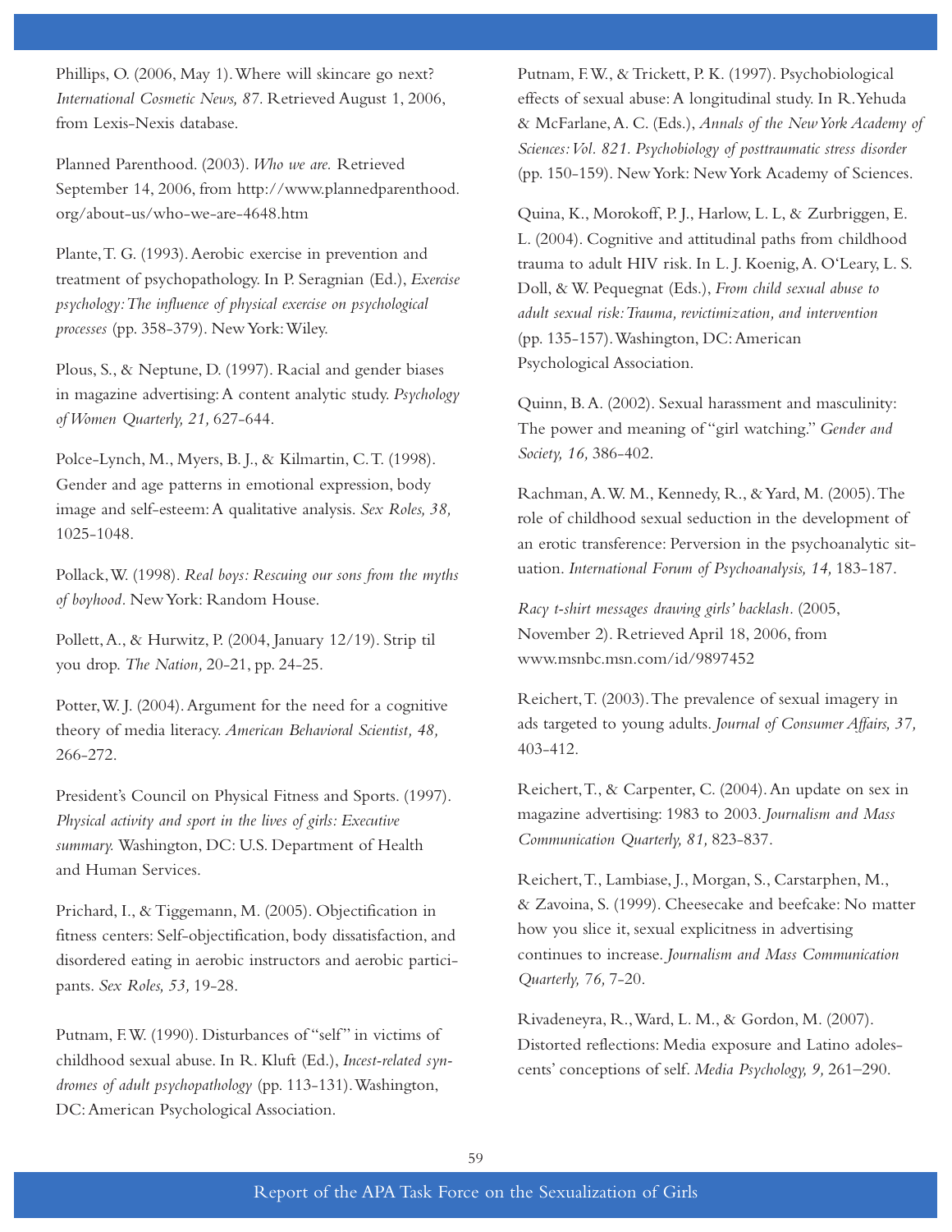Phillips, O. (2006, May 1). Where will skincare go next? *International Cosmetic News, 87.* Retrieved August 1, 2006, from Lexis-Nexis database.

Planned Parenthood. (2003). *Who we are.* Retrieved September 14, 2006, from http://www.plannedparenthood.org/about-us/who-we-are-4648.htm

Plante, T. G. (1993). Aerobic exercise in prevention and treatment of psychopathology. In P. Seragnian (Ed.), *Exercise psychology: The influence of physical exercise on psychological processes* (pp. 358-379). New York: Wiley.

Plous, S., & Neptune, D. (1997). Racial and gender biases in magazine advertising: A content analytic study. *Psychology of Women Quarterly, 21,* 627-644.

Polce-Lynch, M., Myers, B. J., & Kilmartin, C. T. (1998). Gender and age patterns in emotional expression, body image and self-esteem: A qualitative analysis. *Sex Roles, 38,* 1025-1048.

Pollack, W. (1998). *Real boys: Rescuing our sons from the myths of boyhood.* New York: Random House.

Pollett, A., & Hurwitz, P. (2004, January 12/19). Strip til you drop. *The Nation,* 20-21, pp. 24-25.

Potter, W. J. (2004). Argument for the need for a cognitive theory of media literacy. *American Behavioral Scientist, 48,* 266-272.

President's Council on Physical Fitness and Sports. (1997). *Physical activity and sport in the lives of girls: Executive summary.* Washington, DC: U.S. Department of Health and Human Services.

Prichard, I., & Tiggemann, M. (2005). Objectification in fitness centers: Self-objectification, body dissatisfaction, and disordered eating in aerobic instructors and aerobic participants. *Sex Roles, 53,* 19-28.

Putnam, F. W. (1990). Disturbances of "self" in victims of childhood sexual abuse. In R. Kluft (Ed.), *Incest-related syndromes of adult psychopathology* (pp. 113-131). Washington, DC: American Psychological Association.

Putnam, F. W., & Trickett, P. K. (1997). Psychobiological effects of sexual abuse: A longitudinal study. In R. Yehuda & McFarlane, A. C. (Eds.), *Annals of the New York Academy of Sciences: Vol. 821. Psychobiology of posttraumatic stress disorder* (pp. 150-159). New York: New York Academy of Sciences.

Quina, K., Morokoff, P. J., Harlow, L. L, & Zurbriggen, E. L. (2004). Cognitive and attitudinal paths from childhood trauma to adult HIV risk. In L. J. Koenig, A. O'Leary, L. S. Doll, & W. Pequegnat (Eds.), *From child sexual abuse to adult sexual risk: Trauma, revictimization, and intervention* (pp. 135-157). Washington, DC: American Psychological Association.

Quinn, B. A. (2002). Sexual harassment and masculinity: The power and meaning of "girl watching." *Gender and Society, 16,* 386-402.

Rachman, A. W. M., Kennedy, R., & Yard, M. (2005). The role of childhood sexual seduction in the development of an erotic transference: Perversion in the psychoanalytic situation. *International Forum of Psychoanalysis, 14,* 183-187.

*Racy t-shirt messages drawing girls' backlash.* (2005, November 2). Retrieved April 18, 2006, from www.msnbc.msn.com/id/9897452

Reichert, T. (2003). The prevalence of sexual imagery in ads targeted to young adults. *Journal of Consumer Affairs, 37,* 403-412.

Reichert, T., & Carpenter, C. (2004). An update on sex in magazine advertising: 1983 to 2003. *Journalism and Mass Communication Quarterly, 81,* 823-837.

Reichert, T., Lambiase, J., Morgan, S., Carstarphen, M., & Zavoina, S. (1999). Cheesecake and beefcake: No matter how you slice it, sexual explicitness in advertising continues to increase. *Journalism and Mass Communication Quarterly, 76,* 7-20.

Rivadeneyra, R., Ward, L. M., & Gordon, M. (2007). Distorted reflections: Media exposure and Latino adolescents' conceptions of self. *Media Psychology, 9,* 261–290.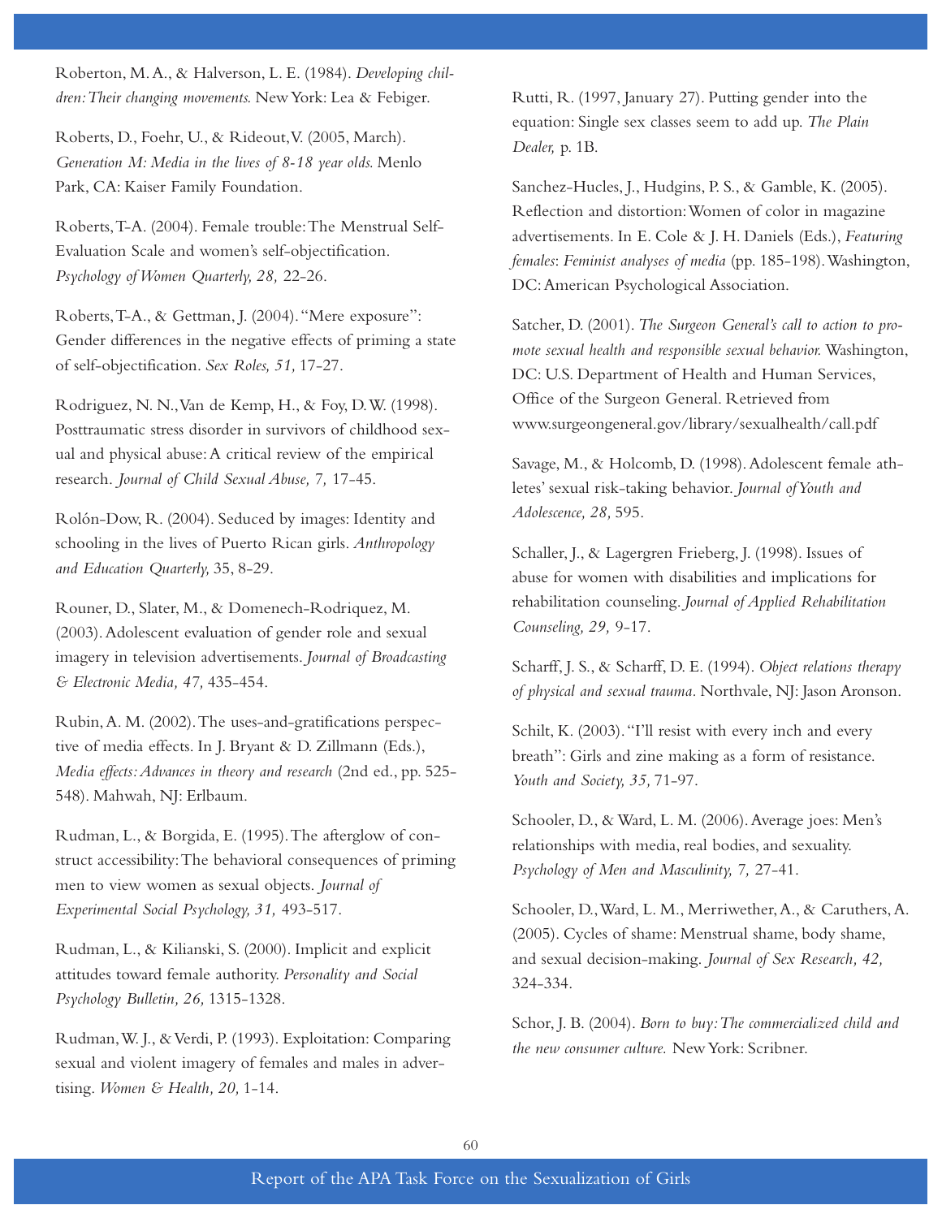Roberton, M. A., & Halverson, L. E. (1984). *Developing children: Their changing movements.* New York: Lea & Febiger.

Roberts, D., Foehr, U., & Rideout, V. (2005, March). *Generation M: Media in the lives of 8-18 year olds.* Menlo Park, CA: Kaiser Family Foundation.

Roberts, T-A. (2004). Female trouble: The Menstrual Self-Evaluation Scale and women's self-objectification. *Psychology of Women Quarterly, 28,* 22-26.

Roberts, T-A., & Gettman, J. (2004). "Mere exposure": Gender differences in the negative effects of priming a state of self-objectification. *Sex Roles, 51,* 17-27.

Rodriguez, N. N., Van de Kemp, H., & Foy, D. W. (1998). Posttraumatic stress disorder in survivors of childhood sexual and physical abuse: A critical review of the empirical research. *Journal of Child Sexual Abuse, 7,* 17-45.

Rolón-Dow, R. (2004). Seduced by images: Identity and schooling in the lives of Puerto Rican girls. *Anthropology and Education Quarterly,* 35, 8-29.

Rouner, D., Slater, M., & Domenech-Rodriquez, M. (2003). Adolescent evaluation of gender role and sexual imagery in television advertisements. *Journal of Broadcasting & Electronic Media, 47,* 435-454.

Rubin, A. M. (2002). The uses-and-gratifications perspective of media effects. In J. Bryant & D. Zillmann (Eds.), *Media effects: Advances in theory and research* (2nd ed., pp. 525-548). Mahwah, NJ: Erlbaum.

Rudman, L., & Borgida, E. (1995). The afterglow of construct accessibility: The behavioral consequences of priming men to view women as sexual objects. *Journal of Experimental Social Psychology, 31,* 493-517.

Rudman, L., & Kilianski, S. (2000). Implicit and explicit attitudes toward female authority. *Personality and Social Psychology Bulletin, 26,* 1315-1328.

Rudman, W. J., & Verdi, P. (1993). Exploitation: Comparing sexual and violent imagery of females and males in advertising. *Women & Health, 20,* 1-14.

Rutti, R. (1997, January 27). Putting gender into the equation: Single sex classes seem to add up. *The Plain Dealer,* p. 1B.

Sanchez-Hucles, J., Hudgins, P. S., & Gamble, K. (2005). Reflection and distortion: Women of color in magazine advertisements. In E. Cole & J. H. Daniels (Eds.), *Featuring females: Feminist analyses of media* (pp. 185-198). Washington, DC: American Psychological Association.

Satcher, D. (2001). *The Surgeon General's call to action to promote sexual health and responsible sexual behavior.* Washington, DC: U.S. Department of Health and Human Services, Office of the Surgeon General. Retrieved from www.surgeongeneral.gov/library/sexualhealth/call.pdf

Savage, M., & Holcomb, D. (1998). Adolescent female athletes' sexual risk-taking behavior. *Journal of Youth and Adolescence, 28,* 595.

Schaller, J., & Lagergren Frieberg, J. (1998). Issues of abuse for women with disabilities and implications for rehabilitation counseling. *Journal of Applied Rehabilitation Counseling, 29,* 9-17.

Scharff, J. S., & Scharff, D. E. (1994). *Object relations therapy of physical and sexual trauma.* Northvale, NJ: Jason Aronson.

Schilt, K. (2003). "I'll resist with every inch and every breath": Girls and zine making as a form of resistance. *Youth and Society, 35,* 71-97.

Schooler, D., & Ward, L. M. (2006). Average joes: Men's relationships with media, real bodies, and sexuality. *Psychology of Men and Masculinity, 7,* 27-41.

Schooler, D., Ward, L. M., Merriwether, A., & Caruthers, A. (2005). Cycles of shame: Menstrual shame, body shame, and sexual decision-making. *Journal of Sex Research, 42,* 324-334.

Schor, J. B. (2004). *Born to buy: The commercialized child and the new consumer culture.* New York: Scribner.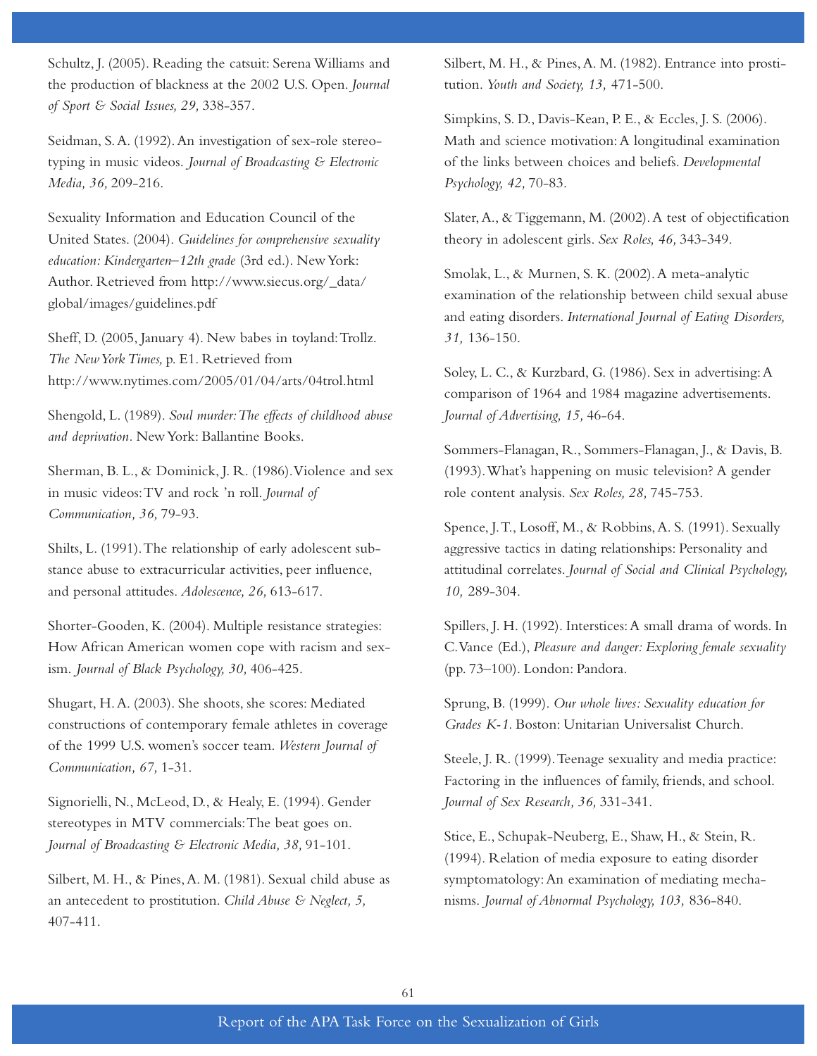Schultz, J. (2005). Reading the catsuit: Serena Williams and the production of blackness at the 2002 U.S. Open. *Journal of Sport & Social Issues, 29,* 338-357.

Seidman, S. A. (1992). An investigation of sex-role stereotyping in music videos. *Journal of Broadcasting & Electronic Media, 36,* 209-216.

Sexuality Information and Education Council of the United States. (2004). *Guidelines for comprehensive sexuality education: Kindergarten–12th grade* (3rd ed.). New York: Author. Retrieved from http://www.siecus.org/_data/global/images/guidelines.pdf

Sheff, D. (2005, January 4). New babes in toyland: Trollz. *The New York Times,* p. E1. Retrieved from http://www.nytimes.com/2005/01/04/arts/04trol.html

Shengold, L. (1989). *Soul murder: The effects of childhood abuse and deprivation.* New York: Ballantine Books.

Sherman, B. L., & Dominick, J. R. (1986). Violence and sex in music videos: TV and rock 'n roll. *Journal of Communication, 36,* 79-93.

Shilts, L. (1991). The relationship of early adolescent substance abuse to extracurricular activities, peer influence, and personal attitudes. *Adolescence, 26,* 613-617.

Shorter-Gooden, K. (2004). Multiple resistance strategies: How African American women cope with racism and sexism. *Journal of Black Psychology, 30,* 406-425.

Shugart, H. A. (2003). She shoots, she scores: Mediated constructions of contemporary female athletes in coverage of the 1999 U.S. women's soccer team. *Western Journal of Communication, 67,* 1-31.

Signorielli, N., McLeod, D., & Healy, E. (1994). Gender stereotypes in MTV commercials: The beat goes on. *Journal of Broadcasting & Electronic Media, 38,* 91-101.

Silbert, M. H., & Pines, A. M. (1981). Sexual child abuse as an antecedent to prostitution. *Child Abuse & Neglect, 5,* 407-411.

Silbert, M. H., & Pines, A. M. (1982). Entrance into prostitution. *Youth and Society, 13,* 471-500.

Simpkins, S. D., Davis-Kean, P. E., & Eccles, J. S. (2006). Math and science motivation: A longitudinal examination of the links between choices and beliefs. *Developmental Psychology, 42,* 70-83.

Slater, A., & Tiggemann, M. (2002). A test of objectification theory in adolescent girls. *Sex Roles, 46,* 343-349.

Smolak, L., & Murnen, S. K. (2002). A meta-analytic examination of the relationship between child sexual abuse and eating disorders. *International Journal of Eating Disorders, 31,* 136-150.

Soley, L. C., & Kurzbard, G. (1986). Sex in advertising: A comparison of 1964 and 1984 magazine advertisements. *Journal of Advertising, 15,* 46-64.

Sommers-Flanagan, R., Sommers-Flanagan, J., & Davis, B. (1993). What's happening on music television? A gender role content analysis. *Sex Roles, 28,* 745-753.

Spence, J. T., Losoff, M., & Robbins, A. S. (1991). Sexually aggressive tactics in dating relationships: Personality and attitudinal correlates. *Journal of Social and Clinical Psychology, 10,* 289-304.

Spillers, J. H. (1992). Interstices: A small drama of words. In C. Vance (Ed.), *Pleasure and danger: Exploring female sexuality* (pp. 73–100). London: Pandora.

Sprung, B. (1999). *Our whole lives: Sexuality education for Grades K-1.* Boston: Unitarian Universalist Church.

Steele, J. R. (1999). Teenage sexuality and media practice: Factoring in the influences of family, friends, and school. *Journal of Sex Research, 36,* 331-341.

Stice, E., Schupak-Neuberg, E., Shaw, H., & Stein, R. (1994). Relation of media exposure to eating disorder symptomatology: An examination of mediating mechanisms. *Journal of Abnormal Psychology, 103,* 836-840.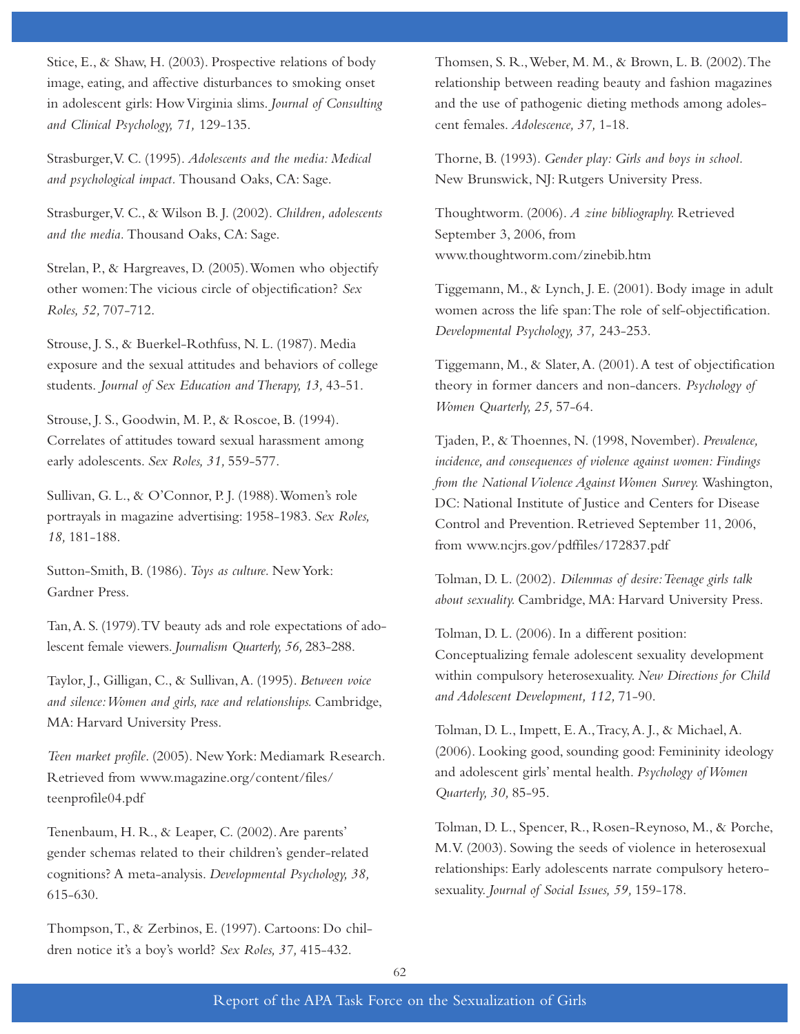Stice, E., & Shaw, H. (2003). Prospective relations of body image, eating, and affective disturbances to smoking onset in adolescent girls: How Virginia slims. *Journal of Consulting and Clinical Psychology, 71,* 129-135.

Strasburger, V. C. (1995). *Adolescents and the media: Medical and psychological impact*. Thousand Oaks, CA: Sage.

Strasburger, V. C., & Wilson B. J. (2002). *Children, adolescents and the media*. Thousand Oaks, CA: Sage.

Strelan, P., & Hargreaves, D. (2005). Women who objectify other women: The vicious circle of objectification? *Sex Roles, 52,* 707-712.

Strouse, J. S., & Buerkel-Rothfuss, N. L. (1987). Media exposure and the sexual attitudes and behaviors of college students. *Journal of Sex Education and Therapy, 13,* 43-51.

Strouse, J. S., Goodwin, M. P., & Roscoe, B. (1994). Correlates of attitudes toward sexual harassment among early adolescents. *Sex Roles, 31,* 559-577.

Sullivan, G. L., & O'Connor, P. J. (1988). Women's role portrayals in magazine advertising: 1958-1983. *Sex Roles, 18,* 181-188.

Sutton-Smith, B. (1986). *Toys as culture.* New York: Gardner Press.

Tan, A. S. (1979). TV beauty ads and role expectations of adolescent female viewers. *Journalism Quarterly, 56,* 283-288.

Taylor, J., Gilligan, C., & Sullivan, A. (1995). *Between voice and silence: Women and girls, race and relationships.* Cambridge, MA: Harvard University Press.

*Teen market profile*. (2005). New York: Mediamark Research. Retrieved from www.magazine.org/content/files/teenprofile04.pdf

Tenenbaum, H. R., & Leaper, C. (2002). Are parents' gender schemas related to their children's gender-related cognitions? A meta-analysis. *Developmental Psychology, 38,* 615-630.

Thompson, T., & Zerbinos, E. (1997). Cartoons: Do children notice it's a boy's world? *Sex Roles, 37,* 415-432.

Thomsen, S. R., Weber, M. M., & Brown, L. B. (2002). The relationship between reading beauty and fashion magazines and the use of pathogenic dieting methods among adolescent females. *Adolescence, 37,* 1-18.

Thorne, B. (1993). *Gender play: Girls and boys in school.* New Brunswick, NJ: Rutgers University Press.

Thoughtworm. (2006). *A zine bibliography.* Retrieved September 3, 2006, from www.thoughtworm.com/zinebib.htm

Tiggemann, M., & Lynch, J. E. (2001). Body image in adult women across the life span: The role of self-objectification. *Developmental Psychology, 37,* 243-253.

Tiggemann, M., & Slater, A. (2001). A test of objectification theory in former dancers and non-dancers. *Psychology of Women Quarterly, 25,* 57-64.

Tjaden, P., & Thoennes, N. (1998, November). *Prevalence, incidence, and consequences of violence against women: Findings from the National Violence Against Women Survey.* Washington, DC: National Institute of Justice and Centers for Disease Control and Prevention. Retrieved September 11, 2006, from www.ncjrs.gov/pdffiles/172837.pdf

Tolman, D. L. (2002). *Dilemmas of desire: Teenage girls talk about sexuality.* Cambridge, MA: Harvard University Press.

Tolman, D. L. (2006). In a different position: Conceptualizing female adolescent sexuality development within compulsory heterosexuality. *New Directions for Child and Adolescent Development, 112,* 71-90.

Tolman, D. L., Impett, E. A., Tracy, A. J., & Michael, A. (2006). Looking good, sounding good: Femininity ideology and adolescent girls' mental health. *Psychology of Women Quarterly, 30,* 85-95.

Tolman, D. L., Spencer, R., Rosen-Reynoso, M., & Porche, M. V. (2003). Sowing the seeds of violence in heterosexual relationships: Early adolescents narrate compulsory heterosexuality. *Journal of Social Issues, 59,* 159-178.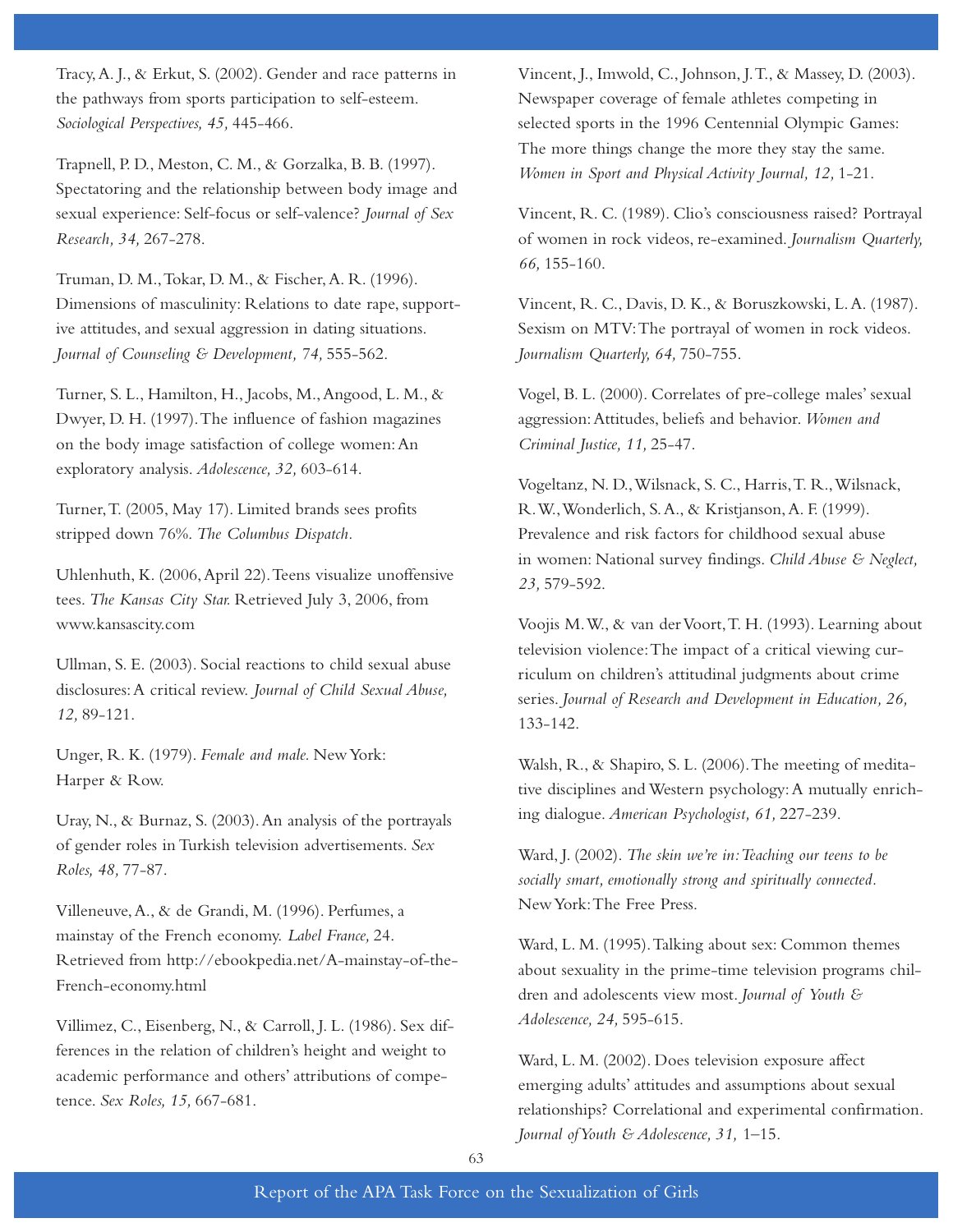Tracy, A. J., & Erkut, S. (2002). Gender and race patterns in the pathways from sports participation to self-esteem. *Sociological Perspectives, 45,* 445-466.

Trapnell, P. D., Meston, C. M., & Gorzalka, B. B. (1997). Spectatoring and the relationship between body image and sexual experience: Self-focus or self-valence? *Journal of Sex Research, 34,* 267-278.

Truman, D. M., Tokar, D. M., & Fischer, A. R. (1996). Dimensions of masculinity: Relations to date rape, supportive attitudes, and sexual aggression in dating situations. *Journal of Counseling & Development, 74,* 555-562.

Turner, S. L., Hamilton, H., Jacobs, M., Angood, L. M., & Dwyer, D. H. (1997). The influence of fashion magazines on the body image satisfaction of college women: An exploratory analysis. *Adolescence, 32,* 603-614.

Turner, T. (2005, May 17). Limited brands sees profits stripped down 76%. *The Columbus Dispatch.*

Uhlenhuth, K. (2006, April 22). Teens visualize unoffensive tees. *The Kansas City Star.* Retrieved July 3, 2006, from www.kansascity.com

Ullman, S. E. (2003). Social reactions to child sexual abuse disclosures: A critical review. *Journal of Child Sexual Abuse, 12,* 89-121.

Unger, R. K. (1979). *Female and male.* New York: Harper & Row.

Uray, N., & Burnaz, S. (2003). An analysis of the portrayals of gender roles in Turkish television advertisements. *Sex Roles, 48,* 77-87.

Villeneuve, A., & de Grandi, M. (1996). Perfumes, a mainstay of the French economy. *Label France,* 24. Retrieved from http://ebookpedia.net/A-mainstay-of-the-French-economy.html

Villimez, C., Eisenberg, N., & Carroll, J. L. (1986). Sex differences in the relation of children's height and weight to academic performance and others' attributions of competence. *Sex Roles, 15,* 667-681.

Vincent, J., Imwold, C., Johnson, J. T., & Massey, D. (2003). Newspaper coverage of female athletes competing in selected sports in the 1996 Centennial Olympic Games: The more things change the more they stay the same. *Women in Sport and Physical Activity Journal, 12,* 1-21.

Vincent, R. C. (1989). Clio's consciousness raised? Portrayal of women in rock videos, re-examined. *Journalism Quarterly, 66,* 155-160.

Vincent, R. C., Davis, D. K., & Boruszkowski, L. A. (1987). Sexism on MTV: The portrayal of women in rock videos. *Journalism Quarterly, 64,* 750-755.

Vogel, B. L. (2000). Correlates of pre-college males' sexual aggression: Attitudes, beliefs and behavior. *Women and Criminal Justice, 11,* 25-47.

Vogeltanz, N. D., Wilsnack, S. C., Harris, T. R., Wilsnack, R. W., Wonderlich, S. A., & Kristjanson, A. F. (1999). Prevalence and risk factors for childhood sexual abuse in women: National survey findings. *Child Abuse & Neglect, 23,* 579-592.

Voojis M. W., & van der Voort, T. H. (1993). Learning about television violence: The impact of a critical viewing curriculum on children's attitudinal judgments about crime series. *Journal of Research and Development in Education, 26,* 133-142.

Walsh, R., & Shapiro, S. L. (2006). The meeting of meditative disciplines and Western psychology: A mutually enriching dialogue. *American Psychologist, 61,* 227-239.

Ward, J. (2002). *The skin we're in: Teaching our teens to be socially smart, emotionally strong and spiritually connected.* New York: The Free Press.

Ward, L. M. (1995). Talking about sex: Common themes about sexuality in the prime-time television programs children and adolescents view most. *Journal of Youth & Adolescence, 24,* 595-615.

Ward, L. M. (2002). Does television exposure affect emerging adults' attitudes and assumptions about sexual relationships? Correlational and experimental confirmation. *Journal of Youth & Adolescence, 31,* 1–15.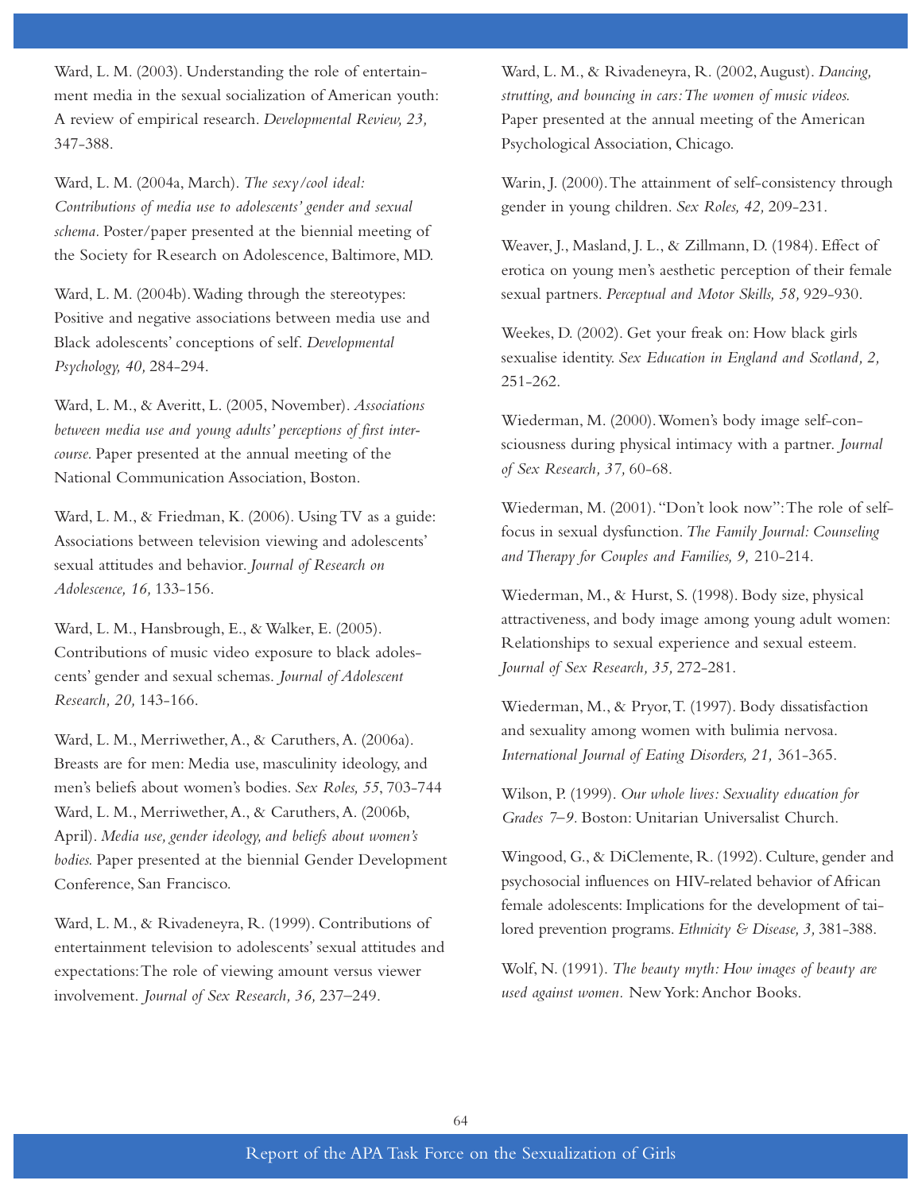Ward, L. M. (2003). Understanding the role of entertainment media in the sexual socialization of American youth: A review of empirical research. *Developmental Review, 23,* 347-388.

Ward, L. M. (2004a, March). *The sexy/cool ideal: Contributions of media use to adolescents' gender and sexual schema.* Poster/paper presented at the biennial meeting of the Society for Research on Adolescence, Baltimore, MD.

Ward, L. M. (2004b). Wading through the stereotypes: Positive and negative associations between media use and Black adolescents' conceptions of self. *Developmental Psychology, 40,* 284-294.

Ward, L. M., & Averitt, L. (2005, November). *Associations between media use and young adults' perceptions of first intercourse.* Paper presented at the annual meeting of the National Communication Association, Boston.

Ward, L. M., & Friedman, K. (2006). Using TV as a guide: Associations between television viewing and adolescents' sexual attitudes and behavior. *Journal of Research on Adolescence, 16,* 133-156.

Ward, L. M., Hansbrough, E., & Walker, E. (2005). Contributions of music video exposure to black adolescents' gender and sexual schemas. *Journal of Adolescent Research, 20,* 143-166.

Ward, L. M., Merriwether, A., & Caruthers, A. (2006a). Breasts are for men: Media use, masculinity ideology, and men's beliefs about women's bodies. *Sex Roles, 55*, 703-744

Ward, L. M., Merriwether, A., & Caruthers, A. (2006b, April). *Media use, gender ideology, and beliefs about women's bodies.* Paper presented at the biennial Gender Development Conference, San Francisco.

Ward, L. M., & Rivadeneyra, R. (1999). Contributions of entertainment television to adolescents' sexual attitudes and expectations: The role of viewing amount versus viewer involvement. *Journal of Sex Research, 36,* 237–249.

Ward, L. M., & Rivadeneyra, R. (2002, August). *Dancing, strutting, and bouncing in cars: The women of music videos.* Paper presented at the annual meeting of the American Psychological Association, Chicago.

Warin, J. (2000). The attainment of self-consistency through gender in young children. *Sex Roles, 42,* 209-231.

Weaver, J., Masland, J. L., & Zillmann, D. (1984). Effect of erotica on young men's aesthetic perception of their female sexual partners. *Perceptual and Motor Skills, 58,* 929-930.

Weekes, D. (2002). Get your freak on: How black girls sexualise identity. *Sex Education in England and Scotland, 2,* 251-262.

Wiederman, M. (2000). Women's body image self-consciousness during physical intimacy with a partner. *Journal of Sex Research, 37,* 60-68.

Wiederman, M. (2001). "Don't look now": The role of self-focus in sexual dysfunction. *The Family Journal: Counseling and Therapy for Couples and Families, 9,* 210-214.

Wiederman, M., & Hurst, S. (1998). Body size, physical attractiveness, and body image among young adult women: Relationships to sexual experience and sexual esteem. *Journal of Sex Research, 35,* 272-281.

Wiederman, M., & Pryor, T. (1997). Body dissatisfaction and sexuality among women with bulimia nervosa. *International Journal of Eating Disorders, 21,* 361-365.

Wilson, P. (1999). *Our whole lives: Sexuality education for Grades 7–9.* Boston: Unitarian Universalist Church.

Wingood, G., & DiClemente, R. (1992). Culture, gender and psychosocial influences on HIV-related behavior of African female adolescents: Implications for the development of tailored prevention programs. *Ethnicity & Disease, 3,* 381-388.

Wolf, N. (1991). *The beauty myth: How images of beauty are used against women.* New York: Anchor Books.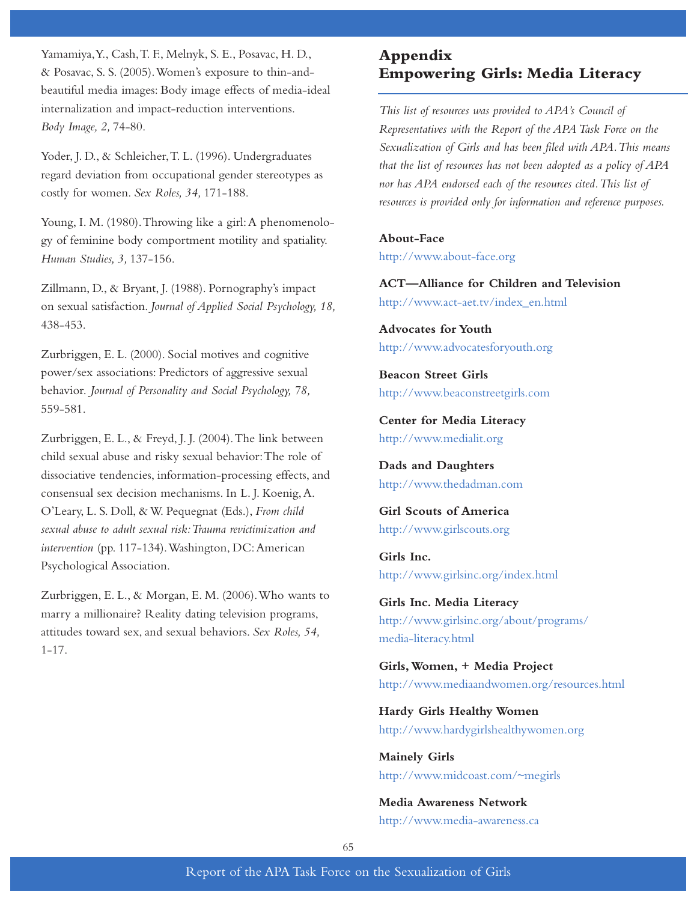Yamamiya, Y., Cash, T. F., Melnyk, S. E., Posavac, H. D., & Posavac, S. S. (2005). Women's exposure to thin-and-beautiful media images: Body image effects of media-ideal internalization and impact-reduction interventions. *Body Image, 2,* 74-80.

Yoder, J. D., & Schleicher, T. L. (1996). Undergraduates regard deviation from occupational gender stereotypes as costly for women. *Sex Roles, 34,* 171-188.

Young, I. M. (1980). Throwing like a girl: A phenomenology of feminine body comportment motility and spatiality. *Human Studies, 3,* 137-156.

Zillmann, D., & Bryant, J. (1988). Pornography's impact on sexual satisfaction. *Journal of Applied Social Psychology, 18,* 438-453.

Zurbriggen, E. L. (2000). Social motives and cognitive power/sex associations: Predictors of aggressive sexual behavior. *Journal of Personality and Social Psychology, 78,* 559-581.

Zurbriggen, E. L., & Freyd, J. J. (2004). The link between child sexual abuse and risky sexual behavior: The role of dissociative tendencies, information-processing effects, and consensual sex decision mechanisms. In L. J. Koenig, A. O'Leary, L. S. Doll, & W. Pequegnat (Eds.), *From child sexual abuse to adult sexual risk: Trauma revictimization and intervention* (pp. 117-134). Washington, DC: American Psychological Association.

Zurbriggen, E. L., & Morgan, E. M. (2006). Who wants to marry a millionaire? Reality dating television programs, attitudes toward sex, and sexual behaviors. *Sex Roles, 54,* 1-17.

## Appendix
## Empowering Girls: Media Literacy

*This list of resources was provided to APA's Council of Representatives with the Report of the APA Task Force on the Sexualization of Girls and has been filed with APA. This means that the list of resources has not been adopted as a policy of APA nor has APA endorsed each of the resources cited. This list of resources is provided only for information and reference purposes.*

**About-Face**
http://www.about-face.org

**ACT—Alliance for Children and Television**
http://www.act-aet.tv/index_en.html

**Advocates for Youth**
http://www.advocatesforyouth.org

**Beacon Street Girls**
http://www.beaconstreetgirls.com

**Center for Media Literacy**
http://www.medialit.org

**Dads and Daughters**
http://www.thedadman.com

**Girl Scouts of America**
http://www.girlscouts.org

**Girls Inc.**
http://www.girlsinc.org/index.html

**Girls Inc. Media Literacy**
http://www.girlsinc.org/about/programs/media-literacy.html

**Girls, Women, + Media Project**
http://www.mediaandwomen.org/resources.html

**Hardy Girls Healthy Women**
http://www.hardygirlshealthywomen.org

**Mainely Girls**
http://www.midcoast.com/~megirls

**Media Awareness Network**
http://www.media-awareness.ca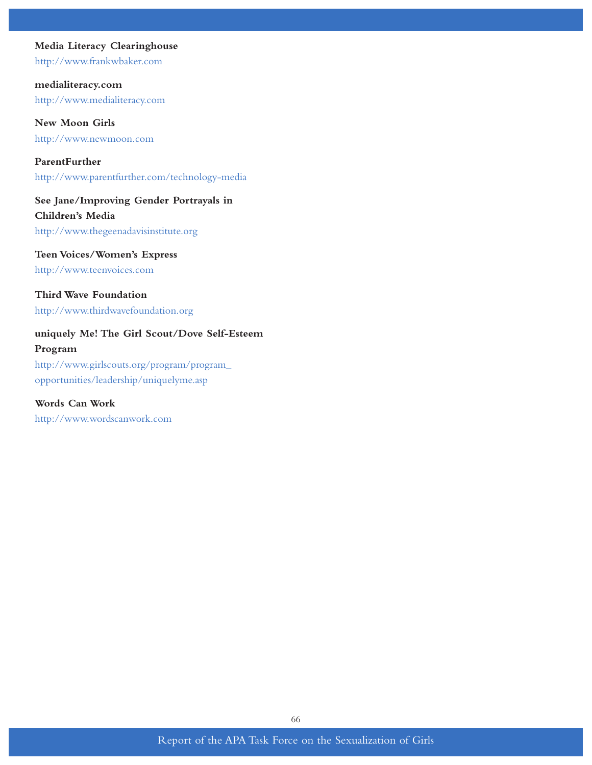**Media Literacy Clearinghouse**
http://www.frankwbaker.com

**medialiteracy.com**
http://www.medialiteracy.com

**New Moon Girls**
http://www.newmoon.com

**ParentFurther**
http://www.parentfurther.com/technology-media

**See Jane/Improving Gender Portrayals in Children's Media**
http://www.thegeenadavisinstitute.org

**Teen Voices/Women's Express**
http://www.teenvoices.com

**Third Wave Foundation**
http://www.thirdwavefoundation.org

**uniquely Me! The Girl Scout/Dove Self-Esteem Program**
http://www.girlscouts.org/program/program_opportunities/leadership/uniquelyme.asp

**Words Can Work**
http://www.wordscanwork.com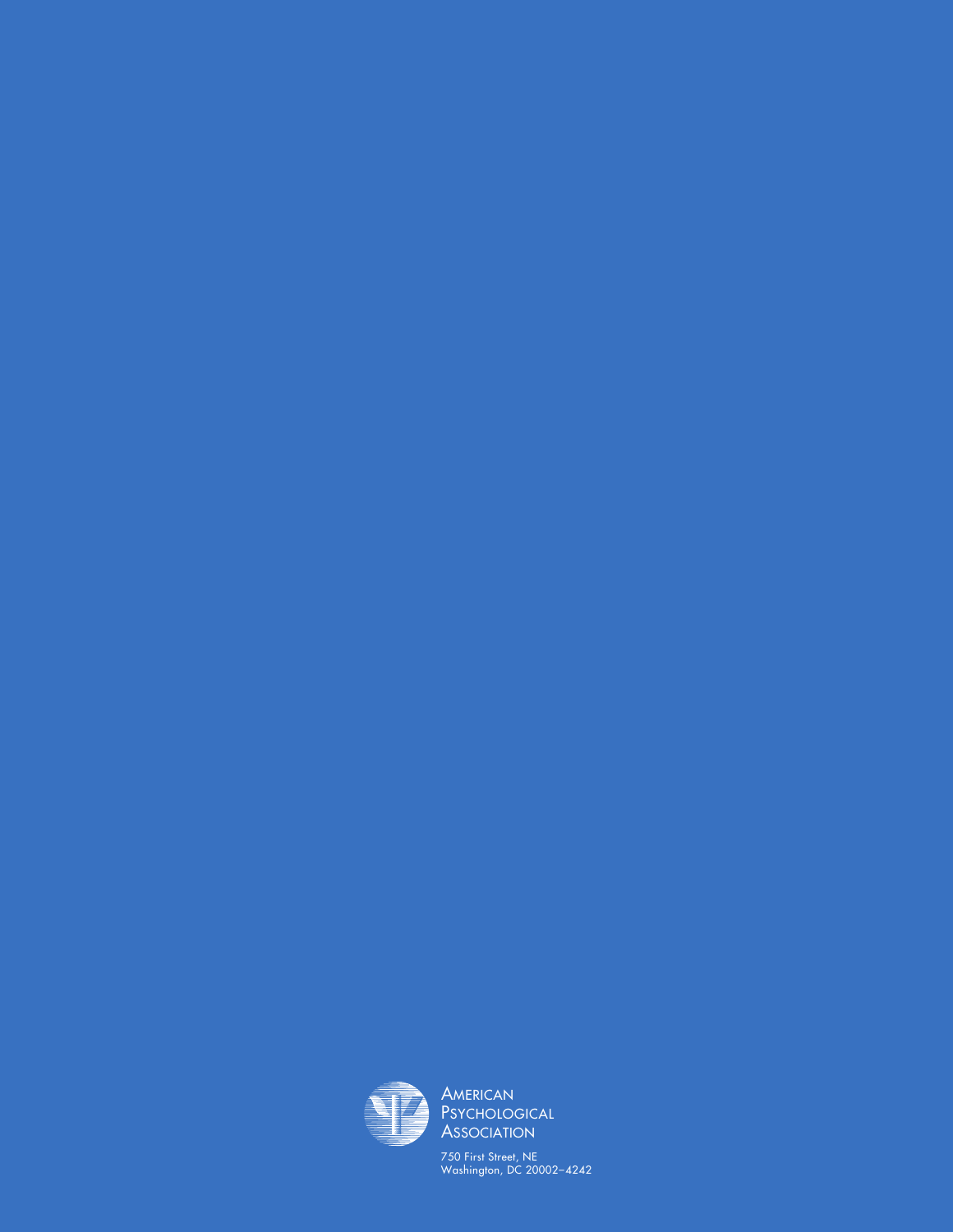American
Psychological
Association

750 First Street, NE
Washington, DC 20002–4242